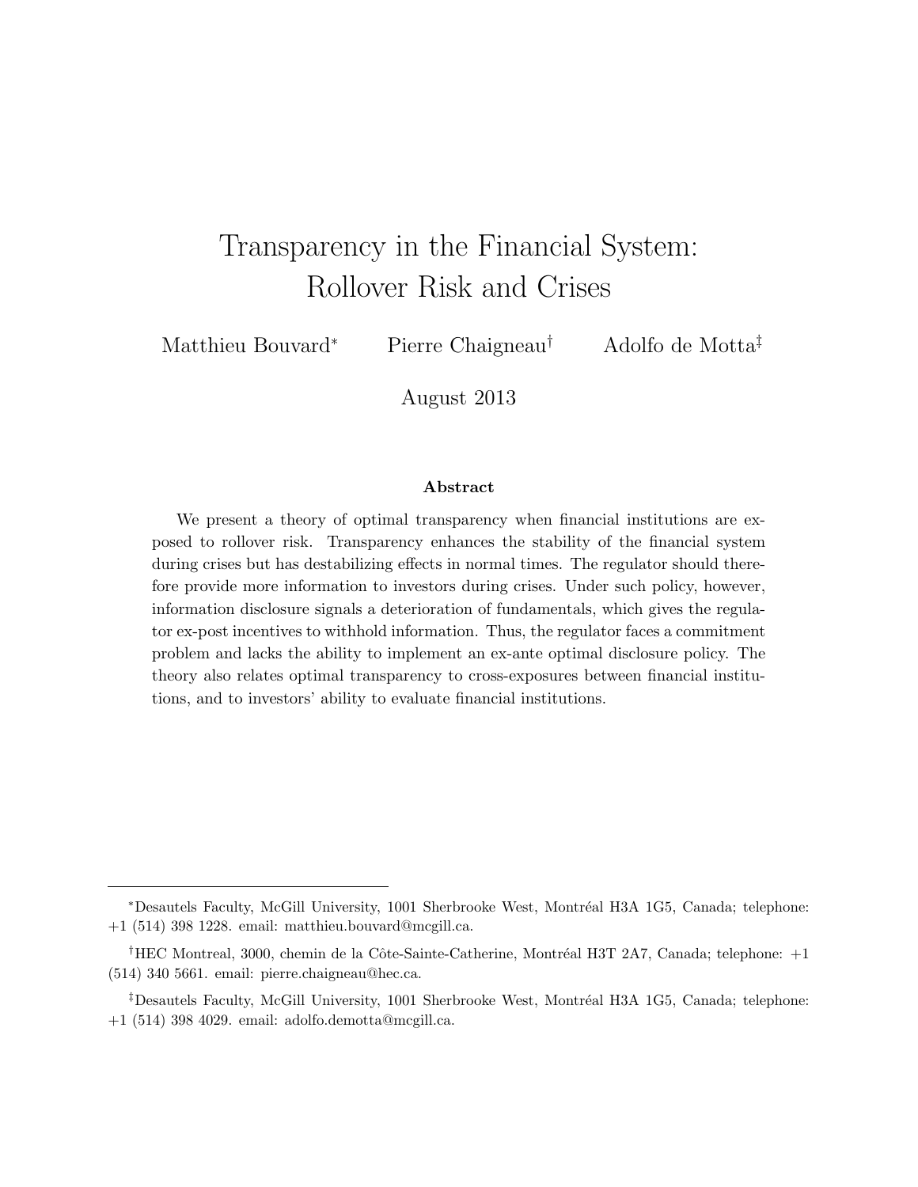# Transparency in the Financial System: Rollover Risk and Crises

Matthieu Bouvard[*] Pierre Chaigneau[†] Adolfo de Motta[‡]

August 2013

### Abstract

We present a theory of optimal transparency when financial institutions are exposed to rollover risk. Transparency enhances the stability of the financial system during crises but has destabilizing effects in normal times. The regulator should therefore provide more information to investors during crises. Under such policy, however, information disclosure signals a deterioration of fundamentals, which gives the regulator ex-post incentives to withhold information. Thus, the regulator faces a commitment problem and lacks the ability to implement an ex-ante optimal disclosure policy. The theory also relates optimal transparency to cross-exposures between financial institutions, and to investors' ability to evaluate financial institutions.

---

[*] Desautels Faculty, McGill University, 1001 Sherbrooke West, Montréal H3A 1G5, Canada; telephone: +1 (514) 398 1228. email: matthieu.bouvard@mcgill.ca.

[†] HEC Montreal, 3000, chemin de la Côte-Sainte-Catherine, Montréal H3T 2A7, Canada; telephone: +1 (514) 340 5661. email: pierre.chaigneau@hec.ca.

[‡] Desautels Faculty, McGill University, 1001 Sherbrooke West, Montréal H3A 1G5, Canada; telephone: +1 (514) 398 4029. email: adolfo.demotta@mcgill.ca.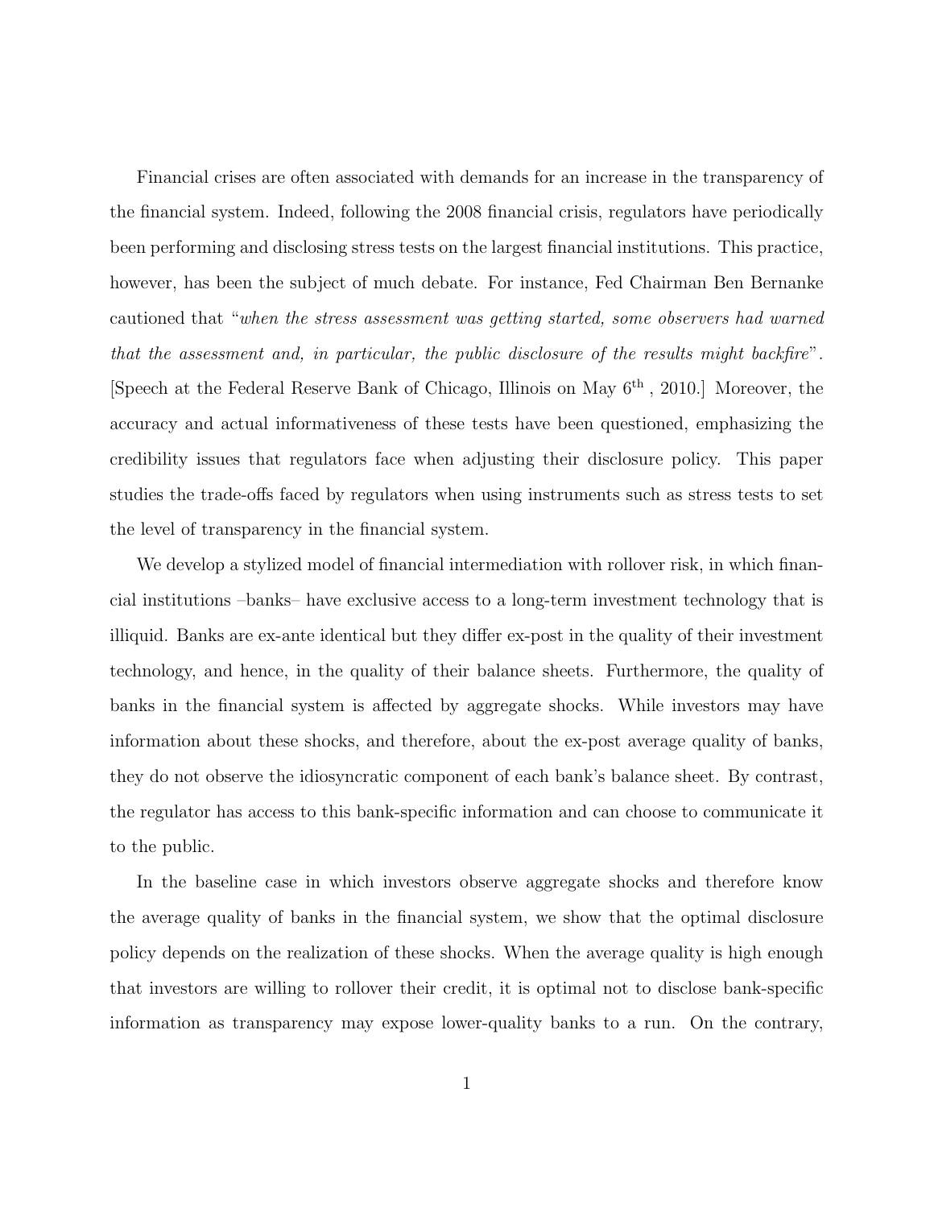Financial crises are often associated with demands for an increase in the transparency of the financial system. Indeed, following the 2008 financial crisis, regulators have periodically been performing and disclosing stress tests on the largest financial institutions. This practice, however, has been the subject of much debate. For instance, Fed Chairman Ben Bernanke cautioned that "*when the stress assessment was getting started, some observers had warned that the assessment and, in particular, the public disclosure of the results might backfire*". [Speech at the Federal Reserve Bank of Chicago, Illinois on May 6$^{\text{th}}$ , 2010.] Moreover, the accuracy and actual informativeness of these tests have been questioned, emphasizing the credibility issues that regulators face when adjusting their disclosure policy. This paper studies the trade-offs faced by regulators when using instruments such as stress tests to set the level of transparency in the financial system.

We develop a stylized model of financial intermediation with rollover risk, in which financial institutions –banks– have exclusive access to a long-term investment technology that is illiquid. Banks are ex-ante identical but they differ ex-post in the quality of their investment technology, and hence, in the quality of their balance sheets. Furthermore, the quality of banks in the financial system is affected by aggregate shocks. While investors may have information about these shocks, and therefore, about the ex-post average quality of banks, they do not observe the idiosyncratic component of each bank's balance sheet. By contrast, the regulator has access to this bank-specific information and can choose to communicate it to the public.

In the baseline case in which investors observe aggregate shocks and therefore know the average quality of banks in the financial system, we show that the optimal disclosure policy depends on the realization of these shocks. When the average quality is high enough that investors are willing to rollover their credit, it is optimal not to disclose bank-specific information as transparency may expose lower-quality banks to a run. On the contrary,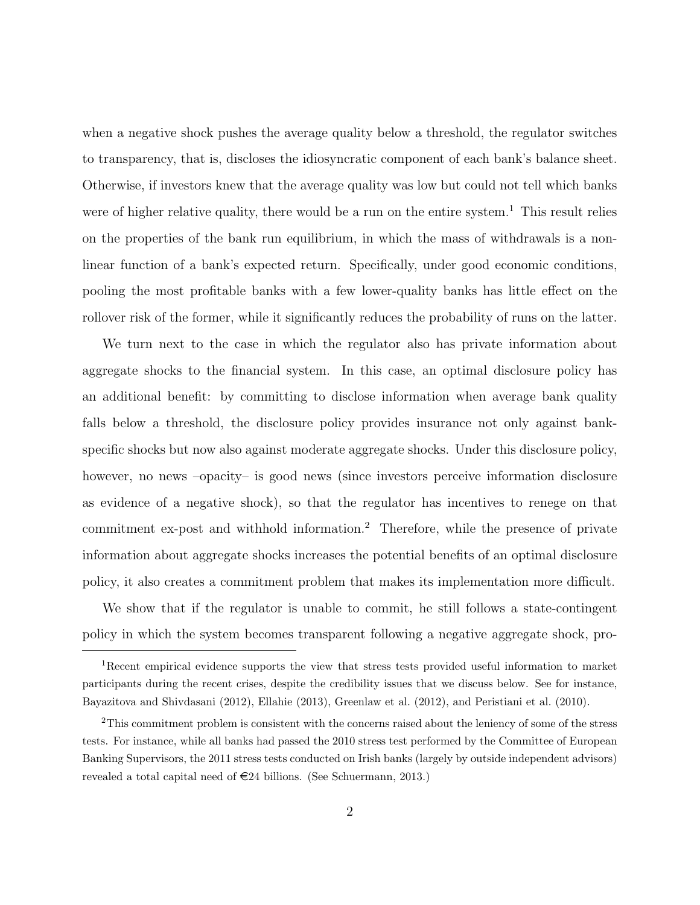when a negative shock pushes the average quality below a threshold, the regulator switches to transparency, that is, discloses the idiosyncratic component of each bank's balance sheet. Otherwise, if investors knew that the average quality was low but could not tell which banks were of higher relative quality, there would be a run on the entire system.[1] This result relies on the properties of the bank run equilibrium, in which the mass of withdrawals is a non-linear function of a bank's expected return. Specifically, under good economic conditions, pooling the most profitable banks with a few lower-quality banks has little effect on the rollover risk of the former, while it significantly reduces the probability of runs on the latter.

We turn next to the case in which the regulator also has private information about aggregate shocks to the financial system. In this case, an optimal disclosure policy has an additional benefit: by committing to disclose information when average bank quality falls below a threshold, the disclosure policy provides insurance not only against bank-specific shocks but now also against moderate aggregate shocks. Under this disclosure policy, however, no news –opacity– is good news (since investors perceive information disclosure as evidence of a negative shock), so that the regulator has incentives to renege on that commitment ex-post and withhold information.[2] Therefore, while the presence of private information about aggregate shocks increases the potential benefits of an optimal disclosure policy, it also creates a commitment problem that makes its implementation more difficult.

We show that if the regulator is unable to commit, he still follows a state-contingent policy in which the system becomes transparent following a negative aggregate shock, pro-

[1] Recent empirical evidence supports the view that stress tests provided useful information to market participants during the recent crises, despite the credibility issues that we discuss below. See for instance, Bayazitova and Shivdasani (2012), Ellahie (2013), Greenlaw et al. (2012), and Peristiani et al. (2010).

[2] This commitment problem is consistent with the concerns raised about the leniency of some of the stress tests. For instance, while all banks had passed the 2010 stress test performed by the Committee of European Banking Supervisors, the 2011 stress tests conducted on Irish banks (largely by outside independent advisors) revealed a total capital need of €24 billions. (See Schuermann, 2013.)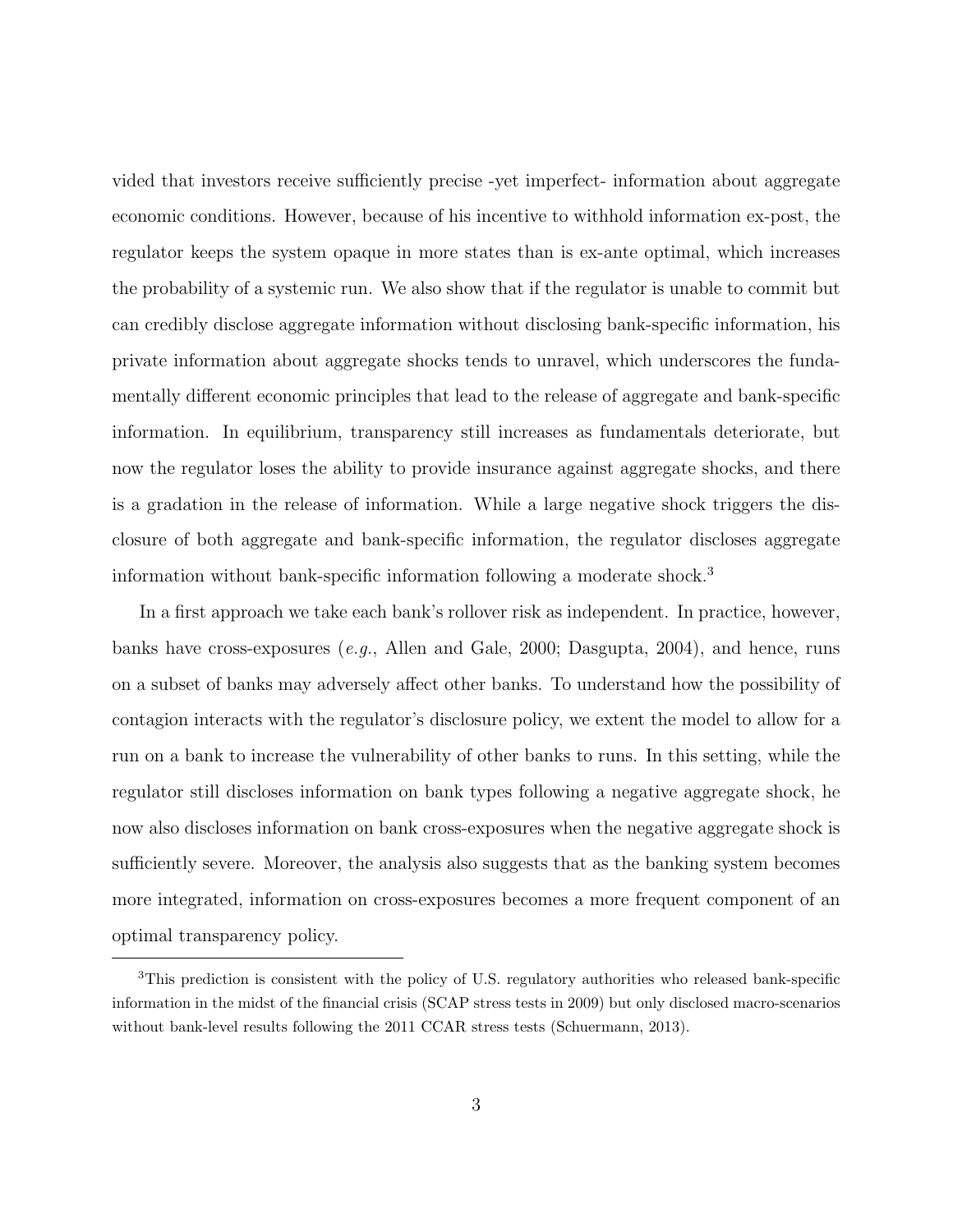vided that investors receive sufficiently precise -yet imperfect- information about aggregate economic conditions. However, because of his incentive to withhold information ex-post, the regulator keeps the system opaque in more states than is ex-ante optimal, which increases the probability of a systemic run. We also show that if the regulator is unable to commit but can credibly disclose aggregate information without disclosing bank-specific information, his private information about aggregate shocks tends to unravel, which underscores the fundamentally different economic principles that lead to the release of aggregate and bank-specific information. In equilibrium, transparency still increases as fundamentals deteriorate, but now the regulator loses the ability to provide insurance against aggregate shocks, and there is a gradation in the release of information. While a large negative shock triggers the disclosure of both aggregate and bank-specific information, the regulator discloses aggregate information without bank-specific information following a moderate shock.[3]

In a first approach we take each bank's rollover risk as independent. In practice, however, banks have cross-exposures (*e.g.*, Allen and Gale, 2000; Dasgupta, 2004), and hence, runs on a subset of banks may adversely affect other banks. To understand how the possibility of contagion interacts with the regulator's disclosure policy, we extent the model to allow for a run on a bank to increase the vulnerability of other banks to runs. In this setting, while the regulator still discloses information on bank types following a negative aggregate shock, he now also discloses information on bank cross-exposures when the negative aggregate shock is sufficiently severe. Moreover, the analysis also suggests that as the banking system becomes more integrated, information on cross-exposures becomes a more frequent component of an optimal transparency policy.

[3]This prediction is consistent with the policy of U.S. regulatory authorities who released bank-specific information in the midst of the financial crisis (SCAP stress tests in 2009) but only disclosed macro-scenarios without bank-level results following the 2011 CCAR stress tests (Schuermann, 2013).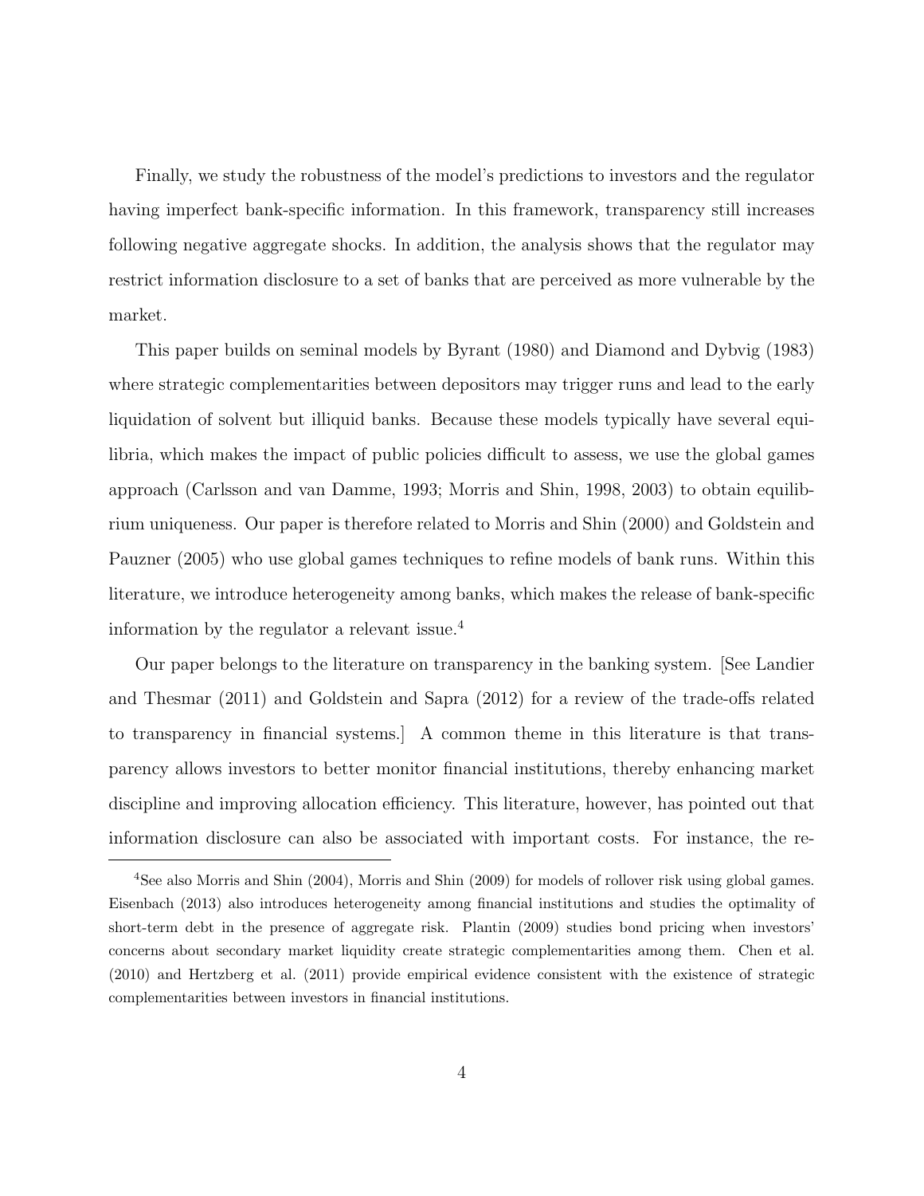Finally, we study the robustness of the model's predictions to investors and the regulator having imperfect bank-specific information. In this framework, transparency still increases following negative aggregate shocks. In addition, the analysis shows that the regulator may restrict information disclosure to a set of banks that are perceived as more vulnerable by the market.

This paper builds on seminal models by Byrant (1980) and Diamond and Dybvig (1983) where strategic complementarities between depositors may trigger runs and lead to the early liquidation of solvent but illiquid banks. Because these models typically have several equilibria, which makes the impact of public policies difficult to assess, we use the global games approach (Carlsson and van Damme, 1993; Morris and Shin, 1998, 2003) to obtain equilibrium uniqueness. Our paper is therefore related to Morris and Shin (2000) and Goldstein and Pauzner (2005) who use global games techniques to refine models of bank runs. Within this literature, we introduce heterogeneity among banks, which makes the release of bank-specific information by the regulator a relevant issue.[4]

Our paper belongs to the literature on transparency in the banking system. [See Landier and Thesmar (2011) and Goldstein and Sapra (2012) for a review of the trade-offs related to transparency in financial systems.] A common theme in this literature is that transparency allows investors to better monitor financial institutions, thereby enhancing market discipline and improving allocation efficiency. This literature, however, has pointed out that information disclosure can also be associated with important costs. For instance, the re-

[4] See also Morris and Shin (2004), Morris and Shin (2009) for models of rollover risk using global games. Eisenbach (2013) also introduces heterogeneity among financial institutions and studies the optimality of short-term debt in the presence of aggregate risk. Plantin (2009) studies bond pricing when investors' concerns about secondary market liquidity create strategic complementarities among them. Chen et al. (2010) and Hertzberg et al. (2011) provide empirical evidence consistent with the existence of strategic complementarities between investors in financial institutions.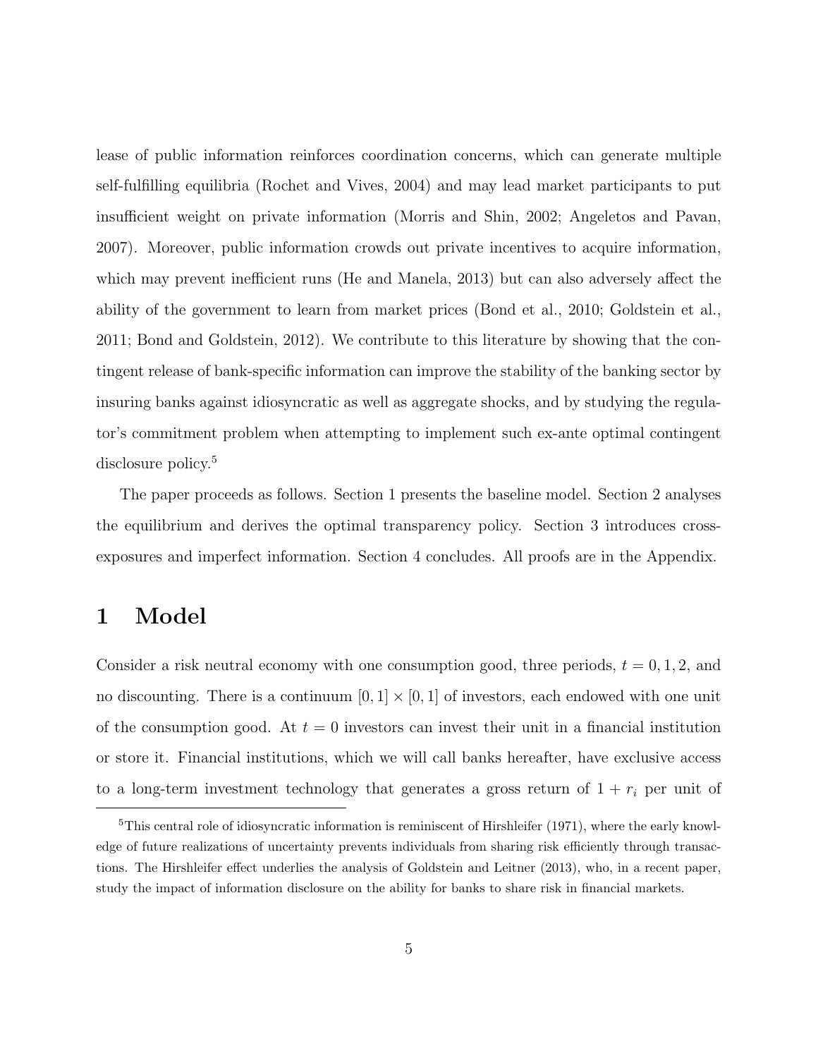lease of public information reinforces coordination concerns, which can generate multiple self-fulfilling equilibria (Rochet and Vives, 2004) and may lead market participants to put insufficient weight on private information (Morris and Shin, 2002; Angeletos and Pavan, 2007). Moreover, public information crowds out private incentives to acquire information, which may prevent inefficient runs (He and Manela, 2013) but can also adversely affect the ability of the government to learn from market prices (Bond et al., 2010; Goldstein et al., 2011; Bond and Goldstein, 2012). We contribute to this literature by showing that the contingent release of bank-specific information can improve the stability of the banking sector by insuring banks against idiosyncratic as well as aggregate shocks, and by studying the regulator's commitment problem when attempting to implement such ex-ante optimal contingent disclosure policy.[5]

The paper proceeds as follows. Section 1 presents the baseline model. Section 2 analyses the equilibrium and derives the optimal transparency policy. Section 3 introduces cross-exposures and imperfect information. Section 4 concludes. All proofs are in the Appendix.

# 1 Model

Consider a risk neutral economy with one consumption good, three periods, $t = 0, 1, 2$, and no discounting. There is a continuum $[0, 1] \times [0, 1]$ of investors, each endowed with one unit of the consumption good. At $t = 0$ investors can invest their unit in a financial institution or store it. Financial institutions, which we will call banks hereafter, have exclusive access to a long-term investment technology that generates a gross return of $1 + r_i$ per unit of

[5] This central role of idiosyncratic information is reminiscent of Hirshleifer (1971), where the early knowledge of future realizations of uncertainty prevents individuals from sharing risk efficiently through transactions. The Hirshleifer effect underlies the analysis of Goldstein and Leitner (2013), who, in a recent paper, study the impact of information disclosure on the ability for banks to share risk in financial markets.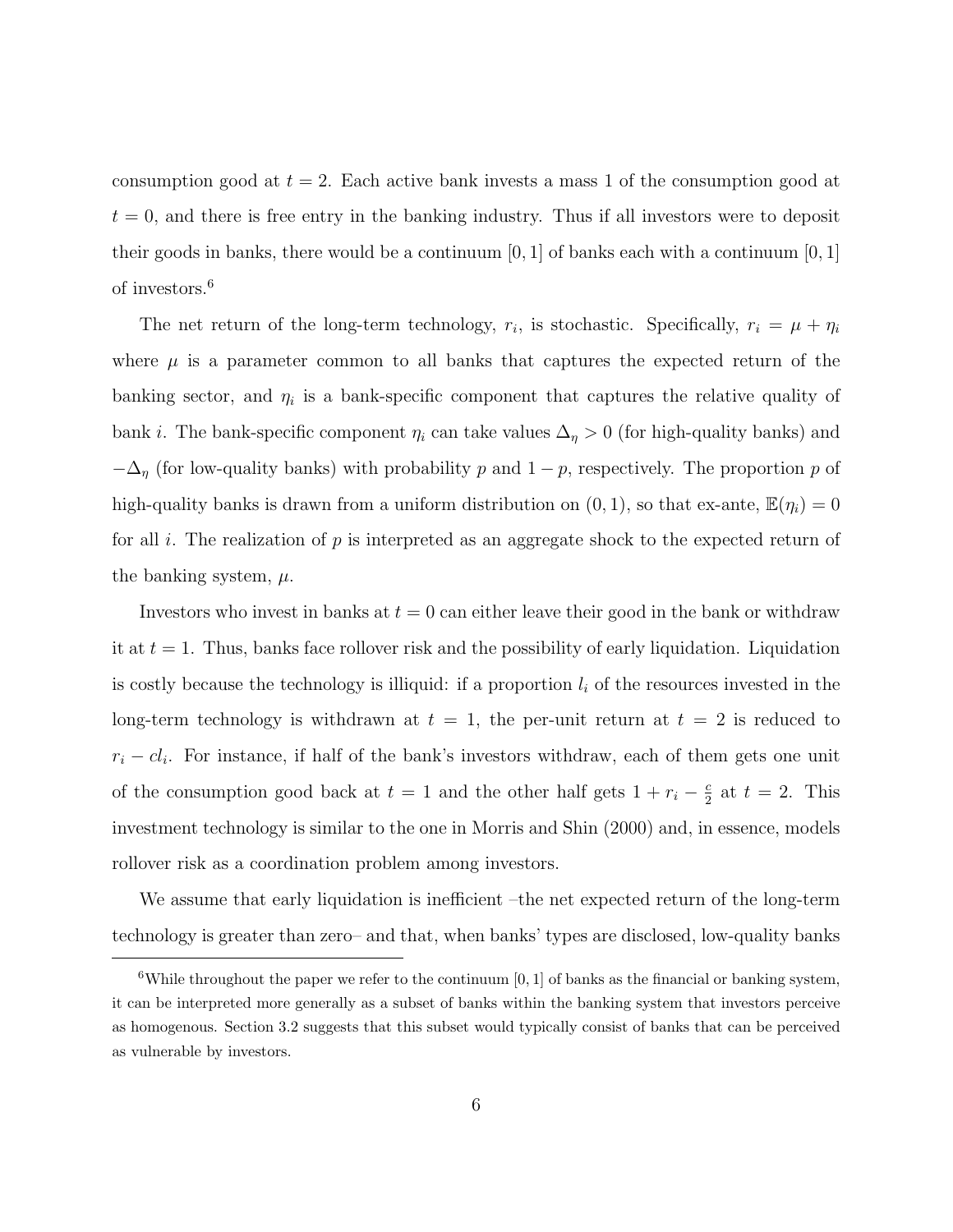consumption good at $t = 2$. Each active bank invests a mass 1 of the consumption good at $t = 0$, and there is free entry in the banking industry. Thus if all investors were to deposit their goods in banks, there would be a continuum $[0, 1]$ of banks each with a continuum $[0, 1]$ of investors.[6]

The net return of the long-term technology, $r_i$, is stochastic. Specifically, $r_i = \mu + \eta_i$ where $\mu$ is a parameter common to all banks that captures the expected return of the banking sector, and $\eta_i$ is a bank-specific component that captures the relative quality of bank $i$. The bank-specific component $\eta_i$ can take values $\Delta_\eta > 0$ (for high-quality banks) and $-\Delta_\eta$ (for low-quality banks) with probability $p$ and $1 - p$, respectively. The proportion $p$ of high-quality banks is drawn from a uniform distribution on $(0, 1)$, so that ex-ante, $\mathbb{E}(\eta_i) = 0$ for all $i$. The realization of $p$ is interpreted as an aggregate shock to the expected return of the banking system, $\mu$.

Investors who invest in banks at $t = 0$ can either leave their good in the bank or withdraw it at $t = 1$. Thus, banks face rollover risk and the possibility of early liquidation. Liquidation is costly because the technology is illiquid: if a proportion $l_i$ of the resources invested in the long-term technology is withdrawn at $t = 1$, the per-unit return at $t = 2$ is reduced to $r_i - cl_i$. For instance, if half of the bank's investors withdraw, each of them gets one unit of the consumption good back at $t = 1$ and the other half gets $1 + r_i - \frac{c}{2}$ at $t = 2$. This investment technology is similar to the one in Morris and Shin (2000) and, in essence, models rollover risk as a coordination problem among investors.

We assume that early liquidation is inefficient –the net expected return of the long-term technology is greater than zero– and that, when banks' types are disclosed, low-quality banks

[6]While throughout the paper we refer to the continuum $[0, 1]$ of banks as the financial or banking system, it can be interpreted more generally as a subset of banks within the banking system that investors perceive as homogenous. Section 3.2 suggests that this subset would typically consist of banks that can be perceived as vulnerable by investors.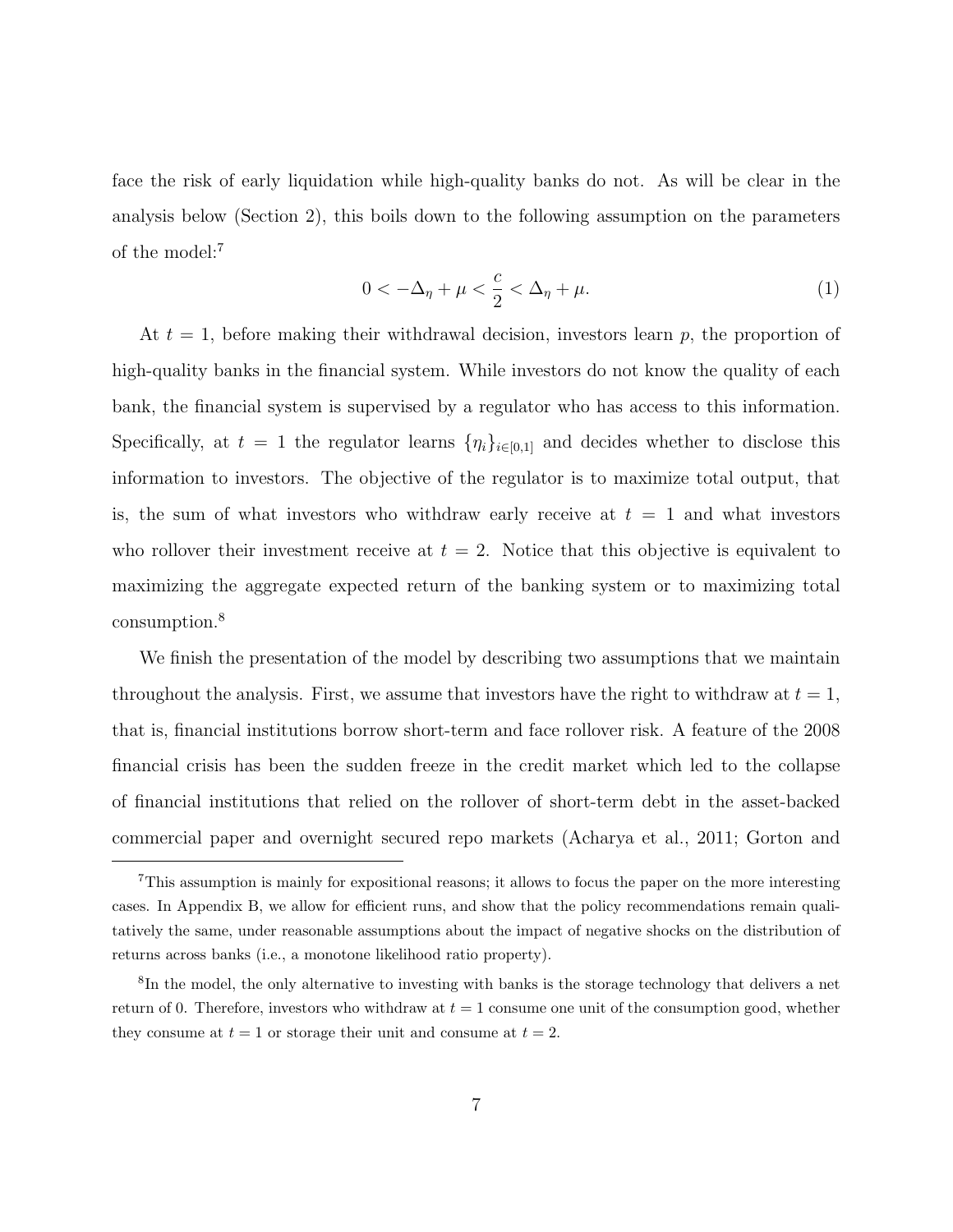face the risk of early liquidation while high-quality banks do not. As will be clear in the analysis below (Section 2), this boils down to the following assumption on the parameters of the model:[7]

$$0 < -\Delta_\eta + \mu < \frac{c}{2} < \Delta_\eta + \mu. \tag{1}$$

At $t = 1$, before making their withdrawal decision, investors learn $p$, the proportion of high-quality banks in the financial system. While investors do not know the quality of each bank, the financial system is supervised by a regulator who has access to this information. Specifically, at $t = 1$ the regulator learns $\{\eta_i\}_{i\in[0,1]}$ and decides whether to disclose this information to investors. The objective of the regulator is to maximize total output, that is, the sum of what investors who withdraw early receive at $t = 1$ and what investors who rollover their investment receive at $t = 2$. Notice that this objective is equivalent to maximizing the aggregate expected return of the banking system or to maximizing total consumption.[8]

We finish the presentation of the model by describing two assumptions that we maintain throughout the analysis. First, we assume that investors have the right to withdraw at $t = 1$, that is, financial institutions borrow short-term and face rollover risk. A feature of the 2008 financial crisis has been the sudden freeze in the credit market which led to the collapse of financial institutions that relied on the rollover of short-term debt in the asset-backed commercial paper and overnight secured repo markets (Acharya et al., 2011; Gorton and

---

[7] This assumption is mainly for expositional reasons; it allows to focus the paper on the more interesting cases. In Appendix B, we allow for efficient runs, and show that the policy recommendations remain qualitatively the same, under reasonable assumptions about the impact of negative shocks on the distribution of returns across banks (i.e., a monotone likelihood ratio property).

[8] In the model, the only alternative to investing with banks is the storage technology that delivers a net return of 0. Therefore, investors who withdraw at $t = 1$ consume one unit of the consumption good, whether they consume at $t = 1$ or storage their unit and consume at $t = 2$.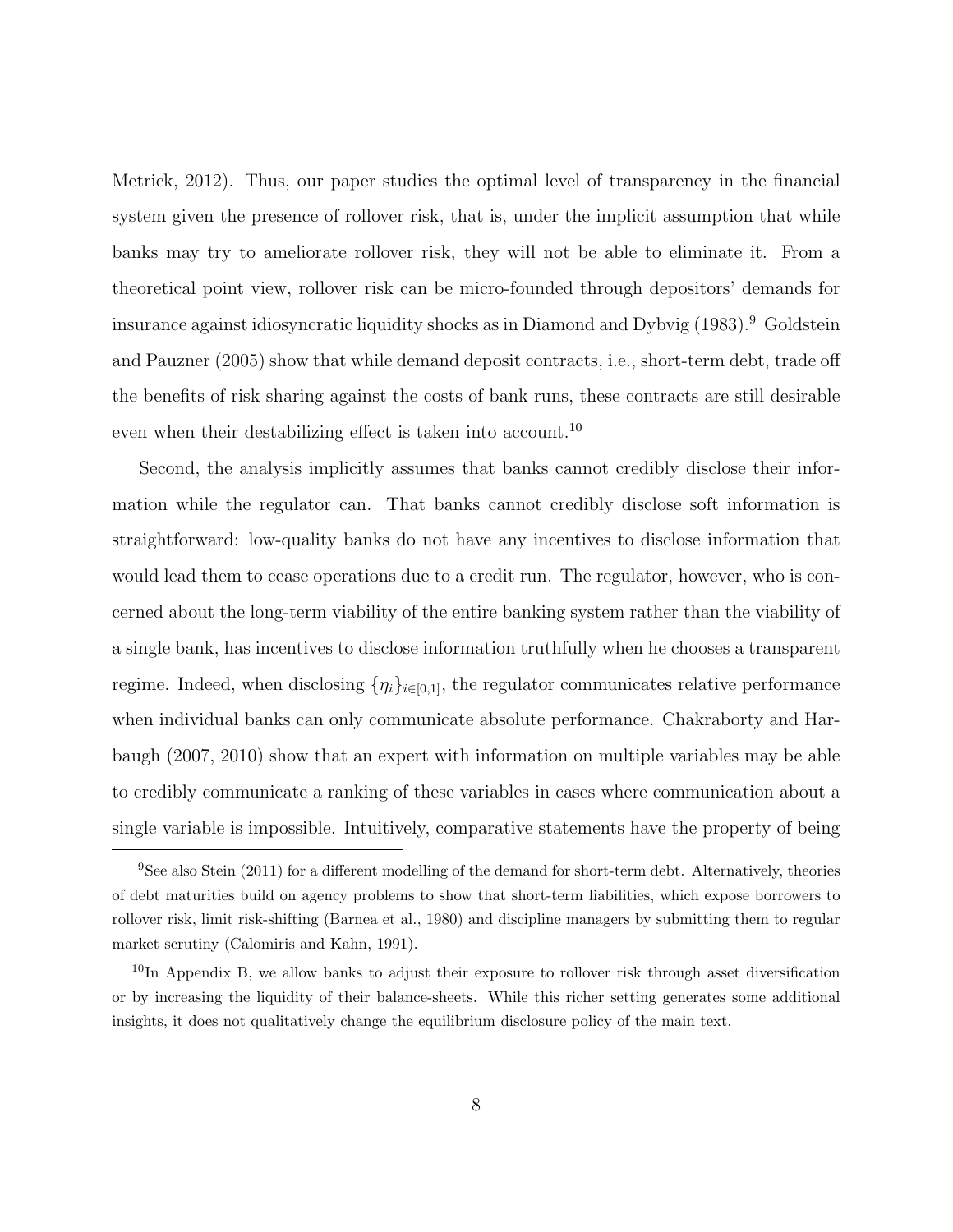Metrick, 2012). Thus, our paper studies the optimal level of transparency in the financial system given the presence of rollover risk, that is, under the implicit assumption that while banks may try to ameliorate rollover risk, they will not be able to eliminate it. From a theoretical point view, rollover risk can be micro-founded through depositors' demands for insurance against idiosyncratic liquidity shocks as in Diamond and Dybvig (1983).[9] Goldstein and Pauzner (2005) show that while demand deposit contracts, i.e., short-term debt, trade off the benefits of risk sharing against the costs of bank runs, these contracts are still desirable even when their destabilizing effect is taken into account.[10]

Second, the analysis implicitly assumes that banks cannot credibly disclose their information while the regulator can. That banks cannot credibly disclose soft information is straightforward: low-quality banks do not have any incentives to disclose information that would lead them to cease operations due to a credit run. The regulator, however, who is concerned about the long-term viability of the entire banking system rather than the viability of a single bank, has incentives to disclose information truthfully when he chooses a transparent regime. Indeed, when disclosing $\{\eta_i\}_{i\in[0,1]}$, the regulator communicates relative performance when individual banks can only communicate absolute performance. Chakraborty and Harbaugh (2007, 2010) show that an expert with information on multiple variables may be able to credibly communicate a ranking of these variables in cases where communication about a single variable is impossible. Intuitively, comparative statements have the property of being

[9]See also Stein (2011) for a different modelling of the demand for short-term debt. Alternatively, theories of debt maturities build on agency problems to show that short-term liabilities, which expose borrowers to rollover risk, limit risk-shifting (Barnea et al., 1980) and discipline managers by submitting them to regular market scrutiny (Calomiris and Kahn, 1991).

[10]In Appendix B, we allow banks to adjust their exposure to rollover risk through asset diversification or by increasing the liquidity of their balance-sheets. While this richer setting generates some additional insights, it does not qualitatively change the equilibrium disclosure policy of the main text.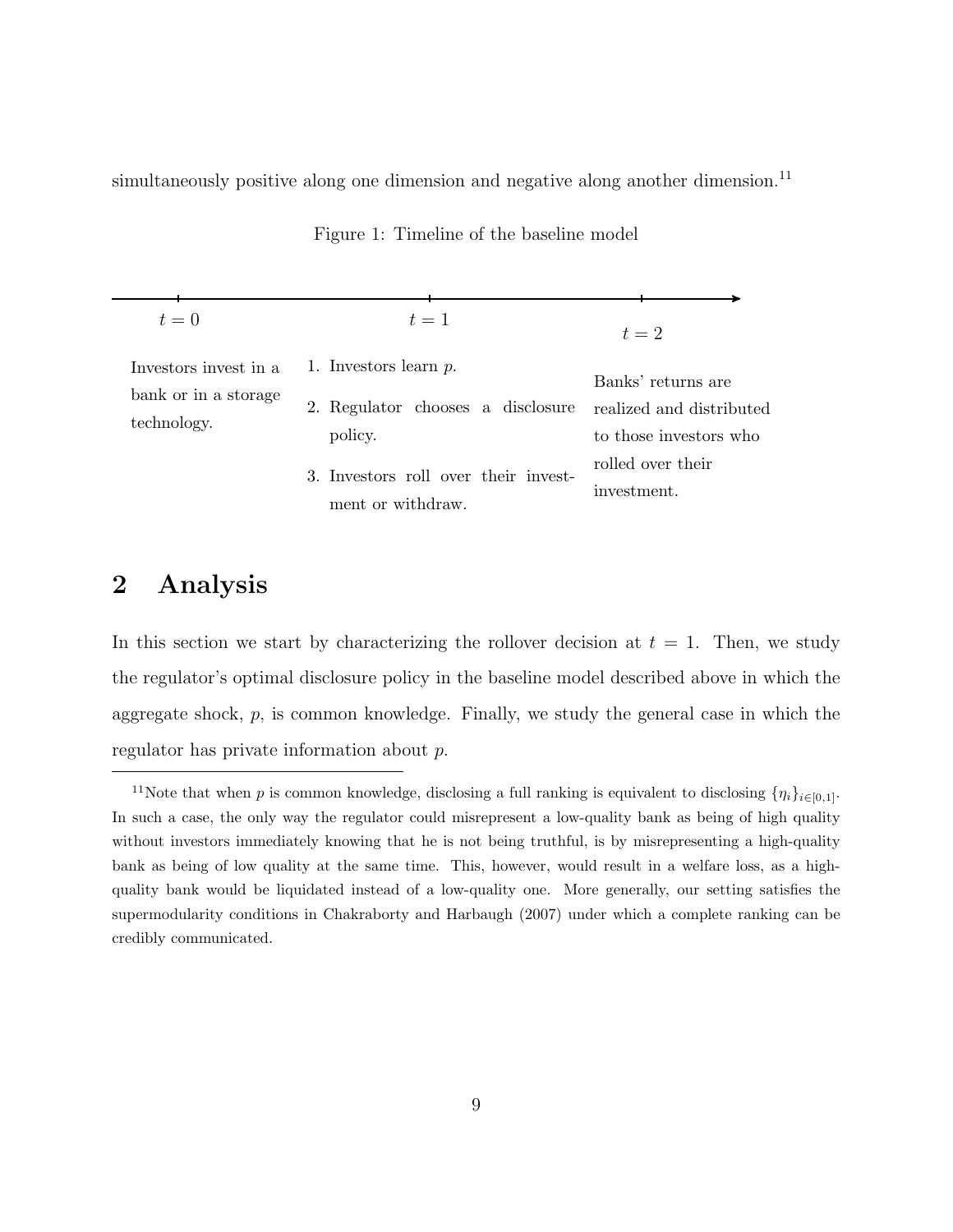simultaneously positive along one dimension and negative along another dimension.[11]

Figure 1: Timeline of the baseline model

$t = 0$

Investors invest in a bank or in a storage technology.

$t = 1$

1. Investors learn $p$.
2. Regulator chooses a disclosure policy.
3. Investors roll over their investment or withdraw.

$t = 2$

Banks' returns are realized and distributed to those investors who rolled over their investment.

## 2 Analysis

In this section we start by characterizing the rollover decision at $t = 1$. Then, we study the regulator's optimal disclosure policy in the baseline model described above in which the aggregate shock, $p$, is common knowledge. Finally, we study the general case in which the regulator has private information about $p$.

[11]Note that when $p$ is common knowledge, disclosing a full ranking is equivalent to disclosing $\{\eta_i\}_{i \in [0,1]}$. In such a case, the only way the regulator could misrepresent a low-quality bank as being of high quality without investors immediately knowing that he is not being truthful, is by misrepresenting a high-quality bank as being of low quality at the same time. This, however, would result in a welfare loss, as a high-quality bank would be liquidated instead of a low-quality one. More generally, our setting satisfies the supermodularity conditions in Chakraborty and Harbaugh (2007) under which a complete ranking can be credibly communicated.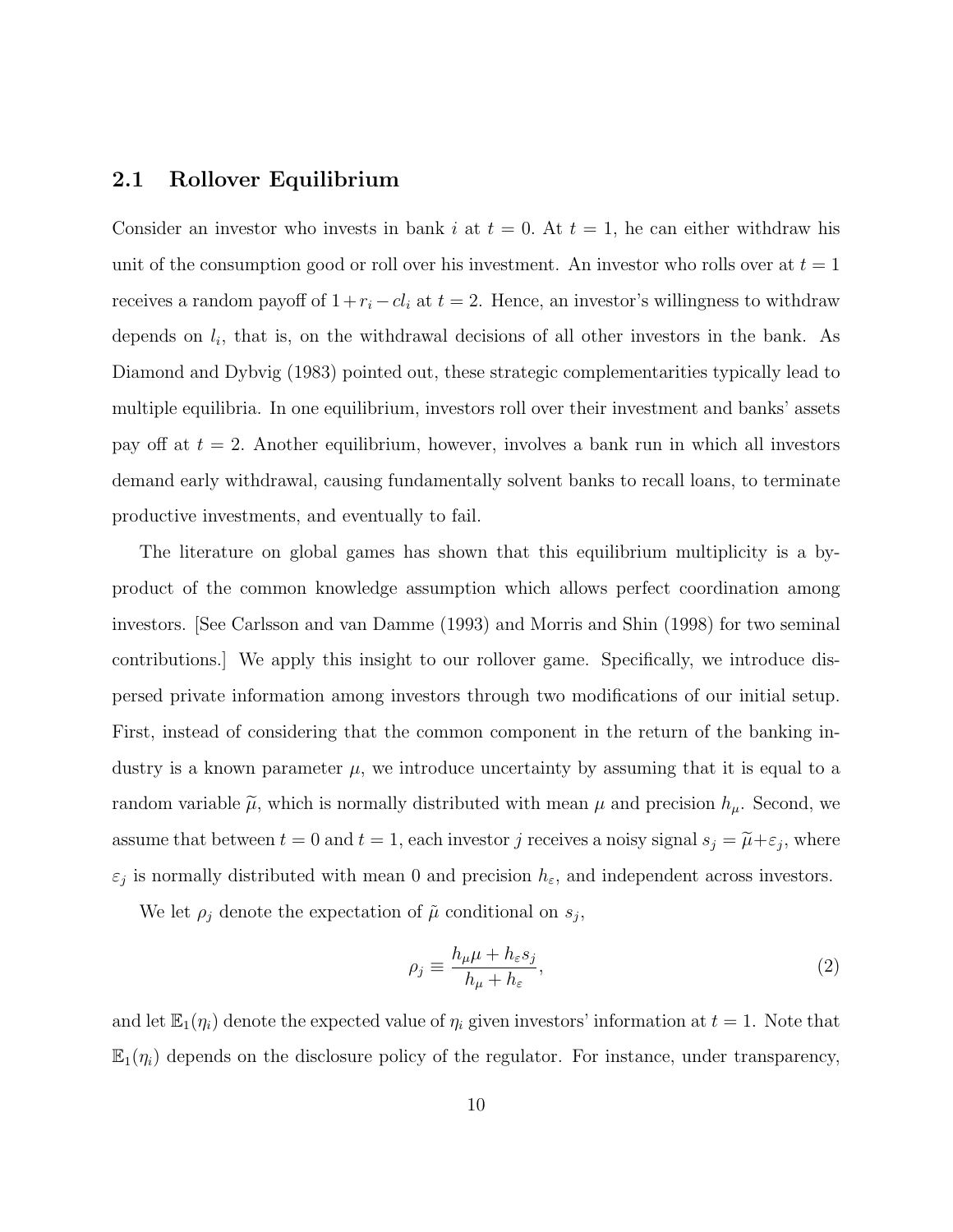### 2.1 Rollover Equilibrium

Consider an investor who invests in bank $i$ at $t = 0$. At $t = 1$, he can either withdraw his unit of the consumption good or roll over his investment. An investor who rolls over at $t = 1$ receives a random payoff of $1 + r_i - cl_i$ at $t = 2$. Hence, an investor's willingness to withdraw depends on $l_i$, that is, on the withdrawal decisions of all other investors in the bank. As Diamond and Dybvig (1983) pointed out, these strategic complementarities typically lead to multiple equilibria. In one equilibrium, investors roll over their investment and banks' assets pay off at $t = 2$. Another equilibrium, however, involves a bank run in which all investors demand early withdrawal, causing fundamentally solvent banks to recall loans, to terminate productive investments, and eventually to fail.

The literature on global games has shown that this equilibrium multiplicity is a by-product of the common knowledge assumption which allows perfect coordination among investors. [See Carlsson and van Damme (1993) and Morris and Shin (1998) for two seminal contributions.] We apply this insight to our rollover game. Specifically, we introduce dispersed private information among investors through two modifications of our initial setup. First, instead of considering that the common component in the return of the banking industry is a known parameter $\mu$, we introduce uncertainty by assuming that it is equal to a random variable $\widetilde{\mu}$, which is normally distributed with mean $\mu$ and precision $h_\mu$. Second, we assume that between $t = 0$ and $t = 1$, each investor $j$ receives a noisy signal $s_j = \widetilde{\mu} + \varepsilon_j$, where $\varepsilon_j$ is normally distributed with mean 0 and precision $h_\varepsilon$, and independent across investors.

We let $\rho_j$ denote the expectation of $\tilde{\mu}$ conditional on $s_j$,

$$\rho_j \equiv \frac{h_\mu \mu + h_\varepsilon s_j}{h_\mu + h_\varepsilon}, \tag{2}$$

and let $\mathbb{E}_1(\eta_i)$ denote the expected value of $\eta_i$ given investors' information at $t = 1$. Note that $\mathbb{E}_1(\eta_i)$ depends on the disclosure policy of the regulator. For instance, under transparency,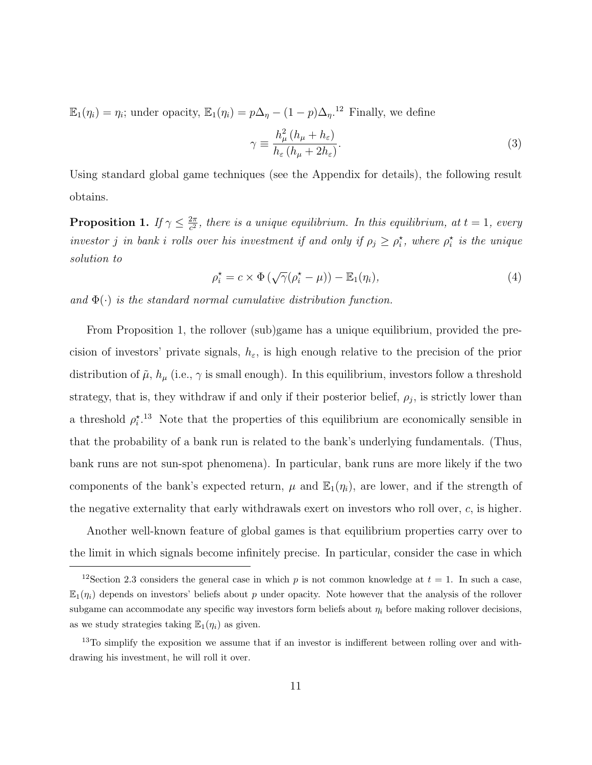$\mathbb{E}_1(\eta_i) = \eta_i$; under opacity, $\mathbb{E}_1(\eta_i) = p\Delta_\eta - (1-p)\Delta_\eta$.[12] Finally, we define

$$\gamma \equiv \frac{h_\mu^2 (h_\mu + h_\varepsilon)}{h_\varepsilon (h_\mu + 2h_\varepsilon)}. \tag{3}$$

Using standard global game techniques (see the Appendix for details), the following result obtains.

**Proposition 1.** *If $\gamma \leq \frac{2\pi}{c^2}$, there is a unique equilibrium. In this equilibrium, at $t = 1$, every investor $j$ in bank $i$ rolls over his investment if and only if $\rho_j \geq \rho_i^\star$, where $\rho_i^\star$ is the unique solution to*

$$\rho_i^\star = c \times \Phi\left(\sqrt{\gamma}(\rho_i^\star - \mu)\right) - \mathbb{E}_1(\eta_i), \tag{4}$$

*and $\Phi(\cdot)$ is the standard normal cumulative distribution function.*

From Proposition 1, the rollover (sub)game has a unique equilibrium, provided the precision of investors' private signals, $h_\varepsilon$, is high enough relative to the precision of the prior distribution of $\tilde{\mu}$, $h_\mu$ (i.e., $\gamma$ is small enough). In this equilibrium, investors follow a threshold strategy, that is, they withdraw if and only if their posterior belief, $\rho_j$, is strictly lower than a threshold $\rho_i^\star$.[13] Note that the properties of this equilibrium are economically sensible in that the probability of a bank run is related to the bank's underlying fundamentals. (Thus, bank runs are not sun-spot phenomena). In particular, bank runs are more likely if the two components of the bank's expected return, $\mu$ and $\mathbb{E}_1(\eta_i)$, are lower, and if the strength of the negative externality that early withdrawals exert on investors who roll over, $c$, is higher.

Another well-known feature of global games is that equilibrium properties carry over to the limit in which signals become infinitely precise. In particular, consider the case in which

[12] Section 2.3 considers the general case in which $p$ is not common knowledge at $t = 1$. In such a case, $\mathbb{E}_1(\eta_i)$ depends on investors' beliefs about $p$ under opacity. Note however that the analysis of the rollover subgame can accommodate any specific way investors form beliefs about $\eta_i$ before making rollover decisions, as we study strategies taking $\mathbb{E}_1(\eta_i)$ as given.

[13] To simplify the exposition we assume that if an investor is indifferent between rolling over and withdrawing his investment, he will roll it over.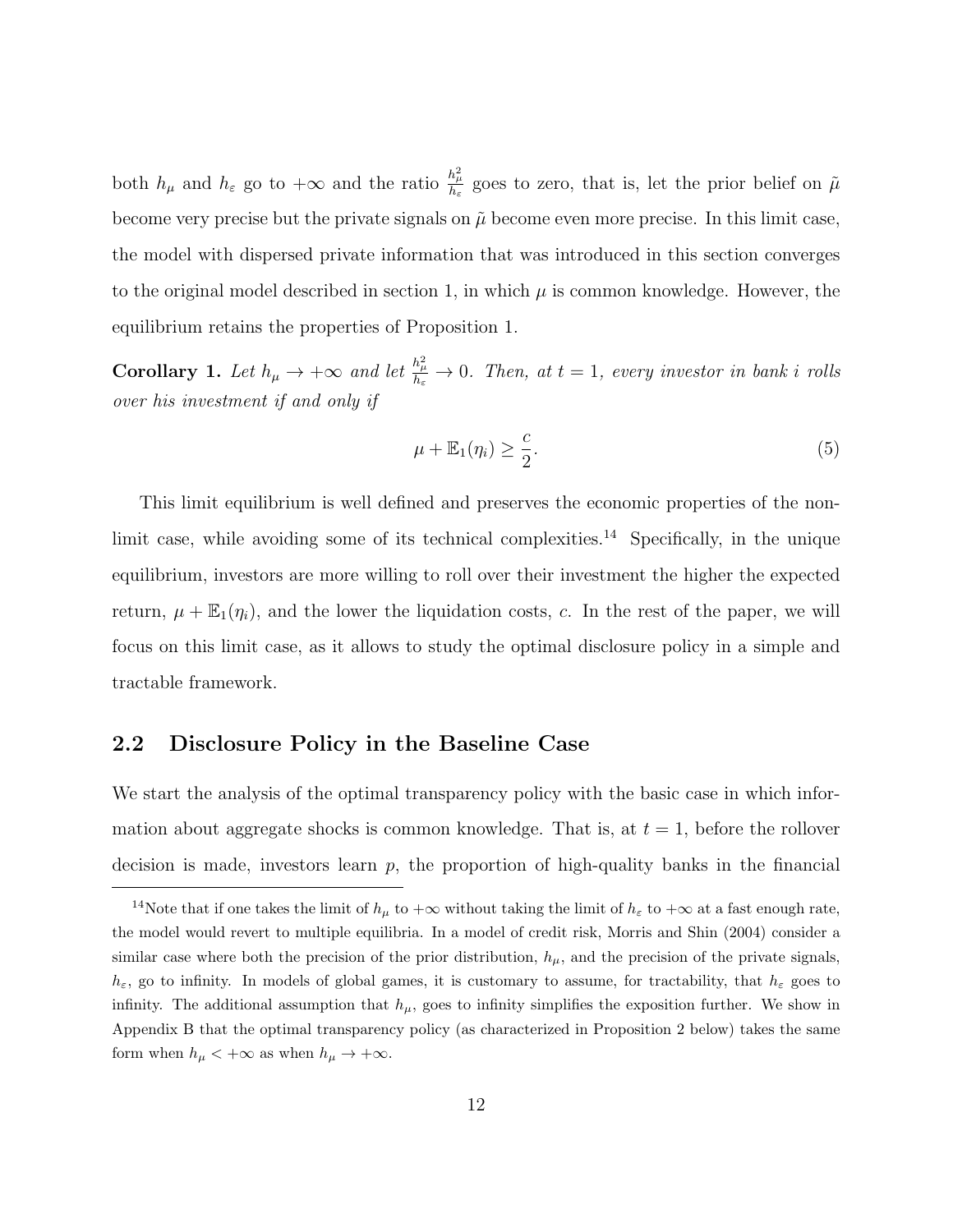both $h_\mu$ and $h_\varepsilon$ go to $+\infty$ and the ratio $\frac{h_\mu^2}{h_\varepsilon}$ goes to zero, that is, let the prior belief on $\tilde{\mu}$ become very precise but the private signals on $\tilde{\mu}$ become even more precise. In this limit case, the model with dispersed private information that was introduced in this section converges to the original model described in section 1, in which $\mu$ is common knowledge. However, the equilibrium retains the properties of Proposition 1.

**Corollary 1.** *Let $h_\mu \to +\infty$ and let $\frac{h_\mu^2}{h_\varepsilon} \to 0$. Then, at $t = 1$, every investor in bank $i$ rolls over his investment if and only if*

$$\mu + \mathbb{E}_1(\eta_i) \geq \frac{c}{2}. \tag{5}$$

This limit equilibrium is well defined and preserves the economic properties of the non-limit case, while avoiding some of its technical complexities.[14] Specifically, in the unique equilibrium, investors are more willing to roll over their investment the higher the expected return, $\mu + \mathbb{E}_1(\eta_i)$, and the lower the liquidation costs, $c$. In the rest of the paper, we will focus on this limit case, as it allows to study the optimal disclosure policy in a simple and tractable framework.

## 2.2 Disclosure Policy in the Baseline Case

We start the analysis of the optimal transparency policy with the basic case in which information about aggregate shocks is common knowledge. That is, at $t = 1$, before the rollover decision is made, investors learn $p$, the proportion of high-quality banks in the financial

[14] Note that if one takes the limit of $h_\mu$ to $+\infty$ without taking the limit of $h_\varepsilon$ to $+\infty$ at a fast enough rate, the model would revert to multiple equilibria. In a model of credit risk, Morris and Shin (2004) consider a similar case where both the precision of the prior distribution, $h_\mu$, and the precision of the private signals, $h_\varepsilon$, go to infinity. In models of global games, it is customary to assume, for tractability, that $h_\varepsilon$ goes to infinity. The additional assumption that $h_\mu$, goes to infinity simplifies the exposition further. We show in Appendix B that the optimal transparency policy (as characterized in Proposition 2 below) takes the same form when $h_\mu < +\infty$ as when $h_\mu \to +\infty$.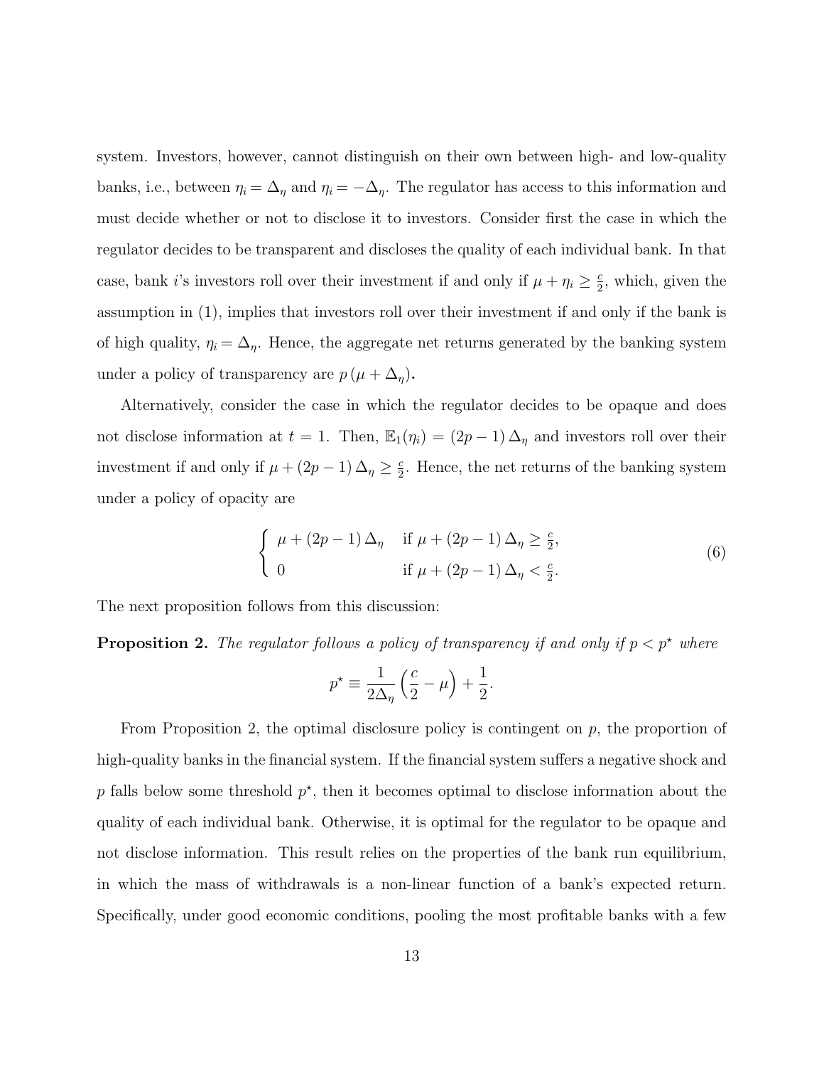system. Investors, however, cannot distinguish on their own between high- and low-quality banks, i.e., between $\eta_i = \Delta_\eta$ and $\eta_i = -\Delta_\eta$. The regulator has access to this information and must decide whether or not to disclose it to investors. Consider first the case in which the regulator decides to be transparent and discloses the quality of each individual bank. In that case, bank $i$'s investors roll over their investment if and only if $\mu + \eta_i \geq \frac{c}{2}$, which, given the assumption in (1), implies that investors roll over their investment if and only if the bank is of high quality, $\eta_i = \Delta_\eta$. Hence, the aggregate net returns generated by the banking system under a policy of transparency are $p\left(\mu + \Delta_\eta\right)$.

Alternatively, consider the case in which the regulator decides to be opaque and does not disclose information at $t = 1$. Then, $\mathbb{E}_1(\eta_i) = (2p-1)\,\Delta_\eta$ and investors roll over their investment if and only if $\mu + (2p-1)\,\Delta_\eta \geq \frac{c}{2}$. Hence, the net returns of the banking system under a policy of opacity are

$$\begin{cases} \mu + (2p-1)\,\Delta_\eta & \text{if } \mu + (2p-1)\,\Delta_\eta \geq \frac{c}{2}, \\ 0 & \text{if } \mu + (2p-1)\,\Delta_\eta < \frac{c}{2}. \end{cases} \tag{6}$$

The next proposition follows from this discussion:

**Proposition 2.** *The regulator follows a policy of transparency if and only if $p < p^\star$ where*

$$p^\star \equiv \frac{1}{2\Delta_\eta}\left(\frac{c}{2} - \mu\right) + \frac{1}{2}.$$

From Proposition 2, the optimal disclosure policy is contingent on $p$, the proportion of high-quality banks in the financial system. If the financial system suffers a negative shock and $p$ falls below some threshold $p^\star$, then it becomes optimal to disclose information about the quality of each individual bank. Otherwise, it is optimal for the regulator to be opaque and not disclose information. This result relies on the properties of the bank run equilibrium, in which the mass of withdrawals is a non-linear function of a bank's expected return. Specifically, under good economic conditions, pooling the most profitable banks with a few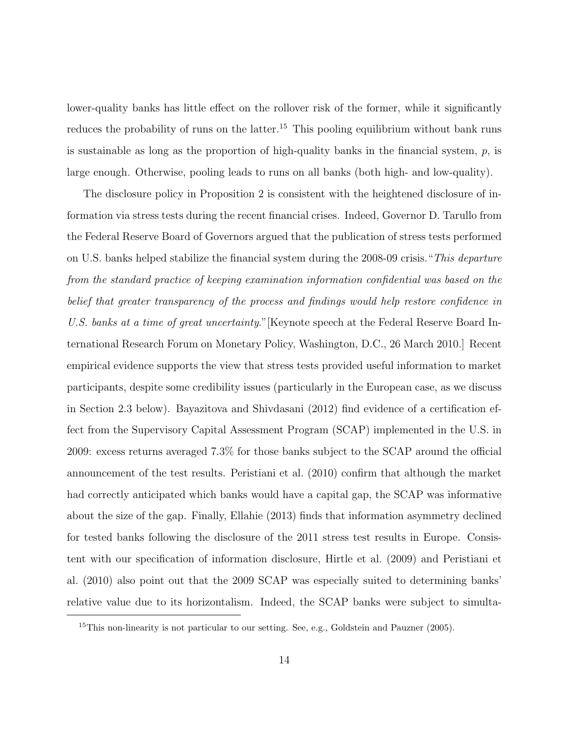lower-quality banks has little effect on the rollover risk of the former, while it significantly reduces the probability of runs on the latter.[15] This pooling equilibrium without bank runs is sustainable as long as the proportion of high-quality banks in the financial system, $p$, is large enough. Otherwise, pooling leads to runs on all banks (both high- and low-quality).

The disclosure policy in Proposition 2 is consistent with the heightened disclosure of information via stress tests during the recent financial crises. Indeed, Governor D. Tarullo from the Federal Reserve Board of Governors argued that the publication of stress tests performed on U.S. banks helped stabilize the financial system during the 2008-09 crisis."*This departure from the standard practice of keeping examination information confidential was based on the belief that greater transparency of the process and findings would help restore confidence in U.S. banks at a time of great uncertainty.*"[Keynote speech at the Federal Reserve Board International Research Forum on Monetary Policy, Washington, D.C., 26 March 2010.] Recent empirical evidence supports the view that stress tests provided useful information to market participants, despite some credibility issues (particularly in the European case, as we discuss in Section 2.3 below). Bayazitova and Shivdasani (2012) find evidence of a certification effect from the Supervisory Capital Assessment Program (SCAP) implemented in the U.S. in 2009: excess returns averaged 7.3% for those banks subject to the SCAP around the official announcement of the test results. Peristiani et al. (2010) confirm that although the market had correctly anticipated which banks would have a capital gap, the SCAP was informative about the size of the gap. Finally, Ellahie (2013) finds that information asymmetry declined for tested banks following the disclosure of the 2011 stress test results in Europe. Consistent with our specification of information disclosure, Hirtle et al. (2009) and Peristiani et al. (2010) also point out that the 2009 SCAP was especially suited to determining banks' relative value due to its horizontalism. Indeed, the SCAP banks were subject to simulta-

[15]This non-linearity is not particular to our setting. See, e.g., Goldstein and Pauzner (2005).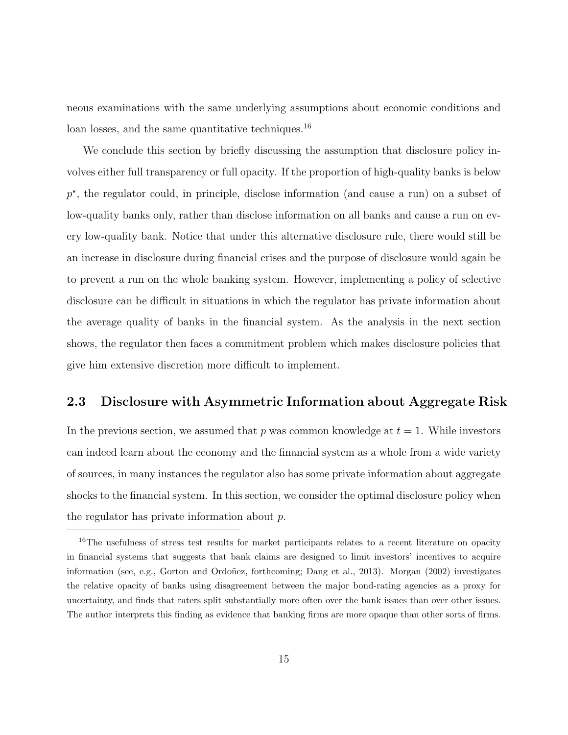neous examinations with the same underlying assumptions about economic conditions and loan losses, and the same quantitative techniques.[16]

We conclude this section by briefly discussing the assumption that disclosure policy involves either full transparency or full opacity. If the proportion of high-quality banks is below $p^{\star}$, the regulator could, in principle, disclose information (and cause a run) on a subset of low-quality banks only, rather than disclose information on all banks and cause a run on every low-quality bank. Notice that under this alternative disclosure rule, there would still be an increase in disclosure during financial crises and the purpose of disclosure would again be to prevent a run on the whole banking system. However, implementing a policy of selective disclosure can be difficult in situations in which the regulator has private information about the average quality of banks in the financial system. As the analysis in the next section shows, the regulator then faces a commitment problem which makes disclosure policies that give him extensive discretion more difficult to implement.

## 2.3 Disclosure with Asymmetric Information about Aggregate Risk

In the previous section, we assumed that $p$ was common knowledge at $t = 1$. While investors can indeed learn about the economy and the financial system as a whole from a wide variety of sources, in many instances the regulator also has some private information about aggregate shocks to the financial system. In this section, we consider the optimal disclosure policy when the regulator has private information about $p$.

[16] The usefulness of stress test results for market participants relates to a recent literature on opacity in financial systems that suggests that bank claims are designed to limit investors' incentives to acquire information (see, e.g., Gorton and Ordoñez, forthcoming; Dang et al., 2013). Morgan (2002) investigates the relative opacity of banks using disagreement between the major bond-rating agencies as a proxy for uncertainty, and finds that raters split substantially more often over the bank issues than over other issues. The author interprets this finding as evidence that banking firms are more opaque than other sorts of firms.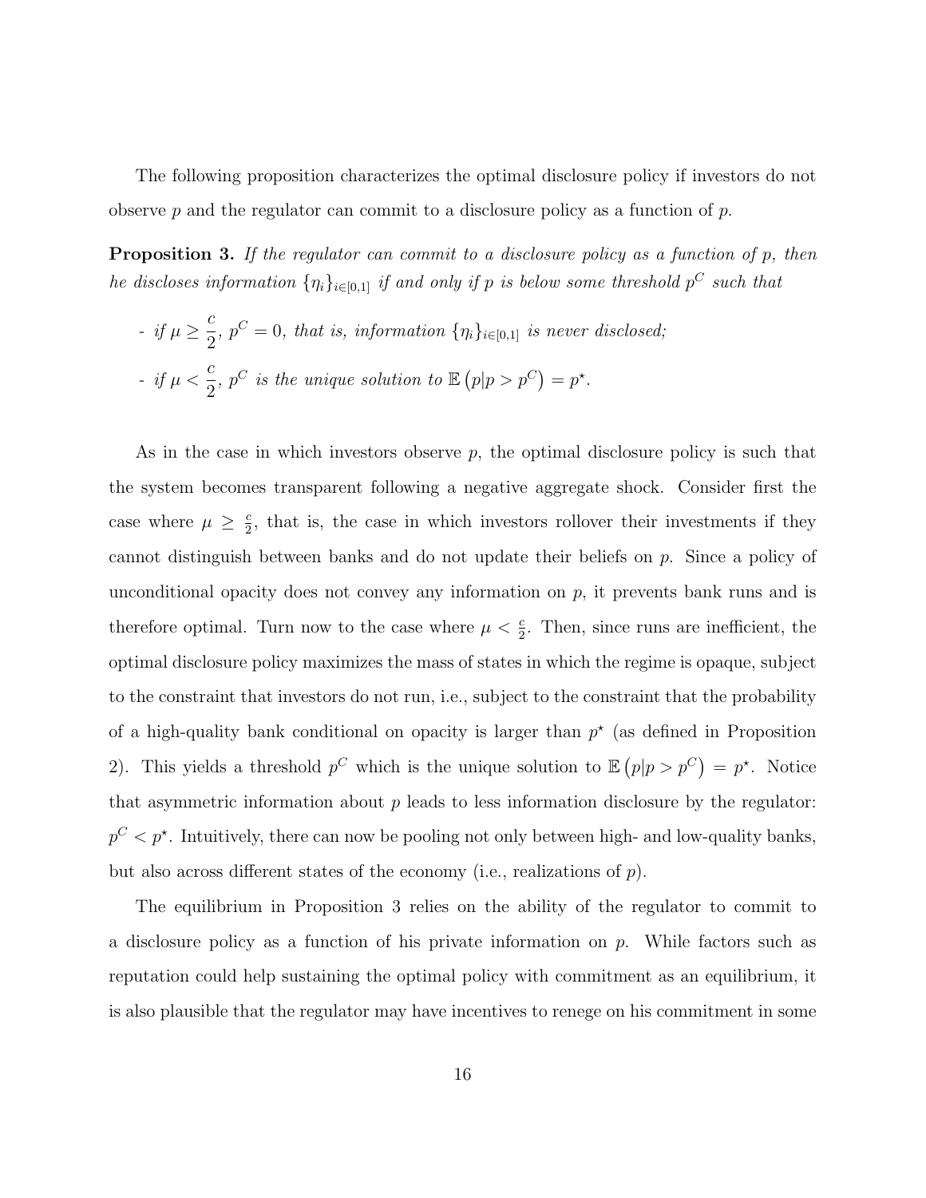The following proposition characterizes the optimal disclosure policy if investors do not observe $p$ and the regulator can commit to a disclosure policy as a function of $p$.

**Proposition 3.** *If the regulator can commit to a disclosure policy as a function of $p$, then he discloses information $\{\eta_i\}_{i\in[0,1]}$ if and only if $p$ is below some threshold $p^C$ such that*

- *if $\mu \geq \dfrac{c}{2}$, $p^C = 0$, that is, information $\{\eta_i\}_{i\in[0,1]}$ is never disclosed;*
- *if $\mu < \dfrac{c}{2}$, $p^C$ is the unique solution to $\mathbb{E}\left(p|p > p^C\right) = p^\star$.*

As in the case in which investors observe $p$, the optimal disclosure policy is such that the system becomes transparent following a negative aggregate shock. Consider first the case where $\mu \geq \frac{c}{2}$, that is, the case in which investors rollover their investments if they cannot distinguish between banks and do not update their beliefs on $p$. Since a policy of unconditional opacity does not convey any information on $p$, it prevents bank runs and is therefore optimal. Turn now to the case where $\mu < \frac{c}{2}$. Then, since runs are inefficient, the optimal disclosure policy maximizes the mass of states in which the regime is opaque, subject to the constraint that investors do not run, i.e., subject to the constraint that the probability of a high-quality bank conditional on opacity is larger than $p^\star$ (as defined in Proposition 2). This yields a threshold $p^C$ which is the unique solution to $\mathbb{E}\left(p|p > p^C\right) = p^\star$. Notice that asymmetric information about $p$ leads to less information disclosure by the regulator: $p^C < p^\star$. Intuitively, there can now be pooling not only between high- and low-quality banks, but also across different states of the economy (i.e., realizations of $p$).

The equilibrium in Proposition 3 relies on the ability of the regulator to commit to a disclosure policy as a function of his private information on $p$. While factors such as reputation could help sustaining the optimal policy with commitment as an equilibrium, it is also plausible that the regulator may have incentives to renege on his commitment in some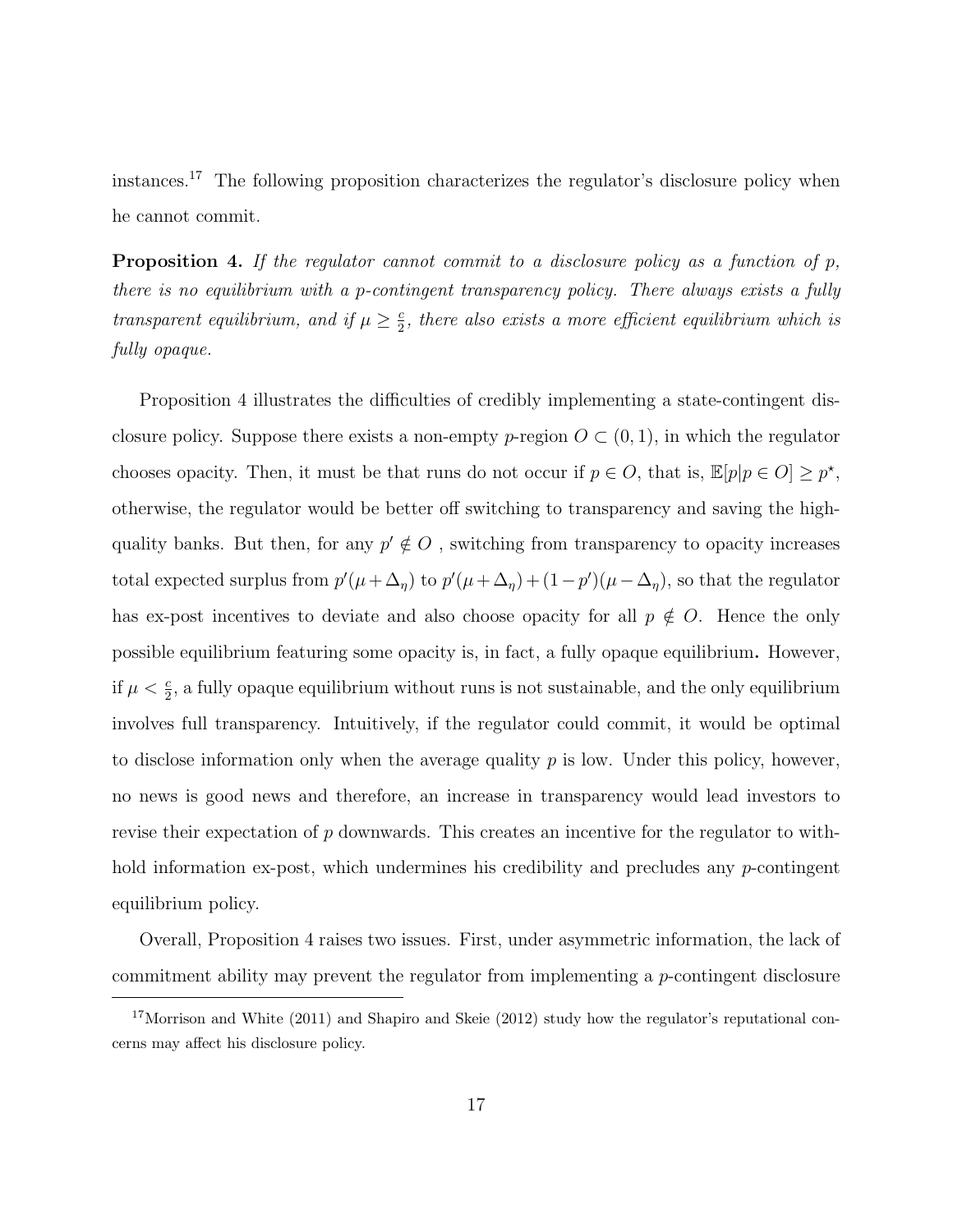instances.[17] The following proposition characterizes the regulator's disclosure policy when he cannot commit.

**Proposition 4.** *If the regulator cannot commit to a disclosure policy as a function of $p$, there is no equilibrium with a $p$-contingent transparency policy. There always exists a fully transparent equilibrium, and if $\mu \geq \frac{c}{2}$, there also exists a more efficient equilibrium which is fully opaque.*

Proposition 4 illustrates the difficulties of credibly implementing a state-contingent disclosure policy. Suppose there exists a non-empty $p$-region $O \subset (0,1)$, in which the regulator chooses opacity. Then, it must be that runs do not occur if $p \in O$, that is, $\mathbb{E}[p|p \in O] \geq p^{\star}$, otherwise, the regulator would be better off switching to transparency and saving the high-quality banks. But then, for any $p' \notin O$, switching from transparency to opacity increases total expected surplus from $p'(\mu + \Delta_\eta)$ to $p'(\mu + \Delta_\eta) + (1-p')(\mu - \Delta_\eta)$, so that the regulator has ex-post incentives to deviate and also choose opacity for all $p \notin O$. Hence the only possible equilibrium featuring some opacity is, in fact, a fully opaque equilibrium**.** However, if $\mu < \frac{c}{2}$, a fully opaque equilibrium without runs is not sustainable, and the only equilibrium involves full transparency. Intuitively, if the regulator could commit, it would be optimal to disclose information only when the average quality $p$ is low. Under this policy, however, no news is good news and therefore, an increase in transparency would lead investors to revise their expectation of $p$ downwards. This creates an incentive for the regulator to withhold information ex-post, which undermines his credibility and precludes any $p$-contingent equilibrium policy.

Overall, Proposition 4 raises two issues. First, under asymmetric information, the lack of commitment ability may prevent the regulator from implementing a $p$-contingent disclosure

[17] Morrison and White (2011) and Shapiro and Skeie (2012) study how the regulator's reputational concerns may affect his disclosure policy.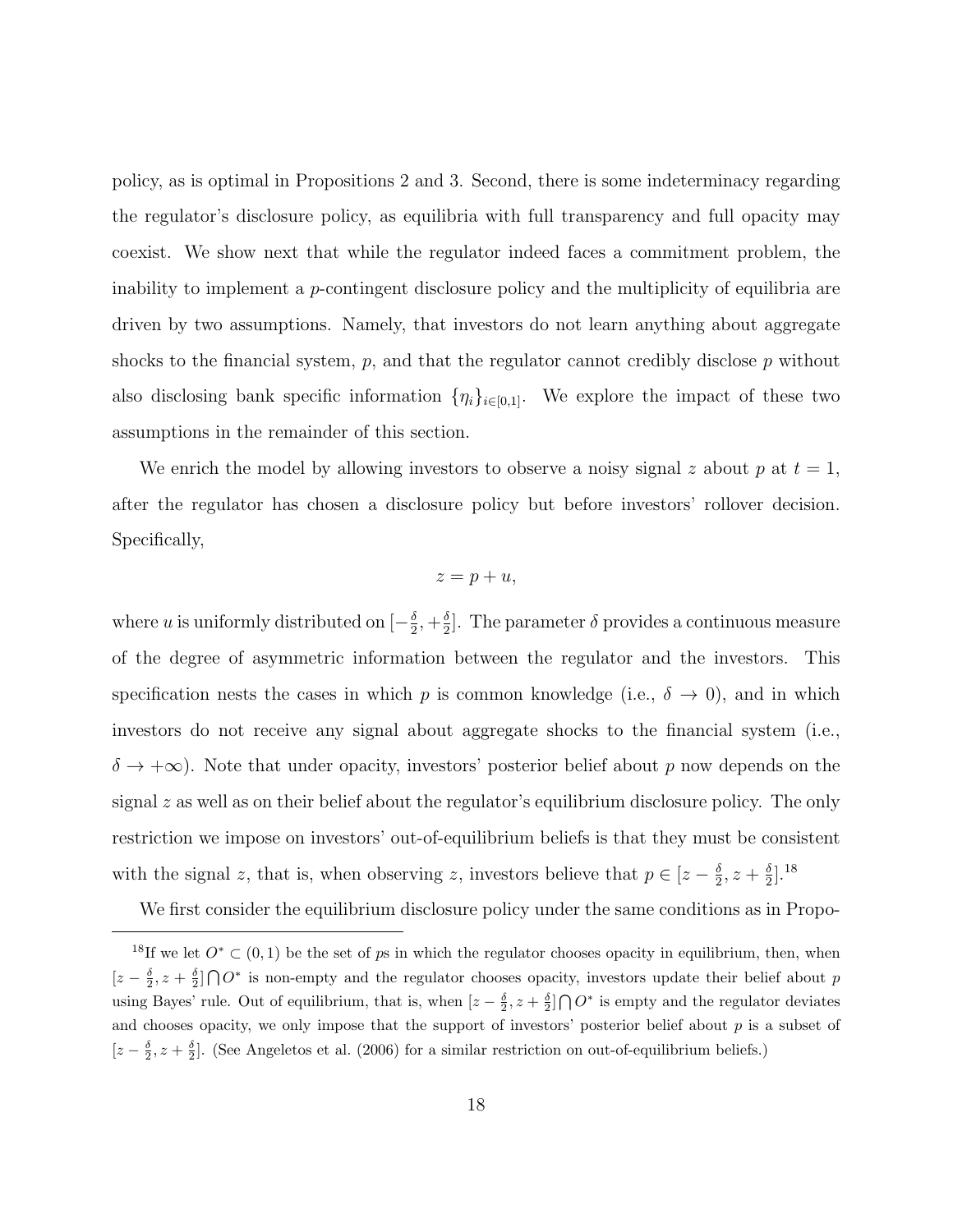policy, as is optimal in Propositions 2 and 3. Second, there is some indeterminacy regarding the regulator's disclosure policy, as equilibria with full transparency and full opacity may coexist. We show next that while the regulator indeed faces a commitment problem, the inability to implement a $p$-contingent disclosure policy and the multiplicity of equilibria are driven by two assumptions. Namely, that investors do not learn anything about aggregate shocks to the financial system, $p$, and that the regulator cannot credibly disclose $p$ without also disclosing bank specific information $\{\eta_i\}_{i \in [0,1]}$. We explore the impact of these two assumptions in the remainder of this section.

We enrich the model by allowing investors to observe a noisy signal $z$ about $p$ at $t = 1$, after the regulator has chosen a disclosure policy but before investors' rollover decision. Specifically,

$$z = p + u,$$

where $u$ is uniformly distributed on $[-\frac{\delta}{2}, +\frac{\delta}{2}]$. The parameter $\delta$ provides a continuous measure of the degree of asymmetric information between the regulator and the investors. This specification nests the cases in which $p$ is common knowledge (i.e., $\delta \to 0$), and in which investors do not receive any signal about aggregate shocks to the financial system (i.e., $\delta \to +\infty$). Note that under opacity, investors' posterior belief about $p$ now depends on the signal $z$ as well as on their belief about the regulator's equilibrium disclosure policy. The only restriction we impose on investors' out-of-equilibrium beliefs is that they must be consistent with the signal $z$, that is, when observing $z$, investors believe that $p \in [z - \frac{\delta}{2}, z + \frac{\delta}{2}]$.[18]

We first consider the equilibrium disclosure policy under the same conditions as in Propo-

[18] If we let $O^* \subset (0, 1)$ be the set of $p$s in which the regulator chooses opacity in equilibrium, then, when $[z - \frac{\delta}{2}, z + \frac{\delta}{2}] \bigcap O^*$ is non-empty and the regulator chooses opacity, investors update their belief about $p$ using Bayes' rule. Out of equilibrium, that is, when $[z - \frac{\delta}{2}, z + \frac{\delta}{2}] \bigcap O^*$ is empty and the regulator deviates and chooses opacity, we only impose that the support of investors' posterior belief about $p$ is a subset of $[z - \frac{\delta}{2}, z + \frac{\delta}{2}]$. (See Angeletos et al. (2006) for a similar restriction on out-of-equilibrium beliefs.)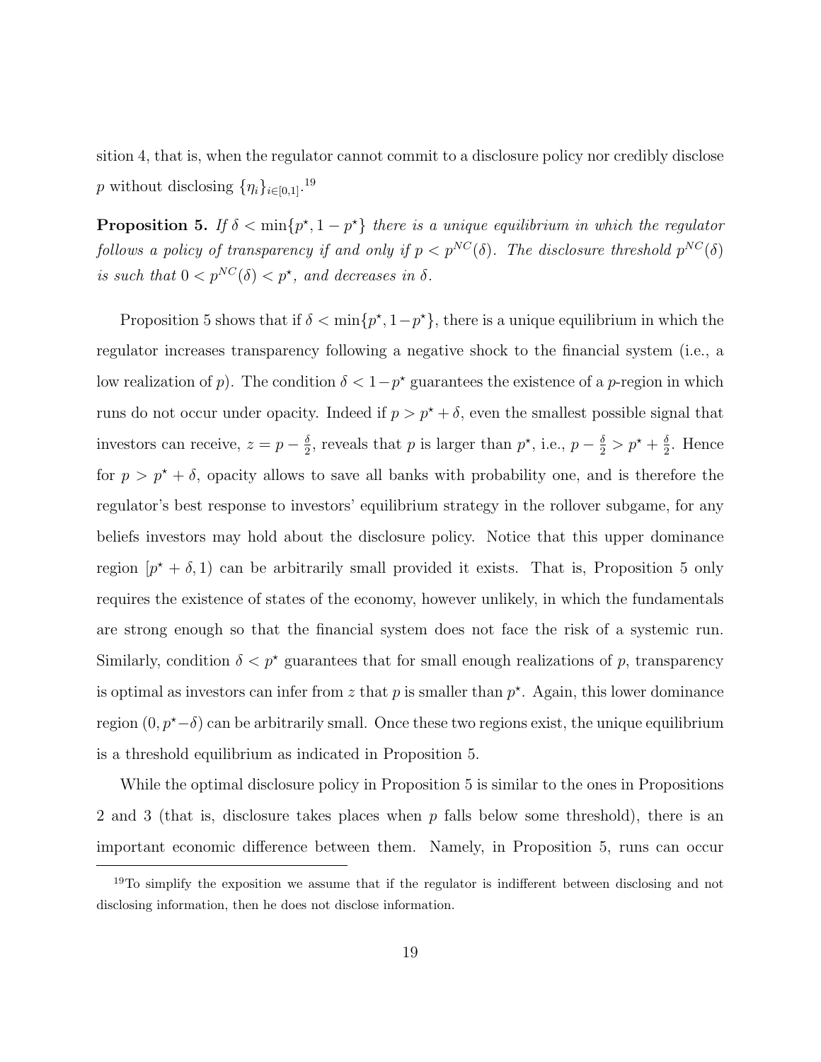sition 4, that is, when the regulator cannot commit to a disclosure policy nor credibly disclose $p$ without disclosing $\{\eta_i\}_{i\in[0,1]}$.[19]

**Proposition 5.** *If $\delta < \min\{p^\star, 1-p^\star\}$ there is a unique equilibrium in which the regulator follows a policy of transparency if and only if $p < p^{NC}(\delta)$. The disclosure threshold $p^{NC}(\delta)$ is such that $0 < p^{NC}(\delta) < p^\star$, and decreases in $\delta$.*

Proposition 5 shows that if $\delta < \min\{p^\star, 1-p^\star\}$, there is a unique equilibrium in which the regulator increases transparency following a negative shock to the financial system (i.e., a low realization of $p$). The condition $\delta < 1-p^\star$ guarantees the existence of a $p$-region in which runs do not occur under opacity. Indeed if $p > p^\star + \delta$, even the smallest possible signal that investors can receive, $z = p - \frac{\delta}{2}$, reveals that $p$ is larger than $p^\star$, i.e., $p - \frac{\delta}{2} > p^\star + \frac{\delta}{2}$. Hence for $p > p^\star + \delta$, opacity allows to save all banks with probability one, and is therefore the regulator's best response to investors' equilibrium strategy in the rollover subgame, for any beliefs investors may hold about the disclosure policy. Notice that this upper dominance region $[p^\star + \delta, 1)$ can be arbitrarily small provided it exists. That is, Proposition 5 only requires the existence of states of the economy, however unlikely, in which the fundamentals are strong enough so that the financial system does not face the risk of a systemic run. Similarly, condition $\delta < p^\star$ guarantees that for small enough realizations of $p$, transparency is optimal as investors can infer from $z$ that $p$ is smaller than $p^\star$. Again, this lower dominance region $(0, p^\star - \delta)$ can be arbitrarily small. Once these two regions exist, the unique equilibrium is a threshold equilibrium as indicated in Proposition 5.

While the optimal disclosure policy in Proposition 5 is similar to the ones in Propositions 2 and 3 (that is, disclosure takes places when $p$ falls below some threshold), there is an important economic difference between them. Namely, in Proposition 5, runs can occur

[19] To simplify the exposition we assume that if the regulator is indifferent between disclosing and not disclosing information, then he does not disclose information.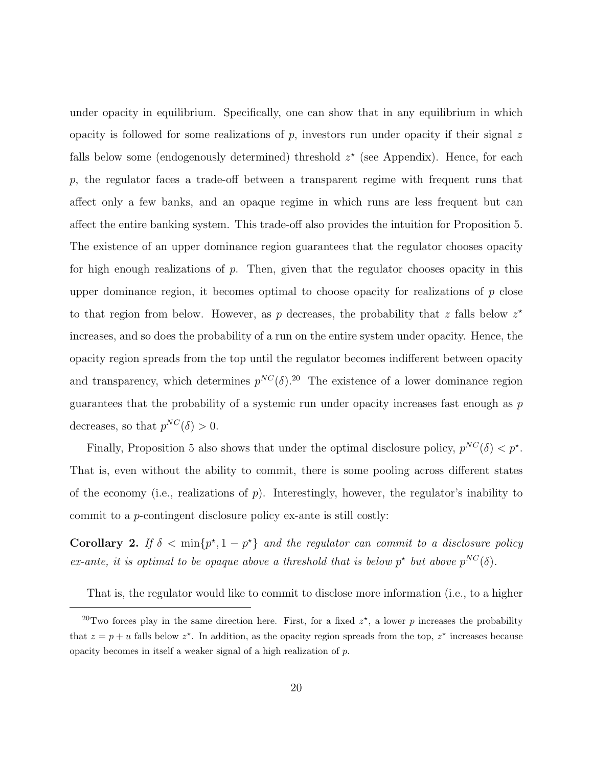under opacity in equilibrium. Specifically, one can show that in any equilibrium in which opacity is followed for some realizations of $p$, investors run under opacity if their signal $z$ falls below some (endogenously determined) threshold $z^{\star}$ (see Appendix). Hence, for each $p$, the regulator faces a trade-off between a transparent regime with frequent runs that affect only a few banks, and an opaque regime in which runs are less frequent but can affect the entire banking system. This trade-off also provides the intuition for Proposition 5. The existence of an upper dominance region guarantees that the regulator chooses opacity for high enough realizations of $p$. Then, given that the regulator chooses opacity in this upper dominance region, it becomes optimal to choose opacity for realizations of $p$ close to that region from below. However, as $p$ decreases, the probability that $z$ falls below $z^{\star}$ increases, and so does the probability of a run on the entire system under opacity. Hence, the opacity region spreads from the top until the regulator becomes indifferent between opacity and transparency, which determines $p^{NC}(\delta)$.[20] The existence of a lower dominance region guarantees that the probability of a systemic run under opacity increases fast enough as $p$ decreases, so that $p^{NC}(\delta) > 0$.

Finally, Proposition 5 also shows that under the optimal disclosure policy, $p^{NC}(\delta) < p^{\star}$. That is, even without the ability to commit, there is some pooling across different states of the economy (i.e., realizations of $p$). Interestingly, however, the regulator's inability to commit to a $p$-contingent disclosure policy ex-ante is still costly:

**Corollary 2.** *If $\delta < \min\{p^{\star}, 1 - p^{\star}\}$ and the regulator can commit to a disclosure policy ex-ante, it is optimal to be opaque above a threshold that is below $p^{\star}$ but above $p^{NC}(\delta)$.*

That is, the regulator would like to commit to disclose more information (i.e., to a higher

[20]Two forces play in the same direction here. First, for a fixed $z^{\star}$, a lower $p$ increases the probability that $z = p + u$ falls below $z^{\star}$. In addition, as the opacity region spreads from the top, $z^{\star}$ increases because opacity becomes in itself a weaker signal of a high realization of $p$.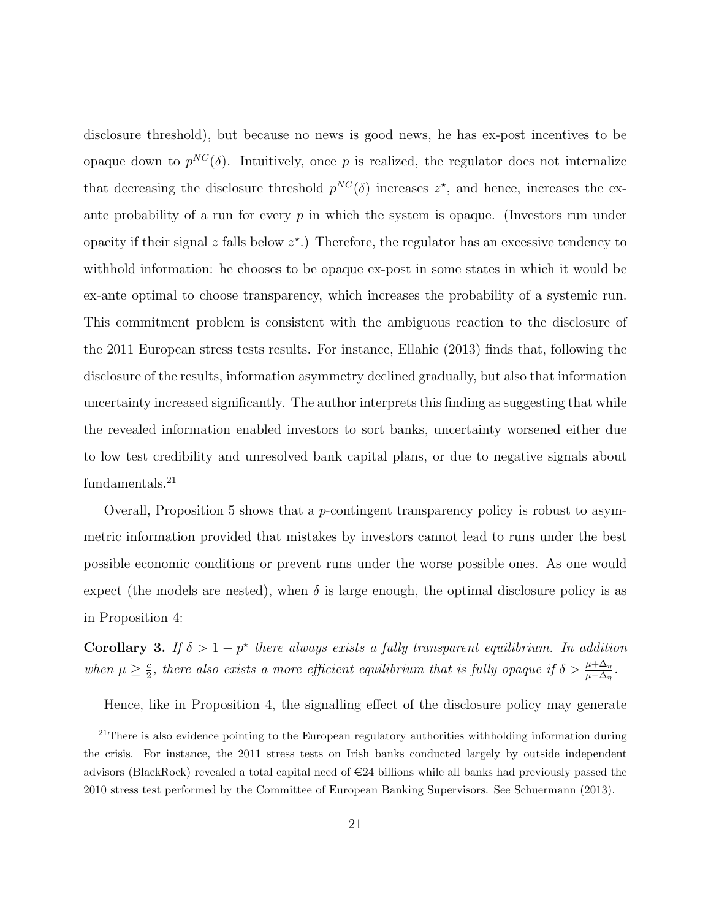disclosure threshold), but because no news is good news, he has ex-post incentives to be opaque down to $p^{NC}(\delta)$. Intuitively, once $p$ is realized, the regulator does not internalize that decreasing the disclosure threshold $p^{NC}(\delta)$ increases $z^\star$, and hence, increases the ex-ante probability of a run for every $p$ in which the system is opaque. (Investors run under opacity if their signal $z$ falls below $z^\star$.) Therefore, the regulator has an excessive tendency to withhold information: he chooses to be opaque ex-post in some states in which it would be ex-ante optimal to choose transparency, which increases the probability of a systemic run. This commitment problem is consistent with the ambiguous reaction to the disclosure of the 2011 European stress tests results. For instance, Ellahie (2013) finds that, following the disclosure of the results, information asymmetry declined gradually, but also that information uncertainty increased significantly. The author interprets this finding as suggesting that while the revealed information enabled investors to sort banks, uncertainty worsened either due to low test credibility and unresolved bank capital plans, or due to negative signals about fundamentals.[21]

Overall, Proposition 5 shows that a $p$-contingent transparency policy is robust to asymmetric information provided that mistakes by investors cannot lead to runs under the best possible economic conditions or prevent runs under the worse possible ones. As one would expect (the models are nested), when $\delta$ is large enough, the optimal disclosure policy is as in Proposition 4:

**Corollary 3.** *If $\delta > 1 - p^\star$ there always exists a fully transparent equilibrium. In addition when $\mu \geq \frac{c}{2}$, there also exists a more efficient equilibrium that is fully opaque if $\delta > \frac{\mu+\Delta_\eta}{\mu-\Delta_\eta}$.*

Hence, like in Proposition 4, the signalling effect of the disclosure policy may generate

[21] There is also evidence pointing to the European regulatory authorities withholding information during the crisis. For instance, the 2011 stress tests on Irish banks conducted largely by outside independent advisors (BlackRock) revealed a total capital need of €24 billions while all banks had previously passed the 2010 stress test performed by the Committee of European Banking Supervisors. See Schuermann (2013).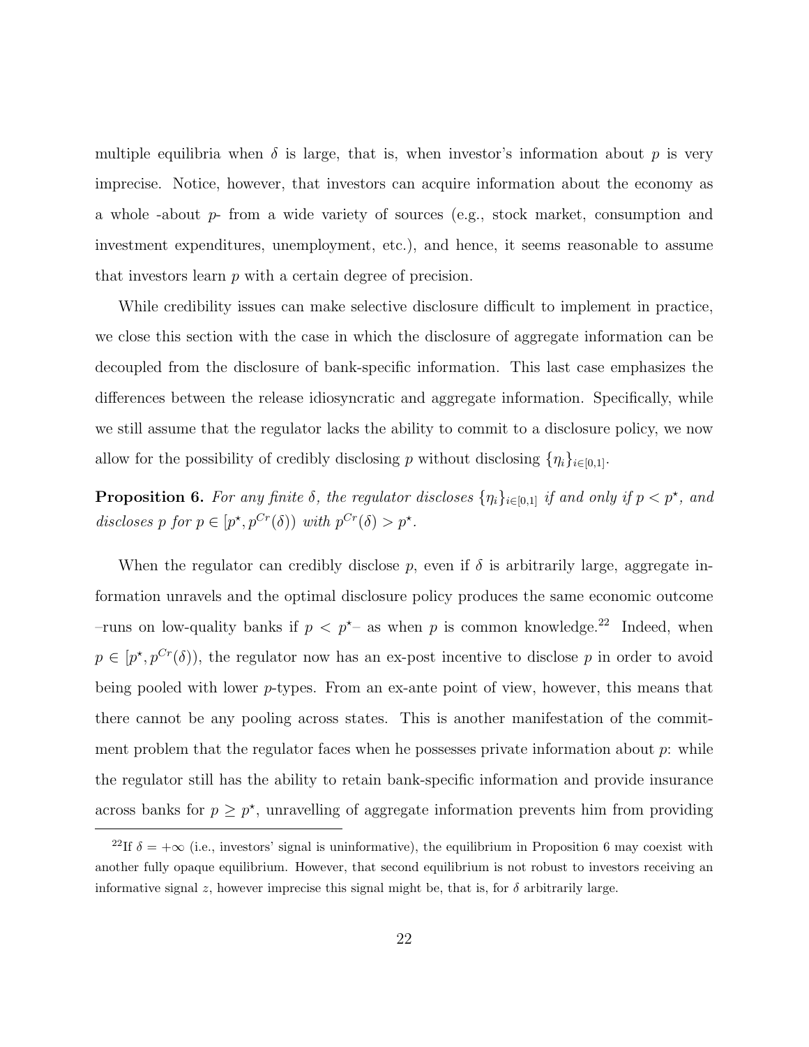multiple equilibria when $\delta$ is large, that is, when investor's information about $p$ is very imprecise. Notice, however, that investors can acquire information about the economy as a whole -about $p$- from a wide variety of sources (e.g., stock market, consumption and investment expenditures, unemployment, etc.), and hence, it seems reasonable to assume that investors learn $p$ with a certain degree of precision.

While credibility issues can make selective disclosure difficult to implement in practice, we close this section with the case in which the disclosure of aggregate information can be decoupled from the disclosure of bank-specific information. This last case emphasizes the differences between the release idiosyncratic and aggregate information. Specifically, while we still assume that the regulator lacks the ability to commit to a disclosure policy, we now allow for the possibility of credibly disclosing $p$ without disclosing $\{\eta_i\}_{i\in[0,1]}$.

**Proposition 6.** *For any finite $\delta$, the regulator discloses $\{\eta_i\}_{i\in[0,1]}$ if and only if $p < p^\star$, and discloses p for $p \in [p^\star, p^{Cr}(\delta))$ with $p^{Cr}(\delta) > p^\star$.*

When the regulator can credibly disclose $p$, even if $\delta$ is arbitrarily large, aggregate information unravels and the optimal disclosure policy produces the same economic outcome –runs on low-quality banks if $p < p^\star$– as when $p$ is common knowledge.[22] Indeed, when $p \in [p^\star, p^{Cr}(\delta))$, the regulator now has an ex-post incentive to disclose $p$ in order to avoid being pooled with lower $p$-types. From an ex-ante point of view, however, this means that there cannot be any pooling across states. This is another manifestation of the commitment problem that the regulator faces when he possesses private information about $p$: while the regulator still has the ability to retain bank-specific information and provide insurance across banks for $p \geq p^\star$, unravelling of aggregate information prevents him from providing

[22] If $\delta = +\infty$ (i.e., investors' signal is uninformative), the equilibrium in Proposition 6 may coexist with another fully opaque equilibrium. However, that second equilibrium is not robust to investors receiving an informative signal $z$, however imprecise this signal might be, that is, for $\delta$ arbitrarily large.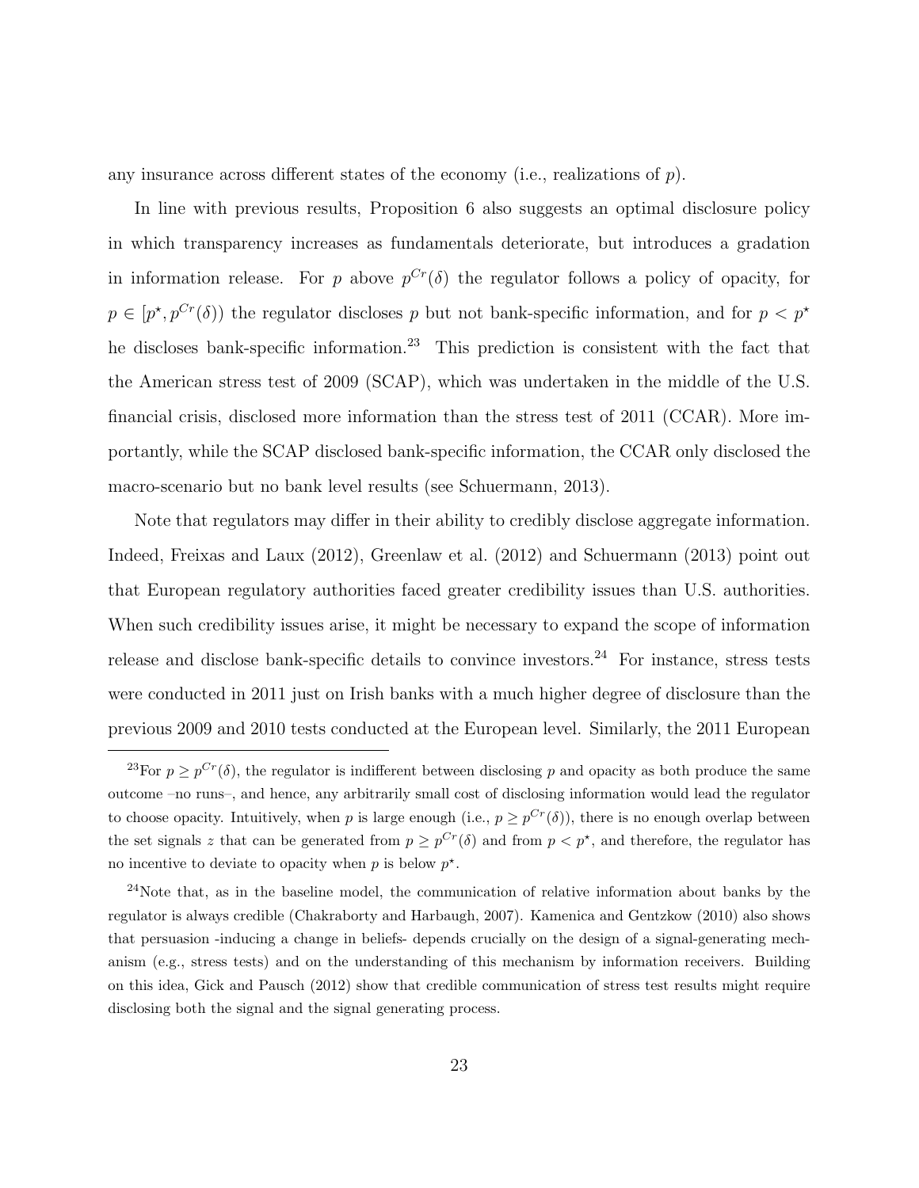any insurance across different states of the economy (i.e., realizations of $p$).

In line with previous results, Proposition 6 also suggests an optimal disclosure policy in which transparency increases as fundamentals deteriorate, but introduces a gradation in information release. For $p$ above $p^{Cr}(\delta)$ the regulator follows a policy of opacity, for $p \in [p^{\star}, p^{Cr}(\delta))$ the regulator discloses $p$ but not bank-specific information, and for $p < p^{\star}$ he discloses bank-specific information.[23] This prediction is consistent with the fact that the American stress test of 2009 (SCAP), which was undertaken in the middle of the U.S. financial crisis, disclosed more information than the stress test of 2011 (CCAR). More importantly, while the SCAP disclosed bank-specific information, the CCAR only disclosed the macro-scenario but no bank level results (see Schuermann, 2013).

Note that regulators may differ in their ability to credibly disclose aggregate information. Indeed, Freixas and Laux (2012), Greenlaw et al. (2012) and Schuermann (2013) point out that European regulatory authorities faced greater credibility issues than U.S. authorities. When such credibility issues arise, it might be necessary to expand the scope of information release and disclose bank-specific details to convince investors.[24] For instance, stress tests were conducted in 2011 just on Irish banks with a much higher degree of disclosure than the previous 2009 and 2010 tests conducted at the European level. Similarly, the 2011 European

[23]For $p \geq p^{Cr}(\delta)$, the regulator is indifferent between disclosing $p$ and opacity as both produce the same outcome –no runs–, and hence, any arbitrarily small cost of disclosing information would lead the regulator to choose opacity. Intuitively, when $p$ is large enough (i.e., $p \geq p^{Cr}(\delta)$), there is no enough overlap between the set signals $z$ that can be generated from $p \geq p^{Cr}(\delta)$ and from $p < p^{\star}$, and therefore, the regulator has no incentive to deviate to opacity when $p$ is below $p^{\star}$.

[24]Note that, as in the baseline model, the communication of relative information about banks by the regulator is always credible (Chakraborty and Harbaugh, 2007). Kamenica and Gentzkow (2010) also shows that persuasion -inducing a change in beliefs- depends crucially on the design of a signal-generating mechanism (e.g., stress tests) and on the understanding of this mechanism by information receivers. Building on this idea, Gick and Pausch (2012) show that credible communication of stress test results might require disclosing both the signal and the signal generating process.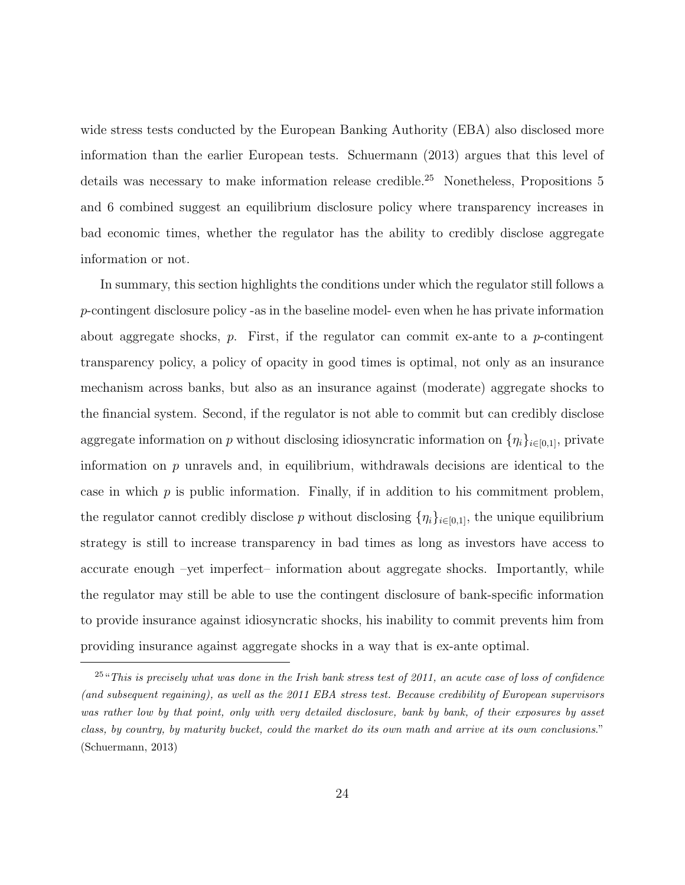wide stress tests conducted by the European Banking Authority (EBA) also disclosed more information than the earlier European tests. Schuermann (2013) argues that this level of details was necessary to make information release credible.[25] Nonetheless, Propositions 5 and 6 combined suggest an equilibrium disclosure policy where transparency increases in bad economic times, whether the regulator has the ability to credibly disclose aggregate information or not.

In summary, this section highlights the conditions under which the regulator still follows a $p$-contingent disclosure policy -as in the baseline model- even when he has private information about aggregate shocks, $p$. First, if the regulator can commit ex-ante to a $p$-contingent transparency policy, a policy of opacity in good times is optimal, not only as an insurance mechanism across banks, but also as an insurance against (moderate) aggregate shocks to the financial system. Second, if the regulator is not able to commit but can credibly disclose aggregate information on $p$ without disclosing idiosyncratic information on $\{\eta_i\}_{i\in[0,1]}$, private information on $p$ unravels and, in equilibrium, withdrawals decisions are identical to the case in which $p$ is public information. Finally, if in addition to his commitment problem, the regulator cannot credibly disclose $p$ without disclosing $\{\eta_i\}_{i\in[0,1]}$, the unique equilibrium strategy is still to increase transparency in bad times as long as investors have access to accurate enough –yet imperfect– information about aggregate shocks. Importantly, while the regulator may still be able to use the contingent disclosure of bank-specific information to provide insurance against idiosyncratic shocks, his inability to commit prevents him from providing insurance against aggregate shocks in a way that is ex-ante optimal.

[25] "*This is precisely what was done in the Irish bank stress test of 2011, an acute case of loss of confidence (and subsequent regaining), as well as the 2011 EBA stress test. Because credibility of European supervisors was rather low by that point, only with very detailed disclosure, bank by bank, of their exposures by asset class, by country, by maturity bucket, could the market do its own math and arrive at its own conclusions.*" (Schuermann, 2013)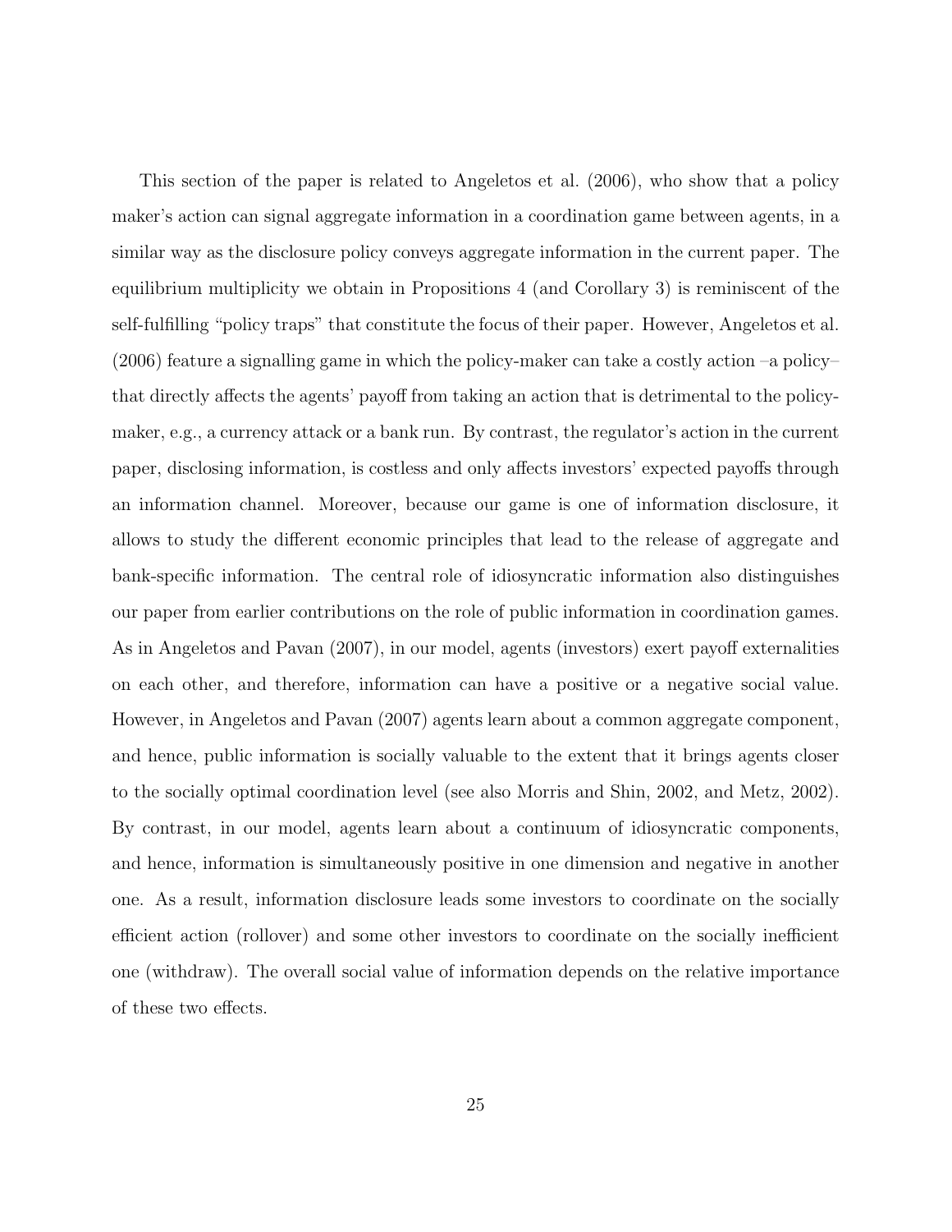This section of the paper is related to Angeletos et al. (2006), who show that a policy maker's action can signal aggregate information in a coordination game between agents, in a similar way as the disclosure policy conveys aggregate information in the current paper. The equilibrium multiplicity we obtain in Propositions 4 (and Corollary 3) is reminiscent of the self-fulfilling "policy traps" that constitute the focus of their paper. However, Angeletos et al. (2006) feature a signalling game in which the policy-maker can take a costly action –a policy– that directly affects the agents' payoff from taking an action that is detrimental to the policy-maker, e.g., a currency attack or a bank run. By contrast, the regulator's action in the current paper, disclosing information, is costless and only affects investors' expected payoffs through an information channel. Moreover, because our game is one of information disclosure, it allows to study the different economic principles that lead to the release of aggregate and bank-specific information. The central role of idiosyncratic information also distinguishes our paper from earlier contributions on the role of public information in coordination games. As in Angeletos and Pavan (2007), in our model, agents (investors) exert payoff externalities on each other, and therefore, information can have a positive or a negative social value. However, in Angeletos and Pavan (2007) agents learn about a common aggregate component, and hence, public information is socially valuable to the extent that it brings agents closer to the socially optimal coordination level (see also Morris and Shin, 2002, and Metz, 2002). By contrast, in our model, agents learn about a continuum of idiosyncratic components, and hence, information is simultaneously positive in one dimension and negative in another one. As a result, information disclosure leads some investors to coordinate on the socially efficient action (rollover) and some other investors to coordinate on the socially inefficient one (withdraw). The overall social value of information depends on the relative importance of these two effects.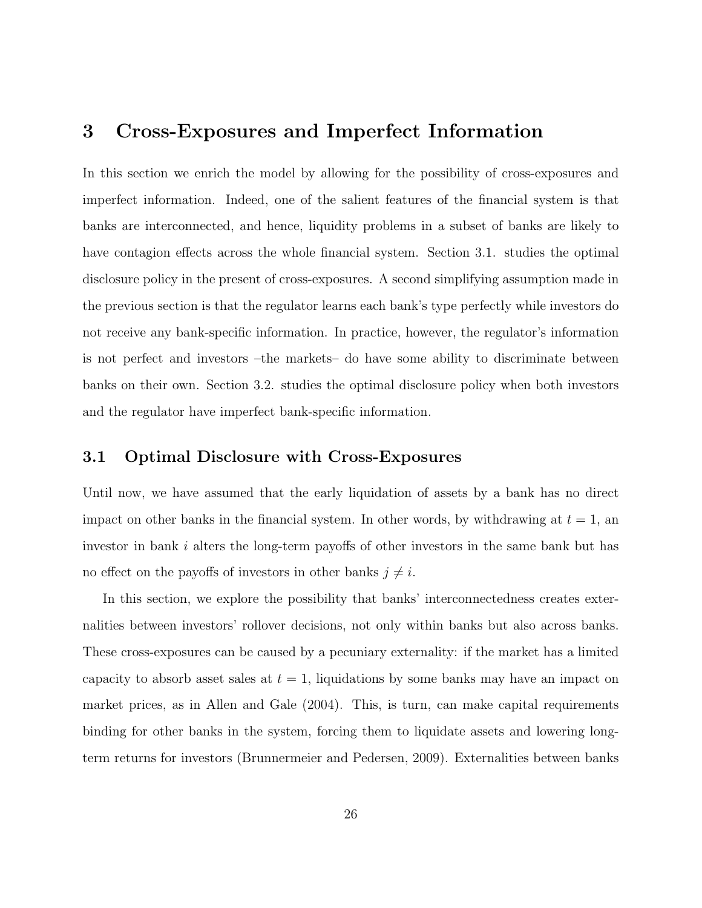# 3 Cross-Exposures and Imperfect Information

In this section we enrich the model by allowing for the possibility of cross-exposures and imperfect information. Indeed, one of the salient features of the financial system is that banks are interconnected, and hence, liquidity problems in a subset of banks are likely to have contagion effects across the whole financial system. Section 3.1. studies the optimal disclosure policy in the present of cross-exposures. A second simplifying assumption made in the previous section is that the regulator learns each bank's type perfectly while investors do not receive any bank-specific information. In practice, however, the regulator's information is not perfect and investors –the markets– do have some ability to discriminate between banks on their own. Section 3.2. studies the optimal disclosure policy when both investors and the regulator have imperfect bank-specific information.

## 3.1 Optimal Disclosure with Cross-Exposures

Until now, we have assumed that the early liquidation of assets by a bank has no direct impact on other banks in the financial system. In other words, by withdrawing at $t = 1$, an investor in bank $i$ alters the long-term payoffs of other investors in the same bank but has no effect on the payoffs of investors in other banks $j \neq i$.

In this section, we explore the possibility that banks' interconnectedness creates externalities between investors' rollover decisions, not only within banks but also across banks. These cross-exposures can be caused by a pecuniary externality: if the market has a limited capacity to absorb asset sales at $t = 1$, liquidations by some banks may have an impact on market prices, as in Allen and Gale (2004). This, is turn, can make capital requirements binding for other banks in the system, forcing them to liquidate assets and lowering long-term returns for investors (Brunnermeier and Pedersen, 2009). Externalities between banks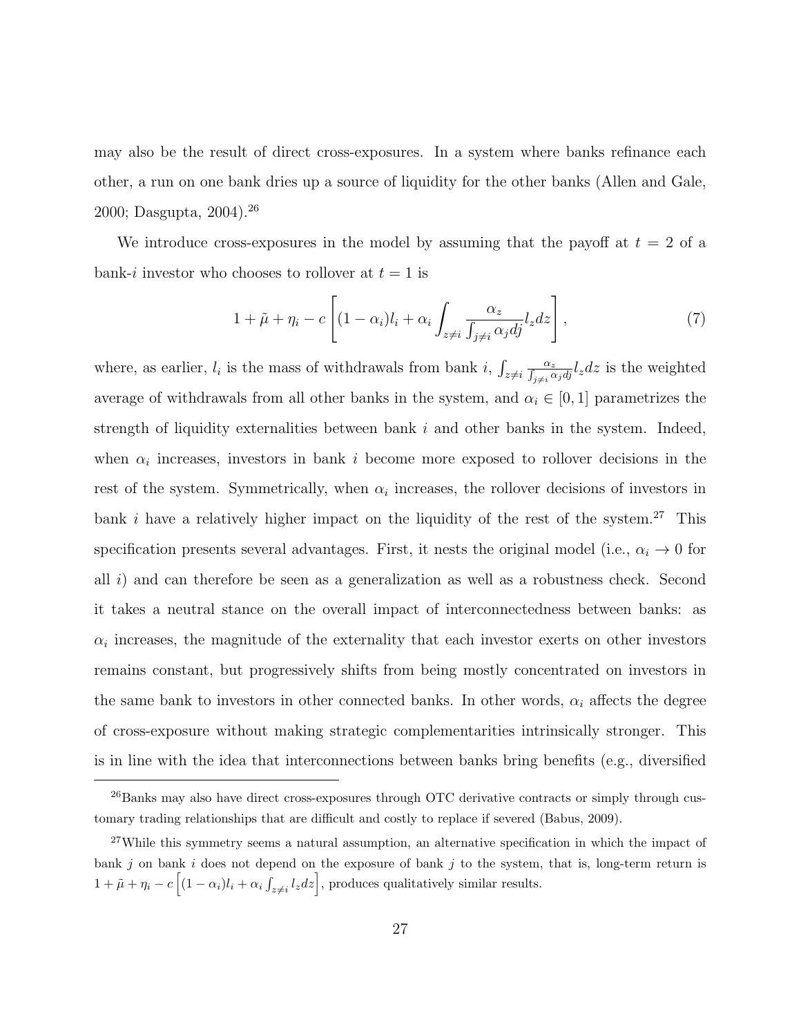may also be the result of direct cross-exposures. In a system where banks refinance each other, a run on one bank dries up a source of liquidity for the other banks (Allen and Gale, 2000; Dasgupta, 2004).[26]

We introduce cross-exposures in the model by assuming that the payoff at $t = 2$ of a bank-$i$ investor who chooses to rollover at $t = 1$ is

$$1 + \tilde{\mu} + \eta_i - c\left[(1-\alpha_i)l_i + \alpha_i \int_{z \neq i} \frac{\alpha_z}{\int_{j \neq i} \alpha_j dj} l_z dz\right], \tag{7}$$

where, as earlier, $l_i$ is the mass of withdrawals from bank $i$, $\int_{z \neq i} \frac{\alpha_z}{\int_{j \neq i} \alpha_j dj} l_z dz$ is the weighted average of withdrawals from all other banks in the system, and $\alpha_i \in [0, 1]$ parametrizes the strength of liquidity externalities between bank $i$ and other banks in the system. Indeed, when $\alpha_i$ increases, investors in bank $i$ become more exposed to rollover decisions in the rest of the system. Symmetrically, when $\alpha_i$ increases, the rollover decisions of investors in bank $i$ have a relatively higher impact on the liquidity of the rest of the system.[27] This specification presents several advantages. First, it nests the original model (i.e., $\alpha_i \to 0$ for all $i$) and can therefore be seen as a generalization as well as a robustness check. Second it takes a neutral stance on the overall impact of interconnectedness between banks: as $\alpha_i$ increases, the magnitude of the externality that each investor exerts on other investors remains constant, but progressively shifts from being mostly concentrated on investors in the same bank to investors in other connected banks. In other words, $\alpha_i$ affects the degree of cross-exposure without making strategic complementarities intrinsically stronger. This is in line with the idea that interconnections between banks bring benefits (e.g., diversified

[26] Banks may also have direct cross-exposures through OTC derivative contracts or simply through customary trading relationships that are difficult and costly to replace if severed (Babus, 2009).

[27] While this symmetry seems a natural assumption, an alternative specification in which the impact of bank $j$ on bank $i$ does not depend on the exposure of bank $j$ to the system, that is, long-term return is $1 + \tilde{\mu} + \eta_i - c\left[(1-\alpha_i)l_i + \alpha_i \int_{z \neq i} l_z dz\right]$, produces qualitatively similar results.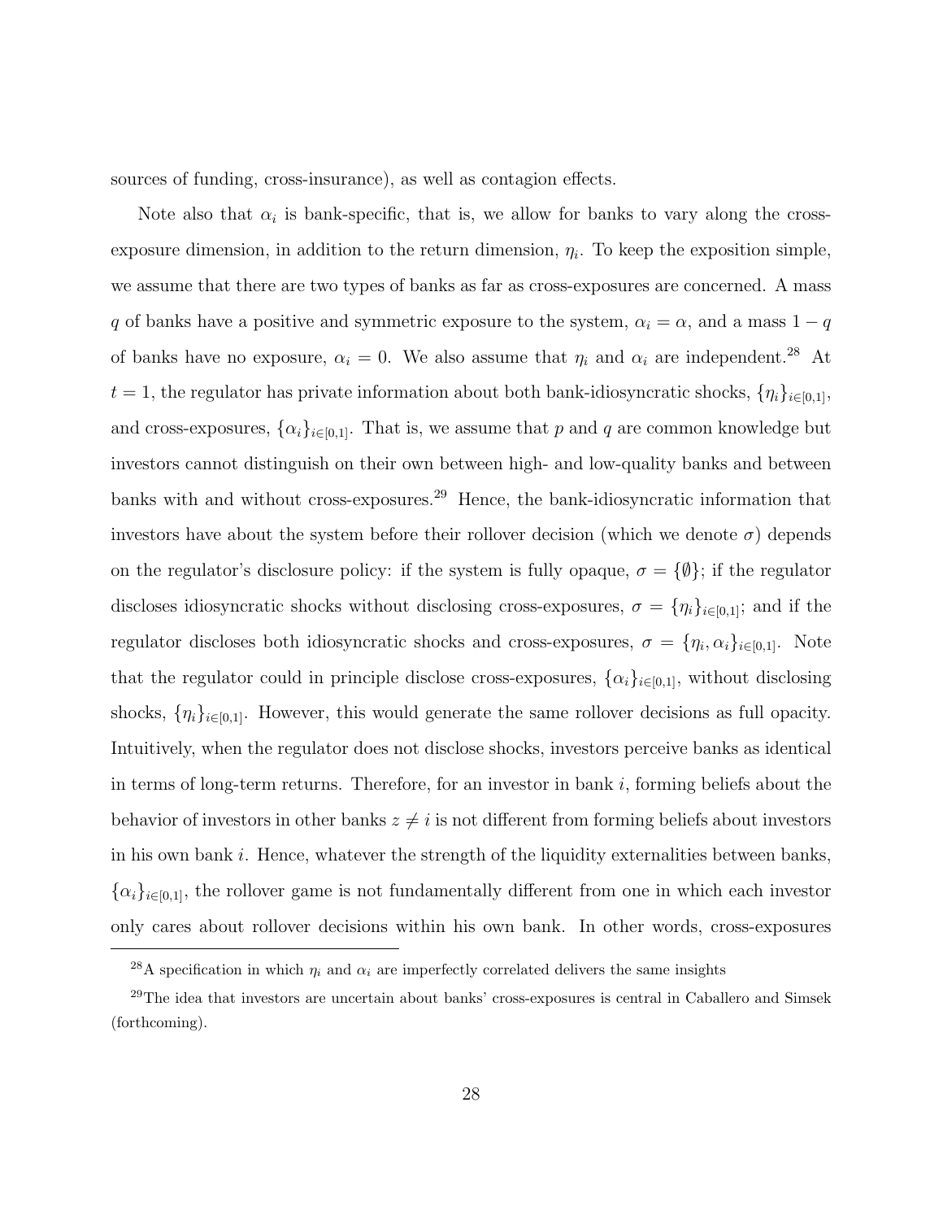sources of funding, cross-insurance), as well as contagion effects.

Note also that $\alpha_i$ is bank-specific, that is, we allow for banks to vary along the cross-exposure dimension, in addition to the return dimension, $\eta_i$. To keep the exposition simple, we assume that there are two types of banks as far as cross-exposures are concerned. A mass $q$ of banks have a positive and symmetric exposure to the system, $\alpha_i = \alpha$, and a mass $1 - q$ of banks have no exposure, $\alpha_i = 0$. We also assume that $\eta_i$ and $\alpha_i$ are independent.[28] At $t = 1$, the regulator has private information about both bank-idiosyncratic shocks, $\{\eta_i\}_{i\in[0,1]}$, and cross-exposures, $\{\alpha_i\}_{i\in[0,1]}$. That is, we assume that $p$ and $q$ are common knowledge but investors cannot distinguish on their own between high- and low-quality banks and between banks with and without cross-exposures.[29] Hence, the bank-idiosyncratic information that investors have about the system before their rollover decision (which we denote $\sigma$) depends on the regulator's disclosure policy: if the system is fully opaque, $\sigma = \{\emptyset\}$; if the regulator discloses idiosyncratic shocks without disclosing cross-exposures, $\sigma = \{\eta_i\}_{i\in[0,1]}$; and if the regulator discloses both idiosyncratic shocks and cross-exposures, $\sigma = \{\eta_i, \alpha_i\}_{i\in[0,1]}$. Note that the regulator could in principle disclose cross-exposures, $\{\alpha_i\}_{i\in[0,1]}$, without disclosing shocks, $\{\eta_i\}_{i\in[0,1]}$. However, this would generate the same rollover decisions as full opacity. Intuitively, when the regulator does not disclose shocks, investors perceive banks as identical in terms of long-term returns. Therefore, for an investor in bank $i$, forming beliefs about the behavior of investors in other banks $z \neq i$ is not different from forming beliefs about investors in his own bank $i$. Hence, whatever the strength of the liquidity externalities between banks, $\{\alpha_i\}_{i\in[0,1]}$, the rollover game is not fundamentally different from one in which each investor only cares about rollover decisions within his own bank. In other words, cross-exposures

[28] A specification in which $\eta_i$ and $\alpha_i$ are imperfectly correlated delivers the same insights

[29] The idea that investors are uncertain about banks' cross-exposures is central in Caballero and Simsek (forthcoming).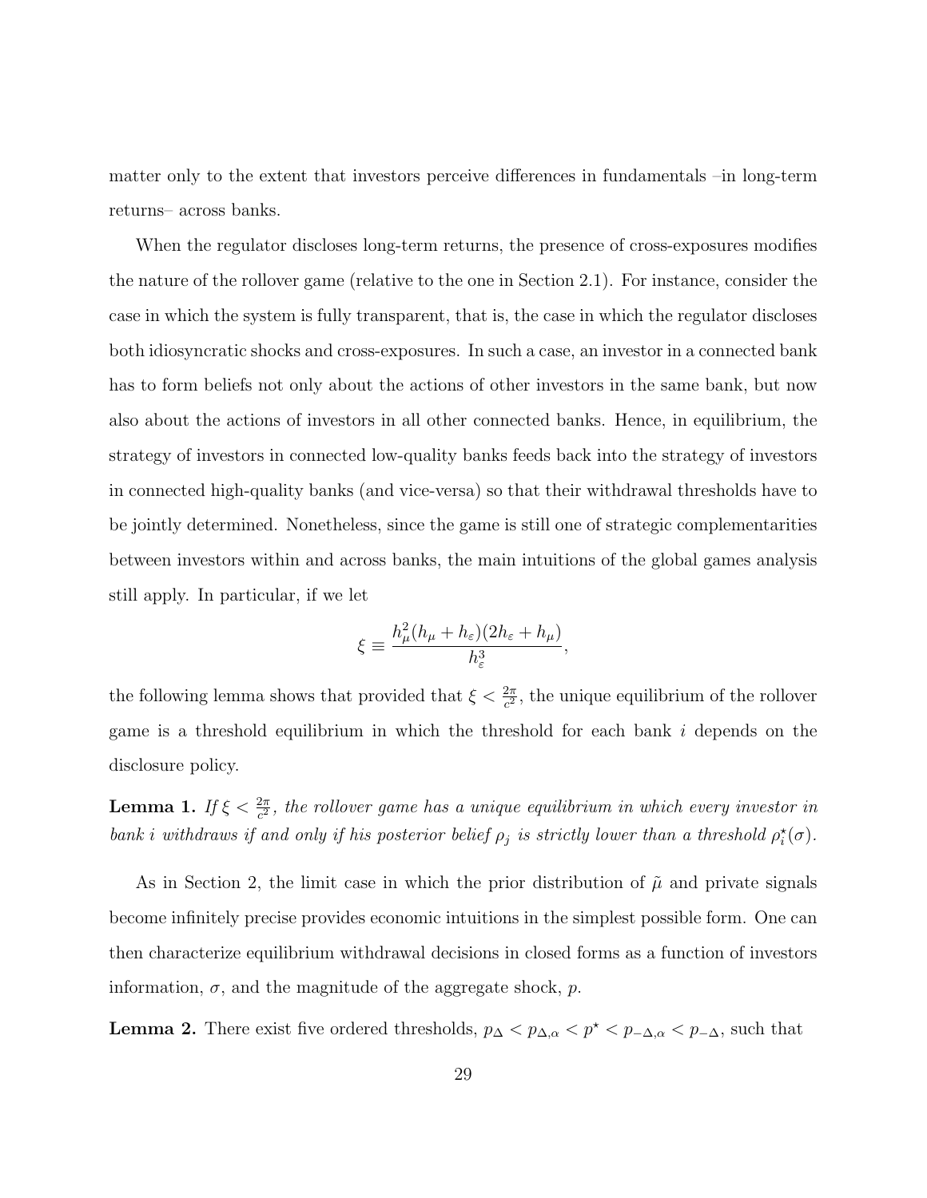matter only to the extent that investors perceive differences in fundamentals –in long-term returns– across banks.

When the regulator discloses long-term returns, the presence of cross-exposures modifies the nature of the rollover game (relative to the one in Section 2.1). For instance, consider the case in which the system is fully transparent, that is, the case in which the regulator discloses both idiosyncratic shocks and cross-exposures. In such a case, an investor in a connected bank has to form beliefs not only about the actions of other investors in the same bank, but now also about the actions of investors in all other connected banks. Hence, in equilibrium, the strategy of investors in connected low-quality banks feeds back into the strategy of investors in connected high-quality banks (and vice-versa) so that their withdrawal thresholds have to be jointly determined. Nonetheless, since the game is still one of strategic complementarities between investors within and across banks, the main intuitions of the global games analysis still apply. In particular, if we let

$$\xi \equiv \frac{h_\mu^2(h_\mu + h_\varepsilon)(2h_\varepsilon + h_\mu)}{h_\varepsilon^3},$$

the following lemma shows that provided that $\xi < \frac{2\pi}{c^2}$, the unique equilibrium of the rollover game is a threshold equilibrium in which the threshold for each bank $i$ depends on the disclosure policy.

**Lemma 1.** *If $\xi < \frac{2\pi}{c^2}$, the rollover game has a unique equilibrium in which every investor in bank $i$ withdraws if and only if his posterior belief $\rho_j$ is strictly lower than a threshold $\rho_i^\star(\sigma)$.*

As in Section 2, the limit case in which the prior distribution of $\tilde{\mu}$ and private signals become infinitely precise provides economic intuitions in the simplest possible form. One can then characterize equilibrium withdrawal decisions in closed forms as a function of investors information, $\sigma$, and the magnitude of the aggregate shock, $p$.

**Lemma 2.** There exist five ordered thresholds, $p_\Delta < p_{\Delta,\alpha} < p^\star < p_{-\Delta,\alpha} < p_{-\Delta}$, such that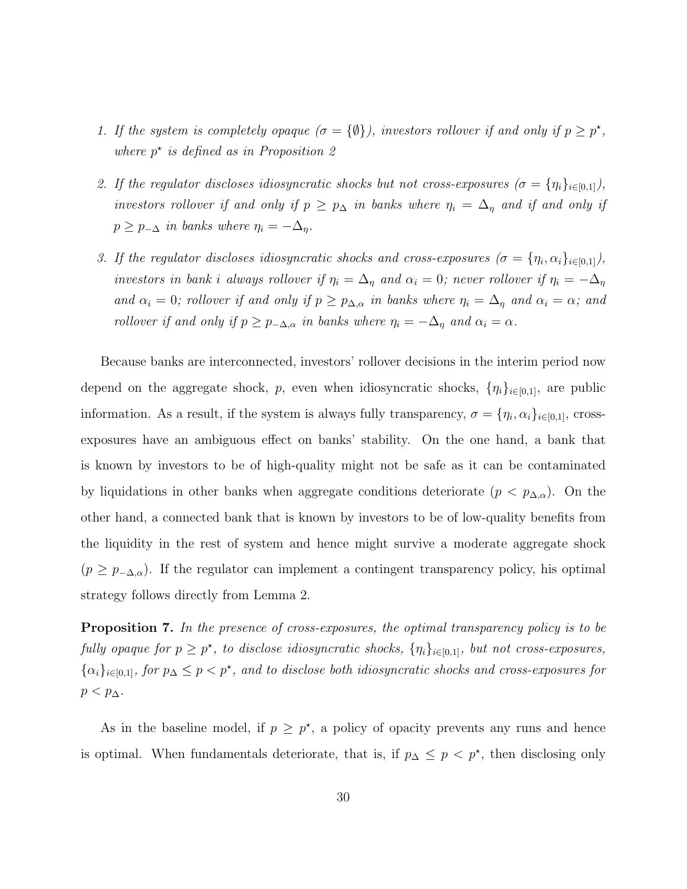1. *If the system is completely opaque ($\sigma = \{\emptyset\}$), investors rollover if and only if $p \geq p^{\star}$, where $p^{\star}$ is defined as in Proposition 2*

2. *If the regulator discloses idiosyncratic shocks but not cross-exposures ($\sigma = \{\eta_i\}_{i \in [0,1]}$), investors rollover if and only if $p \geq p_{\Delta}$ in banks where $\eta_i = \Delta_{\eta}$ and if and only if $p \geq p_{-\Delta}$ in banks where $\eta_i = -\Delta_{\eta}$.*

3. *If the regulator discloses idiosyncratic shocks and cross-exposures ($\sigma = \{\eta_i, \alpha_i\}_{i \in [0,1]}$), investors in bank $i$ always rollover if $\eta_i = \Delta_{\eta}$ and $\alpha_i = 0$; never rollover if $\eta_i = -\Delta_{\eta}$ and $\alpha_i = 0$; rollover if and only if $p \geq p_{\Delta,\alpha}$ in banks where $\eta_i = \Delta_{\eta}$ and $\alpha_i = \alpha$; and rollover if and only if $p \geq p_{-\Delta,\alpha}$ in banks where $\eta_i = -\Delta_{\eta}$ and $\alpha_i = \alpha$.*

Because banks are interconnected, investors' rollover decisions in the interim period now depend on the aggregate shock, $p$, even when idiosyncratic shocks, $\{\eta_i\}_{i \in [0,1]}$, are public information. As a result, if the system is always fully transparency, $\sigma = \{\eta_i, \alpha_i\}_{i \in [0,1]}$, cross-exposures have an ambiguous effect on banks' stability. On the one hand, a bank that is known by investors to be of high-quality might not be safe as it can be contaminated by liquidations in other banks when aggregate conditions deteriorate ($p < p_{\Delta,\alpha}$). On the other hand, a connected bank that is known by investors to be of low-quality benefits from the liquidity in the rest of system and hence might survive a moderate aggregate shock ($p \geq p_{-\Delta,\alpha}$). If the regulator can implement a contingent transparency policy, his optimal strategy follows directly from Lemma 2.

**Proposition 7.** *In the presence of cross-exposures, the optimal transparency policy is to be fully opaque for $p \geq p^{\star}$, to disclose idiosyncratic shocks, $\{\eta_i\}_{i \in [0,1]}$, but not cross-exposures, $\{\alpha_i\}_{i \in [0,1]}$, for $p_{\Delta} \leq p < p^{\star}$, and to disclose both idiosyncratic shocks and cross-exposures for $p < p_{\Delta}$.*

As in the baseline model, if $p \geq p^{\star}$, a policy of opacity prevents any runs and hence is optimal. When fundamentals deteriorate, that is, if $p_{\Delta} \leq p < p^{\star}$, then disclosing only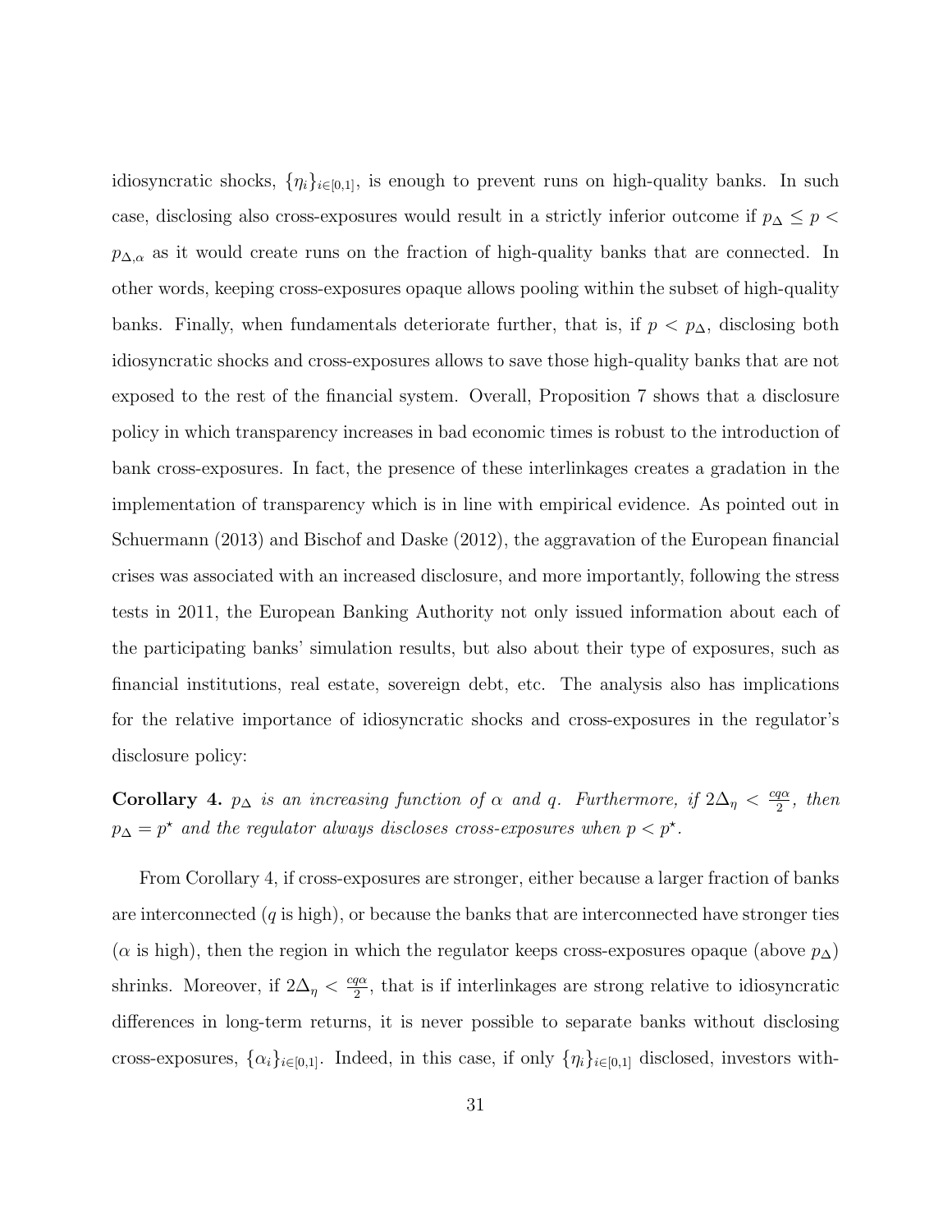idiosyncratic shocks, $\{\eta_i\}_{i\in[0,1]}$, is enough to prevent runs on high-quality banks. In such case, disclosing also cross-exposures would result in a strictly inferior outcome if $p_\Delta \le p < p_{\Delta,\alpha}$ as it would create runs on the fraction of high-quality banks that are connected. In other words, keeping cross-exposures opaque allows pooling within the subset of high-quality banks. Finally, when fundamentals deteriorate further, that is, if $p < p_\Delta$, disclosing both idiosyncratic shocks and cross-exposures allows to save those high-quality banks that are not exposed to the rest of the financial system. Overall, Proposition 7 shows that a disclosure policy in which transparency increases in bad economic times is robust to the introduction of bank cross-exposures. In fact, the presence of these interlinkages creates a gradation in the implementation of transparency which is in line with empirical evidence. As pointed out in Schuermann (2013) and Bischof and Daske (2012), the aggravation of the European financial crises was associated with an increased disclosure, and more importantly, following the stress tests in 2011, the European Banking Authority not only issued information about each of the participating banks' simulation results, but also about their type of exposures, such as financial institutions, real estate, sovereign debt, etc. The analysis also has implications for the relative importance of idiosyncratic shocks and cross-exposures in the regulator's disclosure policy:

**Corollary 4.** *$p_\Delta$ is an increasing function of $\alpha$ and $q$. Furthermore, if $2\Delta_\eta < \frac{cq\alpha}{2}$, then $p_\Delta = p^\star$ and the regulator always discloses cross-exposures when $p < p^\star$.*

From Corollary 4, if cross-exposures are stronger, either because a larger fraction of banks are interconnected ($q$ is high), or because the banks that are interconnected have stronger ties ($\alpha$ is high), then the region in which the regulator keeps cross-exposures opaque (above $p_\Delta$) shrinks. Moreover, if $2\Delta_\eta < \frac{cq\alpha}{2}$, that is if interlinkages are strong relative to idiosyncratic differences in long-term returns, it is never possible to separate banks without disclosing cross-exposures, $\{\alpha_i\}_{i\in[0,1]}$. Indeed, in this case, if only $\{\eta_i\}_{i\in[0,1]}$ disclosed, investors with-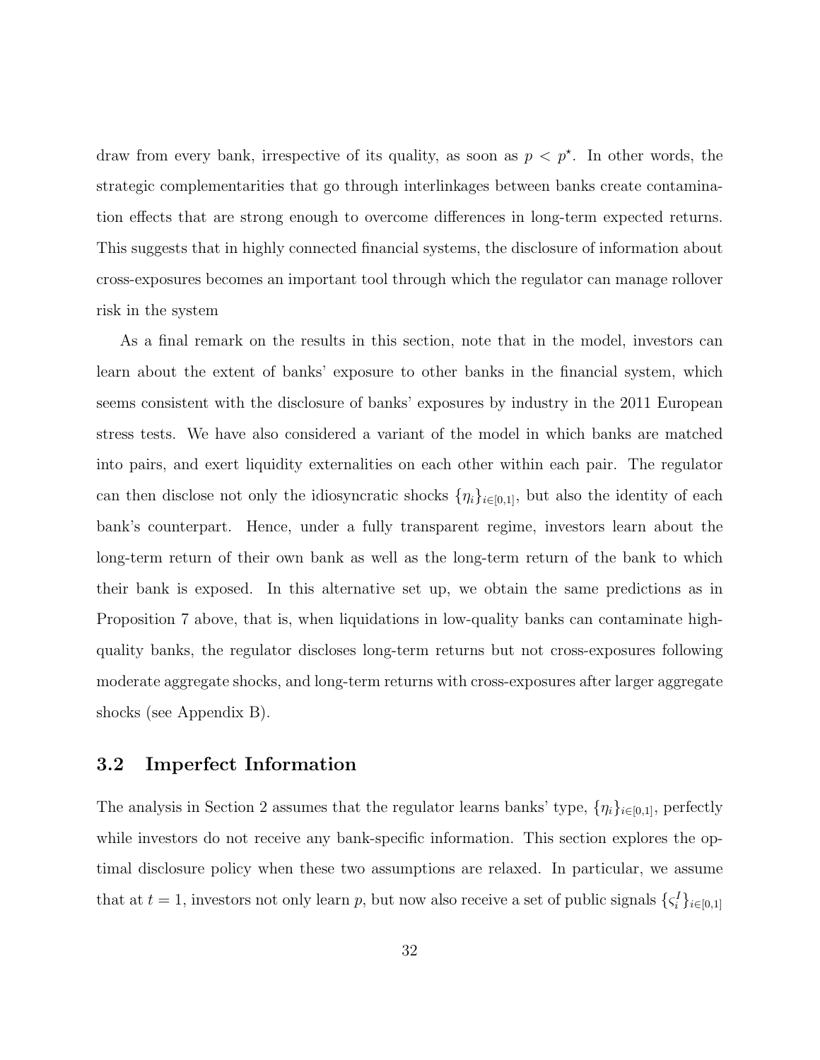draw from every bank, irrespective of its quality, as soon as $p < p^{\star}$. In other words, the strategic complementarities that go through interlinkages between banks create contamination effects that are strong enough to overcome differences in long-term expected returns. This suggests that in highly connected financial systems, the disclosure of information about cross-exposures becomes an important tool through which the regulator can manage rollover risk in the system

As a final remark on the results in this section, note that in the model, investors can learn about the extent of banks' exposure to other banks in the financial system, which seems consistent with the disclosure of banks' exposures by industry in the 2011 European stress tests. We have also considered a variant of the model in which banks are matched into pairs, and exert liquidity externalities on each other within each pair. The regulator can then disclose not only the idiosyncratic shocks $\{\eta_i\}_{i\in[0,1]}$, but also the identity of each bank's counterpart. Hence, under a fully transparent regime, investors learn about the long-term return of their own bank as well as the long-term return of the bank to which their bank is exposed. In this alternative set up, we obtain the same predictions as in Proposition 7 above, that is, when liquidations in low-quality banks can contaminate high-quality banks, the regulator discloses long-term returns but not cross-exposures following moderate aggregate shocks, and long-term returns with cross-exposures after larger aggregate shocks (see Appendix B).

## 3.2 Imperfect Information

The analysis in Section 2 assumes that the regulator learns banks' type, $\{\eta_i\}_{i\in[0,1]}$, perfectly while investors do not receive any bank-specific information. This section explores the optimal disclosure policy when these two assumptions are relaxed. In particular, we assume that at $t = 1$, investors not only learn $p$, but now also receive a set of public signals $\{\varsigma_i^I\}_{i\in[0,1]}$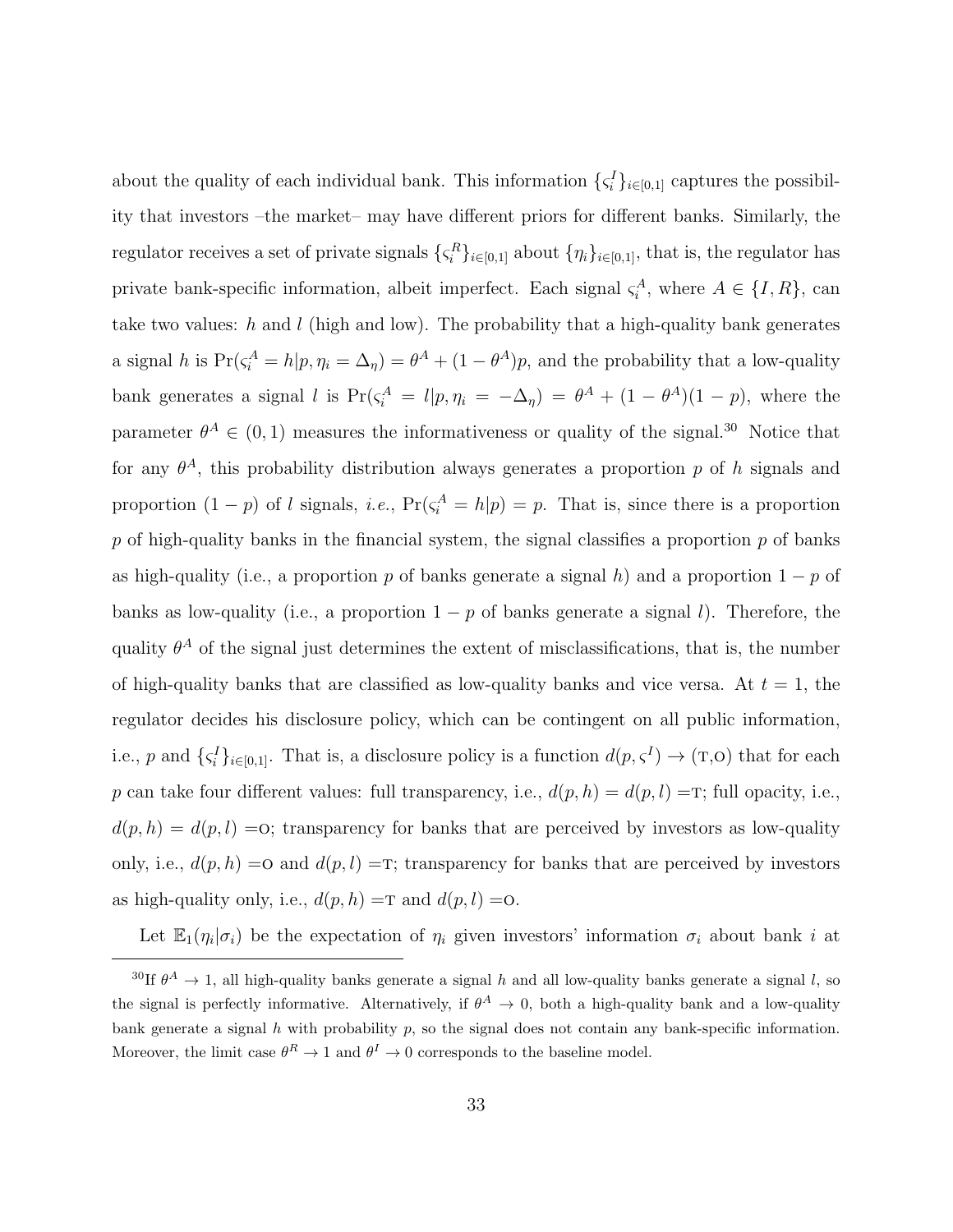about the quality of each individual bank. This information $\{\varsigma_i^I\}_{i\in[0,1]}$ captures the possibility that investors –the market– may have different priors for different banks. Similarly, the regulator receives a set of private signals $\{\varsigma_i^R\}_{i\in[0,1]}$ about $\{\eta_i\}_{i\in[0,1]}$, that is, the regulator has private bank-specific information, albeit imperfect. Each signal $\varsigma_i^A$, where $A \in \{I, R\}$, can take two values: $h$ and $l$ (high and low). The probability that a high-quality bank generates a signal $h$ is $\Pr(\varsigma_i^A = h|p, \eta_i = \Delta_\eta) = \theta^A + (1-\theta^A)p$, and the probability that a low-quality bank generates a signal $l$ is $\Pr(\varsigma_i^A = l|p, \eta_i = -\Delta_\eta) = \theta^A + (1-\theta^A)(1-p)$, where the parameter $\theta^A \in (0,1)$ measures the informativeness or quality of the signal.[30] Notice that for any $\theta^A$, this probability distribution always generates a proportion $p$ of $h$ signals and proportion $(1-p)$ of $l$ signals, *i.e.*, $\Pr(\varsigma_i^A = h|p) = p$. That is, since there is a proportion $p$ of high-quality banks in the financial system, the signal classifies a proportion $p$ of banks as high-quality (i.e., a proportion $p$ of banks generate a signal $h$) and a proportion $1-p$ of banks as low-quality (i.e., a proportion $1-p$ of banks generate a signal $l$). Therefore, the quality $\theta^A$ of the signal just determines the extent of misclassifications, that is, the number of high-quality banks that are classified as low-quality banks and vice versa. At $t = 1$, the regulator decides his disclosure policy, which can be contingent on all public information, i.e., $p$ and $\{\varsigma_i^I\}_{i\in[0,1]}$. That is, a disclosure policy is a function $d(p, \varsigma^I) \to (\text{T}, \text{O})$ that for each $p$ can take four different values: full transparency, i.e., $d(p,h) = d(p,l) = \text{T}$; full opacity, i.e., $d(p,h) = d(p,l) = \text{O}$; transparency for banks that are perceived by investors as low-quality only, i.e., $d(p,h) = \text{O}$ and $d(p,l) = \text{T}$; transparency for banks that are perceived by investors as high-quality only, i.e., $d(p,h) = \text{T}$ and $d(p,l) = \text{O}$.

Let $\mathbb{E}_1(\eta_i|\sigma_i)$ be the expectation of $\eta_i$ given investors' information $\sigma_i$ about bank $i$ at

[30] If $\theta^A \to 1$, all high-quality banks generate a signal $h$ and all low-quality banks generate a signal $l$, so the signal is perfectly informative. Alternatively, if $\theta^A \to 0$, both a high-quality bank and a low-quality bank generate a signal $h$ with probability $p$, so the signal does not contain any bank-specific information. Moreover, the limit case $\theta^R \to 1$ and $\theta^I \to 0$ corresponds to the baseline model.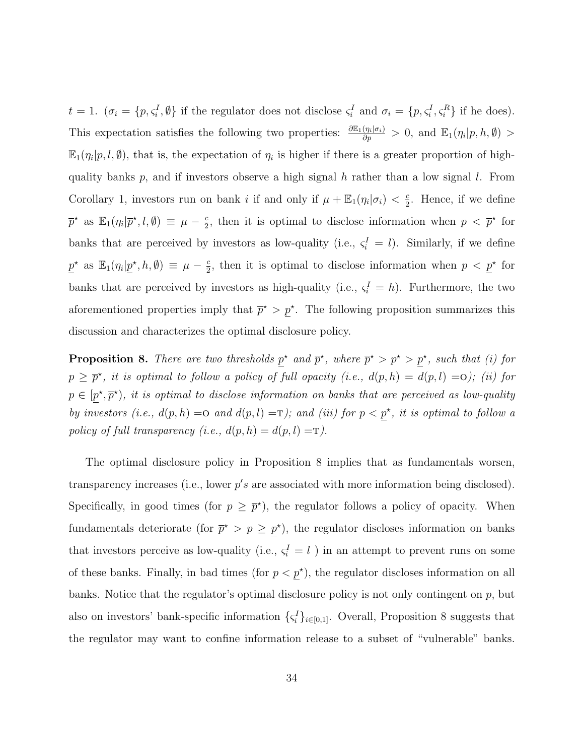$t = 1$. ($\sigma_i = \{p, \varsigma_i^I, \emptyset\}$ if the regulator does not disclose $\varsigma_i^I$ and $\sigma_i = \{p, \varsigma_i^I, \varsigma_i^R\}$ if he does). This expectation satisfies the following two properties: $\frac{\partial \mathbb{E}_1(\eta_i|\sigma_i)}{\partial p} > 0$, and $\mathbb{E}_1(\eta_i|p, h, \emptyset) > \mathbb{E}_1(\eta_i|p, l, \emptyset)$, that is, the expectation of $\eta_i$ is higher if there is a greater proportion of high-quality banks $p$, and if investors observe a high signal $h$ rather than a low signal $l$. From Corollary 1, investors run on bank $i$ if and only if $\mu + \mathbb{E}_1(\eta_i|\sigma_i) < \frac{c}{2}$. Hence, if we define $\overline{p}^\star$ as $\mathbb{E}_1(\eta_i|\overline{p}^\star, l, \emptyset) \equiv \mu - \frac{c}{2}$, then it is optimal to disclose information when $p < \overline{p}^\star$ for banks that are perceived by investors as low-quality (i.e., $\varsigma_i^I = l$). Similarly, if we define $\underline{p}^\star$ as $\mathbb{E}_1(\eta_i|\underline{p}^\star, h, \emptyset) \equiv \mu - \frac{c}{2}$, then it is optimal to disclose information when $p < \underline{p}^\star$ for banks that are perceived by investors as high-quality (i.e., $\varsigma_i^I = h$). Furthermore, the two aforementioned properties imply that $\overline{p}^\star > \underline{p}^\star$. The following proposition summarizes this discussion and characterizes the optimal disclosure policy.

**Proposition 8.** *There are two thresholds $\underline{p}^\star$ and $\overline{p}^\star$, where $\overline{p}^\star > p^\star > \underline{p}^\star$, such that (i) for $p \geq \overline{p}^\star$, it is optimal to follow a policy of full opacity (i.e., $d(p, h) = d(p, l) =$O); (ii) for $p \in [\underline{p}^\star, \overline{p}^\star)$, it is optimal to disclose information on banks that are perceived as low-quality by investors (i.e., $d(p, h) =$O and $d(p, l) =$T); and (iii) for $p < \underline{p}^\star$, it is optimal to follow a policy of full transparency (i.e., $d(p, h) = d(p, l) =$T).*

The optimal disclosure policy in Proposition 8 implies that as fundamentals worsen, transparency increases (i.e., lower $p's$ are associated with more information being disclosed). Specifically, in good times (for $p \geq \overline{p}^\star$), the regulator follows a policy of opacity. When fundamentals deteriorate (for $\overline{p}^\star > p \geq \underline{p}^\star$), the regulator discloses information on banks that investors perceive as low-quality (i.e., $\varsigma_i^I = l$ ) in an attempt to prevent runs on some of these banks. Finally, in bad times (for $p < \underline{p}^\star$), the regulator discloses information on all banks. Notice that the regulator's optimal disclosure policy is not only contingent on $p$, but also on investors' bank-specific information $\{\varsigma_i^I\}_{i \in [0,1]}$. Overall, Proposition 8 suggests that the regulator may want to confine information release to a subset of "vulnerable" banks.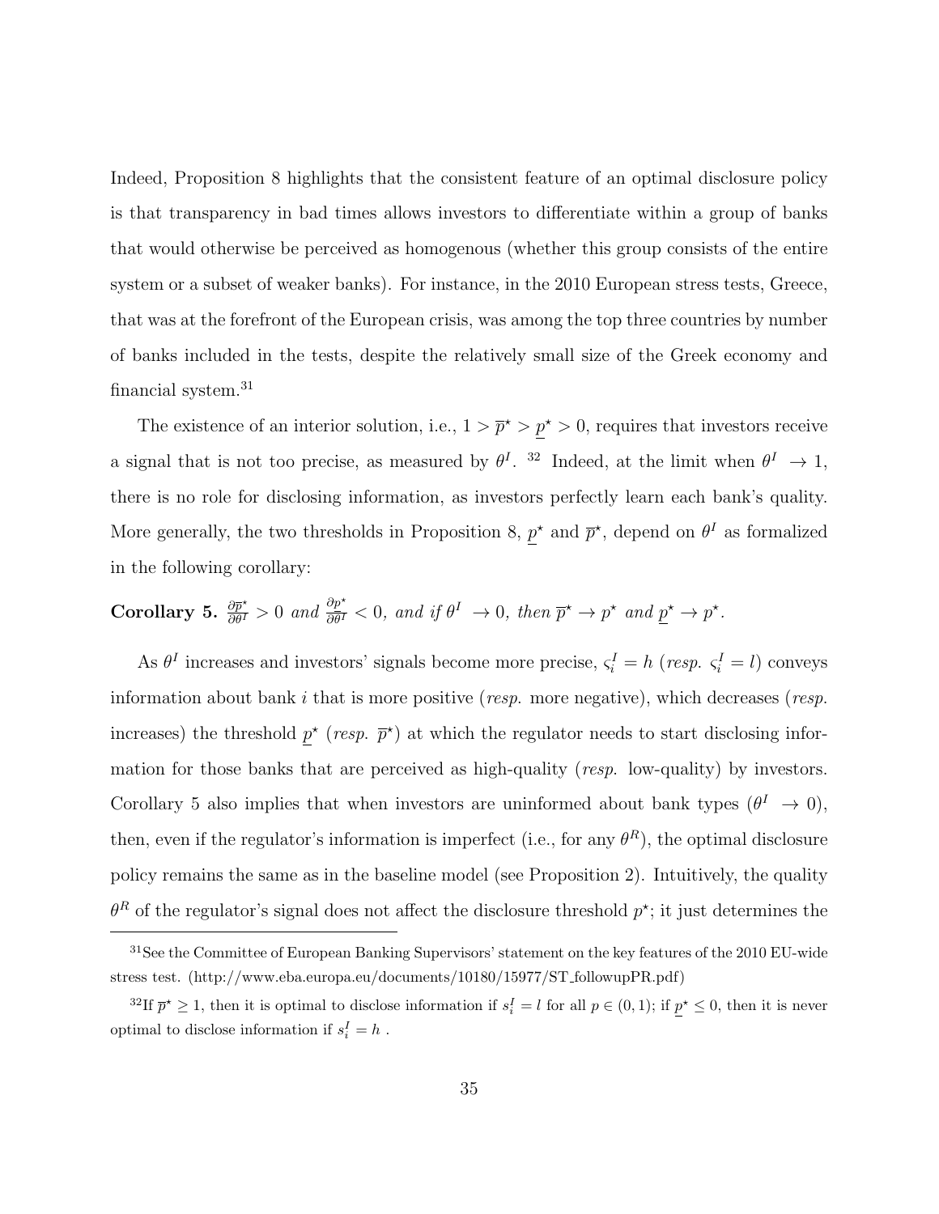Indeed, Proposition 8 highlights that the consistent feature of an optimal disclosure policy is that transparency in bad times allows investors to differentiate within a group of banks that would otherwise be perceived as homogenous (whether this group consists of the entire system or a subset of weaker banks). For instance, in the 2010 European stress tests, Greece, that was at the forefront of the European crisis, was among the top three countries by number of banks included in the tests, despite the relatively small size of the Greek economy and financial system.[31]

The existence of an interior solution, i.e., $1 > \overline{p}^\star > \underline{p}^\star > 0$, requires that investors receive a signal that is not too precise, as measured by $\theta^I$. [32] Indeed, at the limit when $\theta^I \to 1$, there is no role for disclosing information, as investors perfectly learn each bank's quality. More generally, the two thresholds in Proposition 8, $\underline{p}^\star$ and $\overline{p}^\star$, depend on $\theta^I$ as formalized in the following corollary:

**Corollary 5.** *$\frac{\partial \overline{p}^\star}{\partial \theta^I} > 0$ and $\frac{\partial \underline{p}^\star}{\partial \theta^I} < 0$, and if $\theta^I \to 0$, then $\overline{p}^\star \to p^\star$ and $\underline{p}^\star \to p^\star$.*

As $\theta^I$ increases and investors' signals become more precise, $\varsigma_i^I = h$ (*resp.* $\varsigma_i^I = l$) conveys information about bank $i$ that is more positive (*resp.* more negative), which decreases (*resp.* increases) the threshold $\underline{p}^\star$ (*resp.* $\overline{p}^\star$) at which the regulator needs to start disclosing information for those banks that are perceived as high-quality (*resp.* low-quality) by investors. Corollary 5 also implies that when investors are uninformed about bank types ($\theta^I \to 0$), then, even if the regulator's information is imperfect (i.e., for any $\theta^R$), the optimal disclosure policy remains the same as in the baseline model (see Proposition 2). Intuitively, the quality $\theta^R$ of the regulator's signal does not affect the disclosure threshold $p^\star$; it just determines the

[31] See the Committee of European Banking Supervisors' statement on the key features of the 2010 EU-wide stress test. (http://www.eba.europa.eu/documents/10180/15977/ST_followupPR.pdf)

[32] If $\overline{p}^\star \geq 1$, then it is optimal to disclose information if $s_i^I = l$ for all $p \in (0, 1)$; if $\underline{p}^\star \leq 0$, then it is never optimal to disclose information if $s_i^I = h$ .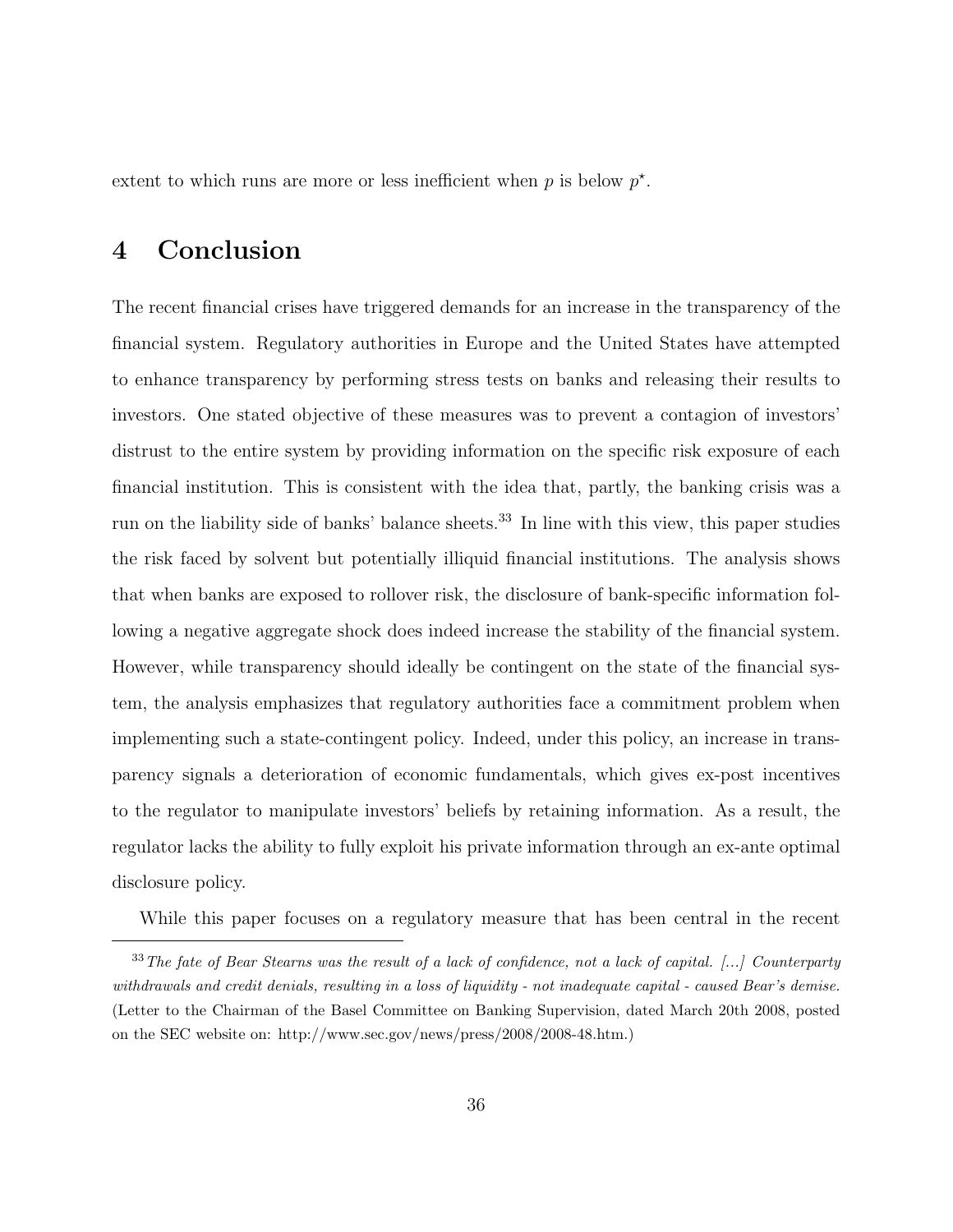extent to which runs are more or less inefficient when $p$ is below $p^{\star}$.

# 4 Conclusion

The recent financial crises have triggered demands for an increase in the transparency of the financial system. Regulatory authorities in Europe and the United States have attempted to enhance transparency by performing stress tests on banks and releasing their results to investors. One stated objective of these measures was to prevent a contagion of investors' distrust to the entire system by providing information on the specific risk exposure of each financial institution. This is consistent with the idea that, partly, the banking crisis was a run on the liability side of banks' balance sheets.[33] In line with this view, this paper studies the risk faced by solvent but potentially illiquid financial institutions. The analysis shows that when banks are exposed to rollover risk, the disclosure of bank-specific information following a negative aggregate shock does indeed increase the stability of the financial system. However, while transparency should ideally be contingent on the state of the financial system, the analysis emphasizes that regulatory authorities face a commitment problem when implementing such a state-contingent policy. Indeed, under this policy, an increase in transparency signals a deterioration of economic fundamentals, which gives ex-post incentives to the regulator to manipulate investors' beliefs by retaining information. As a result, the regulator lacks the ability to fully exploit his private information through an ex-ante optimal disclosure policy.

While this paper focuses on a regulatory measure that has been central in the recent

---

[33] *The fate of Bear Stearns was the result of a lack of confidence, not a lack of capital. [...] Counterparty withdrawals and credit denials, resulting in a loss of liquidity - not inadequate capital - caused Bear's demise.* (Letter to the Chairman of the Basel Committee on Banking Supervision, dated March 20th 2008, posted on the SEC website on: http://www.sec.gov/news/press/2008/2008-48.htm.)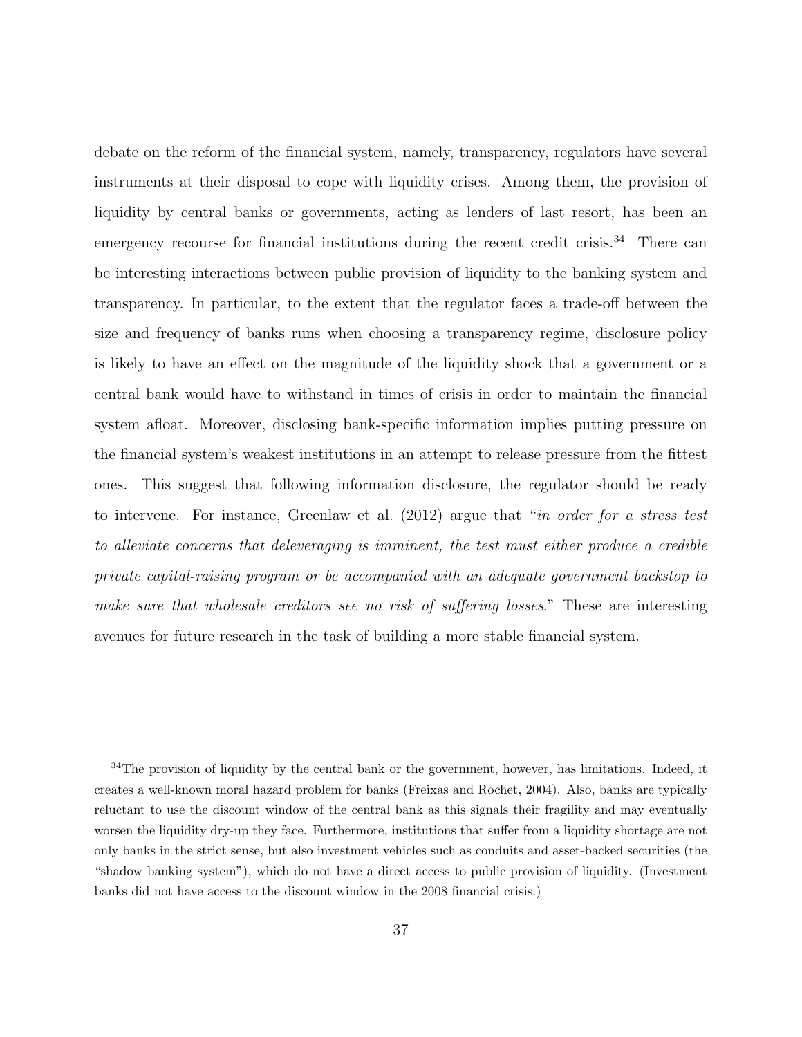debate on the reform of the financial system, namely, transparency, regulators have several instruments at their disposal to cope with liquidity crises. Among them, the provision of liquidity by central banks or governments, acting as lenders of last resort, has been an emergency recourse for financial institutions during the recent credit crisis.[34] There can be interesting interactions between public provision of liquidity to the banking system and transparency. In particular, to the extent that the regulator faces a trade-off between the size and frequency of banks runs when choosing a transparency regime, disclosure policy is likely to have an effect on the magnitude of the liquidity shock that a government or a central bank would have to withstand in times of crisis in order to maintain the financial system afloat. Moreover, disclosing bank-specific information implies putting pressure on the financial system's weakest institutions in an attempt to release pressure from the fittest ones. This suggest that following information disclosure, the regulator should be ready to intervene. For instance, Greenlaw et al. (2012) argue that "*in order for a stress test to alleviate concerns that deleveraging is imminent, the test must either produce a credible private capital-raising program or be accompanied with an adequate government backstop to make sure that wholesale creditors see no risk of suffering losses*." These are interesting avenues for future research in the task of building a more stable financial system.

[34] The provision of liquidity by the central bank or the government, however, has limitations. Indeed, it creates a well-known moral hazard problem for banks (Freixas and Rochet, 2004). Also, banks are typically reluctant to use the discount window of the central bank as this signals their fragility and may eventually worsen the liquidity dry-up they face. Furthermore, institutions that suffer from a liquidity shortage are not only banks in the strict sense, but also investment vehicles such as conduits and asset-backed securities (the "shadow banking system"), which do not have a direct access to public provision of liquidity. (Investment banks did not have access to the discount window in the 2008 financial crisis.)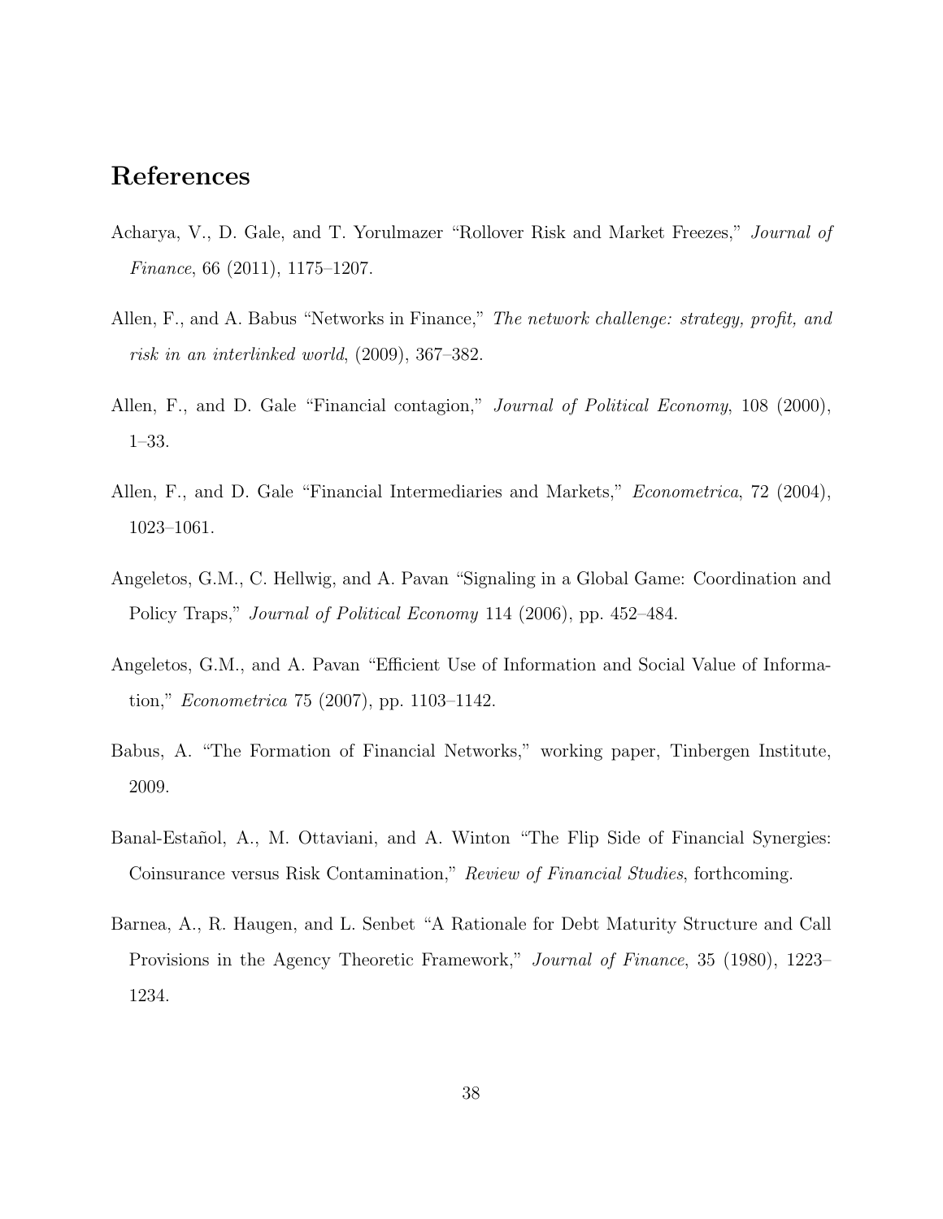# References

Acharya, V., D. Gale, and T. Yorulmazer "Rollover Risk and Market Freezes," *Journal of Finance*, 66 (2011), 1175–1207.

Allen, F., and A. Babus "Networks in Finance," *The network challenge: strategy, profit, and risk in an interlinked world*, (2009), 367–382.

Allen, F., and D. Gale "Financial contagion," *Journal of Political Economy*, 108 (2000), 1–33.

Allen, F., and D. Gale "Financial Intermediaries and Markets," *Econometrica*, 72 (2004), 1023–1061.

Angeletos, G.M., C. Hellwig, and A. Pavan "Signaling in a Global Game: Coordination and Policy Traps," *Journal of Political Economy* 114 (2006), pp. 452–484.

Angeletos, G.M., and A. Pavan "Efficient Use of Information and Social Value of Information," *Econometrica* 75 (2007), pp. 1103–1142.

Babus, A. "The Formation of Financial Networks," working paper, Tinbergen Institute, 2009.

Banal-Estañol, A., M. Ottaviani, and A. Winton "The Flip Side of Financial Synergies: Coinsurance versus Risk Contamination," *Review of Financial Studies*, forthcoming.

Barnea, A., R. Haugen, and L. Senbet "A Rationale for Debt Maturity Structure and Call Provisions in the Agency Theoretic Framework," *Journal of Finance*, 35 (1980), 1223–1234.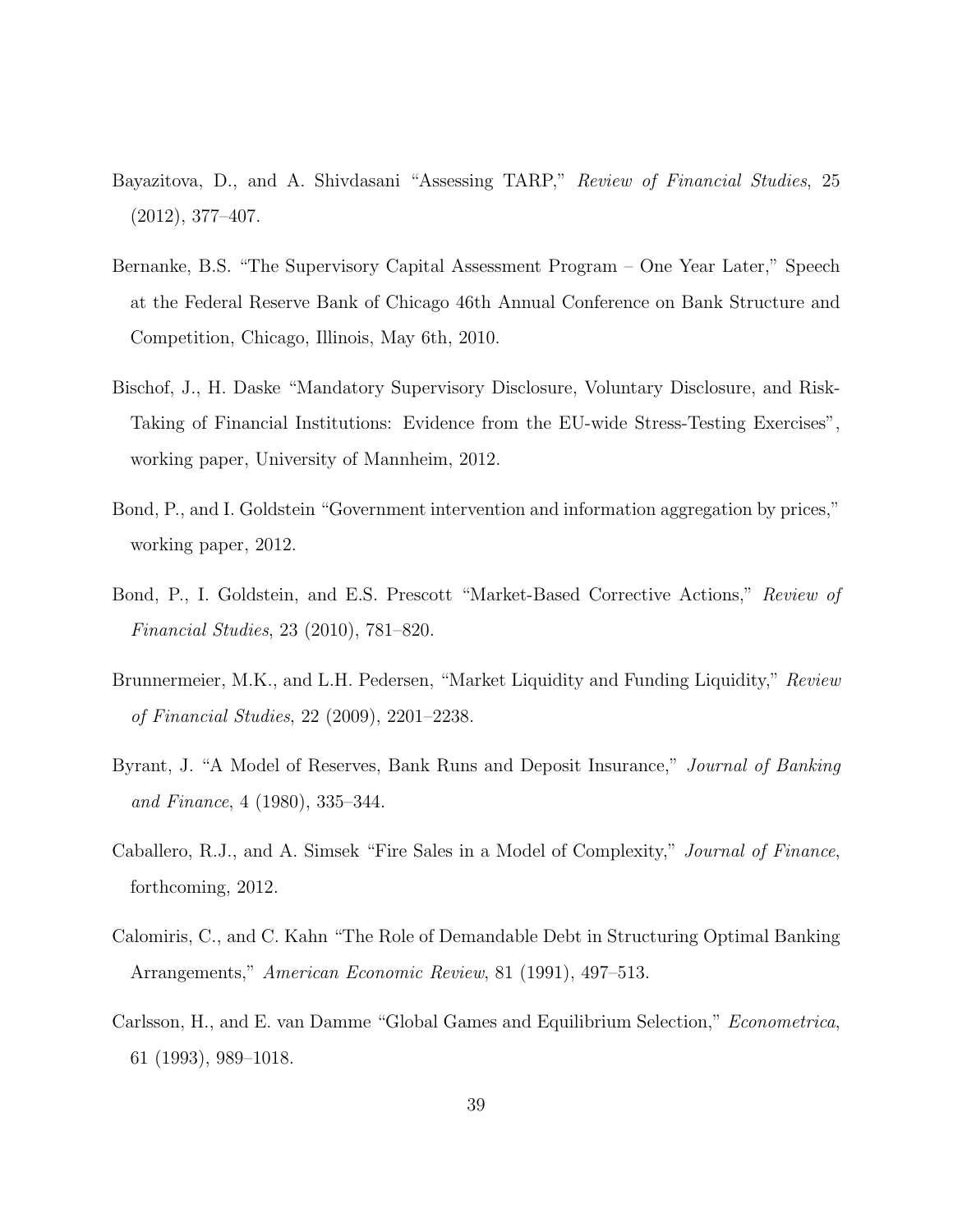Bayazitova, D., and A. Shivdasani "Assessing TARP," *Review of Financial Studies*, 25 (2012), 377–407.

Bernanke, B.S. "The Supervisory Capital Assessment Program – One Year Later," Speech at the Federal Reserve Bank of Chicago 46th Annual Conference on Bank Structure and Competition, Chicago, Illinois, May 6th, 2010.

Bischof, J., H. Daske "Mandatory Supervisory Disclosure, Voluntary Disclosure, and Risk-Taking of Financial Institutions: Evidence from the EU-wide Stress-Testing Exercises", working paper, University of Mannheim, 2012.

Bond, P., and I. Goldstein "Government intervention and information aggregation by prices," working paper, 2012.

Bond, P., I. Goldstein, and E.S. Prescott "Market-Based Corrective Actions," *Review of Financial Studies*, 23 (2010), 781–820.

Brunnermeier, M.K., and L.H. Pedersen, "Market Liquidity and Funding Liquidity," *Review of Financial Studies*, 22 (2009), 2201–2238.

Byrant, J. "A Model of Reserves, Bank Runs and Deposit Insurance," *Journal of Banking and Finance*, 4 (1980), 335–344.

Caballero, R.J., and A. Simsek "Fire Sales in a Model of Complexity," *Journal of Finance*, forthcoming, 2012.

Calomiris, C., and C. Kahn "The Role of Demandable Debt in Structuring Optimal Banking Arrangements," *American Economic Review*, 81 (1991), 497–513.

Carlsson, H., and E. van Damme "Global Games and Equilibrium Selection," *Econometrica*, 61 (1993), 989–1018.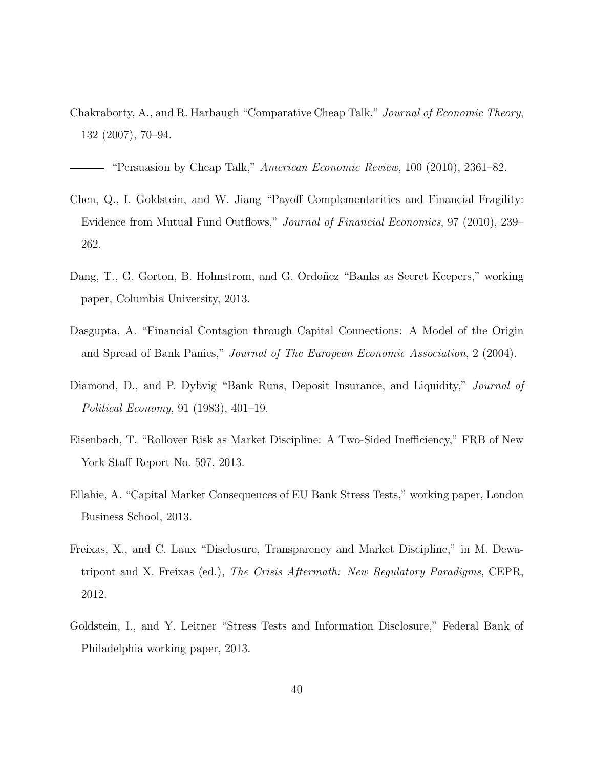Chakraborty, A., and R. Harbaugh "Comparative Cheap Talk," *Journal of Economic Theory*, 132 (2007), 70–94.

——— "Persuasion by Cheap Talk," *American Economic Review*, 100 (2010), 2361–82.

Chen, Q., I. Goldstein, and W. Jiang "Payoff Complementarities and Financial Fragility: Evidence from Mutual Fund Outflows," *Journal of Financial Economics*, 97 (2010), 239–262.

Dang, T., G. Gorton, B. Holmstrom, and G. Ordoñez "Banks as Secret Keepers," working paper, Columbia University, 2013.

Dasgupta, A. "Financial Contagion through Capital Connections: A Model of the Origin and Spread of Bank Panics," *Journal of The European Economic Association*, 2 (2004).

Diamond, D., and P. Dybvig "Bank Runs, Deposit Insurance, and Liquidity," *Journal of Political Economy*, 91 (1983), 401–19.

Eisenbach, T. "Rollover Risk as Market Discipline: A Two-Sided Inefficiency," FRB of New York Staff Report No. 597, 2013.

Ellahie, A. "Capital Market Consequences of EU Bank Stress Tests," working paper, London Business School, 2013.

Freixas, X., and C. Laux "Disclosure, Transparency and Market Discipline," in M. Dewatripont and X. Freixas (ed.), *The Crisis Aftermath: New Regulatory Paradigms*, CEPR, 2012.

Goldstein, I., and Y. Leitner "Stress Tests and Information Disclosure," Federal Bank of Philadelphia working paper, 2013.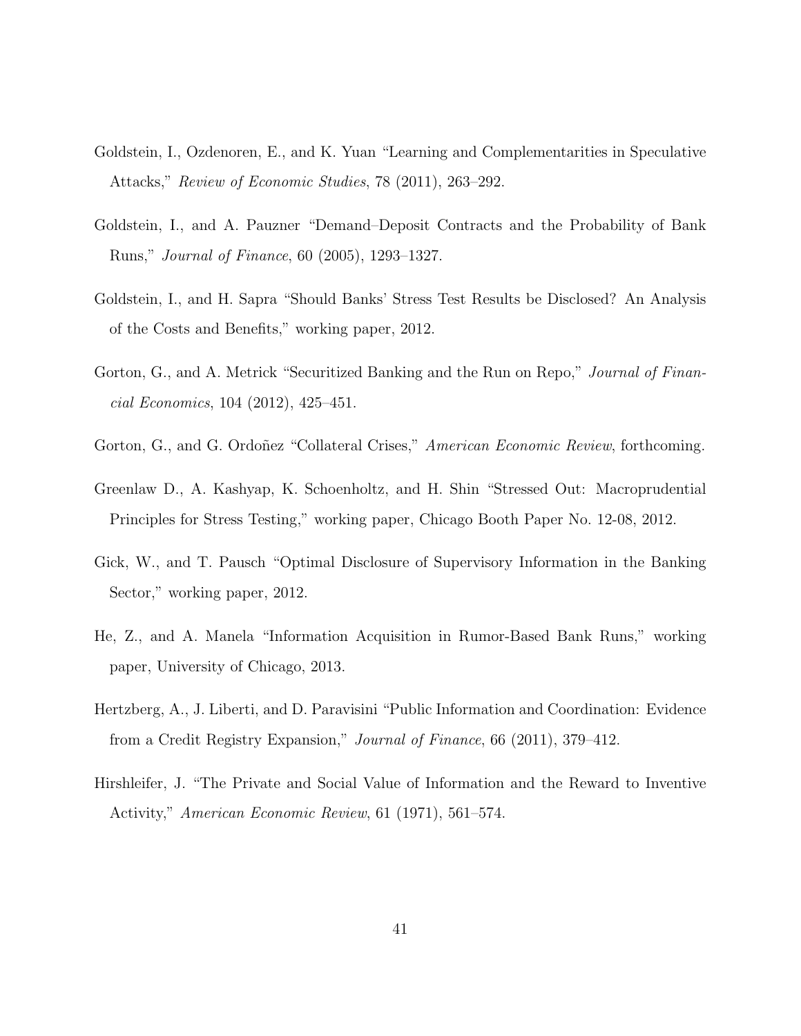Goldstein, I., Ozdenoren, E., and K. Yuan "Learning and Complementarities in Speculative Attacks," *Review of Economic Studies*, 78 (2011), 263–292.

Goldstein, I., and A. Pauzner "Demand–Deposit Contracts and the Probability of Bank Runs," *Journal of Finance*, 60 (2005), 1293–1327.

Goldstein, I., and H. Sapra "Should Banks' Stress Test Results be Disclosed? An Analysis of the Costs and Benefits," working paper, 2012.

Gorton, G., and A. Metrick "Securitized Banking and the Run on Repo," *Journal of Financial Economics*, 104 (2012), 425–451.

Gorton, G., and G. Ordoñez "Collateral Crises," *American Economic Review*, forthcoming.

Greenlaw D., A. Kashyap, K. Schoenholtz, and H. Shin "Stressed Out: Macroprudential Principles for Stress Testing," working paper, Chicago Booth Paper No. 12-08, 2012.

Gick, W., and T. Pausch "Optimal Disclosure of Supervisory Information in the Banking Sector," working paper, 2012.

He, Z., and A. Manela "Information Acquisition in Rumor-Based Bank Runs," working paper, University of Chicago, 2013.

Hertzberg, A., J. Liberti, and D. Paravisini "Public Information and Coordination: Evidence from a Credit Registry Expansion," *Journal of Finance*, 66 (2011), 379–412.

Hirshleifer, J. "The Private and Social Value of Information and the Reward to Inventive Activity," *American Economic Review*, 61 (1971), 561–574.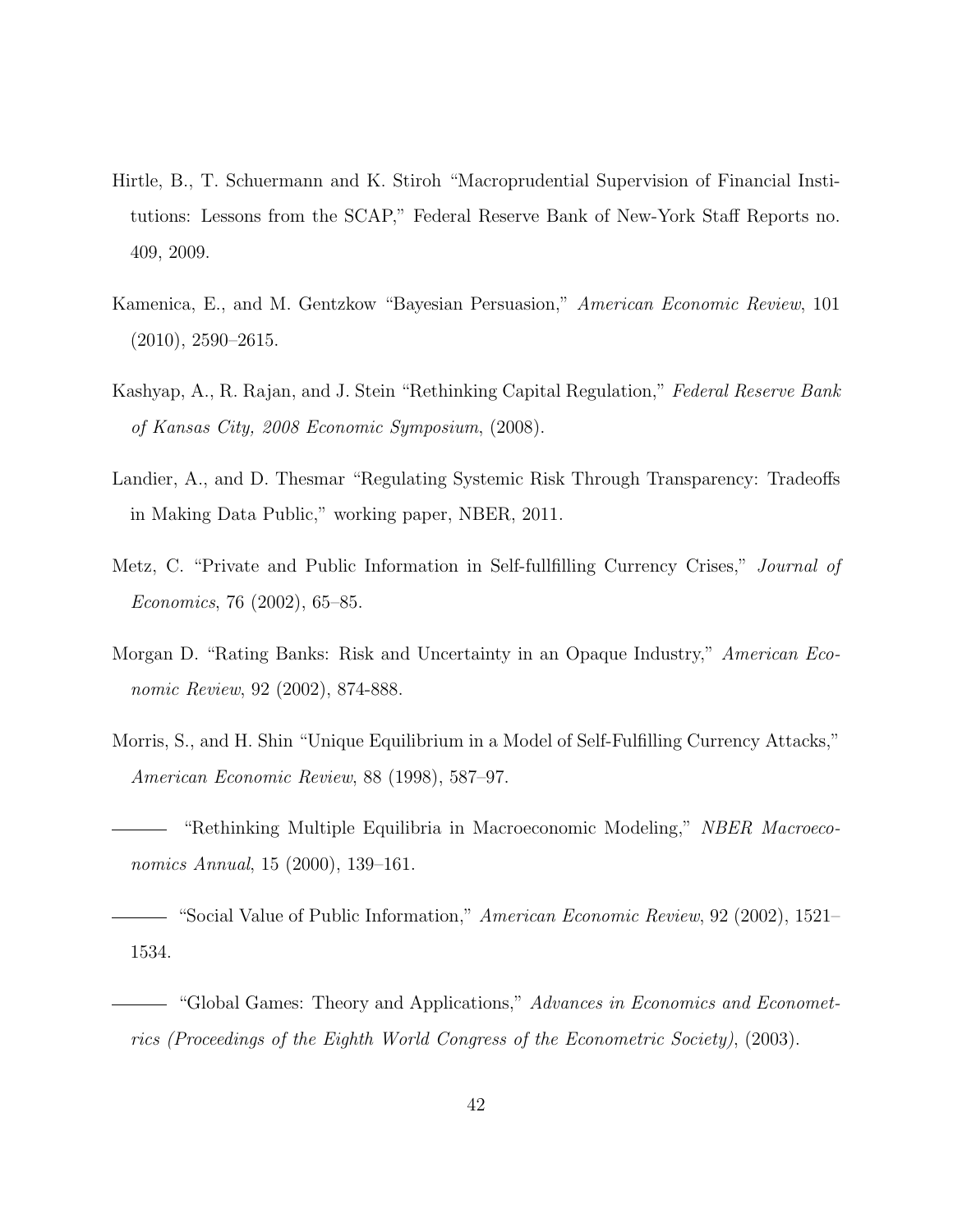Hirtle, B., T. Schuermann and K. Stiroh "Macroprudential Supervision of Financial Institutions: Lessons from the SCAP," Federal Reserve Bank of New-York Staff Reports no. 409, 2009.

Kamenica, E., and M. Gentzkow "Bayesian Persuasion," *American Economic Review*, 101 (2010), 2590–2615.

Kashyap, A., R. Rajan, and J. Stein "Rethinking Capital Regulation," *Federal Reserve Bank of Kansas City, 2008 Economic Symposium*, (2008).

Landier, A., and D. Thesmar "Regulating Systemic Risk Through Transparency: Tradeoffs in Making Data Public," working paper, NBER, 2011.

Metz, C. "Private and Public Information in Self-fullfilling Currency Crises," *Journal of Economics*, 76 (2002), 65–85.

Morgan D. "Rating Banks: Risk and Uncertainty in an Opaque Industry," *American Economic Review*, 92 (2002), 874-888.

Morris, S., and H. Shin "Unique Equilibrium in a Model of Self-Fulfilling Currency Attacks," *American Economic Review*, 88 (1998), 587–97.

——— "Rethinking Multiple Equilibria in Macroeconomic Modeling," *NBER Macroeconomics Annual*, 15 (2000), 139–161.

——— "Social Value of Public Information," *American Economic Review*, 92 (2002), 1521–1534.

——— "Global Games: Theory and Applications," *Advances in Economics and Econometrics (Proceedings of the Eighth World Congress of the Econometric Society)*, (2003).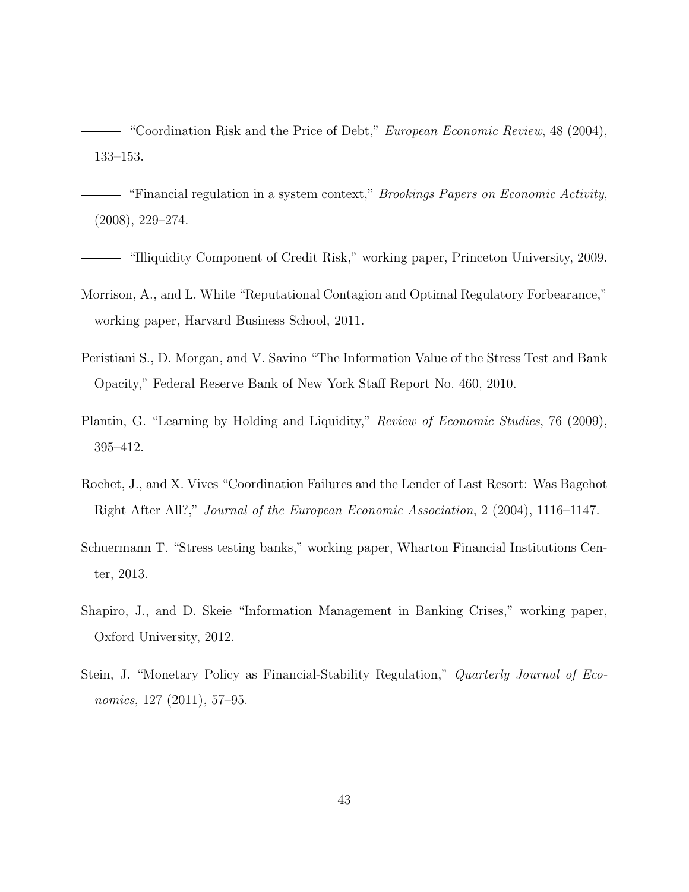——— "Coordination Risk and the Price of Debt," *European Economic Review*, 48 (2004), 133–153.

——— "Financial regulation in a system context," *Brookings Papers on Economic Activity*, (2008), 229–274.

——— "Illiquidity Component of Credit Risk," working paper, Princeton University, 2009.

Morrison, A., and L. White "Reputational Contagion and Optimal Regulatory Forbearance," working paper, Harvard Business School, 2011.

Peristiani S., D. Morgan, and V. Savino "The Information Value of the Stress Test and Bank Opacity," Federal Reserve Bank of New York Staff Report No. 460, 2010.

Plantin, G. "Learning by Holding and Liquidity," *Review of Economic Studies*, 76 (2009), 395–412.

Rochet, J., and X. Vives "Coordination Failures and the Lender of Last Resort: Was Bagehot Right After All?," *Journal of the European Economic Association*, 2 (2004), 1116–1147.

Schuermann T. "Stress testing banks," working paper, Wharton Financial Institutions Center, 2013.

Shapiro, J., and D. Skeie "Information Management in Banking Crises," working paper, Oxford University, 2012.

Stein, J. "Monetary Policy as Financial-Stability Regulation," *Quarterly Journal of Economics*, 127 (2011), 57–95.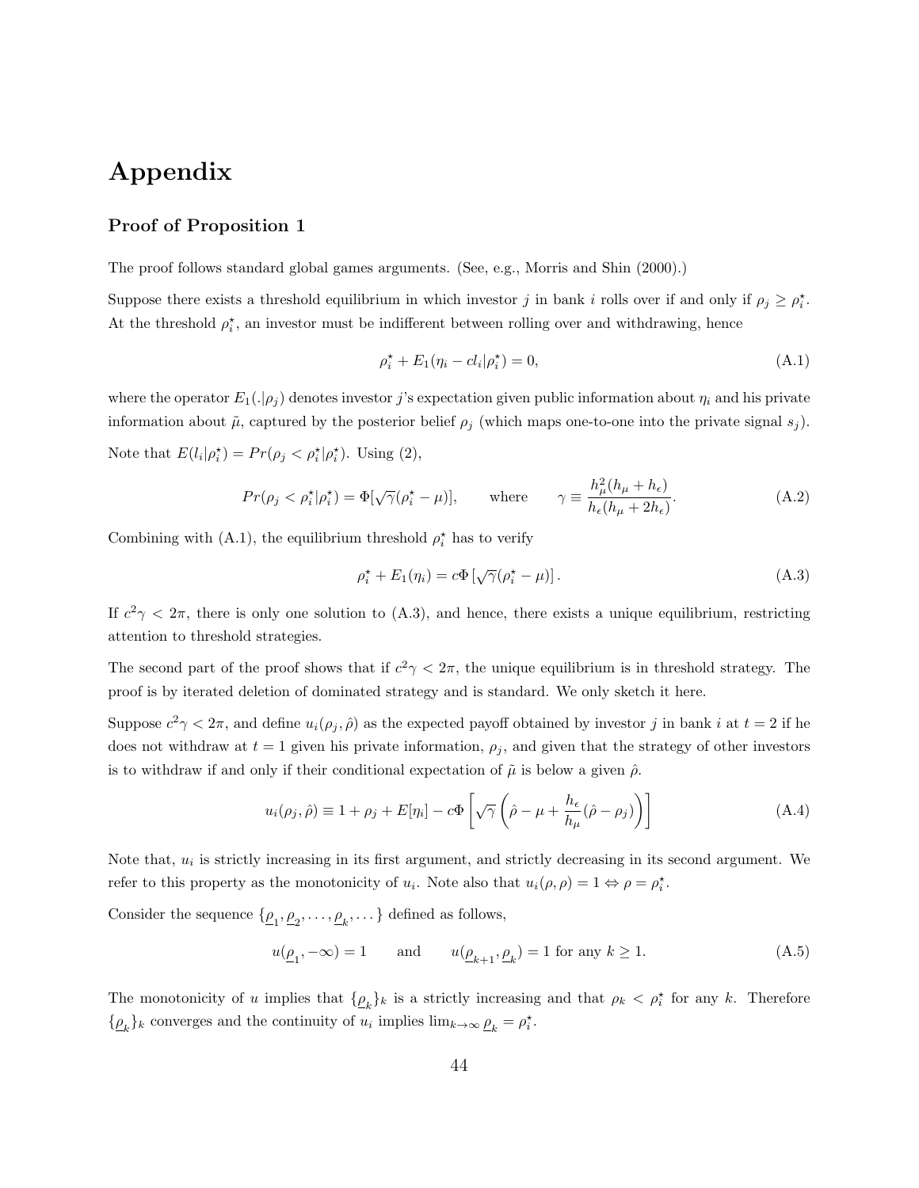# Appendix

### Proof of Proposition 1

The proof follows standard global games arguments. (See, e.g., Morris and Shin (2000).)

Suppose there exists a threshold equilibrium in which investor $j$ in bank $i$ rolls over if and only if $\rho_j \geq \rho_i^\star$. At the threshold $\rho_i^\star$, an investor must be indifferent between rolling over and withdrawing, hence

$$\rho_i^\star + E_1(\eta_i - cl_i|\rho_i^\star) = 0, \tag{A.1}$$

where the operator $E_1(.|\rho_j)$ denotes investor $j$'s expectation given public information about $\eta_i$ and his private information about $\tilde{\mu}$, captured by the posterior belief $\rho_j$ (which maps one-to-one into the private signal $s_j$).

Note that $E(l_i|\rho_i^\star) = Pr(\rho_j < \rho_i^\star|\rho_i^\star)$. Using (2),

$$Pr(\rho_j < \rho_i^\star|\rho_i^\star) = \Phi[\sqrt{\gamma}(\rho_i^\star - \mu)], \qquad \text{where} \qquad \gamma \equiv \frac{h_\mu^2(h_\mu + h_\epsilon)}{h_\epsilon(h_\mu + 2h_\epsilon)}. \tag{A.2}$$

Combining with (A.1), the equilibrium threshold $\rho_i^\star$ has to verify

$$\rho_i^\star + E_1(\eta_i) = c\Phi\left[\sqrt{\gamma}(\rho_i^\star - \mu)\right]. \tag{A.3}$$

If $c^2\gamma < 2\pi$, there is only one solution to (A.3), and hence, there exists a unique equilibrium, restricting attention to threshold strategies.

The second part of the proof shows that if $c^2\gamma < 2\pi$, the unique equilibrium is in threshold strategy. The proof is by iterated deletion of dominated strategy and is standard. We only sketch it here.

Suppose $c^2\gamma < 2\pi$, and define $u_i(\rho_j, \hat{\rho})$ as the expected payoff obtained by investor $j$ in bank $i$ at $t = 2$ if he does not withdraw at $t = 1$ given his private information, $\rho_j$, and given that the strategy of other investors is to withdraw if and only if their conditional expectation of $\tilde{\mu}$ is below a given $\hat{\rho}$.

$$u_i(\rho_j, \hat{\rho}) \equiv 1 + \rho_j + E[\eta_i] - c\Phi\left[\sqrt{\gamma}\left(\hat{\rho} - \mu + \frac{h_\epsilon}{h_\mu}(\hat{\rho} - \rho_j)\right)\right] \tag{A.4}$$

Note that, $u_i$ is strictly increasing in its first argument, and strictly decreasing in its second argument. We refer to this property as the monotonicity of $u_i$. Note also that $u_i(\rho, \rho) = 1 \Leftrightarrow \rho = \rho_i^\star$.

Consider the sequence $\{\underline{\rho}_1, \underline{\rho}_2, \ldots, \underline{\rho}_k, \ldots\}$ defined as follows,

$$u(\underline{\rho}_1, -\infty) = 1 \qquad \text{and} \qquad u(\underline{\rho}_{k+1}, \underline{\rho}_k) = 1 \text{ for any } k \geq 1. \tag{A.5}$$

The monotonicity of $u$ implies that $\{\underline{\rho}_k\}_k$ is a strictly increasing and that $\rho_k < \rho_i^\star$ for any $k$. Therefore $\{\underline{\rho}_k\}_k$ converges and the continuity of $u_i$ implies $\lim_{k\to\infty} \underline{\rho}_k = \rho_i^\star$.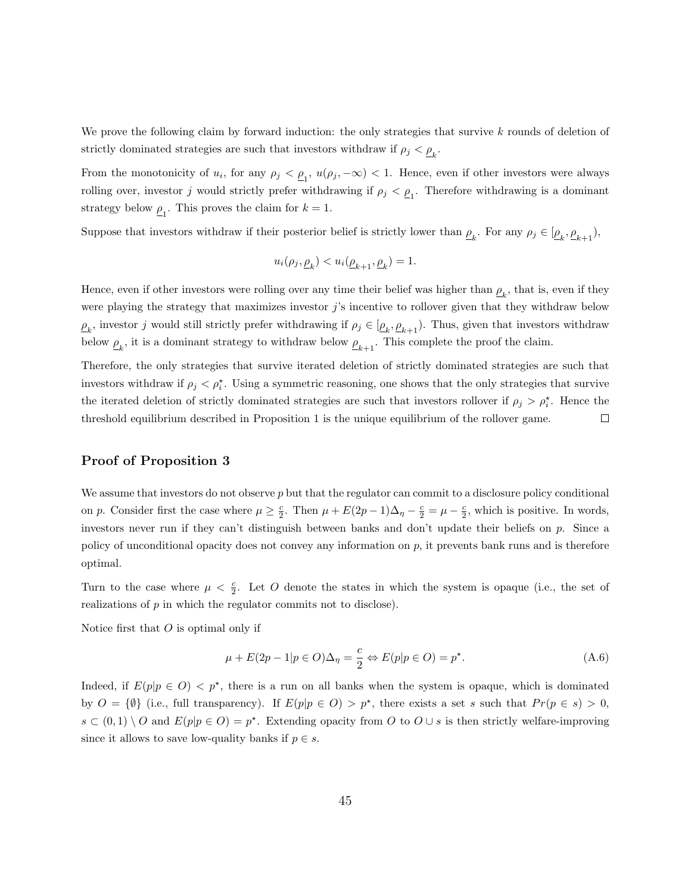We prove the following claim by forward induction: the only strategies that survive $k$ rounds of deletion of strictly dominated strategies are such that investors withdraw if $\rho_j < \underline{\rho}_k$.

From the monotonicity of $u_i$, for any $\rho_j < \underline{\rho}_1$, $u(\rho_j, -\infty) < 1$. Hence, even if other investors were always rolling over, investor $j$ would strictly prefer withdrawing if $\rho_j < \underline{\rho}_1$. Therefore withdrawing is a dominant strategy below $\underline{\rho}_1$. This proves the claim for $k = 1$.

Suppose that investors withdraw if their posterior belief is strictly lower than $\underline{\rho}_k$. For any $\rho_j \in [\underline{\rho}_k, \underline{\rho}_{k+1})$,

$$u_i(\rho_j, \underline{\rho}_k) < u_i(\underline{\rho}_{k+1}, \underline{\rho}_k) = 1.$$

Hence, even if other investors were rolling over any time their belief was higher than $\underline{\rho}_k$, that is, even if they were playing the strategy that maximizes investor $j$'s incentive to rollover given that they withdraw below $\underline{\rho}_k$, investor $j$ would still strictly prefer withdrawing if $\rho_j \in [\underline{\rho}_k, \underline{\rho}_{k+1})$. Thus, given that investors withdraw below $\underline{\rho}_k$, it is a dominant strategy to withdraw below $\underline{\rho}_{k+1}$. This complete the proof the claim.

Therefore, the only strategies that survive iterated deletion of strictly dominated strategies are such that investors withdraw if $\rho_j < \rho_i^\star$. Using a symmetric reasoning, one shows that the only strategies that survive the iterated deletion of strictly dominated strategies are such that investors rollover if $\rho_j > \rho_i^\star$. Hence the threshold equilibrium described in Proposition 1 is the unique equilibrium of the rollover game. $\square$

## Proof of Proposition 3

We assume that investors do not observe $p$ but that the regulator can commit to a disclosure policy conditional on $p$. Consider first the case where $\mu \geq \frac{c}{2}$. Then $\mu + E(2p-1)\Delta_\eta - \frac{c}{2} = \mu - \frac{c}{2}$, which is positive. In words, investors never run if they can't distinguish between banks and don't update their beliefs on $p$. Since a policy of unconditional opacity does not convey any information on $p$, it prevents bank runs and is therefore optimal.

Turn to the case where $\mu < \frac{c}{2}$. Let $O$ denote the states in which the system is opaque (i.e., the set of realizations of $p$ in which the regulator commits not to disclose).

Notice first that $O$ is optimal only if

$$\mu + E(2p-1|p \in O)\Delta_\eta = \frac{c}{2} \Leftrightarrow E(p|p \in O) = p^\star. \tag{A.6}$$

Indeed, if $E(p|p \in O) < p^\star$, there is a run on all banks when the system is opaque, which is dominated by $O = \{\emptyset\}$ (i.e., full transparency). If $E(p|p \in O) > p^\star$, there exists a set $s$ such that $Pr(p \in s) > 0$, $s \subset (0,1) \setminus O$ and $E(p|p \in O) = p^\star$. Extending opacity from $O$ to $O \cup s$ is then strictly welfare-improving since it allows to save low-quality banks if $p \in s$.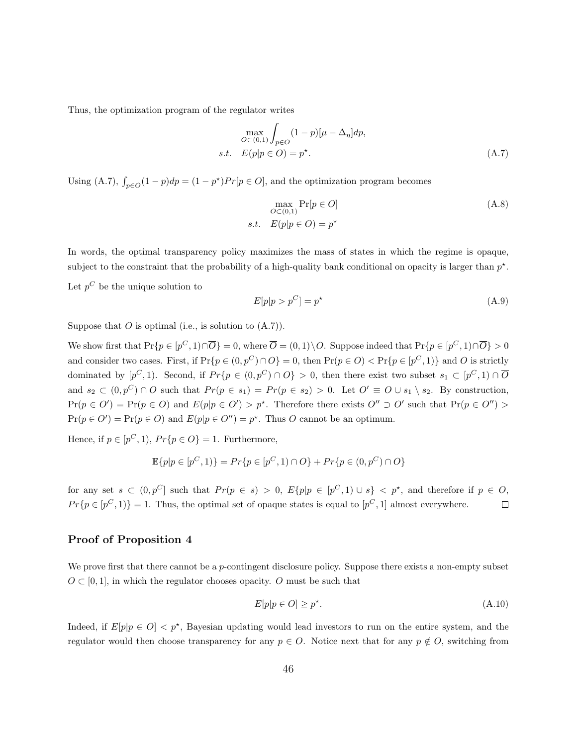Thus, the optimization program of the regulator writes

$$\max_{O \subset (0,1)} \int_{p \in O} (1-p)[\mu - \Delta_\eta] dp,$$

$$s.t. \quad E(p|p \in O) = p^\star. \tag{A.7}$$

Using (A.7), $\int_{p \in O}(1-p)dp = (1-p^\star)Pr[p \in O]$, and the optimization program becomes

$$\max_{O \subset (0,1)} \Pr[p \in O] \tag{A.8}$$

$$s.t. \quad E(p|p \in O) = p^\star$$

In words, the optimal transparency policy maximizes the mass of states in which the regime is opaque, subject to the constraint that the probability of a high-quality bank conditional on opacity is larger than $p^\star$.

Let $p^C$ be the unique solution to

$$E[p|p > p^C] = p^\star \tag{A.9}$$

Suppose that $O$ is optimal (i.e., is solution to (A.7)).

We show first that $\Pr\{p \in [p^C, 1) \cap \overline{O}\} = 0$, where $\overline{O} = (0,1) \setminus O$. Suppose indeed that $\Pr\{p \in [p^C, 1) \cap \overline{O}\} > 0$ and consider two cases. First, if $\Pr\{p \in (0, p^C) \cap O\} = 0$, then $\Pr(p \in O) < \Pr\{p \in [p^C, 1)\}$ and $O$ is strictly dominated by $[p^C, 1)$. Second, if $Pr\{p \in (0, p^C) \cap O\} > 0$, then there exist two subset $s_1 \subset [p^C, 1) \cap \overline{O}$ and $s_2 \subset (0, p^C) \cap O$ such that $Pr(p \in s_1) = Pr(p \in s_2) > 0$. Let $O' \equiv O \cup s_1 \setminus s_2$. By construction, $\Pr(p \in O') = \Pr(p \in O)$ and $E(p|p \in O') > p^\star$. Therefore there exists $O'' \supset O'$ such that $\Pr(p \in O'') > \Pr(p \in O') = \Pr(p \in O)$ and $E(p|p \in O'') = p^\star$. Thus $O$ cannot be an optimum.

Hence, if $p \in [p^C, 1)$, $Pr\{p \in O\} = 1$. Furthermore,

$$\mathbb{E}\{p|p \in [p^C, 1)\} = Pr\{p \in [p^C, 1) \cap O\} + Pr\{p \in (0, p^C) \cap O\}$$

for any set $s \subset (0, p^C]$ such that $Pr(p \in s) > 0$, $E\{p|p \in [p^C, 1) \cup s\} < p^\star$, and therefore if $p \in O$, $Pr\{p \in [p^C, 1)\} = 1$. Thus, the optimal set of opaque states is equal to $[p^C, 1]$ almost everywhere. $\square$

## Proof of Proposition 4

We prove first that there cannot be a $p$-contingent disclosure policy. Suppose there exists a non-empty subset $O \subset [0,1]$, in which the regulator chooses opacity. $O$ must be such that

$$E[p|p \in O] \geq p^\star. \tag{A.10}$$

Indeed, if $E[p|p \in O] < p^\star$, Bayesian updating would lead investors to run on the entire system, and the regulator would then choose transparency for any $p \in O$. Notice next that for any $p \notin O$, switching from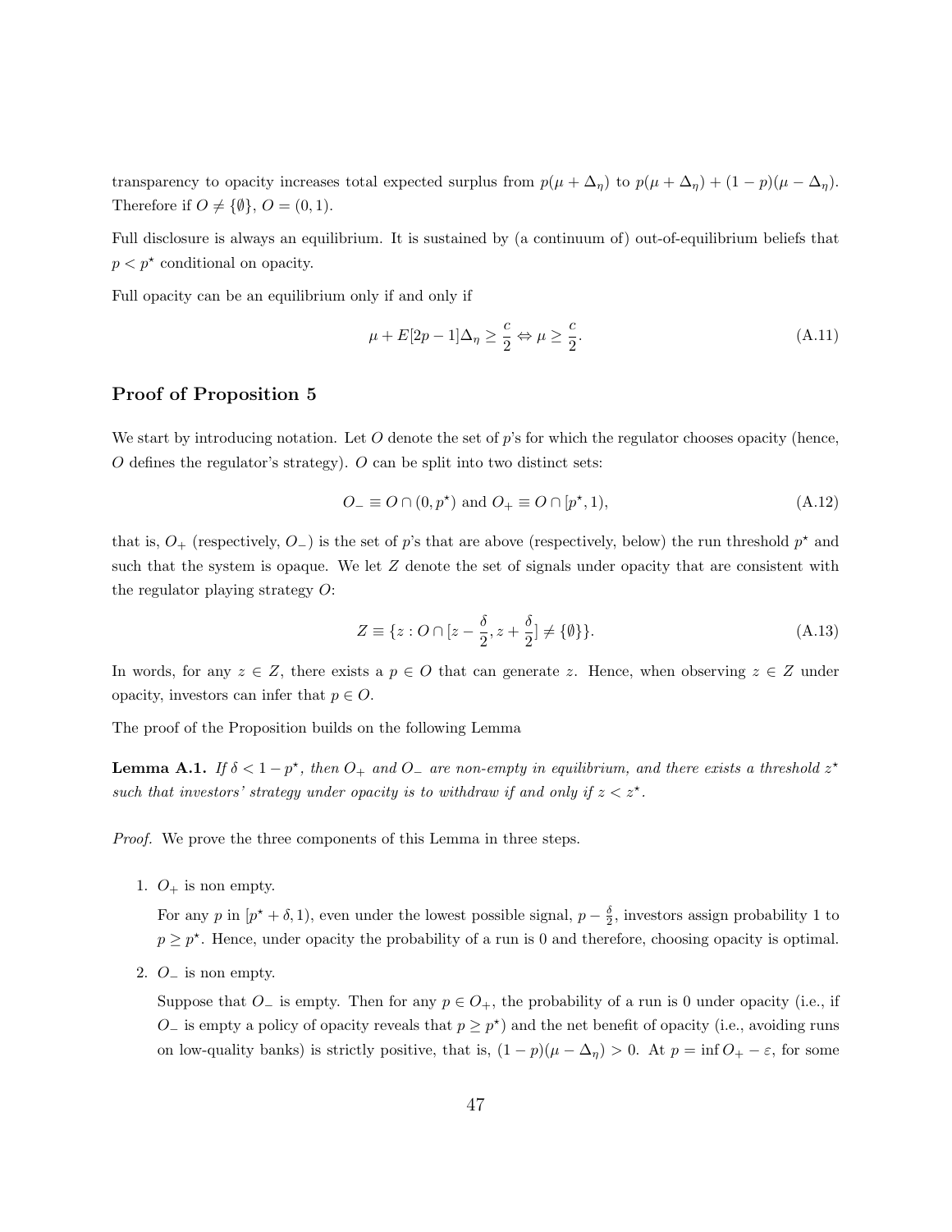transparency to opacity increases total expected surplus from $p(\mu + \Delta_\eta)$ to $p(\mu + \Delta_\eta) + (1 - p)(\mu - \Delta_\eta)$. Therefore if $O \neq \{\emptyset\}$, $O = (0, 1)$.

Full disclosure is always an equilibrium. It is sustained by (a continuum of) out-of-equilibrium beliefs that $p < p^\star$ conditional on opacity.

Full opacity can be an equilibrium only if and only if

$$\mu + E[2p - 1]\Delta_\eta \geq \frac{c}{2} \Leftrightarrow \mu \geq \frac{c}{2}. \tag{A.11}$$

## Proof of Proposition 5

We start by introducing notation. Let $O$ denote the set of $p$'s for which the regulator chooses opacity (hence, $O$ defines the regulator's strategy). $O$ can be split into two distinct sets:

$$O_- \equiv O \cap (0, p^\star) \text{ and } O_+ \equiv O \cap [p^\star, 1), \tag{A.12}$$

that is, $O_+$ (respectively, $O_-$) is the set of $p$'s that are above (respectively, below) the run threshold $p^\star$ and such that the system is opaque. We let $Z$ denote the set of signals under opacity that are consistent with the regulator playing strategy $O$:

$$Z \equiv \{z : O \cap [z - \frac{\delta}{2}, z + \frac{\delta}{2}] \neq \{\emptyset\}\}. \tag{A.13}$$

In words, for any $z \in Z$, there exists a $p \in O$ that can generate $z$. Hence, when observing $z \in Z$ under opacity, investors can infer that $p \in O$.

The proof of the Proposition builds on the following Lemma

**Lemma A.1.** *If $\delta < 1 - p^\star$, then $O_+$ and $O_-$ are non-empty in equilibrium, and there exists a threshold $z^\star$ such that investors' strategy under opacity is to withdraw if and only if $z < z^\star$.*

*Proof.* We prove the three components of this Lemma in three steps.

1. $O_+$ is non empty.

   For any $p$ in $[p^\star + \delta, 1)$, even under the lowest possible signal, $p - \frac{\delta}{2}$, investors assign probability 1 to $p \geq p^\star$. Hence, under opacity the probability of a run is 0 and therefore, choosing opacity is optimal.

2. $O_-$ is non empty.

   Suppose that $O_-$ is empty. Then for any $p \in O_+$, the probability of a run is 0 under opacity (i.e., if $O_-$ is empty a policy of opacity reveals that $p \geq p^\star$) and the net benefit of opacity (i.e., avoiding runs on low-quality banks) is strictly positive, that is, $(1 - p)(\mu - \Delta_\eta) > 0$. At $p = \inf O_+ - \varepsilon$, for some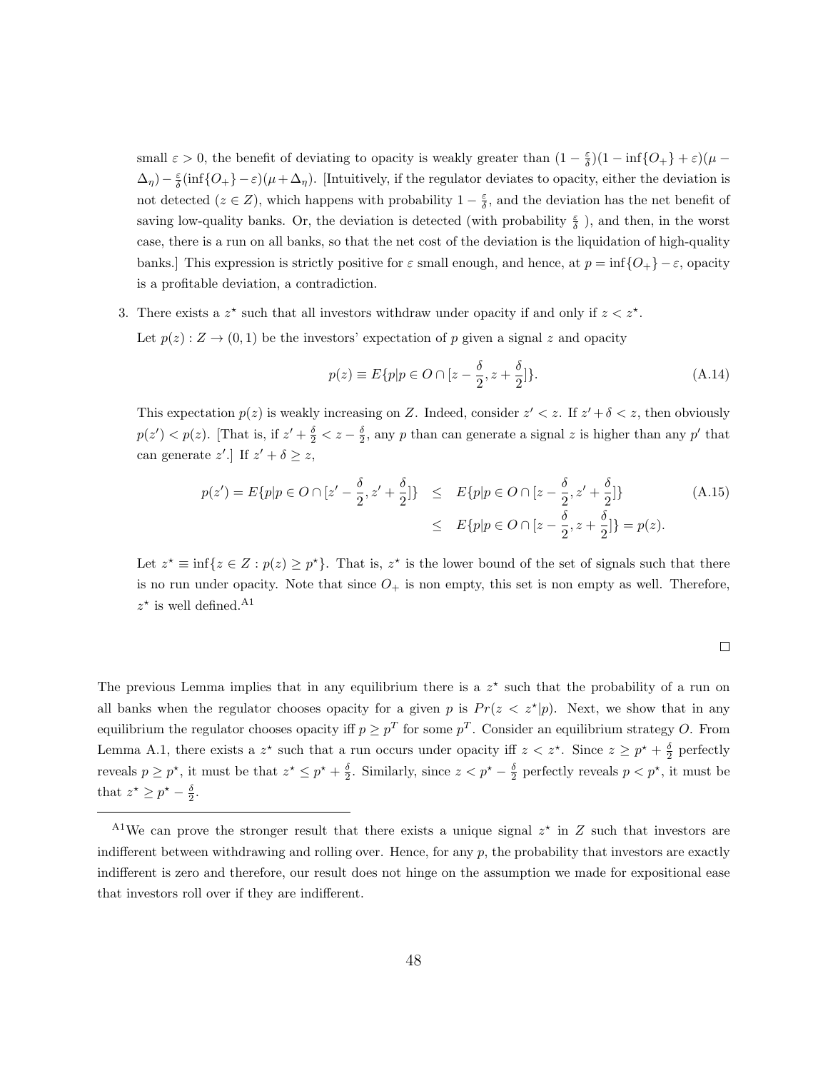small $\varepsilon > 0$, the benefit of deviating to opacity is weakly greater than $(1 - \frac{\varepsilon}{\delta})(1 - \inf\{O_+\} + \varepsilon)(\mu - \Delta_\eta) - \frac{\varepsilon}{\delta}(\inf\{O_+\} - \varepsilon)(\mu + \Delta_\eta)$. [Intuitively, if the regulator deviates to opacity, either the deviation is not detected ($z \in Z$), which happens with probability $1 - \frac{\varepsilon}{\delta}$, and the deviation has the net benefit of saving low-quality banks. Or, the deviation is detected (with probability $\frac{\varepsilon}{\delta}$ ), and then, in the worst case, there is a run on all banks, so that the net cost of the deviation is the liquidation of high-quality banks.] This expression is strictly positive for $\varepsilon$ small enough, and hence, at $p = \inf\{O_+\} - \varepsilon$, opacity is a profitable deviation, a contradiction.

3. There exists a $z^\star$ such that all investors withdraw under opacity if and only if $z < z^\star$.

   Let $p(z) : Z \to (0, 1)$ be the investors' expectation of $p$ given a signal $z$ and opacity

   $$p(z) \equiv E\{p | p \in O \cap [z - \frac{\delta}{2}, z + \frac{\delta}{2}]\}. \tag{A.14}$$

   This expectation $p(z)$ is weakly increasing on $Z$. Indeed, consider $z' < z$. If $z' + \delta < z$, then obviously $p(z') < p(z)$. [That is, if $z' + \frac{\delta}{2} < z - \frac{\delta}{2}$, any $p$ than can generate a signal $z$ is higher than any $p'$ that can generate $z'$.] If $z' + \delta \geq z$,

   $$\begin{aligned} p(z') = E\{p | p \in O \cap [z' - \frac{\delta}{2}, z' + \frac{\delta}{2}]\} &\leq E\{p | p \in O \cap [z - \frac{\delta}{2}, z' + \frac{\delta}{2}]\} \\ &\leq E\{p | p \in O \cap [z - \frac{\delta}{2}, z + \frac{\delta}{2}]\} = p(z). \end{aligned} \tag{A.15}$$

   Let $z^\star \equiv \inf\{z \in Z : p(z) \geq p^\star\}$. That is, $z^\star$ is the lower bound of the set of signals such that there is no run under opacity. Note that since $O_+$ is non empty, this set is non empty as well. Therefore, $z^\star$ is well defined.[A1]

□

The previous Lemma implies that in any equilibrium there is a $z^\star$ such that the probability of a run on all banks when the regulator chooses opacity for a given $p$ is $Pr(z < z^\star | p)$. Next, we show that in any equilibrium the regulator chooses opacity iff $p \geq p^T$ for some $p^T$. Consider an equilibrium strategy $O$. From Lemma A.1, there exists a $z^\star$ such that a run occurs under opacity iff $z < z^\star$. Since $z \geq p^\star + \frac{\delta}{2}$ perfectly reveals $p \geq p^\star$, it must be that $z^\star \leq p^\star + \frac{\delta}{2}$. Similarly, since $z < p^\star - \frac{\delta}{2}$ perfectly reveals $p < p^\star$, it must be that $z^\star \geq p^\star - \frac{\delta}{2}$.

[A1] We can prove the stronger result that there exists a unique signal $z^\star$ in $Z$ such that investors are indifferent between withdrawing and rolling over. Hence, for any $p$, the probability that investors are exactly indifferent is zero and therefore, our result does not hinge on the assumption we made for expositional ease that investors roll over if they are indifferent.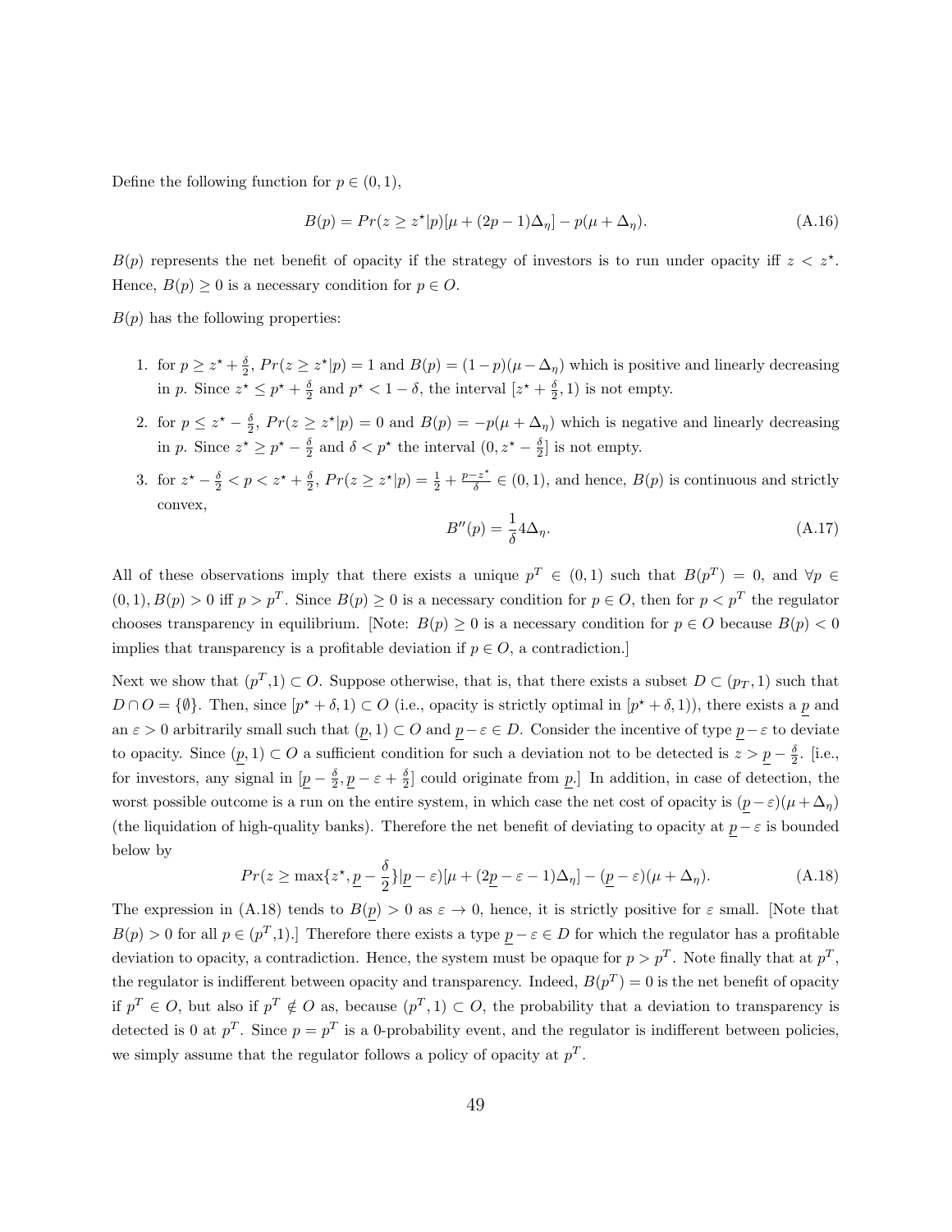Define the following function for $p \in (0,1)$,

$$B(p) = Pr(z \geq z^\star | p)[\mu + (2p-1)\Delta_\eta] - p(\mu + \Delta_\eta). \tag{A.16}$$

$B(p)$ represents the net benefit of opacity if the strategy of investors is to run under opacity iff $z < z^\star$. Hence, $B(p) \geq 0$ is a necessary condition for $p \in O$.

$B(p)$ has the following properties:

1. for $p \geq z^\star + \frac{\delta}{2}$, $Pr(z \geq z^\star | p) = 1$ and $B(p) = (1-p)(\mu - \Delta_\eta)$ which is positive and linearly decreasing in $p$. Since $z^\star \leq p^\star + \frac{\delta}{2}$ and $p^\star < 1 - \delta$, the interval $[z^\star + \frac{\delta}{2}, 1)$ is not empty.
2. for $p \leq z^\star - \frac{\delta}{2}$, $Pr(z \geq z^\star | p) = 0$ and $B(p) = -p(\mu + \Delta_\eta)$ which is negative and linearly decreasing in $p$. Since $z^\star \geq p^\star - \frac{\delta}{2}$ and $\delta < p^\star$ the interval $(0, z^\star - \frac{\delta}{2}]$ is not empty.
3. for $z^\star - \frac{\delta}{2} < p < z^\star + \frac{\delta}{2}$, $Pr(z \geq z^\star | p) = \frac{1}{2} + \frac{p - z^\star}{\delta} \in (0,1)$, and hence, $B(p)$ is continuous and strictly convex,

$$B''(p) = \frac{1}{\delta} 4\Delta_\eta. \tag{A.17}$$

All of these observations imply that there exists a unique $p^T \in (0,1)$ such that $B(p^T) = 0$, and $\forall p \in (0,1), B(p) > 0$ iff $p > p^T$. Since $B(p) \geq 0$ is a necessary condition for $p \in O$, then for $p < p^T$ the regulator chooses transparency in equilibrium. [Note: $B(p) \geq 0$ is a necessary condition for $p \in O$ because $B(p) < 0$ implies that transparency is a profitable deviation if $p \in O$, a contradiction.]

Next we show that $(p^T, 1) \subset O$. Suppose otherwise, that is, that there exists a subset $D \subset (p_T, 1)$ such that $D \cap O = \{\emptyset\}$. Then, since $[p^\star + \delta, 1) \subset O$ (i.e., opacity is strictly optimal in $[p^\star + \delta, 1)$), there exists a $\underline{p}$ and an $\varepsilon > 0$ arbitrarily small such that $(\underline{p}, 1) \subset O$ and $\underline{p} - \varepsilon \in D$. Consider the incentive of type $\underline{p} - \varepsilon$ to deviate to opacity. Since $(\underline{p}, 1) \subset O$ a sufficient condition for such a deviation not to be detected is $z > \underline{p} - \frac{\delta}{2}$. [i.e., for investors, any signal in $[\underline{p} - \frac{\delta}{2}, \underline{p} - \varepsilon + \frac{\delta}{2}]$ could originate from $\underline{p}$.] In addition, in case of detection, the worst possible outcome is a run on the entire system, in which case the net cost of opacity is $(\underline{p} - \varepsilon)(\mu + \Delta_\eta)$ (the liquidation of high-quality banks). Therefore the net benefit of deviating to opacity at $\underline{p} - \varepsilon$ is bounded below by

$$Pr(z \geq \max\{z^\star, \underline{p} - \frac{\delta}{2}\} | \underline{p} - \varepsilon)[\mu + (2\underline{p} - \varepsilon - 1)\Delta_\eta] - (\underline{p} - \varepsilon)(\mu + \Delta_\eta). \tag{A.18}$$

The expression in (A.18) tends to $B(\underline{p}) > 0$ as $\varepsilon \to 0$, hence, it is strictly positive for $\varepsilon$ small. [Note that $B(p) > 0$ for all $p \in (p^T, 1)$.] Therefore there exists a type $\underline{p} - \varepsilon \in D$ for which the regulator has a profitable deviation to opacity, a contradiction. Hence, the system must be opaque for $p > p^T$. Note finally that at $p^T$, the regulator is indifferent between opacity and transparency. Indeed, $B(p^T) = 0$ is the net benefit of opacity if $p^T \in O$, but also if $p^T \notin O$ as, because $(p^T, 1) \subset O$, the probability that a deviation to transparency is detected is 0 at $p^T$. Since $p = p^T$ is a 0-probability event, and the regulator is indifferent between policies, we simply assume that the regulator follows a policy of opacity at $p^T$.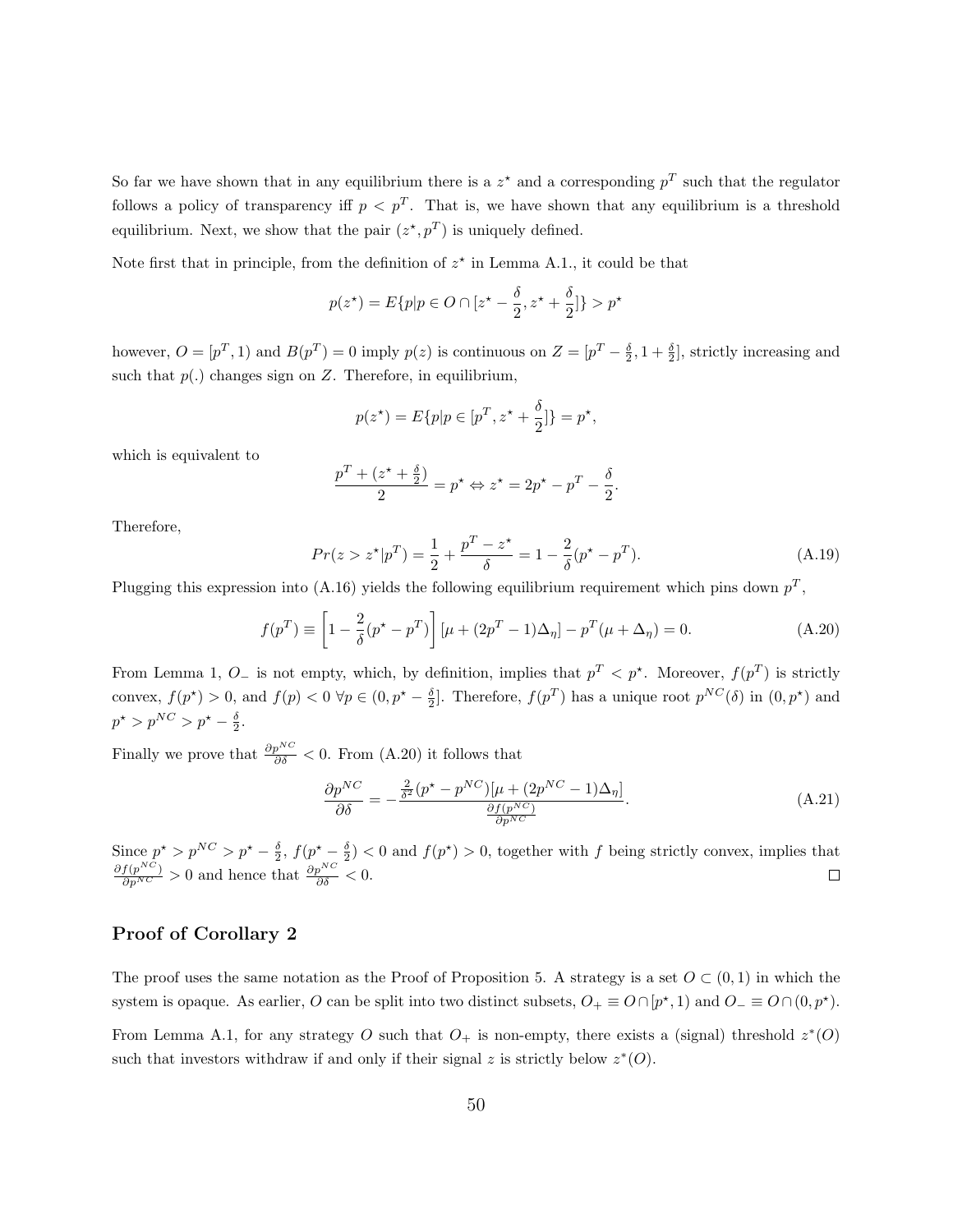So far we have shown that in any equilibrium there is a $z^\star$ and a corresponding $p^T$ such that the regulator follows a policy of transparency iff $p < p^T$. That is, we have shown that any equilibrium is a threshold equilibrium. Next, we show that the pair $(z^\star, p^T)$ is uniquely defined.

Note first that in principle, from the definition of $z^\star$ in Lemma A.1., it could be that

$$p(z^\star) = E\{p|p \in O \cap [z^\star - \frac{\delta}{2}, z^\star + \frac{\delta}{2}]\} > p^\star$$

however, $O = [p^T, 1)$ and $B(p^T) = 0$ imply $p(z)$ is continuous on $Z = [p^T - \frac{\delta}{2}, 1 + \frac{\delta}{2}]$, strictly increasing and such that $p(.)$ changes sign on $Z$. Therefore, in equilibrium,

$$p(z^\star) = E\{p|p \in [p^T, z^\star + \frac{\delta}{2}]\} = p^\star,$$

which is equivalent to

$$\frac{p^T + (z^\star + \frac{\delta}{2})}{2} = p^\star \Leftrightarrow z^\star = 2p^\star - p^T - \frac{\delta}{2}.$$

Therefore,

$$Pr(z > z^\star | p^T) = \frac{1}{2} + \frac{p^T - z^\star}{\delta} = 1 - \frac{2}{\delta}(p^\star - p^T). \tag{A.19}$$

Plugging this expression into (A.16) yields the following equilibrium requirement which pins down $p^T$,

$$f(p^T) \equiv \left[1 - \frac{2}{\delta}(p^\star - p^T)\right] [\mu + (2p^T - 1)\Delta_\eta] - p^T(\mu + \Delta_\eta) = 0. \tag{A.20}$$

From Lemma 1, $O_-$ is not empty, which, by definition, implies that $p^T < p^\star$. Moreover, $f(p^T)$ is strictly convex, $f(p^\star) > 0$, and $f(p) < 0 \; \forall p \in (0, p^\star - \frac{\delta}{2}]$. Therefore, $f(p^T)$ has a unique root $p^{NC}(\delta)$ in $(0, p^\star)$ and $p^\star > p^{NC} > p^\star - \frac{\delta}{2}$.

Finally we prove that $\frac{\partial p^{NC}}{\partial \delta} < 0$. From (A.20) it follows that

$$\frac{\partial p^{NC}}{\partial \delta} = -\frac{\frac{2}{\delta^2}(p^\star - p^{NC})[\mu + (2p^{NC} - 1)\Delta_\eta]}{\frac{\partial f(p^{NC})}{\partial p^{NC}}}. \tag{A.21}$$

Since $p^\star > p^{NC} > p^\star - \frac{\delta}{2}$, $f(p^\star - \frac{\delta}{2}) < 0$ and $f(p^\star) > 0$, together with $f$ being strictly convex, implies that $\frac{\partial f(p^{NC})}{\partial p^{NC}} > 0$ and hence that $\frac{\partial p^{NC}}{\partial \delta} < 0$. $\square$

## Proof of Corollary 2

The proof uses the same notation as the Proof of Proposition 5. A strategy is a set $O \subset (0, 1)$ in which the system is opaque. As earlier, $O$ can be split into two distinct subsets, $O_+ \equiv O \cap [p^\star, 1)$ and $O_- \equiv O \cap (0, p^\star)$.

From Lemma A.1, for any strategy $O$ such that $O_+$ is non-empty, there exists a (signal) threshold $z^*(O)$ such that investors withdraw if and only if their signal $z$ is strictly below $z^*(O)$.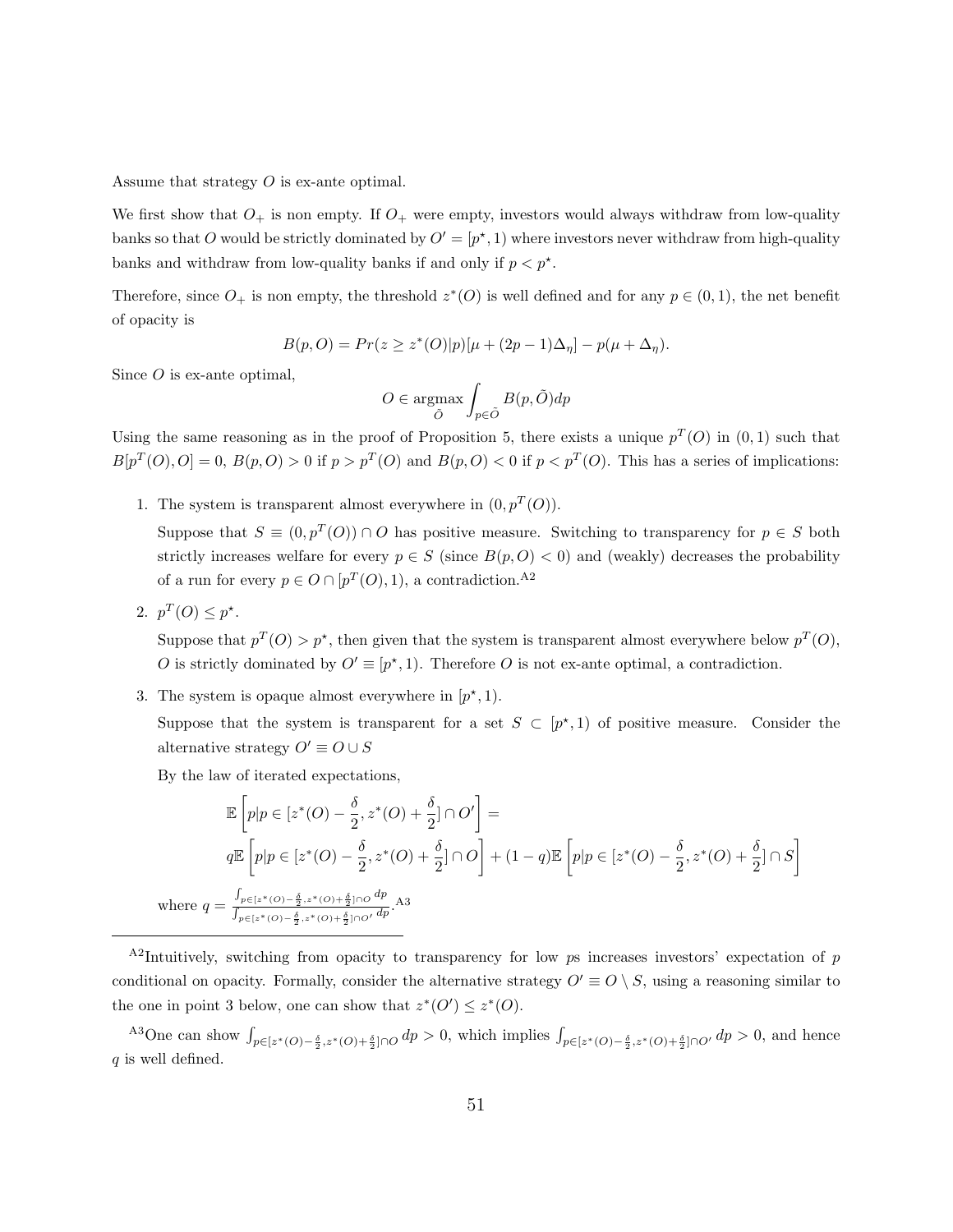Assume that strategy $O$ is ex-ante optimal.

We first show that $O_+$ is non empty. If $O_+$ were empty, investors would always withdraw from low-quality banks so that $O$ would be strictly dominated by $O' = [p^\star, 1)$ where investors never withdraw from high-quality banks and withdraw from low-quality banks if and only if $p < p^\star$.

Therefore, since $O_+$ is non empty, the threshold $z^*(O)$ is well defined and for any $p \in (0,1)$, the net benefit of opacity is

$$B(p, O) = Pr(z \geq z^*(O)|p)[\mu + (2p-1)\Delta_\eta] - p(\mu + \Delta_\eta).$$

Since $O$ is ex-ante optimal,

$$O \in \underset{\tilde{O}}{\operatorname{argmax}} \int_{p \in \tilde{O}} B(p, \tilde{O}) dp$$

Using the same reasoning as in the proof of Proposition 5, there exists a unique $p^T(O)$ in $(0,1)$ such that $B[p^T(O), O] = 0$, $B(p, O) > 0$ if $p > p^T(O)$ and $B(p, O) < 0$ if $p < p^T(O)$. This has a series of implications:

1. The system is transparent almost everywhere in $(0, p^T(O))$.

   Suppose that $S \equiv (0, p^T(O)) \cap O$ has positive measure. Switching to transparency for $p \in S$ both strictly increases welfare for every $p \in S$ (since $B(p, O) < 0$) and (weakly) decreases the probability of a run for every $p \in O \cap [p^T(O), 1)$, a contradiction.[A2]

2. $p^T(O) \leq p^\star$.

   Suppose that $p^T(O) > p^\star$, then given that the system is transparent almost everywhere below $p^T(O)$, $O$ is strictly dominated by $O' \equiv [p^\star, 1)$. Therefore $O$ is not ex-ante optimal, a contradiction.

3. The system is opaque almost everywhere in $[p^\star, 1)$.

   Suppose that the system is transparent for a set $S \subset [p^\star, 1)$ of positive measure. Consider the alternative strategy $O' \equiv O \cup S$

   By the law of iterated expectations,

$$\mathbb{E}\left[p | p \in [z^*(O) - \frac{\delta}{2}, z^*(O) + \frac{\delta}{2}] \cap O'\right] =$$
$$q\mathbb{E}\left[p | p \in [z^*(O) - \frac{\delta}{2}, z^*(O) + \frac{\delta}{2}] \cap O\right] + (1-q)\mathbb{E}\left[p | p \in [z^*(O) - \frac{\delta}{2}, z^*(O) + \frac{\delta}{2}] \cap S\right]$$

   where $q = \frac{\int_{p \in [z^*(O) - \frac{\delta}{2}, z^*(O) + \frac{\delta}{2}] \cap O} dp}{\int_{p \in [z^*(O) - \frac{\delta}{2}, z^*(O) + \frac{\delta}{2}] \cap O'} dp}$.[A3]

---

[A2]Intuitively, switching from opacity to transparency for low $p$s increases investors' expectation of $p$ conditional on opacity. Formally, consider the alternative strategy $O' \equiv O \setminus S$, using a reasoning similar to the one in point 3 below, one can show that $z^*(O') \leq z^*(O)$.

[A3]One can show $\int_{p \in [z^*(O) - \frac{\delta}{2}, z^*(O) + \frac{\delta}{2}] \cap O} dp > 0$, which implies $\int_{p \in [z^*(O) - \frac{\delta}{2}, z^*(O) + \frac{\delta}{2}] \cap O'} dp > 0$, and hence $q$ is well defined.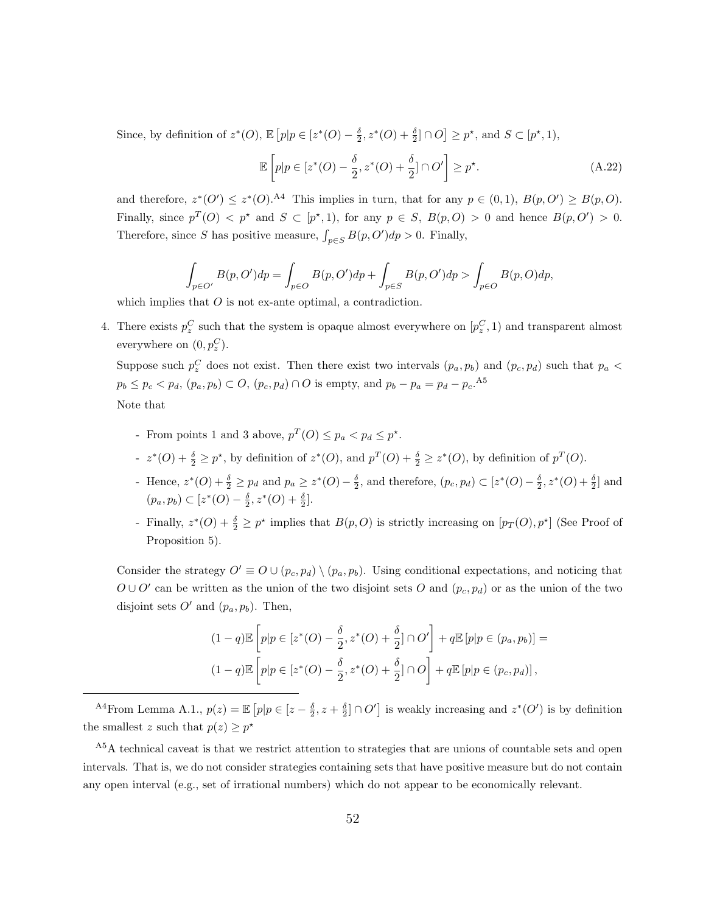Since, by definition of $z^*(O)$, $\mathbb{E}\left[p|p \in [z^*(O) - \frac{\delta}{2}, z^*(O) + \frac{\delta}{2}] \cap O\right] \geq p^\star$, and $S \subset [p^\star, 1)$,

$$\mathbb{E}\left[p|p \in [z^*(O) - \frac{\delta}{2}, z^*(O) + \frac{\delta}{2}] \cap O'\right] \geq p^\star. \tag{A.22}$$

and therefore, $z^*(O') \leq z^*(O)$.[A4] This implies in turn, that for any $p \in (0,1)$, $B(p, O') \geq B(p, O)$. Finally, since $p^T(O) < p^\star$ and $S \subset [p^\star, 1)$, for any $p \in S$, $B(p, O) > 0$ and hence $B(p, O') > 0$. Therefore, since $S$ has positive measure, $\int_{p \in S} B(p, O')dp > 0$. Finally,

$$\int_{p \in O'} B(p, O')dp = \int_{p \in O} B(p, O')dp + \int_{p \in S} B(p, O')dp > \int_{p \in O} B(p, O)dp,$$

which implies that $O$ is not ex-ante optimal, a contradiction.

4. There exists $p^C_z$ such that the system is opaque almost everywhere on $[p^C_z, 1)$ and transparent almost everywhere on $(0, p^C_z)$.

   Suppose such $p^C_z$ does not exist. Then there exist two intervals $(p_a, p_b)$ and $(p_c, p_d)$ such that $p_a < p_b \leq p_c < p_d$, $(p_a, p_b) \subset O$, $(p_c, p_d) \cap O$ is empty, and $p_b - p_a = p_d - p_c$.[A5]

   Note that

   - From points 1 and 3 above, $p^T(O) \leq p_a < p_d \leq p^\star$.
   - $z^*(O) + \frac{\delta}{2} \geq p^\star$, by definition of $z^*(O)$, and $p^T(O) + \frac{\delta}{2} \geq z^*(O)$, by definition of $p^T(O)$.
   - Hence, $z^*(O) + \frac{\delta}{2} \geq p_d$ and $p_a \geq z^*(O) - \frac{\delta}{2}$, and therefore, $(p_c, p_d) \subset [z^*(O) - \frac{\delta}{2}, z^*(O) + \frac{\delta}{2}]$ and $(p_a, p_b) \subset [z^*(O) - \frac{\delta}{2}, z^*(O) + \frac{\delta}{2}]$.
   - Finally, $z^*(O) + \frac{\delta}{2} \geq p^\star$ implies that $B(p, O)$ is strictly increasing on $[p_T(O), p^\star]$ (See Proof of Proposition 5).

   Consider the strategy $O' \equiv O \cup (p_c, p_d) \setminus (p_a, p_b)$. Using conditional expectations, and noticing that $O \cup O'$ can be written as the union of the two disjoint sets $O$ and $(p_c, p_d)$ or as the union of the two disjoint sets $O'$ and $(p_a, p_b)$. Then,

$$(1-q)\mathbb{E}\left[p|p \in [z^*(O) - \frac{\delta}{2}, z^*(O) + \frac{\delta}{2}] \cap O'\right] + q\mathbb{E}\left[p|p \in (p_a, p_b)\right] =$$
$$(1-q)\mathbb{E}\left[p|p \in [z^*(O) - \frac{\delta}{2}, z^*(O) + \frac{\delta}{2}] \cap O\right] + q\mathbb{E}\left[p|p \in (p_c, p_d)\right],$$

---

[A4] From Lemma A.1., $p(z) = \mathbb{E}\left[p|p \in [z - \frac{\delta}{2}, z + \frac{\delta}{2}] \cap O'\right]$ is weakly increasing and $z^*(O')$ is by definition the smallest $z$ such that $p(z) \geq p^\star$

[A5] A technical caveat is that we restrict attention to strategies that are unions of countable sets and open intervals. That is, we do not consider strategies containing sets that have positive measure but do not contain any open interval (e.g., set of irrational numbers) which do not appear to be economically relevant.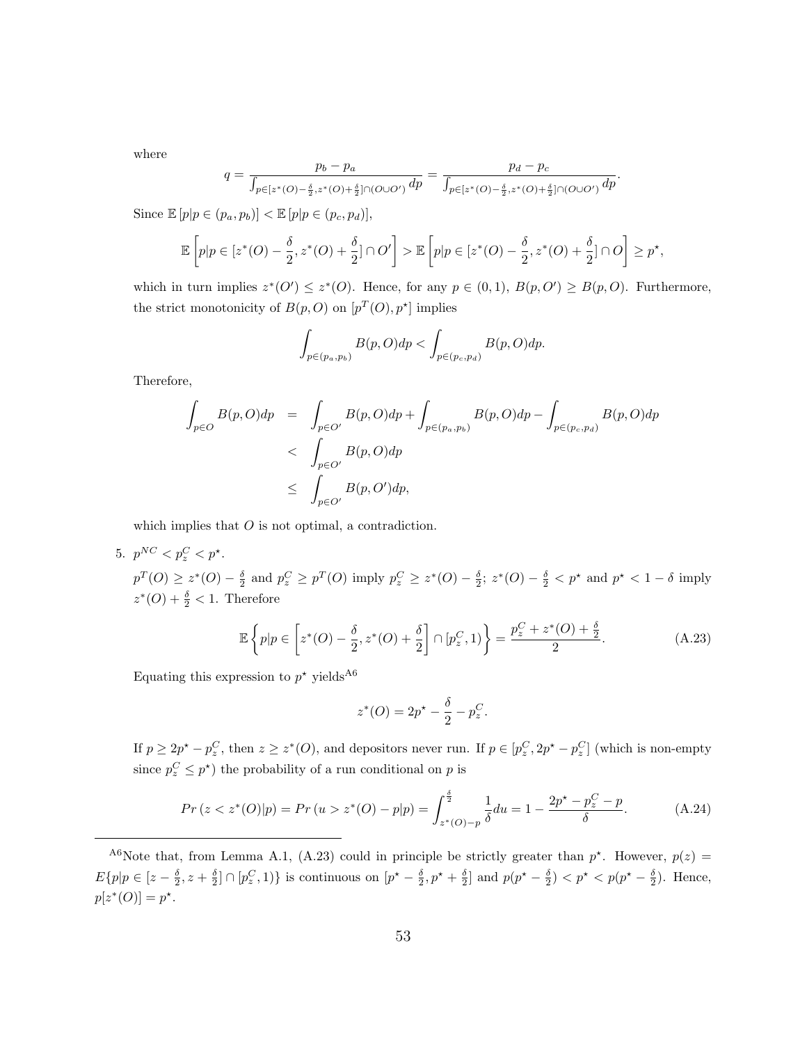where

$$q = \frac{p_b - p_a}{\int_{p \in [z^*(O) - \frac{\delta}{2}, z^*(O) + \frac{\delta}{2}] \cap (O \cup O')} dp} = \frac{p_d - p_c}{\int_{p \in [z^*(O) - \frac{\delta}{2}, z^*(O) + \frac{\delta}{2}] \cap (O \cup O')} dp}.$$

Since $\mathbb{E}[p | p \in (p_a, p_b)] < \mathbb{E}[p | p \in (p_c, p_d)]$,

$$\mathbb{E}\left[p | p \in [z^*(O) - \frac{\delta}{2}, z^*(O) + \frac{\delta}{2}] \cap O'\right] > \mathbb{E}\left[p | p \in [z^*(O) - \frac{\delta}{2}, z^*(O) + \frac{\delta}{2}] \cap O\right] \geq p^\star,$$

which in turn implies $z^*(O') \leq z^*(O)$. Hence, for any $p \in (0,1)$, $B(p, O') \geq B(p, O)$. Furthermore, the strict monotonicity of $B(p, O)$ on $[p^T(O), p^\star]$ implies

$$\int_{p \in (p_a, p_b)} B(p, O) dp < \int_{p \in (p_c, p_d)} B(p, O) dp.$$

Therefore,

$$\begin{aligned}
\int_{p \in O} B(p, O) dp &= \int_{p \in O'} B(p, O) dp + \int_{p \in (p_a, p_b)} B(p, O) dp - \int_{p \in (p_c, p_d)} B(p, O) dp \\
&< \int_{p \in O'} B(p, O) dp \\
&\leq \int_{p \in O'} B(p, O') dp,
\end{aligned}$$

which implies that $O$ is not optimal, a contradiction.

5. $p^{NC} < p_z^C < p^\star$.

   $p^T(O) \geq z^*(O) - \frac{\delta}{2}$ and $p_z^C \geq p^T(O)$ imply $p_z^C \geq z^*(O) - \frac{\delta}{2}$; $z^*(O) - \frac{\delta}{2} < p^\star$ and $p^\star < 1 - \delta$ imply $z^*(O) + \frac{\delta}{2} < 1$. Therefore

$$\mathbb{E}\left\{p | p \in \left[z^*(O) - \frac{\delta}{2}, z^*(O) + \frac{\delta}{2}\right] \cap [p_z^C, 1)\right\} = \frac{p_z^C + z^*(O) + \frac{\delta}{2}}{2}. \tag{A.23}$$

   Equating this expression to $p^\star$ yields[A6]

$$z^*(O) = 2p^\star - \frac{\delta}{2} - p_z^C.$$

   If $p \geq 2p^\star - p_z^C$, then $z \geq z^*(O)$, and depositors never run. If $p \in [p_z^C, 2p^\star - p_z^C]$ (which is non-empty since $p_z^C \leq p^\star$) the probability of a run conditional on $p$ is

$$Pr\left(z < z^*(O) | p\right) = Pr\left(u > z^*(O) - p | p\right) = \int_{z^*(O) - p}^{\frac{\delta}{2}} \frac{1}{\delta} du = 1 - \frac{2p^\star - p_z^C - p}{\delta}. \tag{A.24}$$

[A6]Note that, from Lemma A.1, (A.23) could in principle be strictly greater than $p^\star$. However, $p(z) = E\{p | p \in [z - \frac{\delta}{2}, z + \frac{\delta}{2}] \cap [p_z^C, 1)\}$ is continuous on $[p^\star - \frac{\delta}{2}, p^\star + \frac{\delta}{2}]$ and $p(p^\star - \frac{\delta}{2}) < p^\star < p(p^\star - \frac{\delta}{2})$. Hence, $p[z^*(O)] = p^\star$.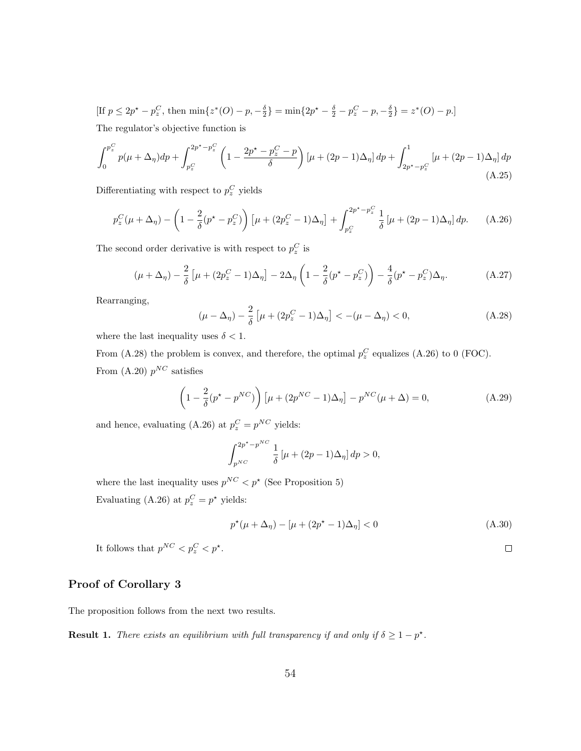[If $p \leq 2p^\star - p_z^C$, then $\min\{z^*(O) - p, -\frac{\delta}{2}\} = \min\{2p^\star - \frac{\delta}{2} - p_z^C - p, -\frac{\delta}{2}\} = z^*(O) - p$.]

The regulator's objective function is

$$\int_0^{p_z^C} p(\mu + \Delta_\eta)dp + \int_{p_z^C}^{2p^\star - p_z^C} \left(1 - \frac{2p^\star - p_z^C - p}{\delta}\right)[\mu + (2p-1)\Delta_\eta]\, dp + \int_{2p^\star - p_z^C}^{1} [\mu + (2p-1)\Delta_\eta]\, dp \tag{A.25}$$

Differentiating with respect to $p_z^C$ yields

$$p_z^C(\mu + \Delta_\eta) - \left(1 - \frac{2}{\delta}(p^\star - p_z^C)\right)\left[\mu + (2p_z^C - 1)\Delta_\eta\right] + \int_{p_z^C}^{2p^\star - p_z^C} \frac{1}{\delta}[\mu + (2p-1)\Delta_\eta]\, dp. \tag{A.26}$$

The second order derivative is with respect to $p_z^C$ is

$$(\mu + \Delta_\eta) - \frac{2}{\delta}\left[\mu + (2p_z^C - 1)\Delta_\eta\right] - 2\Delta_\eta\left(1 - \frac{2}{\delta}(p^\star - p_z^C)\right) - \frac{4}{\delta}(p^\star - p_z^C)\Delta_\eta. \tag{A.27}$$

Rearranging,

$$(\mu - \Delta_\eta) - \frac{2}{\delta}\left[\mu + (2p_z^C - 1)\Delta_\eta\right] < -(\mu - \Delta_\eta) < 0, \tag{A.28}$$

where the last inequality uses $\delta < 1$.

From (A.28) the problem is convex, and therefore, the optimal $p_z^C$ equalizes (A.26) to 0 (FOC).

From (A.20) $p^{NC}$ satisfies

$$\left(1 - \frac{2}{\delta}(p^\star - p^{NC})\right)\left[\mu + (2p^{NC} - 1)\Delta_\eta\right] - p^{NC}(\mu + \Delta) = 0, \tag{A.29}$$

and hence, evaluating (A.26) at $p_z^C = p^{NC}$ yields:

$$\int_{p^{NC}}^{2p^\star - p^{NC}} \frac{1}{\delta}[\mu + (2p-1)\Delta_\eta]\, dp > 0,$$

where the last inequality uses $p^{NC} < p^\star$ (See Proposition 5)

Evaluating (A.26) at $p_z^C = p^\star$ yields:

$$p^\star(\mu + \Delta_\eta) - [\mu + (2p^\star - 1)\Delta_\eta] < 0 \tag{A.30}$$

It follows that $p^{NC} < p_z^C < p^\star$. $\square$

## Proof of Corollary 3

The proposition follows from the next two results.

**Result 1.** *There exists an equilibrium with full transparency if and only if $\delta \geq 1 - p^\star$.*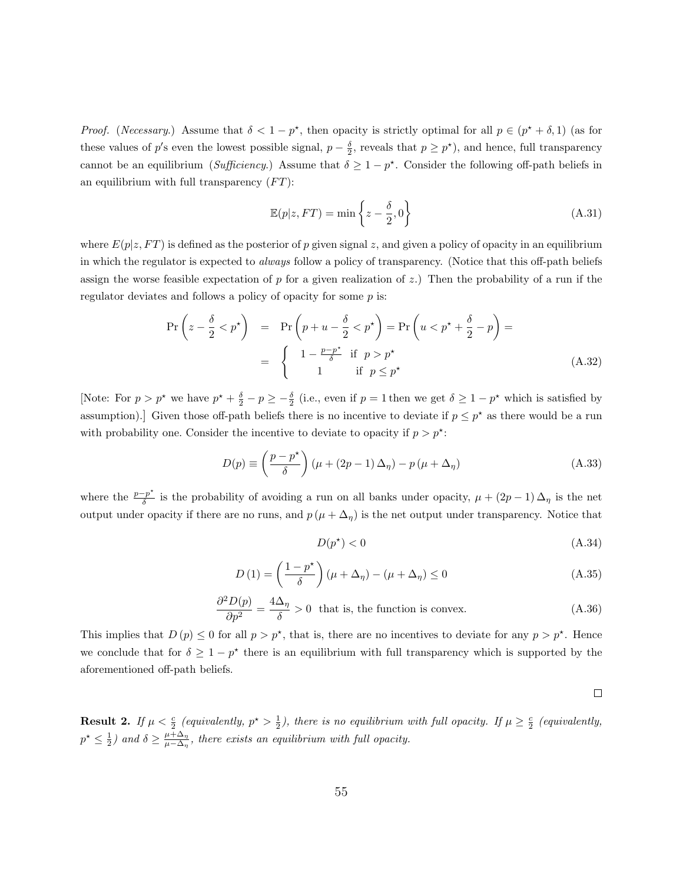*Proof.* (*Necessary.*) Assume that $\delta < 1 - p^\star$, then opacity is strictly optimal for all $p \in (p^\star + \delta, 1)$ (as for these values of $p$'s even the lowest possible signal, $p - \frac{\delta}{2}$, reveals that $p \geq p^\star$), and hence, full transparency cannot be an equilibrium (*Sufficiency.*) Assume that $\delta \geq 1 - p^\star$. Consider the following off-path beliefs in an equilibrium with full transparency ($FT$):

$$\mathbb{E}(p|z, FT) = \min\left\{z - \frac{\delta}{2}, 0\right\} \tag{A.31}$$

where $E(p|z, FT)$ is defined as the posterior of $p$ given signal $z$, and given a policy of opacity in an equilibrium in which the regulator is expected to *always* follow a policy of transparency. (Notice that this off-path beliefs assign the worse feasible expectation of $p$ for a given realization of $z$.) Then the probability of a run if the regulator deviates and follows a policy of opacity for some $p$ is:

$$\begin{aligned}
\Pr\left(z - \frac{\delta}{2} < p^\star\right) &= \Pr\left(p + u - \frac{\delta}{2} < p^\star\right) = \Pr\left(u < p^\star + \frac{\delta}{2} - p\right) = \\
&= \begin{cases} 1 - \frac{p - p^\star}{\delta} & \text{if } p > p^\star \\ 1 & \text{if } p \leq p^\star \end{cases}
\end{aligned} \tag{A.32}$$

[Note: For $p > p^\star$ we have $p^\star + \frac{\delta}{2} - p \geq -\frac{\delta}{2}$ (i.e., even if $p = 1$ then we get $\delta \geq 1 - p^\star$ which is satisfied by assumption).] Given those off-path beliefs there is no incentive to deviate if $p \leq p^\star$ as there would be a run with probability one. Consider the incentive to deviate to opacity if $p > p^\star$:

$$D(p) \equiv \left(\frac{p - p^\star}{\delta}\right)(\mu + (2p - 1)\Delta_\eta) - p(\mu + \Delta_\eta) \tag{A.33}$$

where the $\frac{p - p^\star}{\delta}$ is the probability of avoiding a run on all banks under opacity, $\mu + (2p - 1)\Delta_\eta$ is the net output under opacity if there are no runs, and $p(\mu + \Delta_\eta)$ is the net output under transparency. Notice that

$$D(p^\star) < 0 \tag{A.34}$$

$$D(1) = \left(\frac{1 - p^\star}{\delta}\right)(\mu + \Delta_\eta) - (\mu + \Delta_\eta) \leq 0 \tag{A.35}$$

$$\frac{\partial^2 D(p)}{\partial p^2} = \frac{4\Delta_\eta}{\delta} > 0 \;\; \text{that is, the function is convex.} \tag{A.36}$$

This implies that $D(p) \leq 0$ for all $p > p^\star$, that is, there are no incentives to deviate for any $p > p^\star$. Hence we conclude that for $\delta \geq 1 - p^\star$ there is an equilibrium with full transparency which is supported by the aforementioned off-path beliefs.

□

**Result 2.** *If $\mu < \frac{c}{2}$ (equivalently, $p^\star > \frac{1}{2}$), there is no equilibrium with full opacity. If $\mu \geq \frac{c}{2}$ (equivalently, $p^\star \leq \frac{1}{2}$) and $\delta \geq \frac{\mu + \Delta_\eta}{\mu - \Delta_\eta}$, there exists an equilibrium with full opacity.*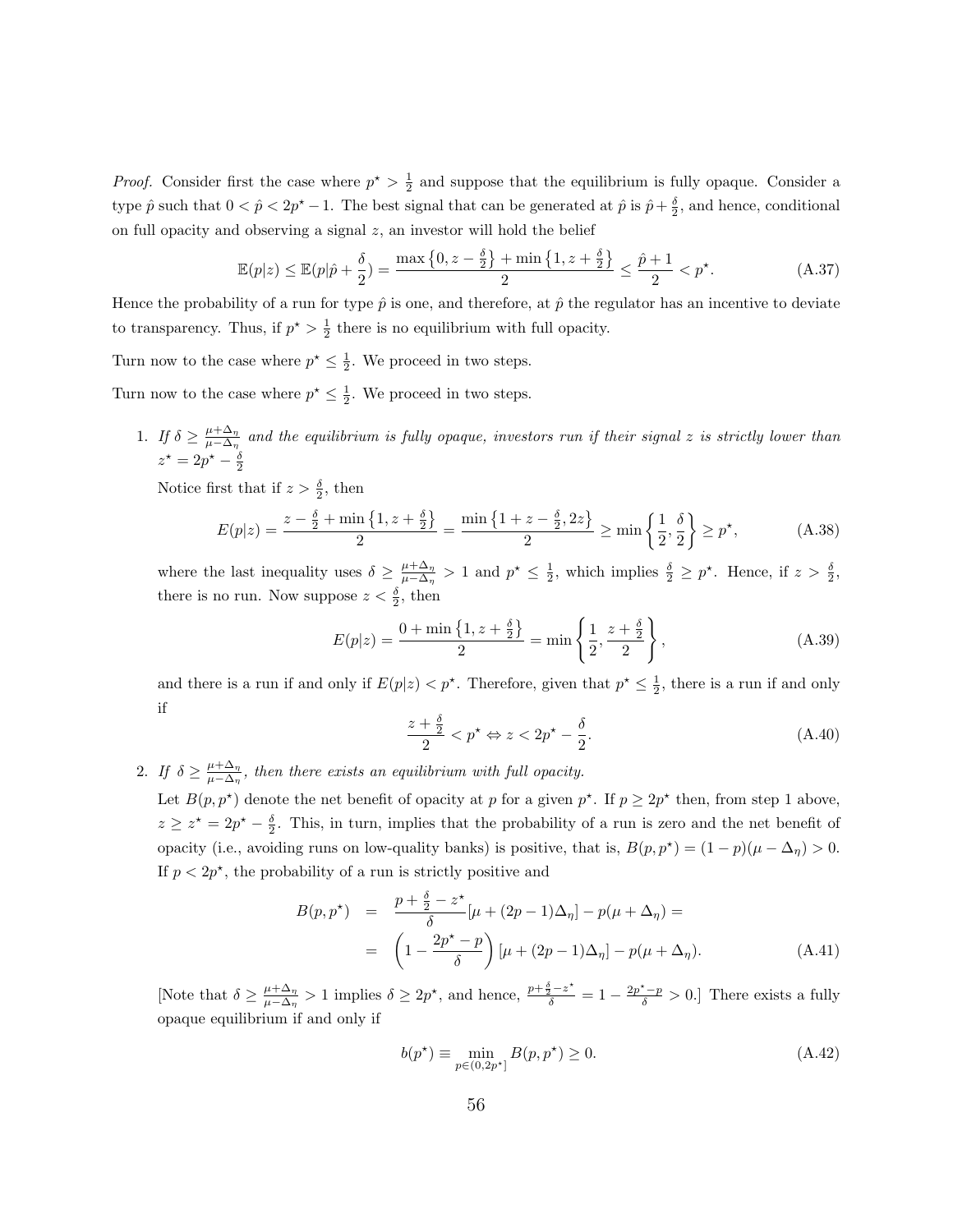*Proof.* Consider first the case where $p^\star > \frac{1}{2}$ and suppose that the equilibrium is fully opaque. Consider a type $\hat{p}$ such that $0 < \hat{p} < 2p^\star - 1$. The best signal that can be generated at $\hat{p}$ is $\hat{p} + \frac{\delta}{2}$, and hence, conditional on full opacity and observing a signal $z$, an investor will hold the belief

$$\mathbb{E}(p|z) \leq \mathbb{E}(p|\hat{p} + \frac{\delta}{2}) = \frac{\max\left\{0, z - \frac{\delta}{2}\right\} + \min\left\{1, z + \frac{\delta}{2}\right\}}{2} \leq \frac{\hat{p} + 1}{2} < p^\star. \tag{A.37}$$

Hence the probability of a run for type $\hat{p}$ is one, and therefore, at $\hat{p}$ the regulator has an incentive to deviate to transparency. Thus, if $p^\star > \frac{1}{2}$ there is no equilibrium with full opacity.

Turn now to the case where $p^\star \leq \frac{1}{2}$. We proceed in two steps.

Turn now to the case where $p^\star \leq \frac{1}{2}$. We proceed in two steps.

1. *If $\delta \geq \frac{\mu + \Delta_\eta}{\mu - \Delta_\eta}$ and the equilibrium is fully opaque, investors run if their signal $z$ is strictly lower than $z^\star = 2p^\star - \frac{\delta}{2}$*

   Notice first that if $z > \frac{\delta}{2}$, then

   $$E(p|z) = \frac{z - \frac{\delta}{2} + \min\left\{1, z + \frac{\delta}{2}\right\}}{2} = \frac{\min\left\{1 + z - \frac{\delta}{2}, 2z\right\}}{2} \geq \min\left\{\frac{1}{2}, \frac{\delta}{2}\right\} \geq p^\star, \tag{A.38}$$

   where the last inequality uses $\delta \geq \frac{\mu + \Delta_\eta}{\mu - \Delta_\eta} > 1$ and $p^\star \leq \frac{1}{2}$, which implies $\frac{\delta}{2} \geq p^\star$. Hence, if $z > \frac{\delta}{2}$, there is no run. Now suppose $z < \frac{\delta}{2}$, then

   $$E(p|z) = \frac{0 + \min\left\{1, z + \frac{\delta}{2}\right\}}{2} = \min\left\{\frac{1}{2}, \frac{z + \frac{\delta}{2}}{2}\right\}, \tag{A.39}$$

   and there is a run if and only if $E(p|z) < p^\star$. Therefore, given that $p^\star \leq \frac{1}{2}$, there is a run if and only if

   $$\frac{z + \frac{\delta}{2}}{2} < p^\star \Leftrightarrow z < 2p^\star - \frac{\delta}{2}. \tag{A.40}$$

2. *If $\delta \geq \frac{\mu + \Delta_\eta}{\mu - \Delta_\eta}$, then there exists an equilibrium with full opacity.*

   Let $B(p, p^\star)$ denote the net benefit of opacity at $p$ for a given $p^\star$. If $p \geq 2p^\star$ then, from step 1 above, $z \geq z^\star = 2p^\star - \frac{\delta}{2}$. This, in turn, implies that the probability of a run is zero and the net benefit of opacity (i.e., avoiding runs on low-quality banks) is positive, that is, $B(p, p^\star) = (1 - p)(\mu - \Delta_\eta) > 0$. If $p < 2p^\star$, the probability of a run is strictly positive and

   $$\begin{aligned} B(p, p^\star) &= \frac{p + \frac{\delta}{2} - z^\star}{\delta}[\mu + (2p - 1)\Delta_\eta] - p(\mu + \Delta_\eta) = \\ &= \left(1 - \frac{2p^\star - p}{\delta}\right)[\mu + (2p - 1)\Delta_\eta] - p(\mu + \Delta_\eta). \end{aligned} \tag{A.41}$$

   [Note that $\delta \geq \frac{\mu + \Delta_\eta}{\mu - \Delta_\eta} > 1$ implies $\delta \geq 2p^\star$, and hence, $\frac{p + \frac{\delta}{2} - z^\star}{\delta} = 1 - \frac{2p^\star - p}{\delta} > 0$.] There exists a fully opaque equilibrium if and only if

   $$b(p^\star) \equiv \min_{p \in (0, 2p^\star]} B(p, p^\star) \geq 0. \tag{A.42}$$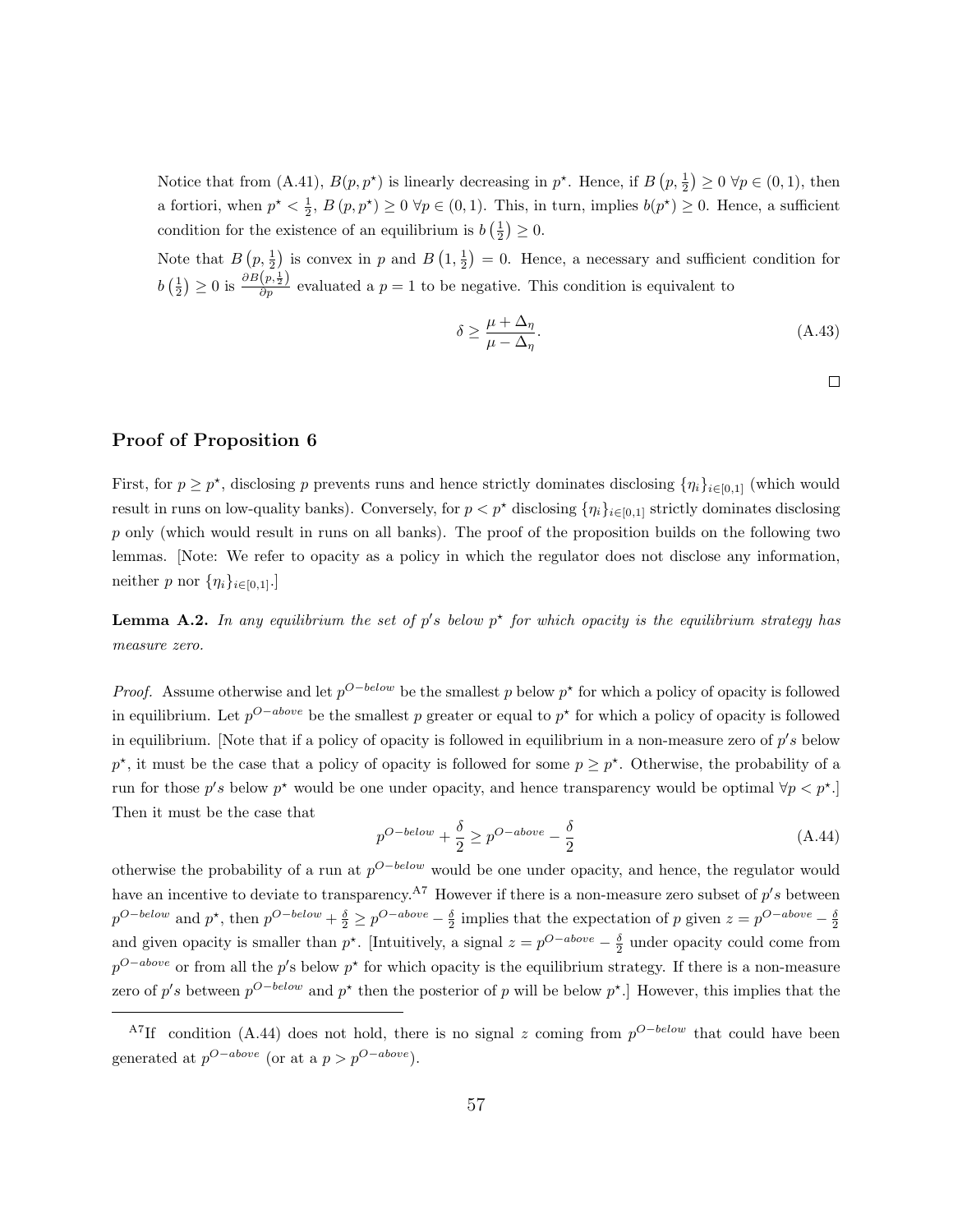Notice that from (A.41), $B(p, p^\star)$ is linearly decreasing in $p^\star$. Hence, if $B\left(p, \frac{1}{2}\right) \geq 0 \; \forall p \in (0,1)$, then a fortiori, when $p^\star < \frac{1}{2}$, $B\left(p, p^\star\right) \geq 0 \; \forall p \in (0,1)$. This, in turn, implies $b(p^\star) \geq 0$. Hence, a sufficient condition for the existence of an equilibrium is $b\left(\frac{1}{2}\right) \geq 0$.

Note that $B\left(p, \frac{1}{2}\right)$ is convex in $p$ and $B\left(1, \frac{1}{2}\right) = 0$. Hence, a necessary and sufficient condition for $b\left(\frac{1}{2}\right) \geq 0$ is $\frac{\partial B\left(p, \frac{1}{2}\right)}{\partial p}$ evaluated a $p = 1$ to be negative. This condition is equivalent to

$$\delta \geq \frac{\mu + \Delta_\eta}{\mu - \Delta_\eta}. \tag{A.43}$$

□

## Proof of Proposition 6

First, for $p \geq p^\star$, disclosing $p$ prevents runs and hence strictly dominates disclosing $\{\eta_i\}_{i \in [0,1]}$ (which would result in runs on low-quality banks). Conversely, for $p < p^\star$ disclosing $\{\eta_i\}_{i \in [0,1]}$ strictly dominates disclosing $p$ only (which would result in runs on all banks). The proof of the proposition builds on the following two lemmas. [Note: We refer to opacity as a policy in which the regulator does not disclose any information, neither $p$ nor $\{\eta_i\}_{i \in [0,1]}$.]

**Lemma A.2.** *In any equilibrium the set of $p'$s below $p^\star$ for which opacity is the equilibrium strategy has measure zero.*

*Proof.* Assume otherwise and let $p^{O-below}$ be the smallest $p$ below $p^\star$ for which a policy of opacity is followed in equilibrium. Let $p^{O-above}$ be the smallest $p$ greater or equal to $p^\star$ for which a policy of opacity is followed in equilibrium. [Note that if a policy of opacity is followed in equilibrium in a non-measure zero of $p's$ below $p^\star$, it must be the case that a policy of opacity is followed for some $p \geq p^\star$. Otherwise, the probability of a run for those $p's$ below $p^\star$ would be one under opacity, and hence transparency would be optimal $\forall p < p^\star$.] Then it must be the case that

$$p^{O-below} + \frac{\delta}{2} \geq p^{O-above} - \frac{\delta}{2} \tag{A.44}$$

otherwise the probability of a run at $p^{O-below}$ would be one under opacity, and hence, the regulator would have an incentive to deviate to transparency.[A7] However if there is a non-measure zero subset of $p's$ between $p^{O-below}$ and $p^\star$, then $p^{O-below} + \frac{\delta}{2} \geq p^{O-above} - \frac{\delta}{2}$ implies that the expectation of $p$ given $z = p^{O-above} - \frac{\delta}{2}$ and given opacity is smaller than $p^\star$. [Intuitively, a signal $z = p^{O-above} - \frac{\delta}{2}$ under opacity could come from $p^{O-above}$ or from all the $p$'s below $p^\star$ for which opacity is the equilibrium strategy. If there is a non-measure zero of $p's$ between $p^{O-below}$ and $p^\star$ then the posterior of $p$ will be below $p^\star$.] However, this implies that the

[A7] If condition (A.44) does not hold, there is no signal $z$ coming from $p^{O-below}$ that could have been generated at $p^{O-above}$ (or at a $p > p^{O-above}$).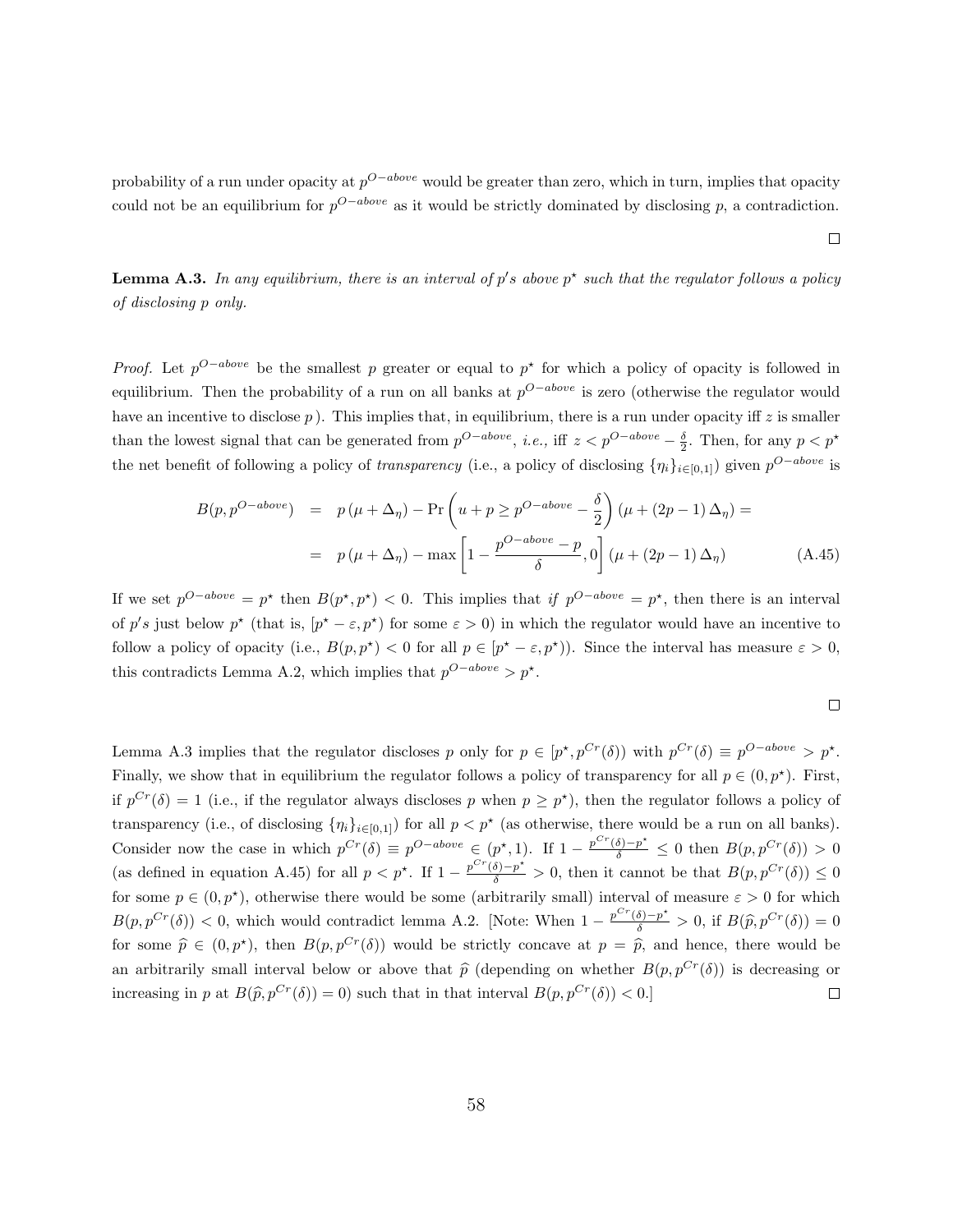probability of a run under opacity at $p^{O-above}$ would be greater than zero, which in turn, implies that opacity could not be an equilibrium for $p^{O-above}$ as it would be strictly dominated by disclosing $p$, a contradiction.

□

**Lemma A.3.** *In any equilibrium, there is an interval of $p'$s above $p^\star$ such that the regulator follows a policy of disclosing $p$ only.*

*Proof.* Let $p^{O-above}$ be the smallest $p$ greater or equal to $p^\star$ for which a policy of opacity is followed in equilibrium. Then the probability of a run on all banks at $p^{O-above}$ is zero (otherwise the regulator would have an incentive to disclose $p$). This implies that, in equilibrium, there is a run under opacity iff $z$ is smaller than the lowest signal that can be generated from $p^{O-above}$, *i.e.,* iff $z < p^{O-above} - \frac{\delta}{2}$. Then, for any $p < p^\star$ the net benefit of following a policy of *transparency* (i.e., a policy of disclosing $\{\eta_i\}_{i\in[0,1]}$) given $p^{O-above}$ is

$$
\begin{aligned}
B(p, p^{O-above}) &= p(\mu + \Delta_\eta) - \Pr\left(u + p \geq p^{O-above} - \frac{\delta}{2}\right)(\mu + (2p-1)\Delta_\eta) = \\
&= p(\mu + \Delta_\eta) - \max\left[1 - \frac{p^{O-above} - p}{\delta}, 0\right](\mu + (2p-1)\Delta_\eta) \qquad \text{(A.45)}
\end{aligned}
$$

If we set $p^{O-above} = p^\star$ then $B(p^\star, p^\star) < 0$. This implies that *if* $p^{O-above} = p^\star$, then there is an interval of $p's$ just below $p^\star$ (that is, $[p^\star - \varepsilon, p^\star)$ for some $\varepsilon > 0$) in which the regulator would have an incentive to follow a policy of opacity (i.e., $B(p, p^\star) < 0$ for all $p \in [p^\star - \varepsilon, p^\star)$). Since the interval has measure $\varepsilon > 0$, this contradicts Lemma A.2, which implies that $p^{O-above} > p^\star$.

□

Lemma A.3 implies that the regulator discloses $p$ only for $p \in [p^\star, p^{Cr}(\delta))$ with $p^{Cr}(\delta) \equiv p^{O-above} > p^\star$. Finally, we show that in equilibrium the regulator follows a policy of transparency for all $p \in (0, p^\star)$. First, if $p^{Cr}(\delta) = 1$ (i.e., if the regulator always discloses $p$ when $p \geq p^\star$), then the regulator follows a policy of transparency (i.e., of disclosing $\{\eta_i\}_{i\in[0,1]}$) for all $p < p^\star$ (as otherwise, there would be a run on all banks). Consider now the case in which $p^{Cr}(\delta) \equiv p^{O-above} \in (p^\star, 1)$. If $1 - \frac{p^{Cr}(\delta) - p^\star}{\delta} \leq 0$ then $B(p, p^{Cr}(\delta)) > 0$ (as defined in equation A.45) for all $p < p^\star$. If $1 - \frac{p^{Cr}(\delta) - p^\star}{\delta} > 0$, then it cannot be that $B(p, p^{Cr}(\delta)) \leq 0$ for some $p \in (0, p^\star)$, otherwise there would be some (arbitrarily small) interval of measure $\varepsilon > 0$ for which $B(p, p^{Cr}(\delta)) < 0$, which would contradict lemma A.2. [Note: When $1 - \frac{p^{Cr}(\delta) - p^\star}{\delta} > 0$, if $B(\widehat{p}, p^{Cr}(\delta)) = 0$ for some $\widehat{p} \in (0, p^\star)$, then $B(p, p^{Cr}(\delta))$ would be strictly concave at $p = \widehat{p}$, and hence, there would be an arbitrarily small interval below or above that $\widehat{p}$ (depending on whether $B(p, p^{Cr}(\delta))$ is decreasing or increasing in $p$ at $B(\widehat{p}, p^{Cr}(\delta)) = 0$) such that in that interval $B(p, p^{Cr}(\delta)) < 0$.]

□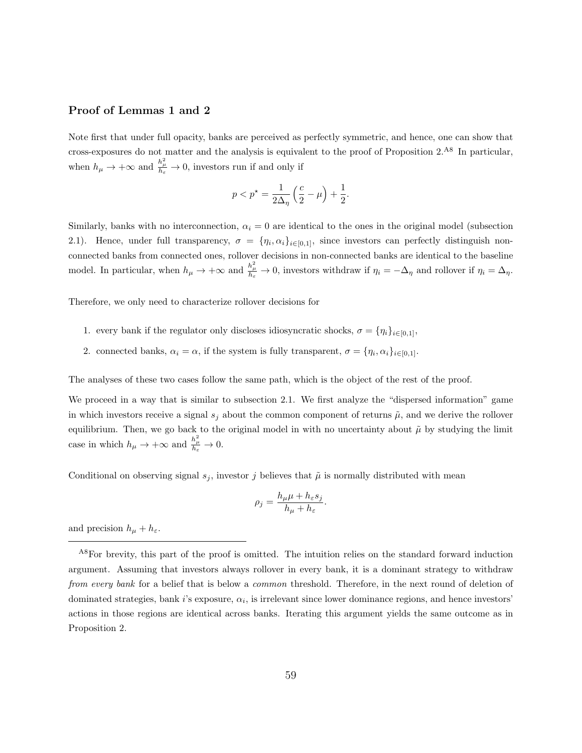### Proof of Lemmas 1 and 2

Note first that under full opacity, banks are perceived as perfectly symmetric, and hence, one can show that cross-exposures do not matter and the analysis is equivalent to the proof of Proposition 2.[A8] In particular, when $h_\mu \to +\infty$ and $\frac{h_\mu^2}{h_\varepsilon} \to 0$, investors run if and only if

$$p < p^\star = \frac{1}{2\Delta_\eta}\left(\frac{c}{2} - \mu\right) + \frac{1}{2}.$$

Similarly, banks with no interconnection, $\alpha_i = 0$ are identical to the ones in the original model (subsection 2.1). Hence, under full transparency, $\sigma = \{\eta_i, \alpha_i\}_{i\in[0,1]}$, since investors can perfectly distinguish non-connected banks from connected ones, rollover decisions in non-connected banks are identical to the baseline model. In particular, when $h_\mu \to +\infty$ and $\frac{h_\mu^2}{h_\varepsilon} \to 0$, investors withdraw if $\eta_i = -\Delta_\eta$ and rollover if $\eta_i = \Delta_\eta$.

Therefore, we only need to characterize rollover decisions for

1. every bank if the regulator only discloses idiosyncratic shocks, $\sigma = \{\eta_i\}_{i\in[0,1]}$,
2. connected banks, $\alpha_i = \alpha$, if the system is fully transparent, $\sigma = \{\eta_i, \alpha_i\}_{i\in[0,1]}$.

The analyses of these two cases follow the same path, which is the object of the rest of the proof.

We proceed in a way that is similar to subsection 2.1. We first analyze the "dispersed information" game in which investors receive a signal $s_j$ about the common component of returns $\tilde{\mu}$, and we derive the rollover equilibrium. Then, we go back to the original model in with no uncertainty about $\tilde{\mu}$ by studying the limit case in which $h_\mu \to +\infty$ and $\frac{h_\mu^2}{h_\varepsilon} \to 0$.

Conditional on observing signal $s_j$, investor $j$ believes that $\tilde{\mu}$ is normally distributed with mean

$$\rho_j = \frac{h_\mu \mu + h_\varepsilon s_j}{h_\mu + h_\varepsilon}.$$

and precision $h_\mu + h_\varepsilon$.

---

[A8]For brevity, this part of the proof is omitted. The intuition relies on the standard forward induction argument. Assuming that investors always rollover in every bank, it is a dominant strategy to withdraw *from every bank* for a belief that is below a *common* threshold. Therefore, in the next round of deletion of dominated strategies, bank $i$'s exposure, $\alpha_i$, is irrelevant since lower dominance regions, and hence investors' actions in those regions are identical across banks. Iterating this argument yields the same outcome as in Proposition 2.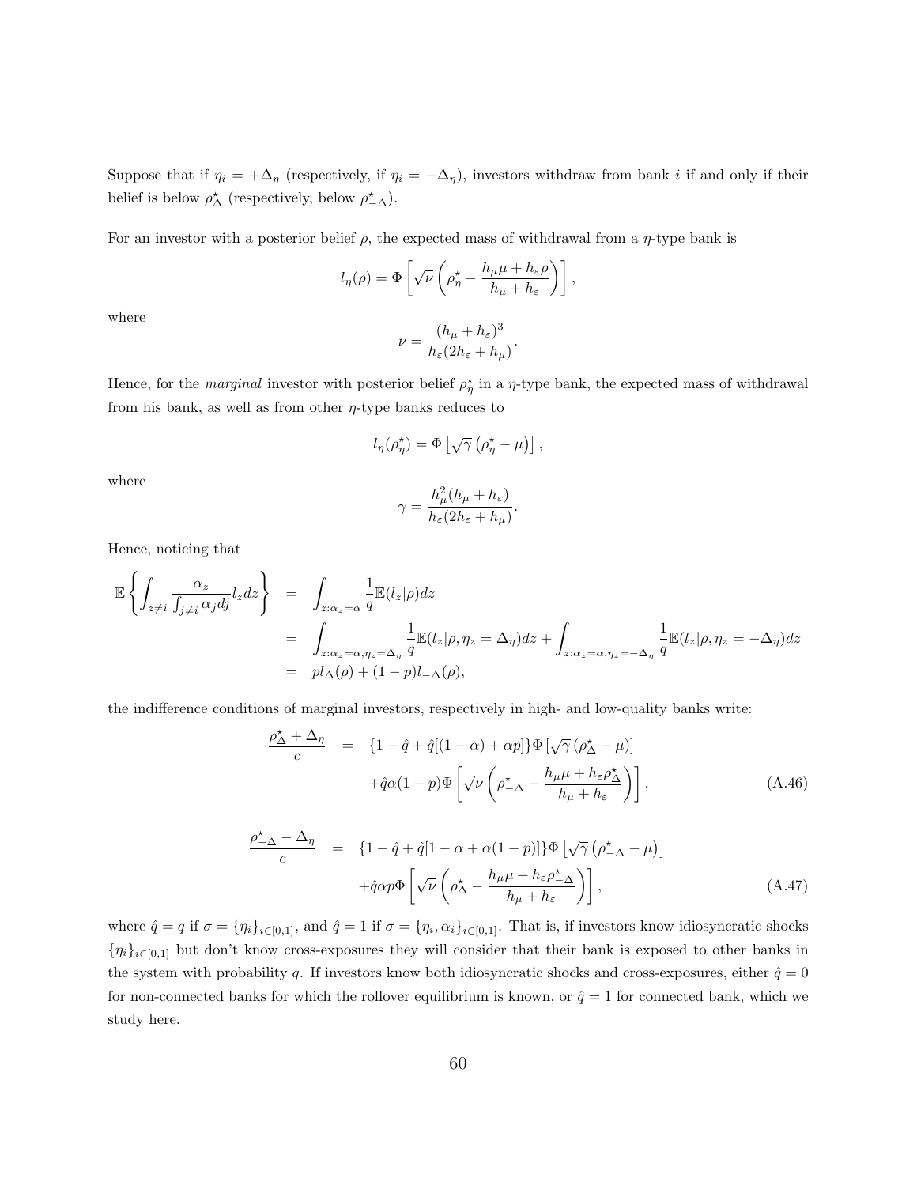Suppose that if $\eta_i = +\Delta_\eta$ (respectively, if $\eta_i = -\Delta_\eta$), investors withdraw from bank $i$ if and only if their belief is below $\rho^\star_\Delta$ (respectively, below $\rho^\star_{-\Delta}$).

For an investor with a posterior belief $\rho$, the expected mass of withdrawal from a $\eta$-type bank is

$$l_\eta(\rho) = \Phi\left[\sqrt{\nu}\left(\rho^\star_\eta - \frac{h_\mu \mu + h_\varepsilon \rho}{h_\mu + h_\varepsilon}\right)\right],$$

where

$$\nu = \frac{(h_\mu + h_\varepsilon)^3}{h_\varepsilon(2h_\varepsilon + h_\mu)}.$$

Hence, for the *marginal* investor with posterior belief $\rho^\star_\eta$ in a $\eta$-type bank, the expected mass of withdrawal from his bank, as well as from other $\eta$-type banks reduces to

$$l_\eta(\rho^\star_\eta) = \Phi\left[\sqrt{\gamma}\left(\rho^\star_\eta - \mu\right)\right],$$

where

$$\gamma = \frac{h_\mu^2(h_\mu + h_\varepsilon)}{h_\varepsilon(2h_\varepsilon + h_\mu)}.$$

Hence, noticing that

$$\begin{aligned}
\mathbb{E}\left\{\int_{z\neq i} \frac{\alpha_z}{\int_{j\neq i}\alpha_j dj} l_z dz\right\} &= \int_{z:\alpha_z=\alpha} \frac{1}{q}\mathbb{E}(l_z|\rho)dz \\
&= \int_{z:\alpha_z=\alpha,\eta_z=\Delta_\eta} \frac{1}{q}\mathbb{E}(l_z|\rho,\eta_z=\Delta_\eta)dz + \int_{z:\alpha_z=\alpha,\eta_z=-\Delta_\eta} \frac{1}{q}\mathbb{E}(l_z|\rho,\eta_z=-\Delta_\eta)dz \\
&= p l_\Delta(\rho) + (1-p) l_{-\Delta}(\rho),
\end{aligned}$$

the indifference conditions of marginal investors, respectively in high- and low-quality banks write:

$$\begin{aligned}
\frac{\rho^\star_\Delta + \Delta_\eta}{c} &= \{1 - \hat{q} + \hat{q}[(1-\alpha) + \alpha p]\}\Phi\left[\sqrt{\gamma}\left(\rho^\star_\Delta - \mu\right)\right] \\
&\quad + \hat{q}\alpha(1-p)\Phi\left[\sqrt{\nu}\left(\rho^\star_{-\Delta} - \frac{h_\mu\mu + h_\varepsilon\rho^\star_\Delta}{h_\mu + h_\varepsilon}\right)\right], \qquad \text{(A.46)}
\end{aligned}$$

$$\begin{aligned}
\frac{\rho^\star_{-\Delta} - \Delta_\eta}{c} &= \{1 - \hat{q} + \hat{q}[1 - \alpha + \alpha(1-p)]\}\Phi\left[\sqrt{\gamma}\left(\rho^\star_{-\Delta} - \mu\right)\right] \\
&\quad + \hat{q}\alpha p\Phi\left[\sqrt{\nu}\left(\rho^\star_\Delta - \frac{h_\mu\mu + h_\varepsilon\rho^\star_{-\Delta}}{h_\mu + h_\varepsilon}\right)\right], \qquad \text{(A.47)}
\end{aligned}$$

where $\hat{q} = q$ if $\sigma = \{\eta_i\}_{i\in[0,1]}$, and $\hat{q} = 1$ if $\sigma = \{\eta_i, \alpha_i\}_{i\in[0,1]}$. That is, if investors know idiosyncratic shocks $\{\eta_i\}_{i\in[0,1]}$ but don't know cross-exposures they will consider that their bank is exposed to other banks in the system with probability $q$. If investors know both idiosyncratic shocks and cross-exposures, either $\hat{q} = 0$ for non-connected banks for which the rollover equilibrium is known, or $\hat{q} = 1$ for connected bank, which we study here.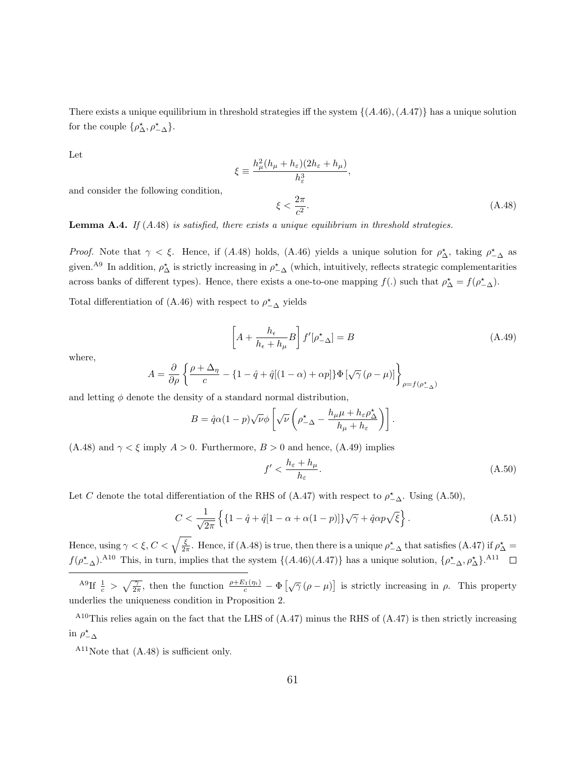There exists a unique equilibrium in threshold strategies iff the system $\{(A.46),(A.47)\}$ has a unique solution for the couple $\{\rho^\star_\Delta, \rho^\star_{-\Delta}\}$.

Let

$$\xi \equiv \frac{h_\mu^2(h_\mu + h_\varepsilon)(2h_\varepsilon + h_\mu)}{h_\varepsilon^3},$$

and consider the following condition,

$$\xi < \frac{2\pi}{c^2}. \tag{A.48}$$

**Lemma A.4.** *If (A.48) is satisfied, there exists a unique equilibrium in threshold strategies.*

*Proof.* Note that $\gamma < \xi$. Hence, if (A.48) holds, (A.46) yields a unique solution for $\rho^\star_\Delta$, taking $\rho^\star_{-\Delta}$ as given.[A9] In addition, $\rho^\star_\Delta$ is strictly increasing in $\rho^\star_{-\Delta}$ (which, intuitively, reflects strategic complementarities across banks of different types). Hence, there exists a one-to-one mapping $f(.)$ such that $\rho^\star_\Delta = f(\rho^\star_{-\Delta})$.

Total differentiation of (A.46) with respect to $\rho^\star_{-\Delta}$ yields

$$\left[A + \frac{h_\epsilon}{h_\epsilon + h_\mu}B\right] f'[\rho^\star_{-\Delta}] = B \tag{A.49}$$

where,

$$A = \frac{\partial}{\partial \rho}\left\{\frac{\rho + \Delta_\eta}{c} - \{1 - \hat{q} + \hat{q}[(1-\alpha) + \alpha p]\}\Phi\left[\sqrt{\gamma}\,(\rho - \mu)\right]\right\}_{\rho = f(\rho^\star_{-\Delta})}$$

and letting $\phi$ denote the density of a standard normal distribution,

$$B = \hat{q}\alpha(1-p)\sqrt{\nu}\phi\left[\sqrt{\nu}\left(\rho^\star_{-\Delta} - \frac{h_\mu\mu + h_\varepsilon\rho^\star_\Delta}{h_\mu + h_\varepsilon}\right)\right].$$

(A.48) and $\gamma < \xi$ imply $A > 0$. Furthermore, $B > 0$ and hence, (A.49) implies

$$f' < \frac{h_\varepsilon + h_\mu}{h_\varepsilon}. \tag{A.50}$$

Let $C$ denote the total differentiation of the RHS of (A.47) with respect to $\rho^\star_{-\Delta}$. Using (A.50),

$$C < \frac{1}{\sqrt{2\pi}}\left\{\{1 - \hat{q} + \hat{q}[1 - \alpha + \alpha(1-p)]\}\sqrt{\gamma} + \hat{q}\alpha p\sqrt{\xi}\right\}. \tag{A.51}$$

Hence, using $\gamma < \xi$, $C < \sqrt{\frac{\xi}{2\pi}}$. Hence, if (A.48) is true, then there is a unique $\rho^\star_{-\Delta}$ that satisfies (A.47) if $\rho^\star_\Delta = f(\rho^\star_{-\Delta})$.[A10] This, in turn, implies that the system $\{(A.46)(A.47)\}$ has a unique solution, $\{\rho^\star_{-\Delta}, \rho^\star_\Delta\}$.[A11] $\square$

---

[A9] If $\frac{1}{c} > \sqrt{\frac{\gamma}{2\pi}}$, then the function $\frac{\rho + E_1(\eta_i)}{c} - \Phi\left[\sqrt{\gamma}\,(\rho - \mu)\right]$ is strictly increasing in $\rho$. This property underlies the uniqueness condition in Proposition 2.

[A10] This relies again on the fact that the LHS of (A.47) minus the RHS of (A.47) is then strictly increasing in $\rho^\star_{-\Delta}$

[A11] Note that (A.48) is sufficient only.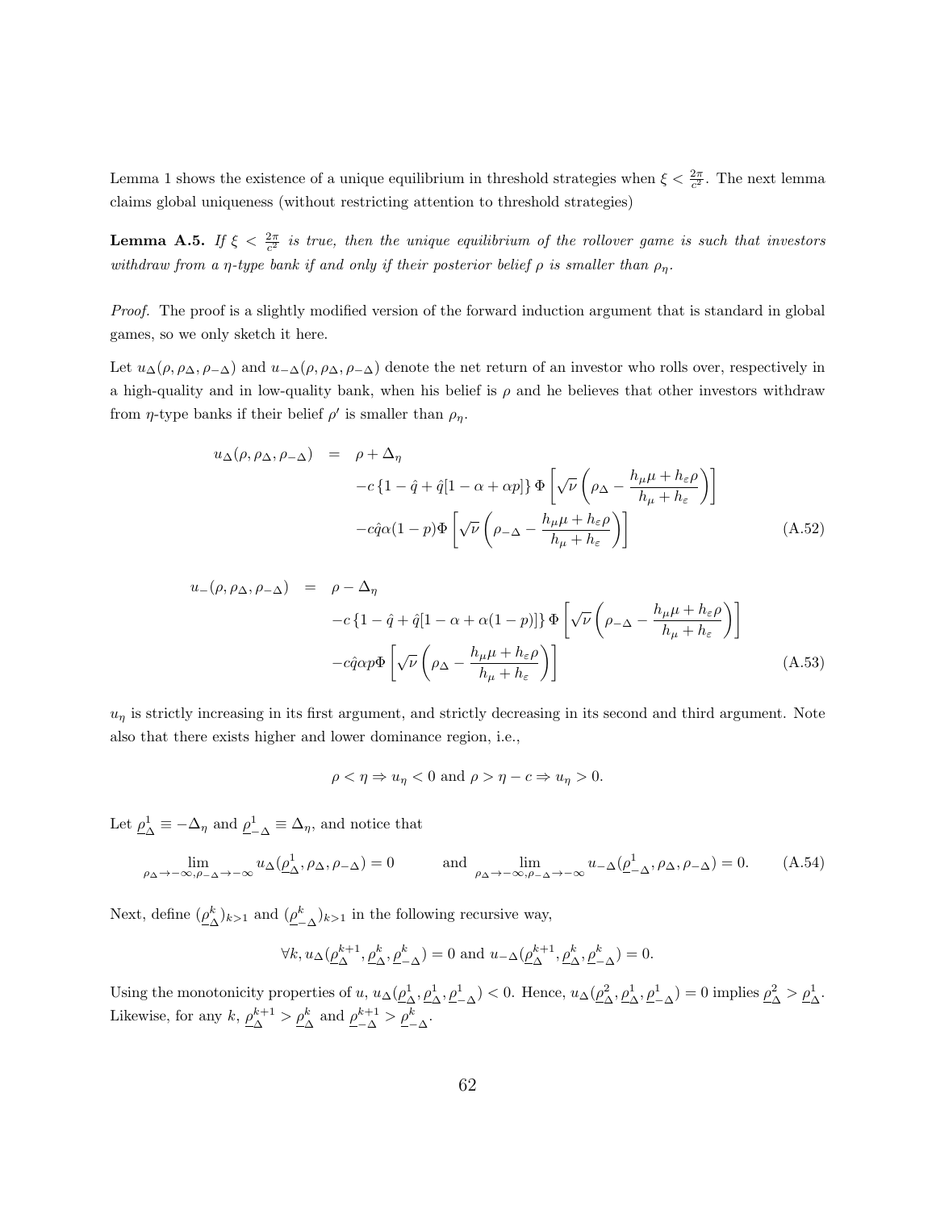Lemma 1 shows the existence of a unique equilibrium in threshold strategies when $\xi < \frac{2\pi}{c^2}$. The next lemma claims global uniqueness (without restricting attention to threshold strategies)

**Lemma A.5.** *If $\xi < \frac{2\pi}{c^2}$ is true, then the unique equilibrium of the rollover game is such that investors withdraw from a $\eta$-type bank if and only if their posterior belief $\rho$ is smaller than $\rho_\eta$.*

*Proof.* The proof is a slightly modified version of the forward induction argument that is standard in global games, so we only sketch it here.

Let $u_\Delta(\rho, \rho_\Delta, \rho_{-\Delta})$ and $u_{-\Delta}(\rho, \rho_\Delta, \rho_{-\Delta})$ denote the net return of an investor who rolls over, respectively in a high-quality and in low-quality bank, when his belief is $\rho$ and he believes that other investors withdraw from $\eta$-type banks if their belief $\rho'$ is smaller than $\rho_\eta$.

$$
\begin{aligned}
u_\Delta(\rho, \rho_\Delta, \rho_{-\Delta}) &= \rho + \Delta_\eta \\
&\quad - c\left\{1 - \hat{q} + \hat{q}[1 - \alpha + \alpha p]\right\} \Phi\left[\sqrt{\nu}\left(\rho_\Delta - \frac{h_\mu \mu + h_\varepsilon \rho}{h_\mu + h_\varepsilon}\right)\right] \\
&\quad - c\hat{q}\alpha(1-p)\Phi\left[\sqrt{\nu}\left(\rho_{-\Delta} - \frac{h_\mu \mu + h_\varepsilon \rho}{h_\mu + h_\varepsilon}\right)\right]
\end{aligned} \tag{A.52}
$$

$$
\begin{aligned}
u_-(\rho, \rho_\Delta, \rho_{-\Delta}) &= \rho - \Delta_\eta \\
&\quad - c\left\{1 - \hat{q} + \hat{q}[1 - \alpha + \alpha(1-p)]\right\} \Phi\left[\sqrt{\nu}\left(\rho_{-\Delta} - \frac{h_\mu \mu + h_\varepsilon \rho}{h_\mu + h_\varepsilon}\right)\right] \\
&\quad - c\hat{q}\alpha p\Phi\left[\sqrt{\nu}\left(\rho_\Delta - \frac{h_\mu \mu + h_\varepsilon \rho}{h_\mu + h_\varepsilon}\right)\right]
\end{aligned} \tag{A.53}
$$

$u_\eta$ is strictly increasing in its first argument, and strictly decreasing in its second and third argument. Note also that there exists higher and lower dominance region, i.e.,

$$
\rho < \eta \Rightarrow u_\eta < 0 \text{ and } \rho > \eta - c \Rightarrow u_\eta > 0.
$$

Let $\underline{\rho}_\Delta^1 \equiv -\Delta_\eta$ and $\underline{\rho}_{-\Delta}^1 \equiv \Delta_\eta$, and notice that

$$
\lim_{\rho_\Delta \to -\infty, \rho_{-\Delta} \to -\infty} u_\Delta(\underline{\rho}_\Delta^1, \rho_\Delta, \rho_{-\Delta}) = 0 \qquad \text{and} \lim_{\rho_\Delta \to -\infty, \rho_{-\Delta} \to -\infty} u_{-\Delta}(\underline{\rho}_{-\Delta}^1, \rho_\Delta, \rho_{-\Delta}) = 0. \tag{A.54}
$$

Next, define $(\underline{\rho}_\Delta^k)_{k>1}$ and $(\underline{\rho}_{-\Delta}^k)_{k>1}$ in the following recursive way,

$$
\forall k, u_\Delta(\underline{\rho}_\Delta^{k+1}, \underline{\rho}_\Delta^k, \underline{\rho}_{-\Delta}^k) = 0 \text{ and } u_{-\Delta}(\underline{\rho}_\Delta^{k+1}, \underline{\rho}_\Delta^k, \underline{\rho}_{-\Delta}^k) = 0.
$$

Using the monotonicity properties of $u$, $u_\Delta(\underline{\rho}_\Delta^1, \underline{\rho}_\Delta^1, \underline{\rho}_{-\Delta}^1) < 0$. Hence, $u_\Delta(\underline{\rho}_\Delta^2, \underline{\rho}_\Delta^1, \underline{\rho}_{-\Delta}^1) = 0$ implies $\underline{\rho}_\Delta^2 > \underline{\rho}_\Delta^1$. Likewise, for any $k$, $\underline{\rho}_\Delta^{k+1} > \underline{\rho}_\Delta^k$ and $\underline{\rho}_{-\Delta}^{k+1} > \underline{\rho}_{-\Delta}^k$.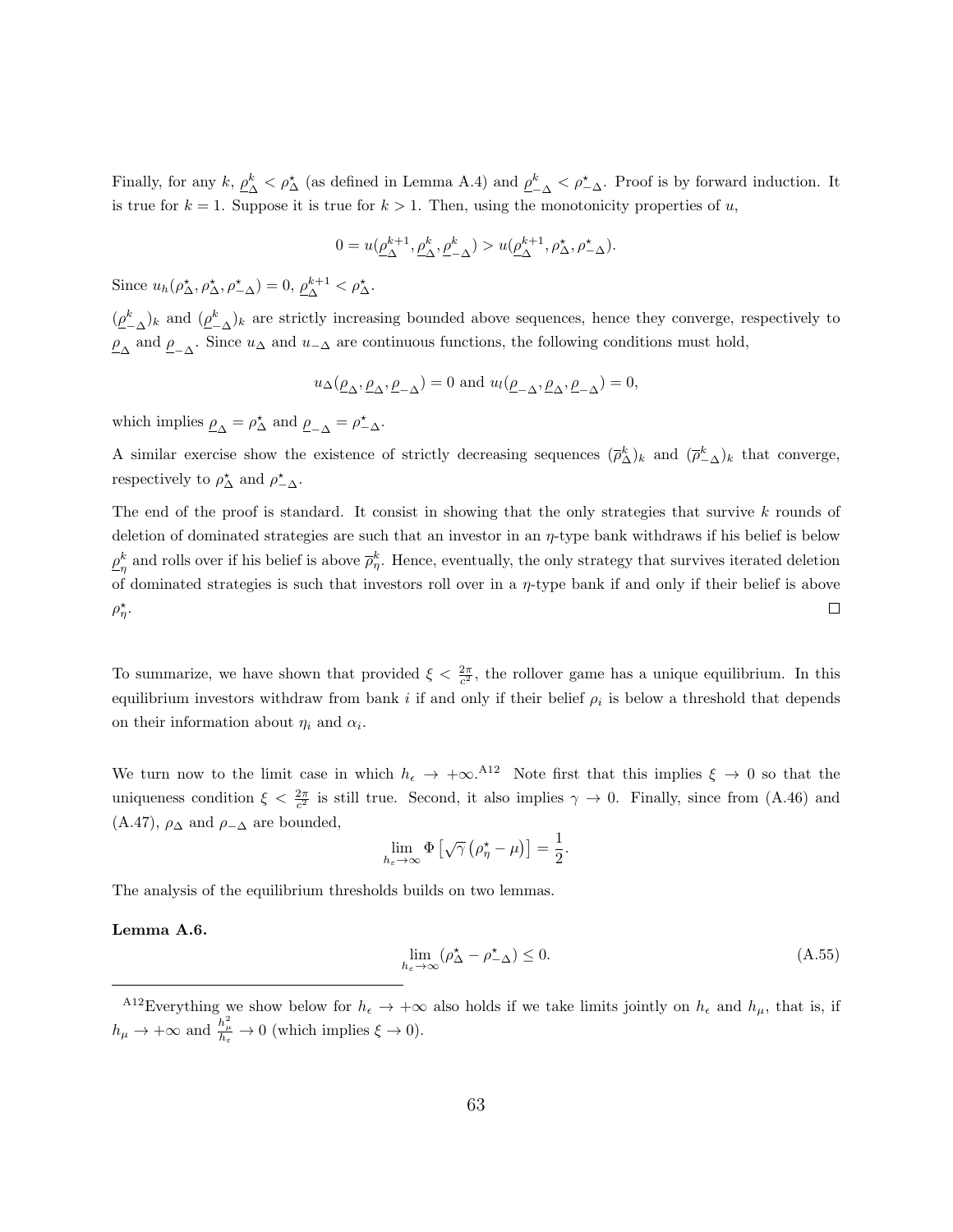Finally, for any $k$, $\underline{\rho}_{\Delta}^{k} < \rho_{\Delta}^{\star}$ (as defined in Lemma A.4) and $\underline{\rho}_{-\Delta}^{k} < \rho_{-\Delta}^{\star}$. Proof is by forward induction. It is true for $k = 1$. Suppose it is true for $k > 1$. Then, using the monotonicity properties of $u$,

$$0 = u(\underline{\rho}_{\Delta}^{k+1}, \underline{\rho}_{\Delta}^{k}, \underline{\rho}_{-\Delta}^{k}) > u(\underline{\rho}_{\Delta}^{k+1}, \rho_{\Delta}^{\star}, \rho_{-\Delta}^{\star}).$$

Since $u_h(\rho_{\Delta}^{\star}, \rho_{\Delta}^{\star}, \rho_{-\Delta}^{\star}) = 0$, $\underline{\rho}_{\Delta}^{k+1} < \rho_{\Delta}^{\star}$.

$(\underline{\rho}_{-\Delta}^{k})_k$ and $(\underline{\rho}_{-\Delta}^{k})_k$ are strictly increasing bounded above sequences, hence they converge, respectively to $\underline{\rho}_{\Delta}$ and $\underline{\rho}_{-\Delta}$. Since $u_{\Delta}$ and $u_{-\Delta}$ are continuous functions, the following conditions must hold,

$$u_{\Delta}(\underline{\rho}_{\Delta}, \underline{\rho}_{\Delta}, \underline{\rho}_{-\Delta}) = 0 \text{ and } u_l(\underline{\rho}_{-\Delta}, \underline{\rho}_{\Delta}, \underline{\rho}_{-\Delta}) = 0,$$

which implies $\underline{\rho}_{\Delta} = \rho_{\Delta}^{\star}$ and $\underline{\rho}_{-\Delta} = \rho_{-\Delta}^{\star}$.

A similar exercise show the existence of strictly decreasing sequences $(\overline{\rho}_{\Delta}^{k})_k$ and $(\overline{\rho}_{-\Delta}^{k})_k$ that converge, respectively to $\rho_{\Delta}^{\star}$ and $\rho_{-\Delta}^{\star}$.

The end of the proof is standard. It consist in showing that the only strategies that survive $k$ rounds of deletion of dominated strategies are such that an investor in an $\eta$-type bank withdraws if his belief is below $\underline{\rho}_{\eta}^{k}$ and rolls over if his belief is above $\overline{\rho}_{\eta}^{k}$. Hence, eventually, the only strategy that survives iterated deletion of dominated strategies is such that investors roll over in a $\eta$-type bank if and only if their belief is above $\rho_{\eta}^{\star}$. □

To summarize, we have shown that provided $\xi < \frac{2\pi}{c^2}$, the rollover game has a unique equilibrium. In this equilibrium investors withdraw from bank $i$ if and only if their belief $\rho_i$ is below a threshold that depends on their information about $\eta_i$ and $\alpha_i$.

We turn now to the limit case in which $h_{\epsilon} \to +\infty$.[A12] Note first that this implies $\xi \to 0$ so that the uniqueness condition $\xi < \frac{2\pi}{c^2}$ is still true. Second, it also implies $\gamma \to 0$. Finally, since from (A.46) and (A.47), $\rho_{\Delta}$ and $\rho_{-\Delta}$ are bounded,

$$\lim_{h_{\varepsilon} \to \infty} \Phi\left[\sqrt{\gamma}\left(\rho_{\eta}^{\star} - \mu\right)\right] = \frac{1}{2}.$$

The analysis of the equilibrium thresholds builds on two lemmas.

**Lemma A.6.**

$$\lim_{h_{\varepsilon} \to \infty} (\rho_{\Delta}^{\star} - \rho_{-\Delta}^{\star}) \leq 0. \tag{A.55}$$

[A12]Everything we show below for $h_{\epsilon} \to +\infty$ also holds if we take limits jointly on $h_{\epsilon}$ and $h_{\mu}$, that is, if $h_{\mu} \to +\infty$ and $\frac{h_{\mu}^2}{h_{\varepsilon}} \to 0$ (which implies $\xi \to 0$).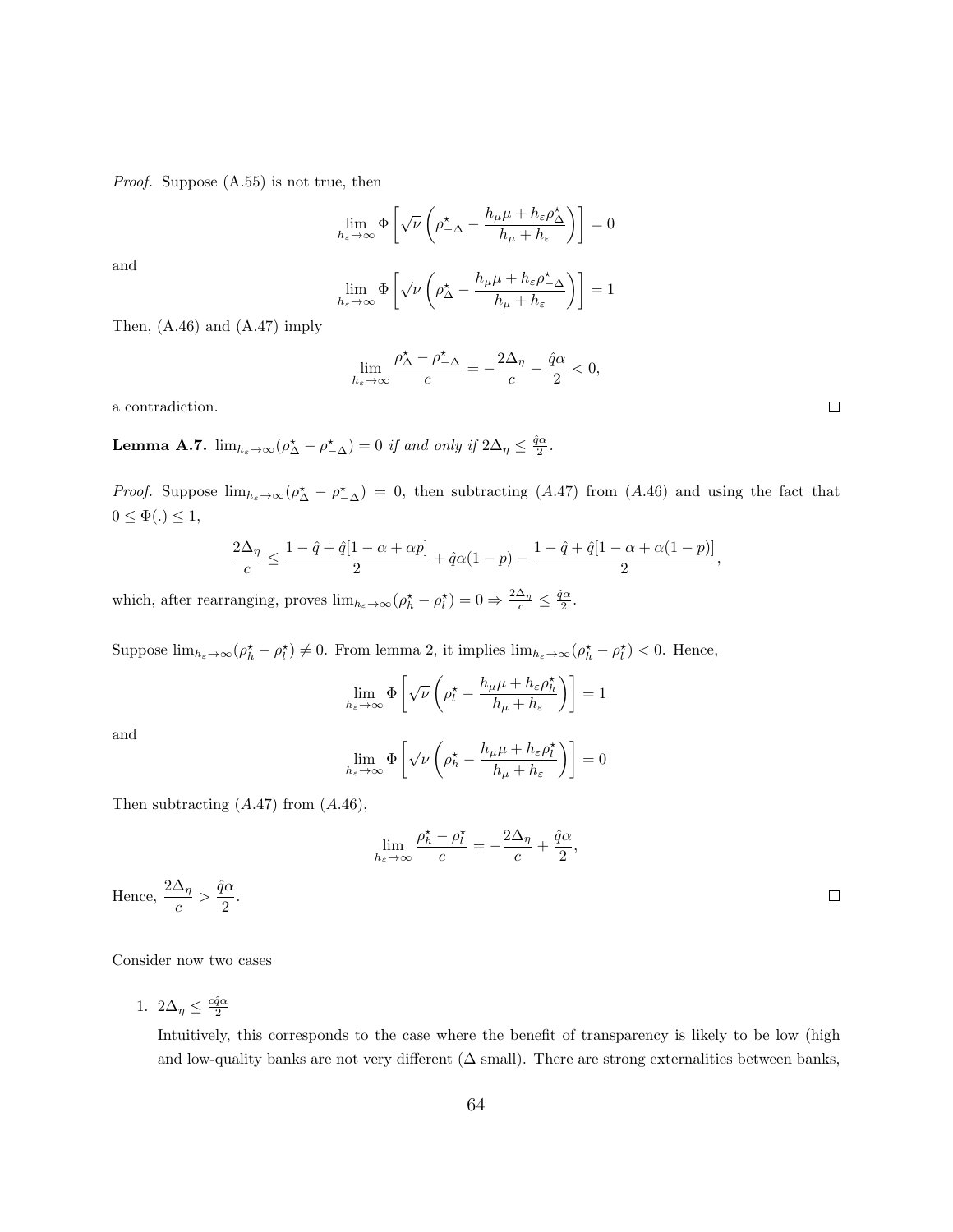*Proof.* Suppose (A.55) is not true, then

$$\lim_{h_\varepsilon \to \infty} \Phi\left[\sqrt{\nu}\left(\rho^\star_{-\Delta} - \frac{h_\mu \mu + h_\varepsilon \rho^\star_\Delta}{h_\mu + h_\varepsilon}\right)\right] = 0$$

and

$$\lim_{h_\varepsilon \to \infty} \Phi\left[\sqrt{\nu}\left(\rho^\star_{\Delta} - \frac{h_\mu \mu + h_\varepsilon \rho^\star_{-\Delta}}{h_\mu + h_\varepsilon}\right)\right] = 1$$

Then, (A.46) and (A.47) imply

$$\lim_{h_\varepsilon \to \infty} \frac{\rho^\star_\Delta - \rho^\star_{-\Delta}}{c} = -\frac{2\Delta_\eta}{c} - \frac{\hat{q}\alpha}{2} < 0,$$

a contradiction. □

**Lemma A.7.** *$\lim_{h_\varepsilon \to \infty}(\rho^\star_\Delta - \rho^\star_{-\Delta}) = 0$ if and only if $2\Delta_\eta \leq \frac{\hat{q}\alpha}{2}$.*

*Proof.* Suppose $\lim_{h_\varepsilon \to \infty}(\rho^\star_\Delta - \rho^\star_{-\Delta}) = 0$, then subtracting $(A.47)$ from $(A.46)$ and using the fact that $0 \leq \Phi(.) \leq 1$,

$$\frac{2\Delta_\eta}{c} \leq \frac{1 - \hat{q} + \hat{q}[1 - \alpha + \alpha p]}{2} + \hat{q}\alpha(1-p) - \frac{1 - \hat{q} + \hat{q}[1 - \alpha + \alpha(1-p)]}{2},$$

which, after rearranging, proves $\lim_{h_\varepsilon \to \infty}(\rho^\star_h - \rho^\star_l) = 0 \Rightarrow \frac{2\Delta_\eta}{c} \leq \frac{\hat{q}\alpha}{2}$.

Suppose $\lim_{h_\varepsilon \to \infty}(\rho^\star_h - \rho^\star_l) \neq 0$. From lemma 2, it implies $\lim_{h_\varepsilon \to \infty}(\rho^\star_h - \rho^\star_l) < 0$. Hence,

$$\lim_{h_\varepsilon \to \infty} \Phi\left[\sqrt{\nu}\left(\rho^\star_l - \frac{h_\mu \mu + h_\varepsilon \rho^\star_h}{h_\mu + h_\varepsilon}\right)\right] = 1$$

and

$$\lim_{h_\varepsilon \to \infty} \Phi\left[\sqrt{\nu}\left(\rho^\star_h - \frac{h_\mu \mu + h_\varepsilon \rho^\star_l}{h_\mu + h_\varepsilon}\right)\right] = 0$$

Then subtracting $(A.47)$ from $(A.46)$,

$$\lim_{h_\varepsilon \to \infty} \frac{\rho^\star_h - \rho^\star_l}{c} = -\frac{2\Delta_\eta}{c} + \frac{\hat{q}\alpha}{2},$$

Hence, $\dfrac{2\Delta_\eta}{c} > \dfrac{\hat{q}\alpha}{2}$. □

Consider now two cases

1. $2\Delta_\eta \leq \frac{c\hat{q}\alpha}{2}$

   Intuitively, this corresponds to the case where the benefit of transparency is likely to be low (high and low-quality banks are not very different ($\Delta$ small). There are strong externalities between banks,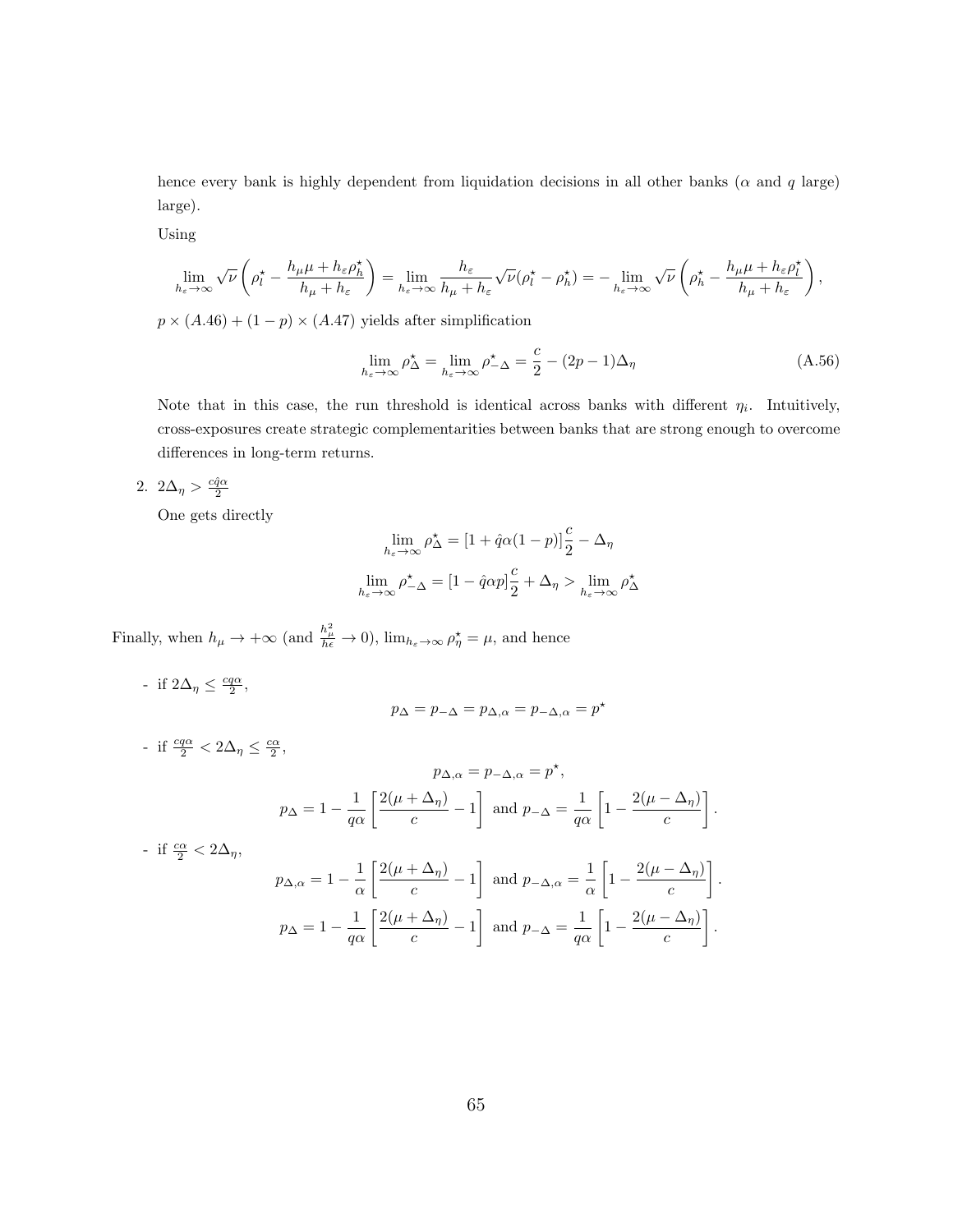hence every bank is highly dependent from liquidation decisions in all other banks ($\alpha$ and $q$ large) large).

Using

$$\lim_{h_\varepsilon \to \infty} \sqrt{\nu}\left(\rho_l^\star - \frac{h_\mu \mu + h_\varepsilon \rho_h^\star}{h_\mu + h_\varepsilon}\right) = \lim_{h_\varepsilon \to \infty} \frac{h_\varepsilon}{h_\mu + h_\varepsilon}\sqrt{\nu}(\rho_l^\star - \rho_h^\star) = -\lim_{h_\varepsilon \to \infty} \sqrt{\nu}\left(\rho_h^\star - \frac{h_\mu \mu + h_\varepsilon \rho_l^\star}{h_\mu + h_\varepsilon}\right),$$

$p \times (A.46) + (1-p) \times (A.47)$ yields after simplification

$$\lim_{h_\varepsilon \to \infty} \rho_\Delta^\star = \lim_{h_\varepsilon \to \infty} \rho_{-\Delta}^\star = \frac{c}{2} - (2p-1)\Delta_\eta \tag{A.56}$$

Note that in this case, the run threshold is identical across banks with different $\eta_i$. Intuitively, cross-exposures create strategic complementarities between banks that are strong enough to overcome differences in long-term returns.

2. $2\Delta_\eta > \frac{c\hat{q}\alpha}{2}$

   One gets directly

$$\lim_{h_\varepsilon \to \infty} \rho_\Delta^\star = [1 + \hat{q}\alpha(1-p)]\frac{c}{2} - \Delta_\eta$$

$$\lim_{h_\varepsilon \to \infty} \rho_{-\Delta}^\star = [1 - \hat{q}\alpha p]\frac{c}{2} + \Delta_\eta > \lim_{h_\varepsilon \to \infty} \rho_\Delta^\star$$

Finally, when $h_\mu \to +\infty$ (and $\frac{h_\mu^2}{h\epsilon} \to 0$), $\lim_{h_\varepsilon \to \infty} \rho_\eta^\star = \mu$, and hence

- if $2\Delta_\eta \leq \frac{cq\alpha}{2}$,

$$p_\Delta = p_{-\Delta} = p_{\Delta,\alpha} = p_{-\Delta,\alpha} = p^\star$$

- if $\frac{cq\alpha}{2} < 2\Delta_\eta \leq \frac{c\alpha}{2}$,

$$p_{\Delta,\alpha} = p_{-\Delta,\alpha} = p^\star,$$

$$p_\Delta = 1 - \frac{1}{q\alpha}\left[\frac{2(\mu + \Delta_\eta)}{c} - 1\right] \text{ and } p_{-\Delta} = \frac{1}{q\alpha}\left[1 - \frac{2(\mu - \Delta_\eta)}{c}\right].$$

- if $\frac{c\alpha}{2} < 2\Delta_\eta$,

$$p_{\Delta,\alpha} = 1 - \frac{1}{\alpha}\left[\frac{2(\mu + \Delta_\eta)}{c} - 1\right] \text{ and } p_{-\Delta,\alpha} = \frac{1}{\alpha}\left[1 - \frac{2(\mu - \Delta_\eta)}{c}\right].$$

$$p_\Delta = 1 - \frac{1}{q\alpha}\left[\frac{2(\mu + \Delta_\eta)}{c} - 1\right] \text{ and } p_{-\Delta} = \frac{1}{q\alpha}\left[1 - \frac{2(\mu - \Delta_\eta)}{c}\right].$$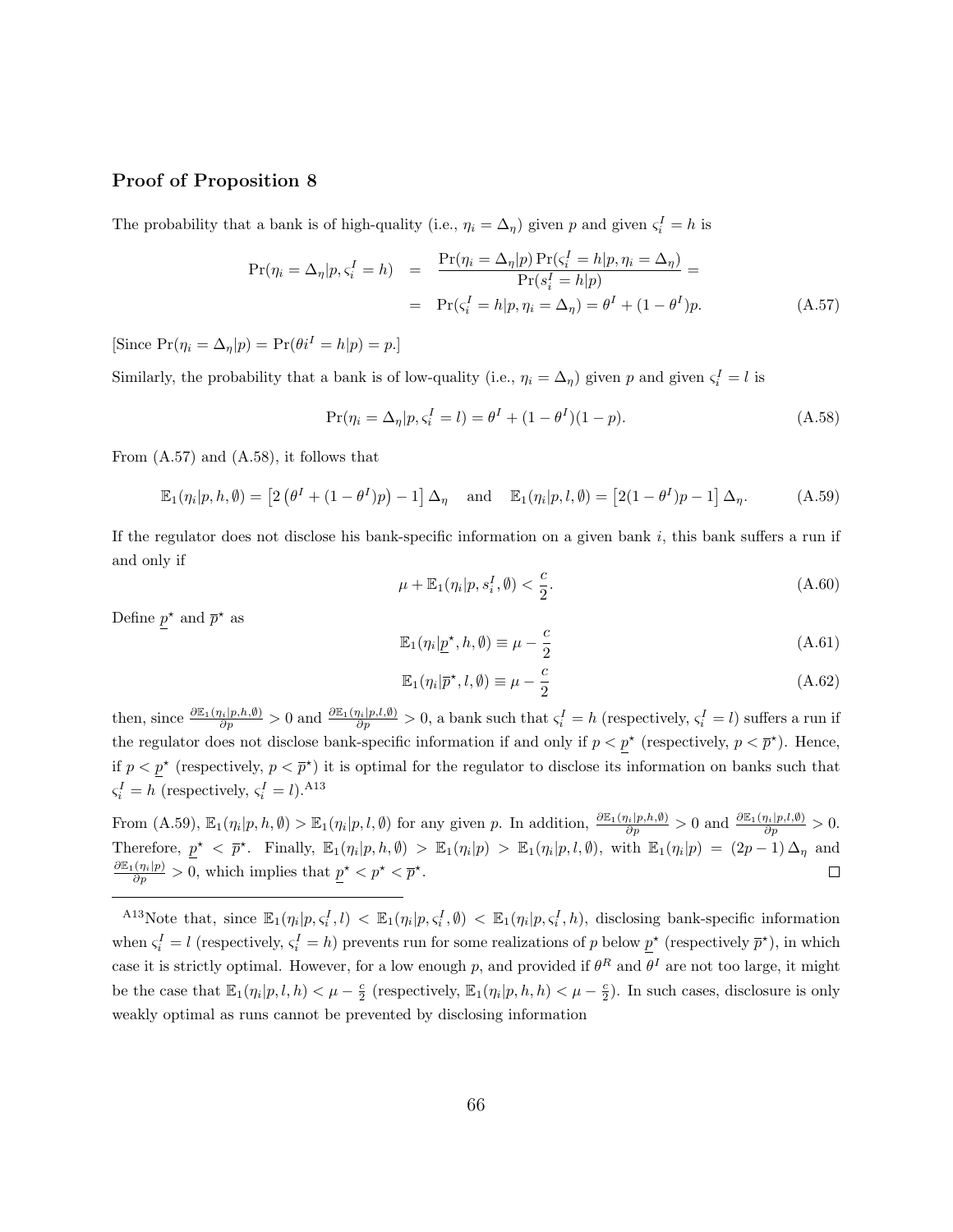### Proof of Proposition 8

The probability that a bank is of high-quality (i.e., $\eta_i = \Delta_\eta$) given $p$ and given $\varsigma_i^I = h$ is

$$
\begin{aligned}
\Pr(\eta_i = \Delta_\eta | p, \varsigma_i^I = h) &= \frac{\Pr(\eta_i = \Delta_\eta | p) \Pr(\varsigma_i^I = h | p, \eta_i = \Delta_\eta)}{\Pr(s_i^I = h | p)} = \\
&= \Pr(\varsigma_i^I = h | p, \eta_i = \Delta_\eta) = \theta^I + (1 - \theta^I) p. \qquad \text{(A.57)}
\end{aligned}
$$

[Since $\Pr(\eta_i = \Delta_\eta | p) = \Pr(\theta i^I = h | p) = p$.]

Similarly, the probability that a bank is of low-quality (i.e., $\eta_i = \Delta_\eta$) given $p$ and given $\varsigma_i^I = l$ is

$$
\Pr(\eta_i = \Delta_\eta | p, \varsigma_i^I = l) = \theta^I + (1 - \theta^I)(1 - p). \qquad \text{(A.58)}
$$

From (A.57) and (A.58), it follows that

$$
\mathbb{E}_1(\eta_i | p, h, \emptyset) = \left[2\left(\theta^I + (1 - \theta^I)p\right) - 1\right] \Delta_\eta \quad \text{and} \quad \mathbb{E}_1(\eta_i | p, l, \emptyset) = \left[2(1 - \theta^I)p - 1\right] \Delta_\eta. \qquad \text{(A.59)}
$$

If the regulator does not disclose his bank-specific information on a given bank $i$, this bank suffers a run if and only if

$$
\mu + \mathbb{E}_1(\eta_i | p, s_i^I, \emptyset) < \frac{c}{2}. \qquad \text{(A.60)}
$$

Define $\underline{p}^\star$ and $\overline{p}^\star$ as

$$
\mathbb{E}_1(\eta_i | \underline{p}^\star, h, \emptyset) \equiv \mu - \frac{c}{2} \qquad \text{(A.61)}
$$

$$
\mathbb{E}_1(\eta_i | \overline{p}^\star, l, \emptyset) \equiv \mu - \frac{c}{2} \qquad \text{(A.62)}
$$

then, since $\frac{\partial \mathbb{E}_1(\eta_i | p, h, \emptyset)}{\partial p} > 0$ and $\frac{\partial \mathbb{E}_1(\eta_i | p, l, \emptyset)}{\partial p} > 0$, a bank such that $\varsigma_i^I = h$ (respectively, $\varsigma_i^I = l$) suffers a run if the regulator does not disclose bank-specific information if and only if $p < \underline{p}^\star$ (respectively, $p < \overline{p}^\star$). Hence, if $p < \underline{p}^\star$ (respectively, $p < \overline{p}^\star$) it is optimal for the regulator to disclose its information on banks such that $\varsigma_i^I = h$ (respectively, $\varsigma_i^I = l$).[A13]

From (A.59), $\mathbb{E}_1(\eta_i | p, h, \emptyset) > \mathbb{E}_1(\eta_i | p, l, \emptyset)$ for any given $p$. In addition, $\frac{\partial \mathbb{E}_1(\eta_i | p, h, \emptyset)}{\partial p} > 0$ and $\frac{\partial \mathbb{E}_1(\eta_i | p, l, \emptyset)}{\partial p} > 0$. Therefore, $\underline{p}^\star < \overline{p}^\star$. Finally, $\mathbb{E}_1(\eta_i | p, h, \emptyset) > \mathbb{E}_1(\eta_i | p) > \mathbb{E}_1(\eta_i | p, l, \emptyset)$, with $\mathbb{E}_1(\eta_i | p) = (2p - 1)\Delta_\eta$ and $\frac{\partial \mathbb{E}_1(\eta_i | p)}{\partial p} > 0$, which implies that $\underline{p}^\star < p^\star < \overline{p}^\star$. □

---

[A13] Note that, since $\mathbb{E}_1(\eta_i | p, \varsigma_i^I, l) < \mathbb{E}_1(\eta_i | p, \varsigma_i^I, \emptyset) < \mathbb{E}_1(\eta_i | p, \varsigma_i^I, h)$, disclosing bank-specific information when $\varsigma_i^I = l$ (respectively, $\varsigma_i^I = h$) prevents run for some realizations of $p$ below $\underline{p}^\star$ (respectively $\overline{p}^\star$), in which case it is strictly optimal. However, for a low enough $p$, and provided if $\theta^R$ and $\theta^I$ are not too large, it might be the case that $\mathbb{E}_1(\eta_i | p, l, h) < \mu - \frac{c}{2}$ (respectively, $\mathbb{E}_1(\eta_i | p, h, h) < \mu - \frac{c}{2}$). In such cases, disclosure is only weakly optimal as runs cannot be prevented by disclosing information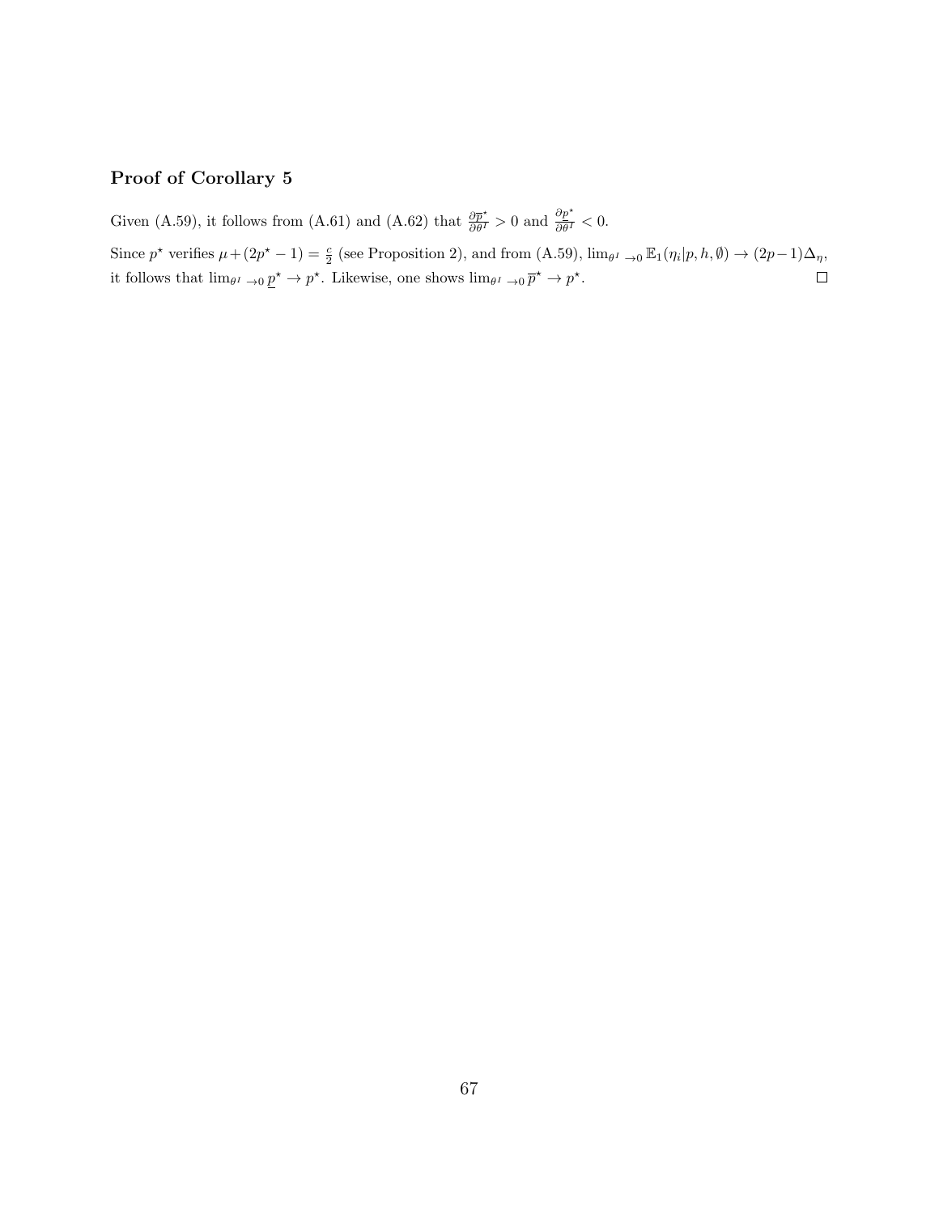### Proof of Corollary 5

Given (A.59), it follows from (A.61) and (A.62) that $\frac{\partial \overline{p}^{\star}}{\partial \theta^{I}} > 0$ and $\frac{\partial \underline{p}^{\star}}{\partial \theta^{I}} < 0$.

Since $p^{\star}$ verifies $\mu + (2p^{\star} - 1) = \frac{c}{2}$ (see Proposition 2), and from (A.59), $\lim_{\theta^{I} \to 0} \mathbb{E}_1(\eta_i | p, h, \emptyset) \to (2p-1)\Delta_{\eta}$, it follows that $\lim_{\theta^{I} \to 0} \underline{p}^{\star} \to p^{\star}$. Likewise, one shows $\lim_{\theta^{I} \to 0} \overline{p}^{\star} \to p^{\star}$. $\square$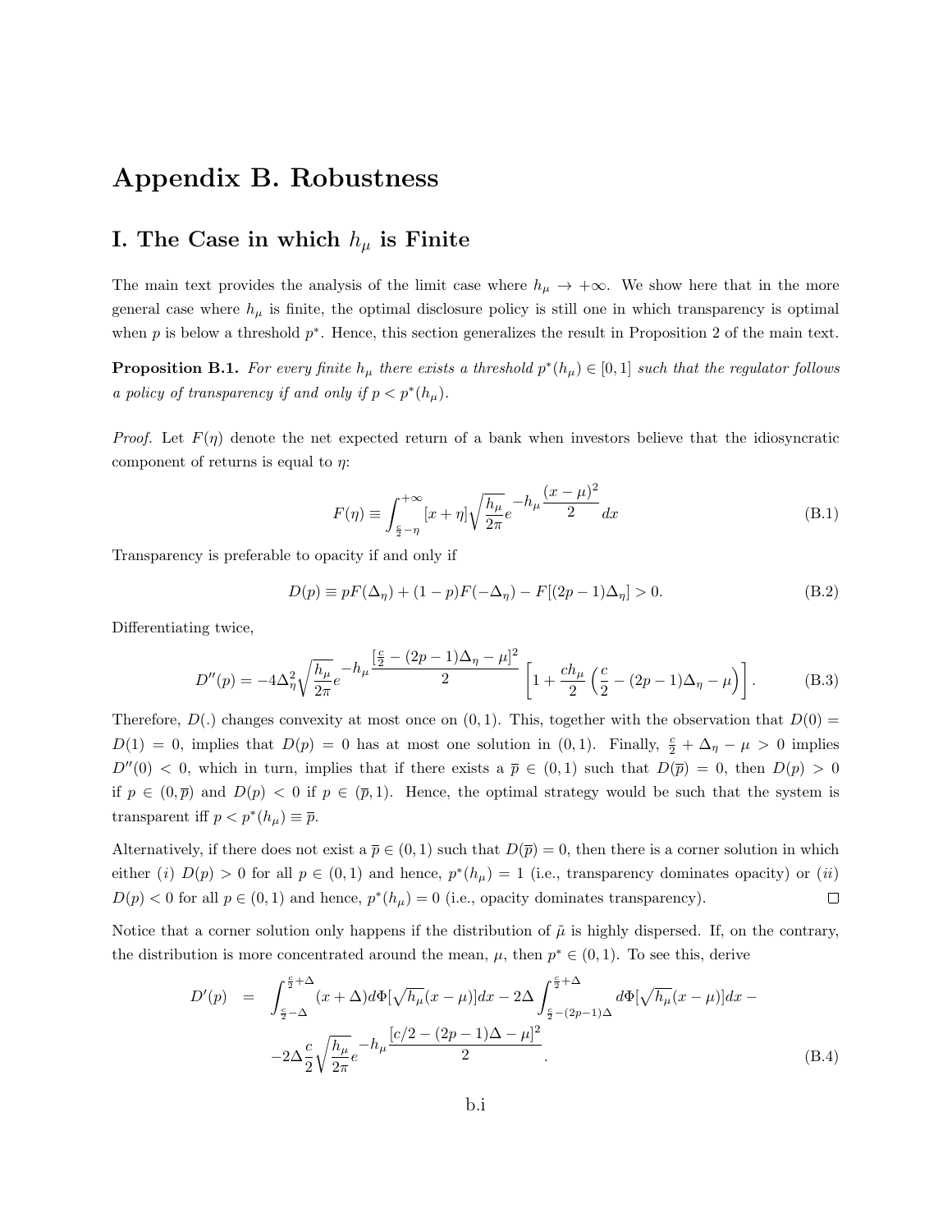# Appendix B. Robustness

## I. The Case in which $h_\mu$ is Finite

The main text provides the analysis of the limit case where $h_\mu \to +\infty$. We show here that in the more general case where $h_\mu$ is finite, the optimal disclosure policy is still one in which transparency is optimal when $p$ is below a threshold $p^*$. Hence, this section generalizes the result in Proposition 2 of the main text.

**Proposition B.1.** *For every finite $h_\mu$ there exists a threshold $p^*(h_\mu) \in [0,1]$ such that the regulator follows a policy of transparency if and only if $p < p^*(h_\mu)$.*

*Proof.* Let $F(\eta)$ denote the net expected return of a bank when investors believe that the idiosyncratic component of returns is equal to $\eta$:

$$F(\eta) \equiv \int_{\frac{c}{2}-\eta}^{+\infty} [x+\eta] \sqrt{\frac{h_\mu}{2\pi}} e^{-h_\mu \frac{(x-\mu)^2}{2}} dx \tag{B.1}$$

Transparency is preferable to opacity if and only if

$$D(p) \equiv pF(\Delta_\eta) + (1-p)F(-\Delta_\eta) - F[(2p-1)\Delta_\eta] > 0. \tag{B.2}$$

Differentiating twice,

$$D''(p) = -4\Delta_\eta^2 \sqrt{\frac{h_\mu}{2\pi}} e^{-h_\mu \frac{[\frac{c}{2}-(2p-1)\Delta_\eta-\mu]^2}{2}} \left[1 + \frac{ch_\mu}{2}\left(\frac{c}{2}-(2p-1)\Delta_\eta-\mu\right)\right]. \tag{B.3}$$

Therefore, $D(.)$ changes convexity at most once on $(0,1)$. This, together with the observation that $D(0) = D(1) = 0$, implies that $D(p) = 0$ has at most one solution in $(0,1)$. Finally, $\frac{c}{2} + \Delta_\eta - \mu > 0$ implies $D''(0) < 0$, which in turn, implies that if there exists a $\overline{p} \in (0,1)$ such that $D(\overline{p}) = 0$, then $D(p) > 0$ if $p \in (0, \overline{p})$ and $D(p) < 0$ if $p \in (\overline{p}, 1)$. Hence, the optimal strategy would be such that the system is transparent iff $p < p^*(h_\mu) \equiv \overline{p}$.

Alternatively, if there does not exist a $\overline{p} \in (0,1)$ such that $D(\overline{p}) = 0$, then there is a corner solution in which either $(i)$ $D(p) > 0$ for all $p \in (0,1)$ and hence, $p^*(h_\mu) = 1$ (i.e., transparency dominates opacity) or $(ii)$ $D(p) < 0$ for all $p \in (0,1)$ and hence, $p^*(h_\mu) = 0$ (i.e., opacity dominates transparency). $\square$

Notice that a corner solution only happens if the distribution of $\tilde{\mu}$ is highly dispersed. If, on the contrary, the distribution is more concentrated around the mean, $\mu$, then $p^* \in (0,1)$. To see this, derive

$$\begin{aligned} D'(p) \quad &= \quad \int_{\frac{c}{2}-\Delta}^{\frac{c}{2}+\Delta} (x+\Delta) d\Phi[\sqrt{h_\mu}(x-\mu)]dx - 2\Delta \int_{\frac{c}{2}-(2p-1)\Delta}^{\frac{c}{2}+\Delta} d\Phi[\sqrt{h_\mu}(x-\mu)]dx - \\ &-2\Delta \frac{c}{2} \sqrt{\frac{h_\mu}{2\pi}} e^{-h_\mu \frac{[c/2-(2p-1)\Delta-\mu]^2}{2}}. \end{aligned} \tag{B.4}$$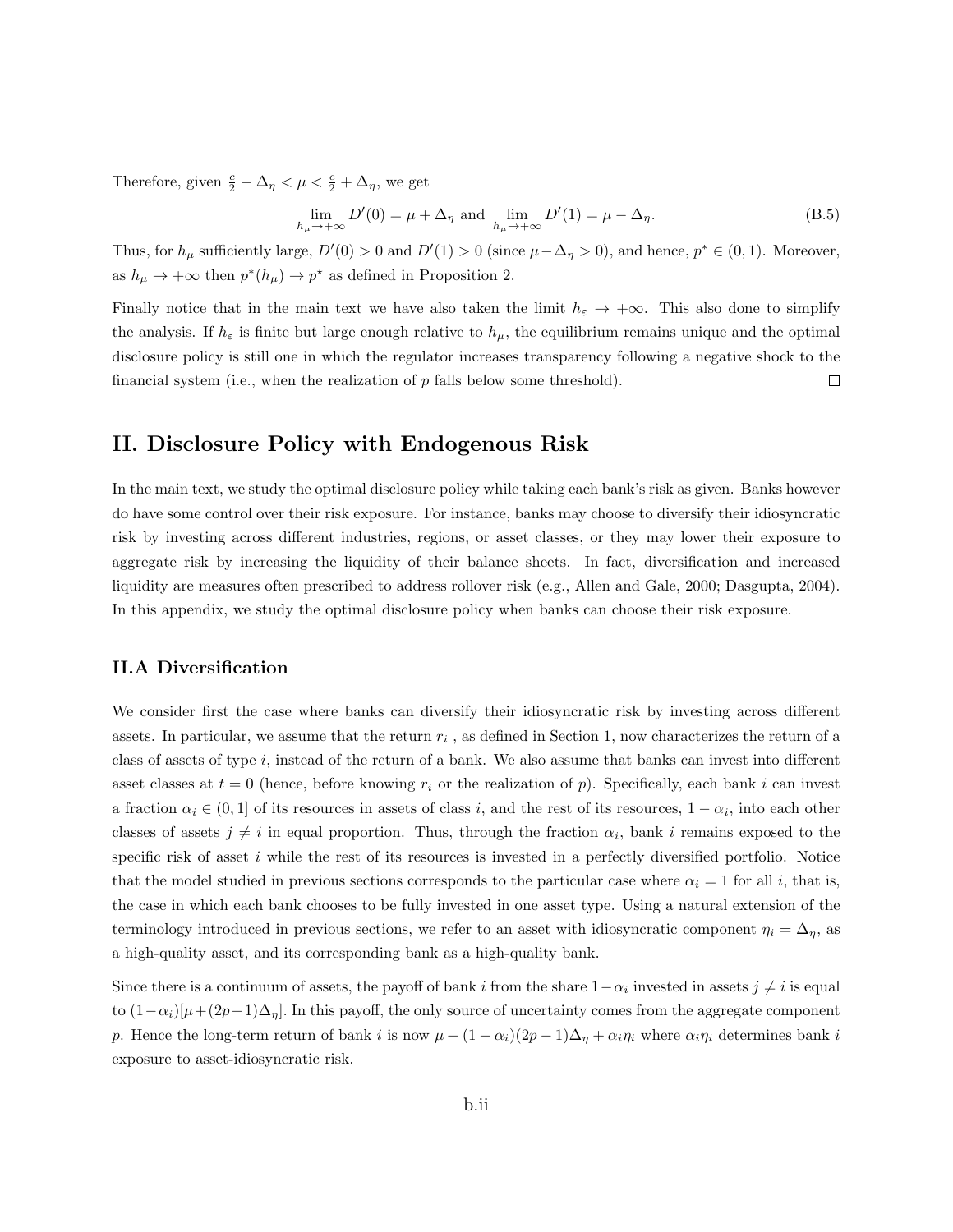Therefore, given $\frac{c}{2} - \Delta_\eta < \mu < \frac{c}{2} + \Delta_\eta$, we get

$$\lim_{h_\mu \to +\infty} D'(0) = \mu + \Delta_\eta \text{ and } \lim_{h_\mu \to +\infty} D'(1) = \mu - \Delta_\eta. \tag{B.5}$$

Thus, for $h_\mu$ sufficiently large, $D'(0) > 0$ and $D'(1) > 0$ (since $\mu - \Delta_\eta > 0$), and hence, $p^* \in (0,1)$. Moreover, as $h_\mu \to +\infty$ then $p^*(h_\mu) \to p^\star$ as defined in Proposition 2.

Finally notice that in the main text we have also taken the limit $h_\varepsilon \to +\infty$. This also done to simplify the analysis. If $h_\varepsilon$ is finite but large enough relative to $h_\mu$, the equilibrium remains unique and the optimal disclosure policy is still one in which the regulator increases transparency following a negative shock to the financial system (i.e., when the realization of $p$ falls below some threshold). $\square$

## II. Disclosure Policy with Endogenous Risk

In the main text, we study the optimal disclosure policy while taking each bank's risk as given. Banks however do have some control over their risk exposure. For instance, banks may choose to diversify their idiosyncratic risk by investing across different industries, regions, or asset classes, or they may lower their exposure to aggregate risk by increasing the liquidity of their balance sheets. In fact, diversification and increased liquidity are measures often prescribed to address rollover risk (e.g., Allen and Gale, 2000; Dasgupta, 2004). In this appendix, we study the optimal disclosure policy when banks can choose their risk exposure.

### II.A Diversification

We consider first the case where banks can diversify their idiosyncratic risk by investing across different assets. In particular, we assume that the return $r_i$ , as defined in Section 1, now characterizes the return of a class of assets of type $i$, instead of the return of a bank. We also assume that banks can invest into different asset classes at $t = 0$ (hence, before knowing $r_i$ or the realization of $p$). Specifically, each bank $i$ can invest a fraction $\alpha_i \in (0, 1]$ of its resources in assets of class $i$, and the rest of its resources, $1 - \alpha_i$, into each other classes of assets $j \neq i$ in equal proportion. Thus, through the fraction $\alpha_i$, bank $i$ remains exposed to the specific risk of asset $i$ while the rest of its resources is invested in a perfectly diversified portfolio. Notice that the model studied in previous sections corresponds to the particular case where $\alpha_i = 1$ for all $i$, that is, the case in which each bank chooses to be fully invested in one asset type. Using a natural extension of the terminology introduced in previous sections, we refer to an asset with idiosyncratic component $\eta_i = \Delta_\eta$, as a high-quality asset, and its corresponding bank as a high-quality bank.

Since there is a continuum of assets, the payoff of bank $i$ from the share $1-\alpha_i$ invested in assets $j \neq i$ is equal to $(1-\alpha_i)[\mu+(2p-1)\Delta_\eta]$. In this payoff, the only source of uncertainty comes from the aggregate component $p$. Hence the long-term return of bank $i$ is now $\mu + (1 - \alpha_i)(2p - 1)\Delta_\eta + \alpha_i\eta_i$ where $\alpha_i\eta_i$ determines bank $i$ exposure to asset-idiosyncratic risk.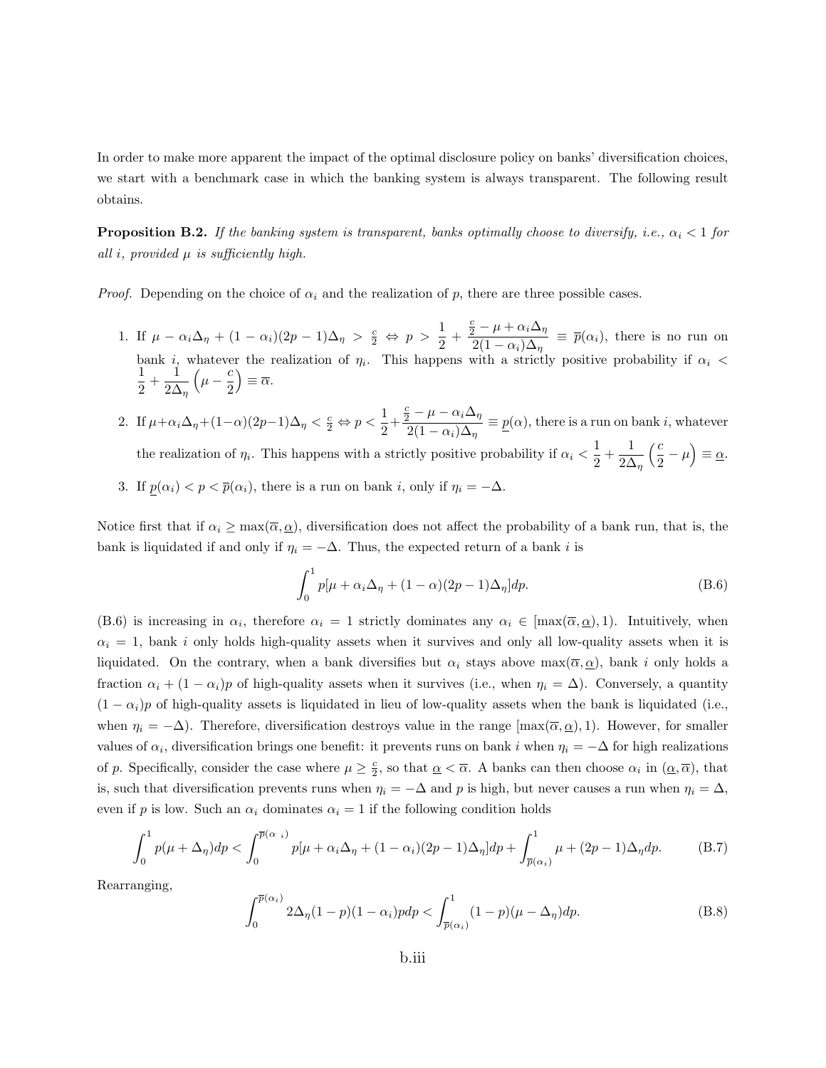In order to make more apparent the impact of the optimal disclosure policy on banks' diversification choices, we start with a benchmark case in which the banking system is always transparent. The following result obtains.

**Proposition B.2.** *If the banking system is transparent, banks optimally choose to diversify, i.e., $\alpha_i < 1$ for all $i$, provided $\mu$ is sufficiently high.*

*Proof.* Depending on the choice of $\alpha_i$ and the realization of $p$, there are three possible cases.

1. If $\mu - \alpha_i\Delta_\eta + (1-\alpha_i)(2p-1)\Delta_\eta > \frac{c}{2} \Leftrightarrow p > \dfrac{1}{2} + \dfrac{\frac{c}{2} - \mu + \alpha_i\Delta_\eta}{2(1-\alpha_i)\Delta_\eta} \equiv \overline{p}(\alpha_i)$, there is no run on bank $i$, whatever the realization of $\eta_i$. This happens with a strictly positive probability if $\alpha_i < \dfrac{1}{2} + \dfrac{1}{2\Delta_\eta}\left(\mu - \dfrac{c}{2}\right) \equiv \overline{\alpha}$.
2. If $\mu + \alpha_i\Delta_\eta + (1-\alpha)(2p-1)\Delta_\eta < \frac{c}{2} \Leftrightarrow p < \dfrac{1}{2} + \dfrac{\frac{c}{2} - \mu - \alpha_i\Delta_\eta}{2(1-\alpha_i)\Delta_\eta} \equiv \underline{p}(\alpha)$, there is a run on bank $i$, whatever the realization of $\eta_i$. This happens with a strictly positive probability if $\alpha_i < \dfrac{1}{2} + \dfrac{1}{2\Delta_\eta}\left(\dfrac{c}{2} - \mu\right) \equiv \underline{\alpha}$.
3. If $\underline{p}(\alpha_i) < p < \overline{p}(\alpha_i)$, there is a run on bank $i$, only if $\eta_i = -\Delta$.

Notice first that if $\alpha_i \geq \max(\overline{\alpha}, \underline{\alpha})$, diversification does not affect the probability of a bank run, that is, the bank is liquidated if and only if $\eta_i = -\Delta$. Thus, the expected return of a bank $i$ is

$$\int_0^1 p[\mu + \alpha_i\Delta_\eta + (1-\alpha)(2p-1)\Delta_\eta]dp. \tag{B.6}$$

(B.6) is increasing in $\alpha_i$, therefore $\alpha_i = 1$ strictly dominates any $\alpha_i \in [\max(\overline{\alpha}, \underline{\alpha}), 1)$. Intuitively, when $\alpha_i = 1$, bank $i$ only holds high-quality assets when it survives and only all low-quality assets when it is liquidated. On the contrary, when a bank diversifies but $\alpha_i$ stays above $\max(\overline{\alpha}, \underline{\alpha})$, bank $i$ only holds a fraction $\alpha_i + (1-\alpha_i)p$ of high-quality assets when it survives (i.e., when $\eta_i = \Delta$). Conversely, a quantity $(1-\alpha_i)p$ of high-quality assets is liquidated in lieu of low-quality assets when the bank is liquidated (i.e., when $\eta_i = -\Delta$). Therefore, diversification destroys value in the range $[\max(\overline{\alpha}, \underline{\alpha}), 1)$. However, for smaller values of $\alpha_i$, diversification brings one benefit: it prevents runs on bank $i$ when $\eta_i = -\Delta$ for high realizations of $p$. Specifically, consider the case where $\mu \geq \frac{c}{2}$, so that $\underline{\alpha} < \overline{\alpha}$. A banks can then choose $\alpha_i$ in $(\underline{\alpha}, \overline{\alpha})$, that is, such that diversification prevents runs when $\eta_i = -\Delta$ and $p$ is high, but never causes a run when $\eta_i = \Delta$, even if $p$ is low. Such an $\alpha_i$ dominates $\alpha_i = 1$ if the following condition holds

$$\int_0^1 p(\mu + \Delta_\eta)dp < \int_0^{\overline{p}(\alpha_i)} p[\mu + \alpha_i\Delta_\eta + (1-\alpha_i)(2p-1)\Delta_\eta]dp + \int_{\overline{p}(\alpha_i)}^1 \mu + (2p-1)\Delta_\eta dp. \tag{B.7}$$

Rearranging,

$$\int_0^{\overline{p}(\alpha_i)} 2\Delta_\eta(1-p)(1-\alpha_i)pdp < \int_{\overline{p}(\alpha_i)}^1 (1-p)(\mu - \Delta_\eta)dp. \tag{B.8}$$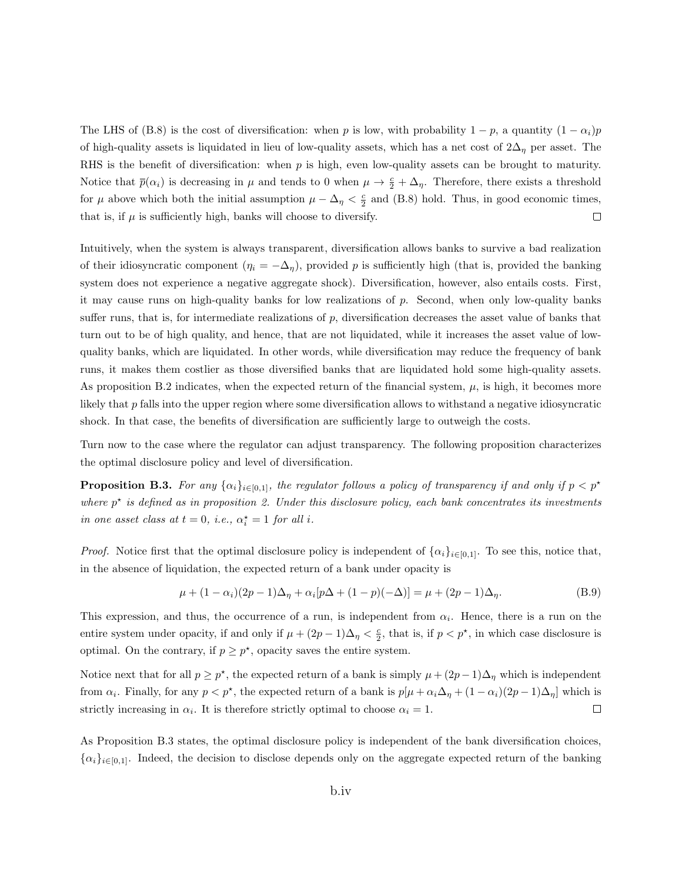The LHS of (B.8) is the cost of diversification: when $p$ is low, with probability $1-p$, a quantity $(1-\alpha_i)p$ of high-quality assets is liquidated in lieu of low-quality assets, which has a net cost of $2\Delta_\eta$ per asset. The RHS is the benefit of diversification: when $p$ is high, even low-quality assets can be brought to maturity. Notice that $\overline{p}(\alpha_i)$ is decreasing in $\mu$ and tends to 0 when $\mu \to \frac{c}{2} + \Delta_\eta$. Therefore, there exists a threshold for $\mu$ above which both the initial assumption $\mu - \Delta_\eta < \frac{c}{2}$ and (B.8) hold. Thus, in good economic times, that is, if $\mu$ is sufficiently high, banks will choose to diversify. □

Intuitively, when the system is always transparent, diversification allows banks to survive a bad realization of their idiosyncratic component ($\eta_i = -\Delta_\eta$), provided $p$ is sufficiently high (that is, provided the banking system does not experience a negative aggregate shock). Diversification, however, also entails costs. First, it may cause runs on high-quality banks for low realizations of $p$. Second, when only low-quality banks suffer runs, that is, for intermediate realizations of $p$, diversification decreases the asset value of banks that turn out to be of high quality, and hence, that are not liquidated, while it increases the asset value of low-quality banks, which are liquidated. In other words, while diversification may reduce the frequency of bank runs, it makes them costlier as those diversified banks that are liquidated hold some high-quality assets. As proposition B.2 indicates, when the expected return of the financial system, $\mu$, is high, it becomes more likely that $p$ falls into the upper region where some diversification allows to withstand a negative idiosyncratic shock. In that case, the benefits of diversification are sufficiently large to outweigh the costs.

Turn now to the case where the regulator can adjust transparency. The following proposition characterizes the optimal disclosure policy and level of diversification.

**Proposition B.3.** *For any $\{\alpha_i\}_{i\in[0,1]}$, the regulator follows a policy of transparency if and only if $p < p^\star$ where $p^\star$ is defined as in proposition 2. Under this disclosure policy, each bank concentrates its investments in one asset class at $t = 0$, i.e., $\alpha_i^\star = 1$ for all $i$.*

*Proof.* Notice first that the optimal disclosure policy is independent of $\{\alpha_i\}_{i\in[0,1]}$. To see this, notice that, in the absence of liquidation, the expected return of a bank under opacity is

$$\mu + (1-\alpha_i)(2p-1)\Delta_\eta + \alpha_i[p\Delta + (1-p)(-\Delta)] = \mu + (2p-1)\Delta_\eta. \tag{B.9}$$

This expression, and thus, the occurrence of a run, is independent from $\alpha_i$. Hence, there is a run on the entire system under opacity, if and only if $\mu + (2p-1)\Delta_\eta < \frac{c}{2}$, that is, if $p < p^\star$, in which case disclosure is optimal. On the contrary, if $p \geq p^\star$, opacity saves the entire system.

Notice next that for all $p \geq p^\star$, the expected return of a bank is simply $\mu + (2p-1)\Delta_\eta$ which is independent from $\alpha_i$. Finally, for any $p < p^\star$, the expected return of a bank is $p[\mu + \alpha_i\Delta_\eta + (1-\alpha_i)(2p-1)\Delta_\eta]$ which is strictly increasing in $\alpha_i$. It is therefore strictly optimal to choose $\alpha_i = 1$. □

As Proposition B.3 states, the optimal disclosure policy is independent of the bank diversification choices, $\{\alpha_i\}_{i\in[0,1]}$. Indeed, the decision to disclose depends only on the aggregate expected return of the banking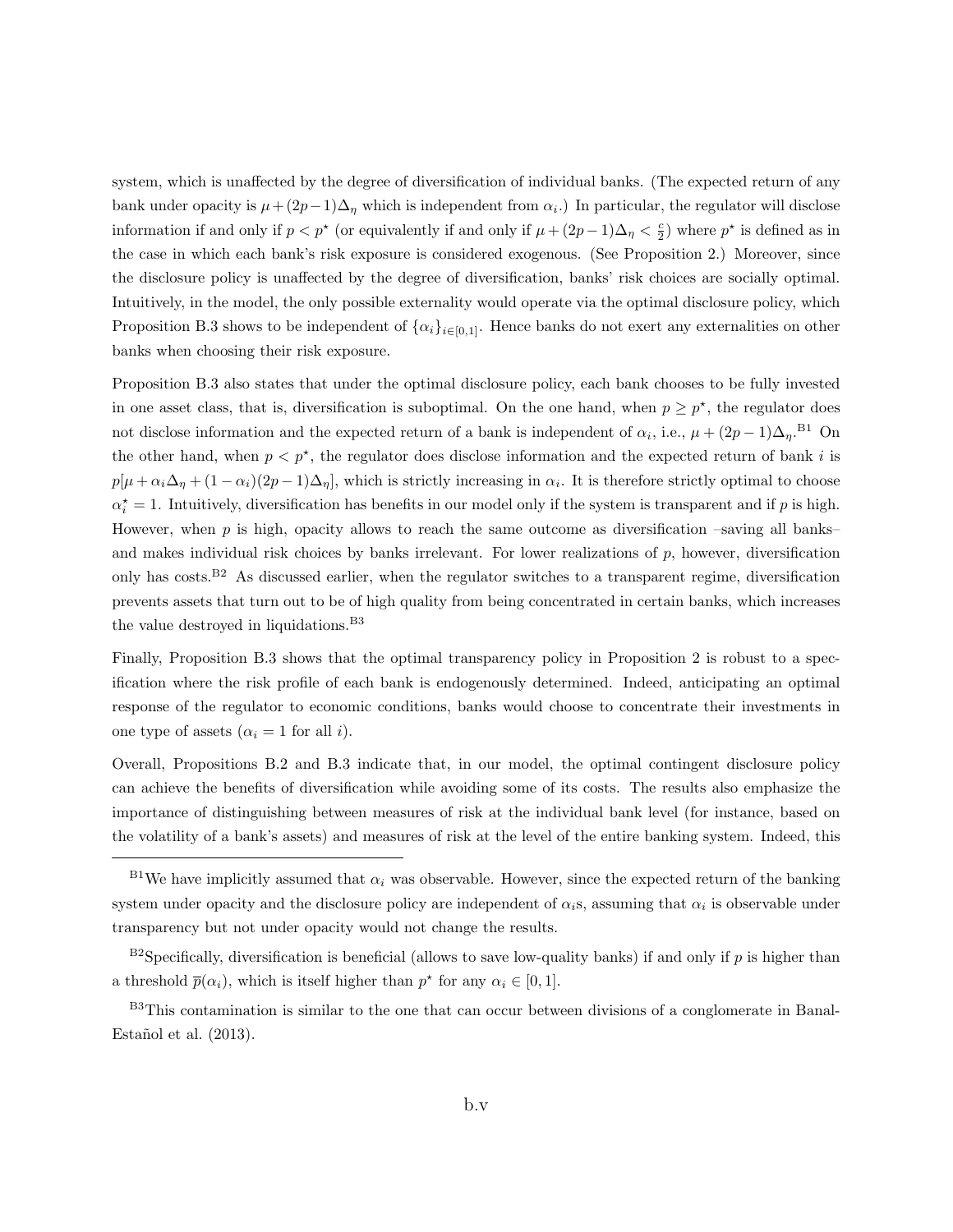system, which is unaffected by the degree of diversification of individual banks. (The expected return of any bank under opacity is $\mu + (2p-1)\Delta_\eta$ which is independent from $\alpha_i$.) In particular, the regulator will disclose information if and only if $p < p^\star$ (or equivalently if and only if $\mu + (2p-1)\Delta_\eta < \frac{c}{2}$) where $p^\star$ is defined as in the case in which each bank's risk exposure is considered exogenous. (See Proposition 2.) Moreover, since the disclosure policy is unaffected by the degree of diversification, banks' risk choices are socially optimal. Intuitively, in the model, the only possible externality would operate via the optimal disclosure policy, which Proposition B.3 shows to be independent of $\{\alpha_i\}_{i\in[0,1]}$. Hence banks do not exert any externalities on other banks when choosing their risk exposure.

Proposition B.3 also states that under the optimal disclosure policy, each bank chooses to be fully invested in one asset class, that is, diversification is suboptimal. On the one hand, when $p \geq p^\star$, the regulator does not disclose information and the expected return of a bank is independent of $\alpha_i$, i.e., $\mu + (2p-1)\Delta_\eta$.[B1] On the other hand, when $p < p^\star$, the regulator does disclose information and the expected return of bank $i$ is $p[\mu + \alpha_i \Delta_\eta + (1-\alpha_i)(2p-1)\Delta_\eta]$, which is strictly increasing in $\alpha_i$. It is therefore strictly optimal to choose $\alpha_i^\star = 1$. Intuitively, diversification has benefits in our model only if the system is transparent and if $p$ is high. However, when $p$ is high, opacity allows to reach the same outcome as diversification –saving all banks– and makes individual risk choices by banks irrelevant. For lower realizations of $p$, however, diversification only has costs.[B2] As discussed earlier, when the regulator switches to a transparent regime, diversification prevents assets that turn out to be of high quality from being concentrated in certain banks, which increases the value destroyed in liquidations.[B3]

Finally, Proposition B.3 shows that the optimal transparency policy in Proposition 2 is robust to a specification where the risk profile of each bank is endogenously determined. Indeed, anticipating an optimal response of the regulator to economic conditions, banks would choose to concentrate their investments in one type of assets ($\alpha_i = 1$ for all $i$).

Overall, Propositions B.2 and B.3 indicate that, in our model, the optimal contingent disclosure policy can achieve the benefits of diversification while avoiding some of its costs. The results also emphasize the importance of distinguishing between measures of risk at the individual bank level (for instance, based on the volatility of a bank's assets) and measures of risk at the level of the entire banking system. Indeed, this

---

[B1] We have implicitly assumed that $\alpha_i$ was observable. However, since the expected return of the banking system under opacity and the disclosure policy are independent of $\alpha_i$s, assuming that $\alpha_i$ is observable under transparency but not under opacity would not change the results.

[B2] Specifically, diversification is beneficial (allows to save low-quality banks) if and only if $p$ is higher than a threshold $\overline{p}(\alpha_i)$, which is itself higher than $p^\star$ for any $\alpha_i \in [0, 1]$.

[B3] This contamination is similar to the one that can occur between divisions of a conglomerate in Banal-Estañol et al. (2013).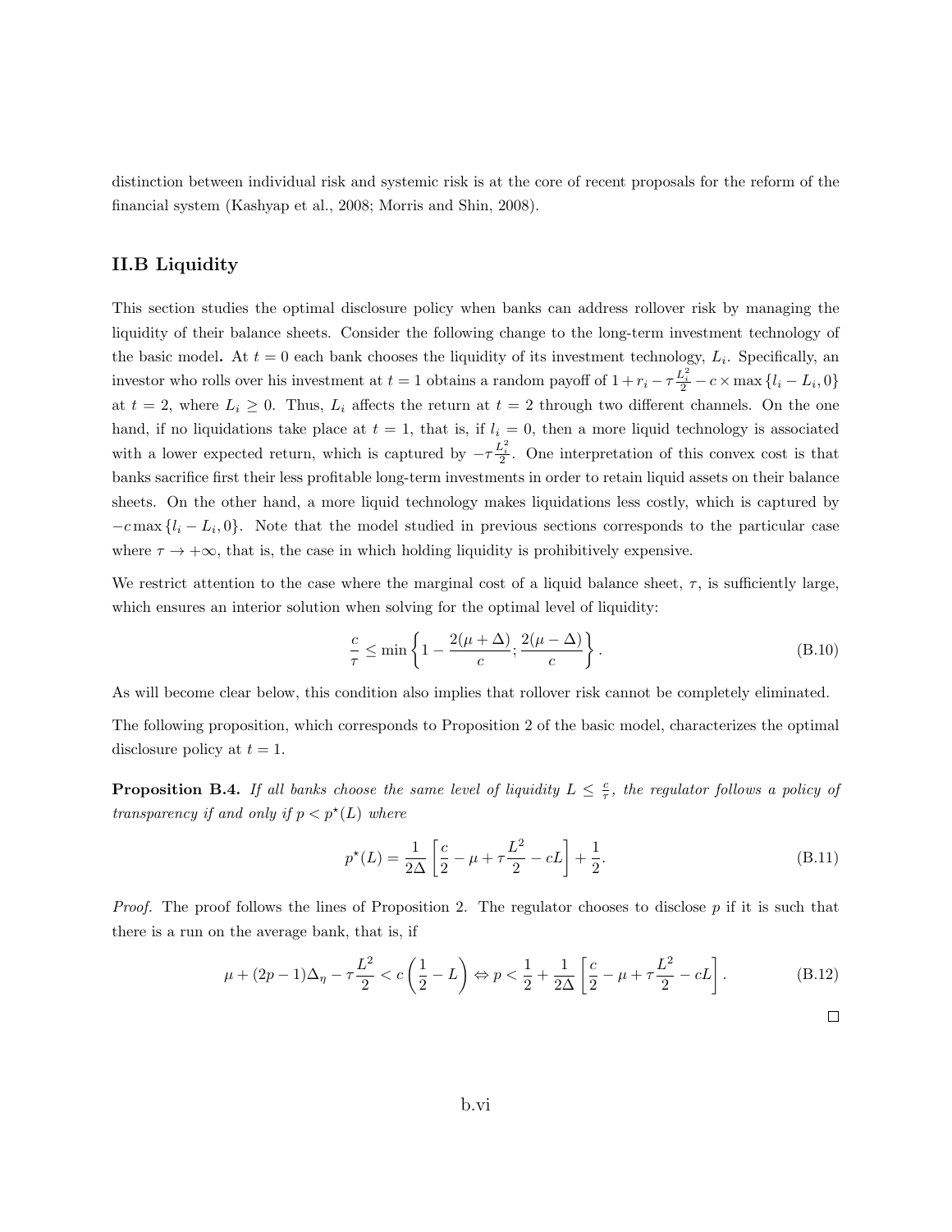distinction between individual risk and systemic risk is at the core of recent proposals for the reform of the financial system (Kashyap et al., 2008; Morris and Shin, 2008).

## II.B Liquidity

This section studies the optimal disclosure policy when banks can address rollover risk by managing the liquidity of their balance sheets. Consider the following change to the long-term investment technology of the basic model**.** At $t = 0$ each bank chooses the liquidity of its investment technology, $L_i$. Specifically, an investor who rolls over his investment at $t = 1$ obtains a random payoff of $1 + r_i - \tau \frac{L_i^2}{2} - c \times \max\{l_i - L_i, 0\}$ at $t = 2$, where $L_i \geq 0$. Thus, $L_i$ affects the return at $t = 2$ through two different channels. On the one hand, if no liquidations take place at $t = 1$, that is, if $l_i = 0$, then a more liquid technology is associated with a lower expected return, which is captured by $-\tau \frac{L_i^2}{2}$. One interpretation of this convex cost is that banks sacrifice first their less profitable long-term investments in order to retain liquid assets on their balance sheets. On the other hand, a more liquid technology makes liquidations less costly, which is captured by $-c \max\{l_i - L_i, 0\}$. Note that the model studied in previous sections corresponds to the particular case where $\tau \to +\infty$, that is, the case in which holding liquidity is prohibitively expensive.

We restrict attention to the case where the marginal cost of a liquid balance sheet, $\tau$, is sufficiently large, which ensures an interior solution when solving for the optimal level of liquidity:

$$\frac{c}{\tau} \leq \min\left\{1 - \frac{2(\mu + \Delta)}{c}; \frac{2(\mu - \Delta)}{c}\right\}. \tag{B.10}$$

As will become clear below, this condition also implies that rollover risk cannot be completely eliminated.

The following proposition, which corresponds to Proposition 2 of the basic model, characterizes the optimal disclosure policy at $t = 1$.

**Proposition B.4.** *If all banks choose the same level of liquidity $L \leq \frac{c}{\tau}$, the regulator follows a policy of transparency if and only if $p < p^\star(L)$ where*

$$p^\star(L) = \frac{1}{2\Delta}\left[\frac{c}{2} - \mu + \tau\frac{L^2}{2} - cL\right] + \frac{1}{2}. \tag{B.11}$$

*Proof.* The proof follows the lines of Proposition 2. The regulator chooses to disclose $p$ if it is such that there is a run on the average bank, that is, if

$$\mu + (2p-1)\Delta_\eta - \tau\frac{L^2}{2} < c\left(\frac{1}{2} - L\right) \Leftrightarrow p < \frac{1}{2} + \frac{1}{2\Delta}\left[\frac{c}{2} - \mu + \tau\frac{L^2}{2} - cL\right]. \tag{B.12}$$

□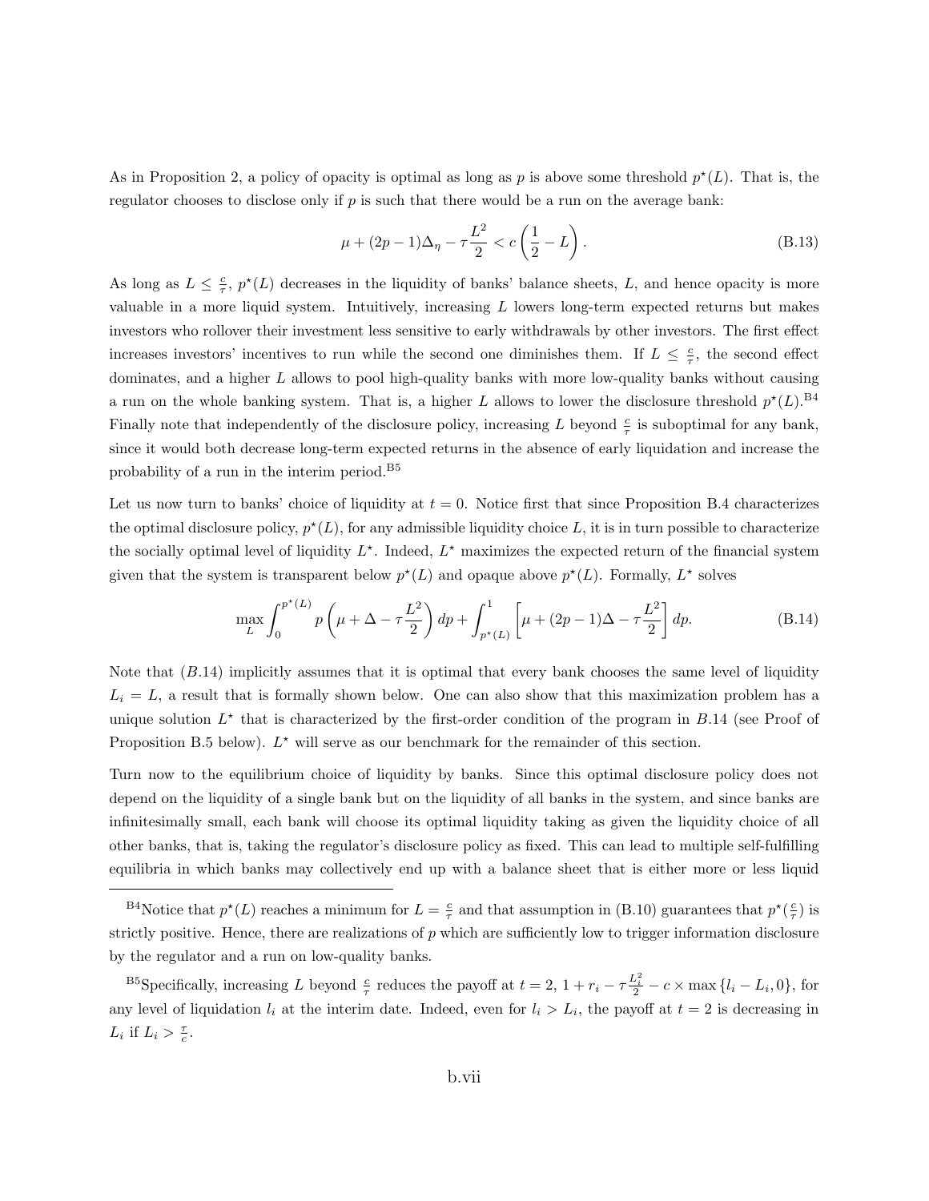As in Proposition 2, a policy of opacity is optimal as long as $p$ is above some threshold $p^\star(L)$. That is, the regulator chooses to disclose only if $p$ is such that there would be a run on the average bank:

$$\mu + (2p-1)\Delta_\eta - \tau\frac{L^2}{2} < c\left(\frac{1}{2} - L\right). \tag{B.13}$$

As long as $L \leq \frac{c}{\tau}$, $p^\star(L)$ decreases in the liquidity of banks' balance sheets, $L$, and hence opacity is more valuable in a more liquid system. Intuitively, increasing $L$ lowers long-term expected returns but makes investors who rollover their investment less sensitive to early withdrawals by other investors. The first effect increases investors' incentives to run while the second one diminishes them. If $L \leq \frac{c}{\tau}$, the second effect dominates, and a higher $L$ allows to pool high-quality banks with more low-quality banks without causing a run on the whole banking system. That is, a higher $L$ allows to lower the disclosure threshold $p^\star(L)$.[B4] Finally note that independently of the disclosure policy, increasing $L$ beyond $\frac{c}{\tau}$ is suboptimal for any bank, since it would both decrease long-term expected returns in the absence of early liquidation and increase the probability of a run in the interim period.[B5]

Let us now turn to banks' choice of liquidity at $t = 0$. Notice first that since Proposition B.4 characterizes the optimal disclosure policy, $p^\star(L)$, for any admissible liquidity choice $L$, it is in turn possible to characterize the socially optimal level of liquidity $L^\star$. Indeed, $L^\star$ maximizes the expected return of the financial system given that the system is transparent below $p^\star(L)$ and opaque above $p^\star(L)$. Formally, $L^\star$ solves

$$\max_L \int_0^{p^\star(L)} p\left(\mu + \Delta - \tau\frac{L^2}{2}\right)dp + \int_{p^\star(L)}^1 \left[\mu + (2p-1)\Delta - \tau\frac{L^2}{2}\right]dp. \tag{B.14}$$

Note that $(B.14)$ implicitly assumes that it is optimal that every bank chooses the same level of liquidity $L_i = L$, a result that is formally shown below. One can also show that this maximization problem has a unique solution $L^\star$ that is characterized by the first-order condition of the program in $B.14$ (see Proof of Proposition B.5 below). $L^\star$ will serve as our benchmark for the remainder of this section.

Turn now to the equilibrium choice of liquidity by banks. Since this optimal disclosure policy does not depend on the liquidity of a single bank but on the liquidity of all banks in the system, and since banks are infinitesimally small, each bank will choose its optimal liquidity taking as given the liquidity choice of all other banks, that is, taking the regulator's disclosure policy as fixed. This can lead to multiple self-fulfilling equilibria in which banks may collectively end up with a balance sheet that is either more or less liquid

---

[B4] Notice that $p^\star(L)$ reaches a minimum for $L = \frac{c}{\tau}$ and that assumption in (B.10) guarantees that $p^\star(\frac{c}{\tau})$ is strictly positive. Hence, there are realizations of $p$ which are sufficiently low to trigger information disclosure by the regulator and a run on low-quality banks.

[B5] Specifically, increasing $L$ beyond $\frac{c}{\tau}$ reduces the payoff at $t = 2$, $1 + r_i - \tau\frac{L_i^2}{2} - c \times \max\{l_i - L_i, 0\}$, for any level of liquidation $l_i$ at the interim date. Indeed, even for $l_i > L_i$, the payoff at $t = 2$ is decreasing in $L_i$ if $L_i > \frac{\tau}{c}$.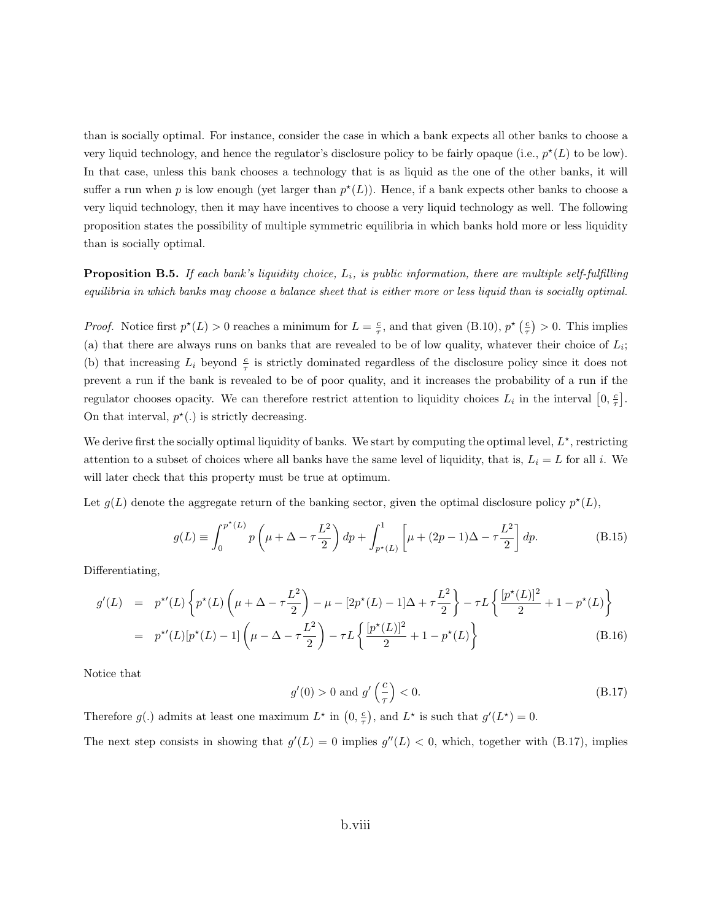than is socially optimal. For instance, consider the case in which a bank expects all other banks to choose a very liquid technology, and hence the regulator's disclosure policy to be fairly opaque (i.e., $p^\star(L)$ to be low). In that case, unless this bank chooses a technology that is as liquid as the one of the other banks, it will suffer a run when $p$ is low enough (yet larger than $p^\star(L)$). Hence, if a bank expects other banks to choose a very liquid technology, then it may have incentives to choose a very liquid technology as well. The following proposition states the possibility of multiple symmetric equilibria in which banks hold more or less liquidity than is socially optimal.

**Proposition B.5.** *If each bank's liquidity choice, $L_i$, is public information, there are multiple self-fulfilling equilibria in which banks may choose a balance sheet that is either more or less liquid than is socially optimal.*

*Proof.* Notice first $p^\star(L) > 0$ reaches a minimum for $L = \frac{c}{\tau}$, and that given (B.10), $p^\star\left(\frac{c}{\tau}\right) > 0$. This implies (a) that there are always runs on banks that are revealed to be of low quality, whatever their choice of $L_i$; (b) that increasing $L_i$ beyond $\frac{c}{\tau}$ is strictly dominated regardless of the disclosure policy since it does not prevent a run if the bank is revealed to be of poor quality, and it increases the probability of a run if the regulator chooses opacity. We can therefore restrict attention to liquidity choices $L_i$ in the interval $\left[0, \frac{c}{\tau}\right]$. On that interval, $p^\star(.)$ is strictly decreasing.

We derive first the socially optimal liquidity of banks. We start by computing the optimal level, $L^\star$, restricting attention to a subset of choices where all banks have the same level of liquidity, that is, $L_i = L$ for all $i$. We will later check that this property must be true at optimum.

Let $g(L)$ denote the aggregate return of the banking sector, given the optimal disclosure policy $p^\star(L)$,

$$g(L) \equiv \int_0^{p^\star(L)} p\left(\mu + \Delta - \tau\frac{L^2}{2}\right)dp + \int_{p^\star(L)}^1 \left[\mu + (2p-1)\Delta - \tau\frac{L^2}{2}\right]dp. \tag{B.15}$$

Differentiating,

$$\begin{aligned} g'(L) &= p^{\star\prime}(L)\left\{p^\star(L)\left(\mu + \Delta - \tau\frac{L^2}{2}\right) - \mu - [2p^\star(L) - 1]\Delta + \tau\frac{L^2}{2}\right\} - \tau L\left\{\frac{[p^\star(L)]^2}{2} + 1 - p^\star(L)\right\} \\ &= p^{\star\prime}(L)[p^\star(L) - 1]\left(\mu - \Delta - \tau\frac{L^2}{2}\right) - \tau L\left\{\frac{[p^\star(L)]^2}{2} + 1 - p^\star(L)\right\} \end{aligned} \tag{B.16}$$

Notice that

$$g'(0) > 0 \text{ and } g'\left(\frac{c}{\tau}\right) < 0. \tag{B.17}$$

Therefore $g(.)$ admits at least one maximum $L^\star$ in $\left(0, \frac{c}{\tau}\right)$, and $L^\star$ is such that $g'(L^\star) = 0$.

The next step consists in showing that $g'(L) = 0$ implies $g''(L) < 0$, which, together with (B.17), implies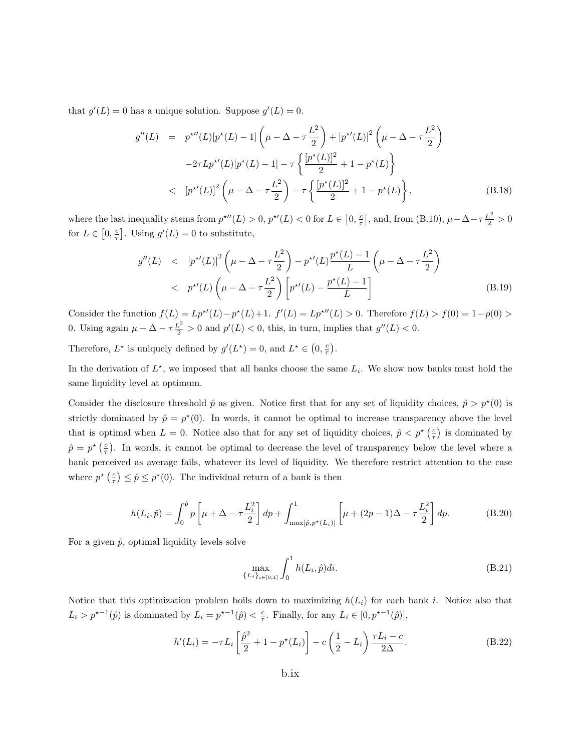that $g'(L) = 0$ has a unique solution. Suppose $g'(L) = 0$.

$$
\begin{aligned}
g''(L) &= p^{\star\prime\prime}(L)[p^\star(L) - 1]\left(\mu - \Delta - \tau\frac{L^2}{2}\right) + [p^{\star\prime}(L)]^2\left(\mu - \Delta - \tau\frac{L^2}{2}\right) \\
&\quad -2\tau L p^{\star\prime}(L)[p^\star(L) - 1] - \tau\left\{\frac{[p^\star(L)]^2}{2} + 1 - p^\star(L)\right\} \\
&< [p^{\star\prime}(L)]^2\left(\mu - \Delta - \tau\frac{L^2}{2}\right) - \tau\left\{\frac{[p^\star(L)]^2}{2} + 1 - p^\star(L)\right\}, \qquad \text{(B.18)}
\end{aligned}
$$

where the last inequality stems from $p^{\star\prime\prime}(L) > 0$, $p^{\star\prime}(L) < 0$ for $L \in \left[0, \frac{c}{\tau}\right]$, and, from (B.10), $\mu - \Delta - \tau\frac{L^2}{2} > 0$ for $L \in \left[0, \frac{c}{\tau}\right]$. Using $g'(L) = 0$ to substitute,

$$
\begin{aligned}
g''(L) &< [p^{\star\prime}(L)]^2\left(\mu - \Delta - \tau\frac{L^2}{2}\right) - p^{\star\prime}(L)\frac{p^\star(L) - 1}{L}\left(\mu - \Delta - \tau\frac{L^2}{2}\right) \\
&< p^{\star\prime}(L)\left(\mu - \Delta - \tau\frac{L^2}{2}\right)\left[p^{\star\prime}(L) - \frac{p^\star(L) - 1}{L}\right] \qquad \text{(B.19)}
\end{aligned}
$$

Consider the function $f(L) = Lp^{\star\prime}(L) - p^\star(L) + 1$. $f'(L) = Lp^{\star\prime\prime}(L) > 0$. Therefore $f(L) > f(0) = 1 - p(0) > 0$. Using again $\mu - \Delta - \tau\frac{L^2}{2} > 0$ and $p'(L) < 0$, this, in turn, implies that $g''(L) < 0$.

Therefore, $L^\star$ is uniquely defined by $g'(L^\star) = 0$, and $L^\star \in \left(0, \frac{c}{\tau}\right)$.

In the derivation of $L^\star$, we imposed that all banks choose the same $L_i$. We show now banks must hold the same liquidity level at optimum.

Consider the disclosure threshold $\hat{p}$ as given. Notice first that for any set of liquidity choices, $\hat{p} > p^\star(0)$ is strictly dominated by $\hat{p} = p^\star(0)$. In words, it cannot be optimal to increase transparency above the level that is optimal when $L = 0$. Notice also that for any set of liquidity choices, $\hat{p} < p^\star\left(\frac{c}{\tau}\right)$ is dominated by $\hat{p} = p^\star\left(\frac{c}{\tau}\right)$. In words, it cannot be optimal to decrease the level of transparency below the level where a bank perceived as average fails, whatever its level of liquidity. We therefore restrict attention to the case where $p^\star\left(\frac{c}{\tau}\right) \le \hat{p} \le p^\star(0)$. The individual return of a bank is then

$$
h(L_i, \hat{p}) = \int_0^{\hat{p}} p\left[\mu + \Delta - \tau\frac{L_i^2}{2}\right]dp + \int_{\max[\hat{p}, p^\star(L_i)]}^1 \left[\mu + (2p-1)\Delta - \tau\frac{L_i^2}{2}\right]dp. \qquad \text{(B.20)}
$$

For a given $\hat{p}$, optimal liquidity levels solve

$$
\max_{\{L_i\}_{i\in[0,1]}} \int_0^1 h(L_i, \hat{p})di. \qquad \text{(B.21)}
$$

Notice that this optimization problem boils down to maximizing $h(L_i)$ for each bank $i$. Notice also that $L_i > p^{\star-1}(\hat{p})$ is dominated by $L_i = p^{\star-1}(\hat{p}) < \frac{c}{\tau}$. Finally, for any $L_i \in [0, p^{\star-1}(\hat{p})]$,

$$
h'(L_i) = -\tau L_i\left[\frac{\hat{p}^2}{2} + 1 - p^\star(L_i)\right] - c\left(\frac{1}{2} - L_i\right)\frac{\tau L_i - c}{2\Delta}. \qquad \text{(B.22)}
$$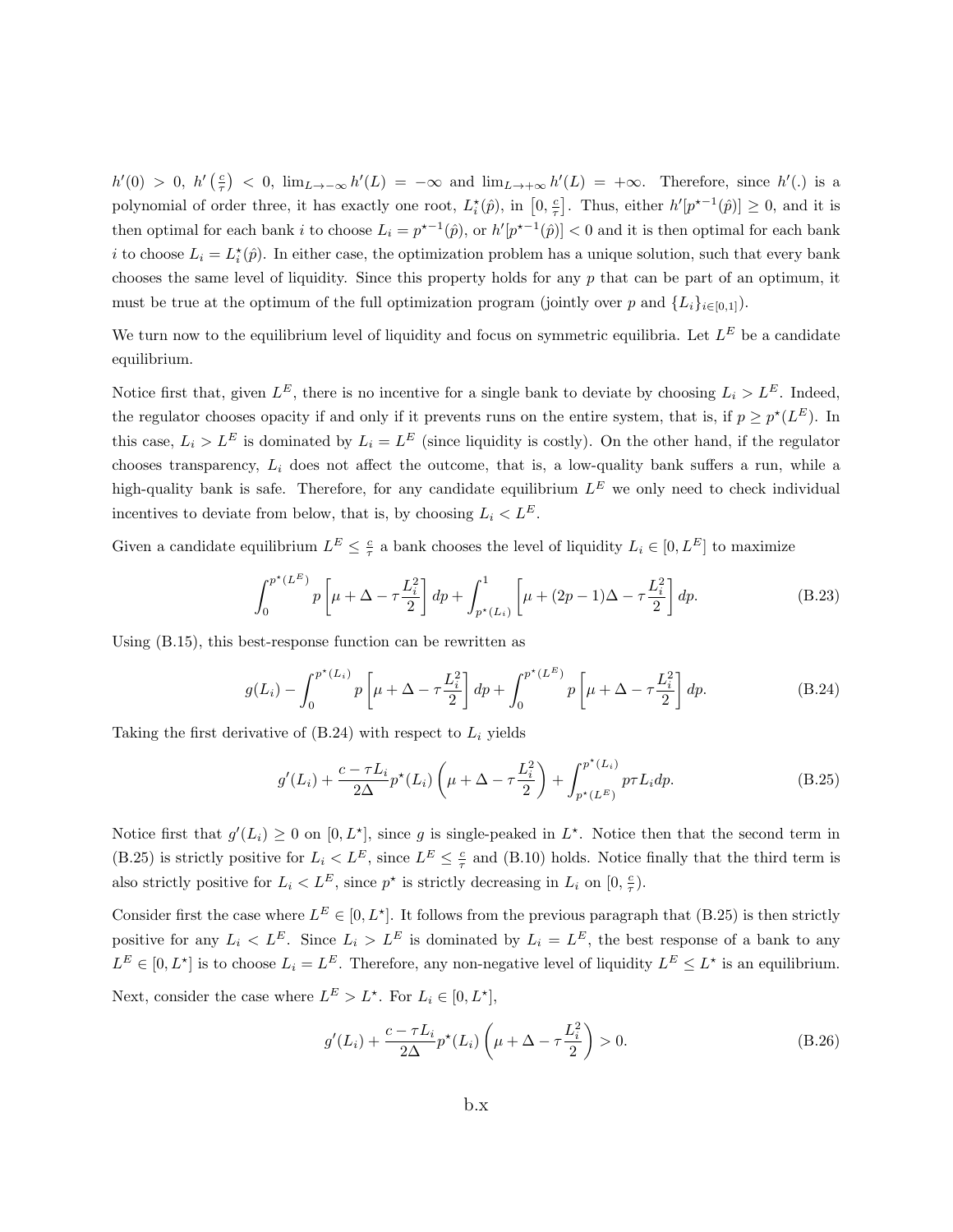$h'(0) > 0$, $h'\left(\frac{c}{\tau}\right) < 0$, $\lim_{L\to-\infty} h'(L) = -\infty$ and $\lim_{L\to+\infty} h'(L) = +\infty$. Therefore, since $h'(.)$ is a polynomial of order three, it has exactly one root, $L_i^\star(\hat{p})$, in $\left[0, \frac{c}{\tau}\right]$. Thus, either $h'[p^{\star-1}(\hat{p})] \geq 0$, and it is then optimal for each bank $i$ to choose $L_i = p^{\star-1}(\hat{p})$, or $h'[p^{\star-1}(\hat{p})] < 0$ and it is then optimal for each bank $i$ to choose $L_i = L_i^\star(\hat{p})$. In either case, the optimization problem has a unique solution, such that every bank chooses the same level of liquidity. Since this property holds for any $p$ that can be part of an optimum, it must be true at the optimum of the full optimization program (jointly over $p$ and $\{L_i\}_{i\in[0,1]}$).

We turn now to the equilibrium level of liquidity and focus on symmetric equilibria. Let $L^E$ be a candidate equilibrium.

Notice first that, given $L^E$, there is no incentive for a single bank to deviate by choosing $L_i > L^E$. Indeed, the regulator chooses opacity if and only if it prevents runs on the entire system, that is, if $p \geq p^\star(L^E)$. In this case, $L_i > L^E$ is dominated by $L_i = L^E$ (since liquidity is costly). On the other hand, if the regulator chooses transparency, $L_i$ does not affect the outcome, that is, a low-quality bank suffers a run, while a high-quality bank is safe. Therefore, for any candidate equilibrium $L^E$ we only need to check individual incentives to deviate from below, that is, by choosing $L_i < L^E$.

Given a candidate equilibrium $L^E \leq \frac{c}{\tau}$ a bank chooses the level of liquidity $L_i \in [0, L^E]$ to maximize

$$\int_0^{p^\star(L^E)} p\left[\mu + \Delta - \tau\frac{L_i^2}{2}\right] dp + \int_{p^\star(L_i)}^1 \left[\mu + (2p-1)\Delta - \tau\frac{L_i^2}{2}\right] dp. \tag{B.23}$$

Using (B.15), this best-response function can be rewritten as

$$g(L_i) - \int_0^{p^\star(L_i)} p\left[\mu + \Delta - \tau\frac{L_i^2}{2}\right] dp + \int_0^{p^\star(L^E)} p\left[\mu + \Delta - \tau\frac{L_i^2}{2}\right] dp. \tag{B.24}$$

Taking the first derivative of (B.24) with respect to $L_i$ yields

$$g'(L_i) + \frac{c - \tau L_i}{2\Delta} p^\star(L_i)\left(\mu + \Delta - \tau\frac{L_i^2}{2}\right) + \int_{p^\star(L^E)}^{p^\star(L_i)} p\tau L_i dp. \tag{B.25}$$

Notice first that $g'(L_i) \geq 0$ on $[0, L^\star]$, since $g$ is single-peaked in $L^\star$. Notice then that the second term in (B.25) is strictly positive for $L_i < L^E$, since $L^E \leq \frac{c}{\tau}$ and (B.10) holds. Notice finally that the third term is also strictly positive for $L_i < L^E$, since $p^\star$ is strictly decreasing in $L_i$ on $[0, \frac{c}{\tau})$.

Consider first the case where $L^E \in [0, L^\star]$. It follows from the previous paragraph that (B.25) is then strictly positive for any $L_i < L^E$. Since $L_i > L^E$ is dominated by $L_i = L^E$, the best response of a bank to any $L^E \in [0, L^\star]$ is to choose $L_i = L^E$. Therefore, any non-negative level of liquidity $L^E \leq L^\star$ is an equilibrium.

Next, consider the case where $L^E > L^\star$. For $L_i \in [0, L^\star]$,

$$g'(L_i) + \frac{c - \tau L_i}{2\Delta} p^\star(L_i)\left(\mu + \Delta - \tau\frac{L_i^2}{2}\right) > 0. \tag{B.26}$$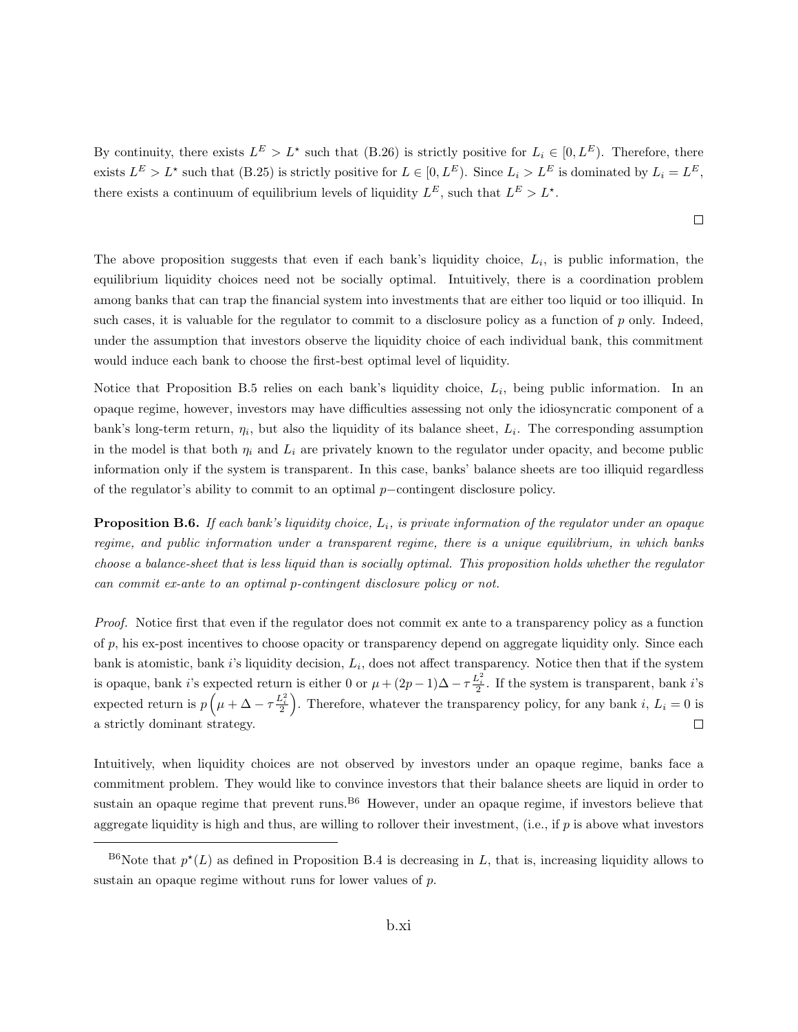By continuity, there exists $L^E > L^\star$ such that (B.26) is strictly positive for $L_i \in [0, L^E)$. Therefore, there exists $L^E > L^\star$ such that (B.25) is strictly positive for $L \in [0, L^E)$. Since $L_i > L^E$ is dominated by $L_i = L^E$, there exists a continuum of equilibrium levels of liquidity $L^E$, such that $L^E > L^\star$.

□

The above proposition suggests that even if each bank's liquidity choice, $L_i$, is public information, the equilibrium liquidity choices need not be socially optimal. Intuitively, there is a coordination problem among banks that can trap the financial system into investments that are either too liquid or too illiquid. In such cases, it is valuable for the regulator to commit to a disclosure policy as a function of $p$ only. Indeed, under the assumption that investors observe the liquidity choice of each individual bank, this commitment would induce each bank to choose the first-best optimal level of liquidity.

Notice that Proposition B.5 relies on each bank's liquidity choice, $L_i$, being public information. In an opaque regime, however, investors may have difficulties assessing not only the idiosyncratic component of a bank's long-term return, $\eta_i$, but also the liquidity of its balance sheet, $L_i$. The corresponding assumption in the model is that both $\eta_i$ and $L_i$ are privately known to the regulator under opacity, and become public information only if the system is transparent. In this case, banks' balance sheets are too illiquid regardless of the regulator's ability to commit to an optimal $p-$contingent disclosure policy.

**Proposition B.6.** *If each bank's liquidity choice, $L_i$, is private information of the regulator under an opaque regime, and public information under a transparent regime, there is a unique equilibrium, in which banks choose a balance-sheet that is less liquid than is socially optimal. This proposition holds whether the regulator can commit ex-ante to an optimal p-contingent disclosure policy or not.*

*Proof.* Notice first that even if the regulator does not commit ex ante to a transparency policy as a function of $p$, his ex-post incentives to choose opacity or transparency depend on aggregate liquidity only. Since each bank is atomistic, bank $i$'s liquidity decision, $L_i$, does not affect transparency. Notice then that if the system is opaque, bank $i$'s expected return is either 0 or $\mu + (2p-1)\Delta - \tau\frac{L_i^2}{2}$. If the system is transparent, bank $i$'s expected return is $p\left(\mu + \Delta - \tau\frac{L_i^2}{2}\right)$. Therefore, whatever the transparency policy, for any bank $i$, $L_i = 0$ is a strictly dominant strategy. □

Intuitively, when liquidity choices are not observed by investors under an opaque regime, banks face a commitment problem. They would like to convince investors that their balance sheets are liquid in order to sustain an opaque regime that prevent runs.[B6] However, under an opaque regime, if investors believe that aggregate liquidity is high and thus, are willing to rollover their investment, (i.e., if $p$ is above what investors

[B6]Note that $p^\star(L)$ as defined in Proposition B.4 is decreasing in $L$, that is, increasing liquidity allows to sustain an opaque regime without runs for lower values of $p$.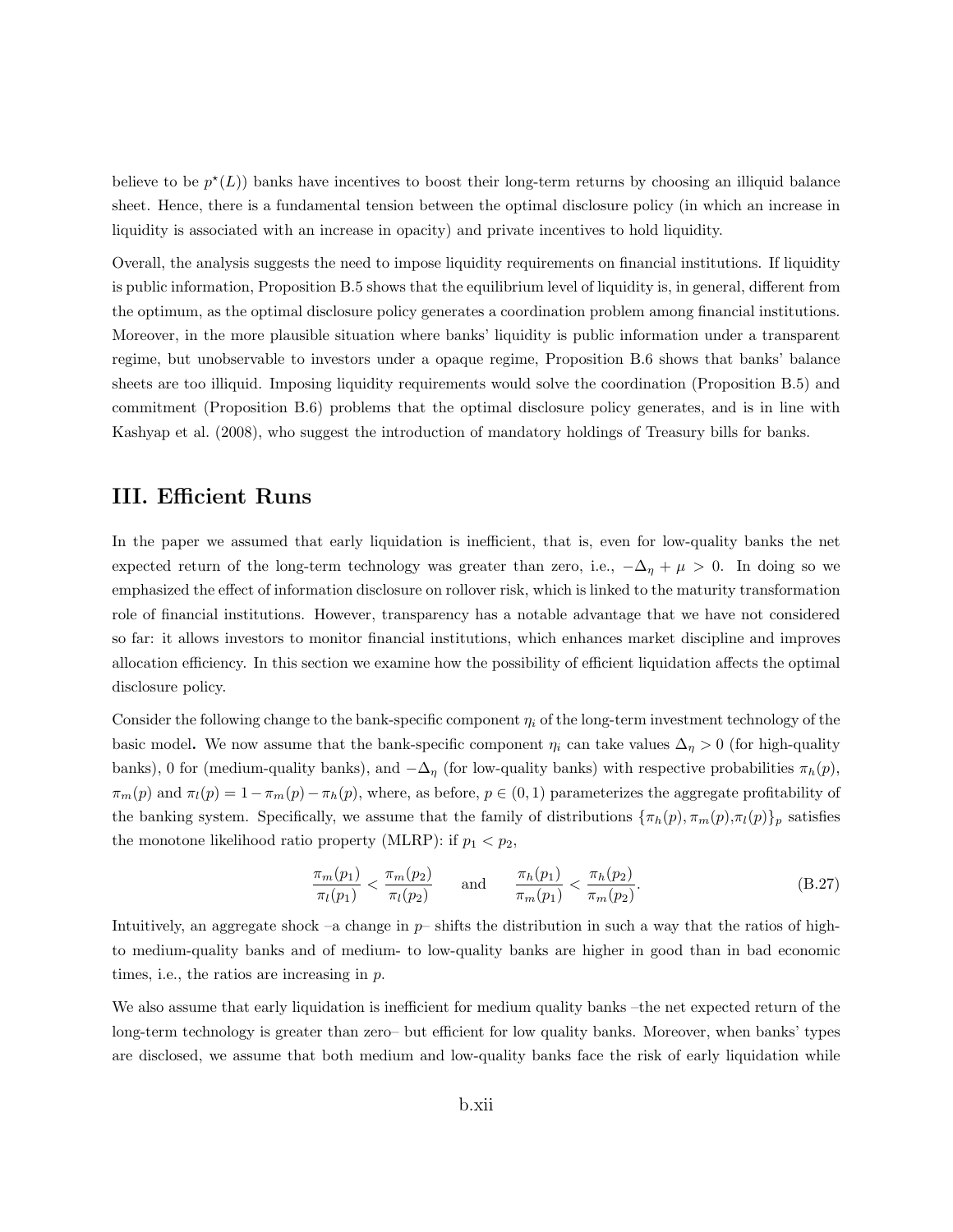believe to be $p^\star(L)$) banks have incentives to boost their long-term returns by choosing an illiquid balance sheet. Hence, there is a fundamental tension between the optimal disclosure policy (in which an increase in liquidity is associated with an increase in opacity) and private incentives to hold liquidity.

Overall, the analysis suggests the need to impose liquidity requirements on financial institutions. If liquidity is public information, Proposition B.5 shows that the equilibrium level of liquidity is, in general, different from the optimum, as the optimal disclosure policy generates a coordination problem among financial institutions. Moreover, in the more plausible situation where banks' liquidity is public information under a transparent regime, but unobservable to investors under a opaque regime, Proposition B.6 shows that banks' balance sheets are too illiquid. Imposing liquidity requirements would solve the coordination (Proposition B.5) and commitment (Proposition B.6) problems that the optimal disclosure policy generates, and is in line with Kashyap et al. (2008), who suggest the introduction of mandatory holdings of Treasury bills for banks.

## III. Efficient Runs

In the paper we assumed that early liquidation is inefficient, that is, even for low-quality banks the net expected return of the long-term technology was greater than zero, i.e., $-\Delta_\eta + \mu > 0$. In doing so we emphasized the effect of information disclosure on rollover risk, which is linked to the maturity transformation role of financial institutions. However, transparency has a notable advantage that we have not considered so far: it allows investors to monitor financial institutions, which enhances market discipline and improves allocation efficiency. In this section we examine how the possibility of efficient liquidation affects the optimal disclosure policy.

Consider the following change to the bank-specific component $\eta_i$ of the long-term investment technology of the basic model**.** We now assume that the bank-specific component $\eta_i$ can take values $\Delta_\eta > 0$ (for high-quality banks), 0 for (medium-quality banks), and $-\Delta_\eta$ (for low-quality banks) with respective probabilities $\pi_h(p)$, $\pi_m(p)$ and $\pi_l(p) = 1 - \pi_m(p) - \pi_h(p)$, where, as before, $p \in (0, 1)$ parameterizes the aggregate profitability of the banking system. Specifically, we assume that the family of distributions $\{\pi_h(p), \pi_m(p), \pi_l(p)\}_p$ satisfies the monotone likelihood ratio property (MLRP): if $p_1 < p_2$,

$$\frac{\pi_m(p_1)}{\pi_l(p_1)} < \frac{\pi_m(p_2)}{\pi_l(p_2)} \qquad \text{and} \qquad \frac{\pi_h(p_1)}{\pi_m(p_1)} < \frac{\pi_h(p_2)}{\pi_m(p_2)}. \tag{B.27}$$

Intuitively, an aggregate shock –a change in $p$– shifts the distribution in such a way that the ratios of high- to medium-quality banks and of medium- to low-quality banks are higher in good than in bad economic times, i.e., the ratios are increasing in $p$.

We also assume that early liquidation is inefficient for medium quality banks –the net expected return of the long-term technology is greater than zero– but efficient for low quality banks. Moreover, when banks' types are disclosed, we assume that both medium and low-quality banks face the risk of early liquidation while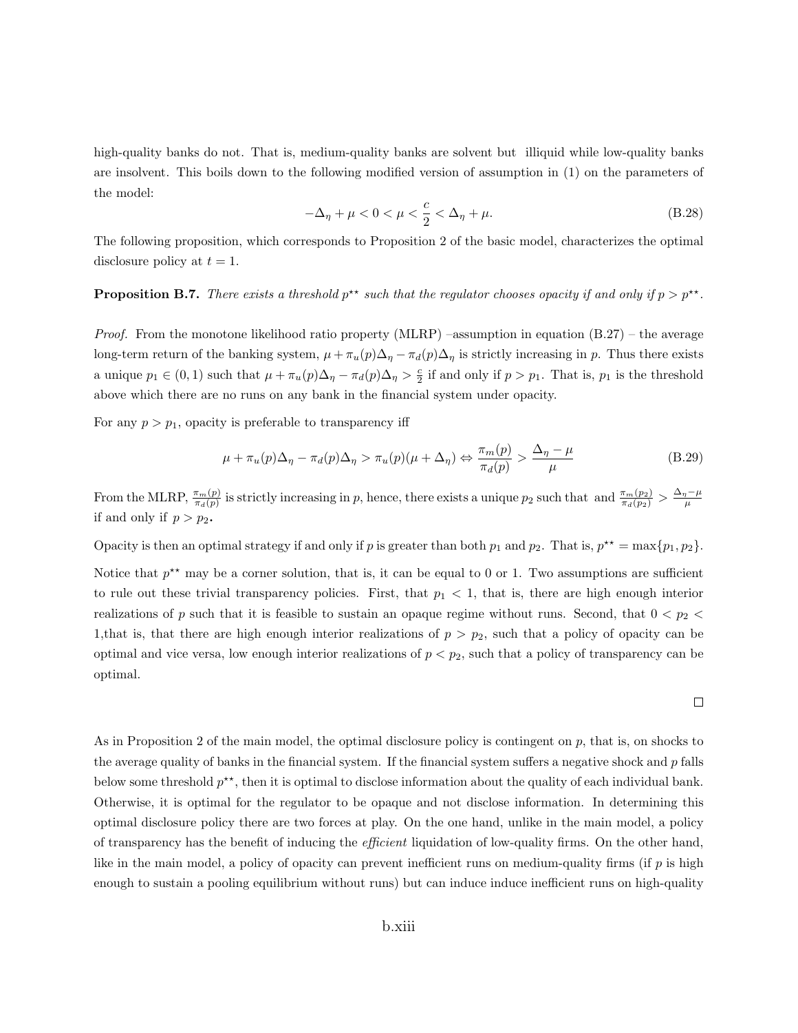high-quality banks do not. That is, medium-quality banks are solvent but illiquid while low-quality banks are insolvent. This boils down to the following modified version of assumption in (1) on the parameters of the model:

$$-\Delta_\eta + \mu < 0 < \mu < \frac{c}{2} < \Delta_\eta + \mu. \tag{B.28}$$

The following proposition, which corresponds to Proposition 2 of the basic model, characterizes the optimal disclosure policy at $t = 1$.

**Proposition B.7.** *There exists a threshold $p^{\star\star}$ such that the regulator chooses opacity if and only if $p > p^{\star\star}$.*

*Proof.* From the monotone likelihood ratio property (MLRP) –assumption in equation (B.27) – the average long-term return of the banking system, $\mu + \pi_u(p)\Delta_\eta - \pi_d(p)\Delta_\eta$ is strictly increasing in $p$. Thus there exists a unique $p_1 \in (0, 1)$ such that $\mu + \pi_u(p)\Delta_\eta - \pi_d(p)\Delta_\eta > \frac{c}{2}$ if and only if $p > p_1$. That is, $p_1$ is the threshold above which there are no runs on any bank in the financial system under opacity.

For any $p > p_1$, opacity is preferable to transparency iff

$$\mu + \pi_u(p)\Delta_\eta - \pi_d(p)\Delta_\eta > \pi_u(p)(\mu + \Delta_\eta) \Leftrightarrow \frac{\pi_m(p)}{\pi_d(p)} > \frac{\Delta_\eta - \mu}{\mu} \tag{B.29}$$

From the MLRP, $\frac{\pi_m(p)}{\pi_d(p)}$ is strictly increasing in $p$, hence, there exists a unique $p_2$ such that and $\frac{\pi_m(p_2)}{\pi_d(p_2)} > \frac{\Delta_\eta - \mu}{\mu}$ if and only if $p > p_2$.

Opacity is then an optimal strategy if and only if $p$ is greater than both $p_1$ and $p_2$. That is, $p^{\star\star} = \max\{p_1, p_2\}$.

Notice that $p^{\star\star}$ may be a corner solution, that is, it can be equal to 0 or 1. Two assumptions are sufficient to rule out these trivial transparency policies. First, that $p_1 < 1$, that is, there are high enough interior realizations of $p$ such that it is feasible to sustain an opaque regime without runs. Second, that $0 < p_2 < 1$,that is, that there are high enough interior realizations of $p > p_2$, such that a policy of opacity can be optimal and vice versa, low enough interior realizations of $p < p_2$, such that a policy of transparency can be optimal.

□

As in Proposition 2 of the main model, the optimal disclosure policy is contingent on $p$, that is, on shocks to the average quality of banks in the financial system. If the financial system suffers a negative shock and $p$ falls below some threshold $p^{\star\star}$, then it is optimal to disclose information about the quality of each individual bank. Otherwise, it is optimal for the regulator to be opaque and not disclose information. In determining this optimal disclosure policy there are two forces at play. On the one hand, unlike in the main model, a policy of transparency has the benefit of inducing the *efficient* liquidation of low-quality firms. On the other hand, like in the main model, a policy of opacity can prevent inefficient runs on medium-quality firms (if $p$ is high enough to sustain a pooling equilibrium without runs) but can induce induce inefficient runs on high-quality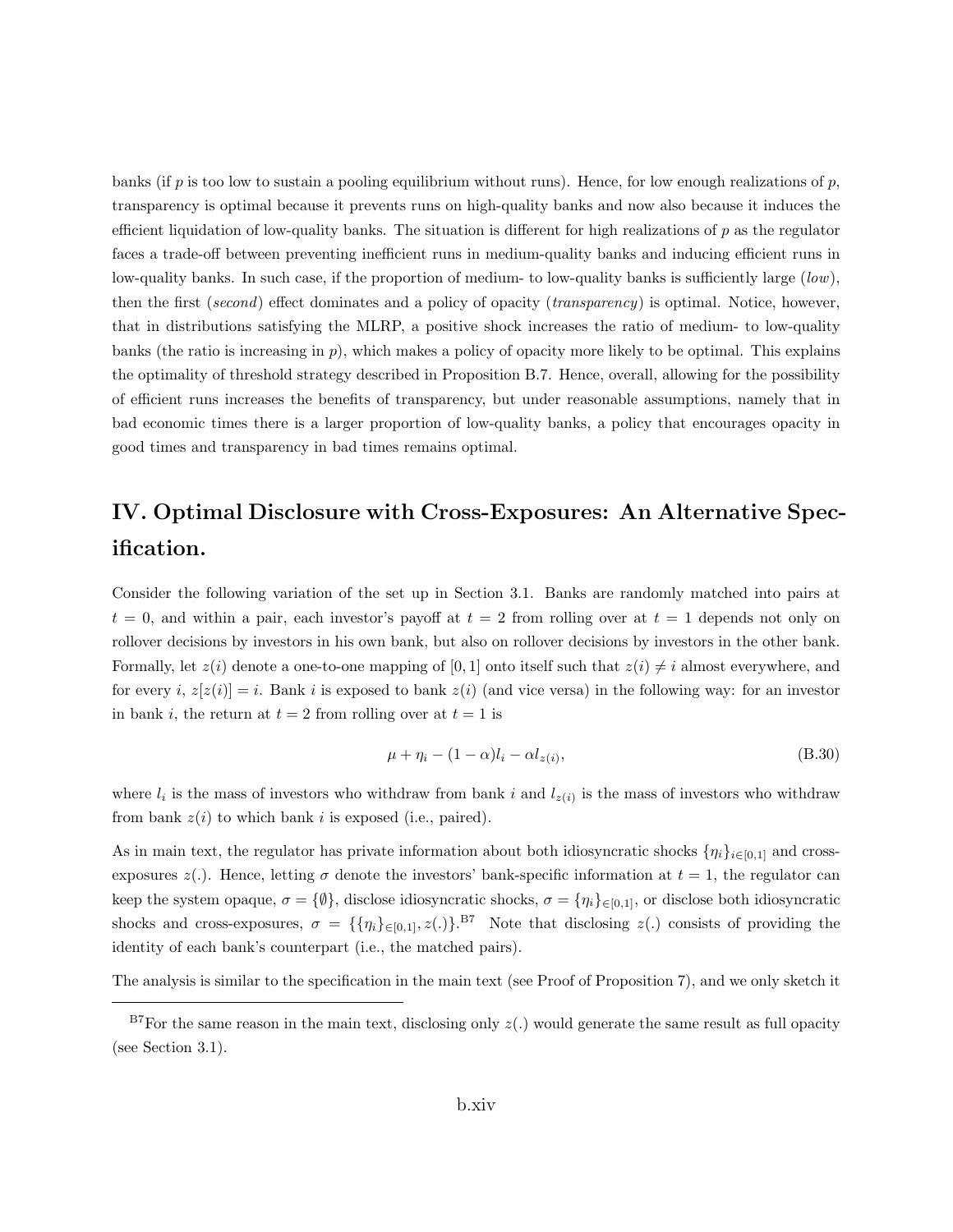banks (if $p$ is too low to sustain a pooling equilibrium without runs). Hence, for low enough realizations of $p$, transparency is optimal because it prevents runs on high-quality banks and now also because it induces the efficient liquidation of low-quality banks. The situation is different for high realizations of $p$ as the regulator faces a trade-off between preventing inefficient runs in medium-quality banks and inducing efficient runs in low-quality banks. In such case, if the proportion of medium- to low-quality banks is sufficiently large (*low*), then the first (*second*) effect dominates and a policy of opacity (*transparency*) is optimal. Notice, however, that in distributions satisfying the MLRP, a positive shock increases the ratio of medium- to low-quality banks (the ratio is increasing in $p$), which makes a policy of opacity more likely to be optimal. This explains the optimality of threshold strategy described in Proposition B.7. Hence, overall, allowing for the possibility of efficient runs increases the benefits of transparency, but under reasonable assumptions, namely that in bad economic times there is a larger proportion of low-quality banks, a policy that encourages opacity in good times and transparency in bad times remains optimal.

# IV. Optimal Disclosure with Cross-Exposures: An Alternative Specification.

Consider the following variation of the set up in Section 3.1. Banks are randomly matched into pairs at $t = 0$, and within a pair, each investor's payoff at $t = 2$ from rolling over at $t = 1$ depends not only on rollover decisions by investors in his own bank, but also on rollover decisions by investors in the other bank. Formally, let $z(i)$ denote a one-to-one mapping of $[0, 1]$ onto itself such that $z(i) \neq i$ almost everywhere, and for every $i$, $z[z(i)] = i$. Bank $i$ is exposed to bank $z(i)$ (and vice versa) in the following way: for an investor in bank $i$, the return at $t = 2$ from rolling over at $t = 1$ is

$$\mu + \eta_i - (1 - \alpha)l_i - \alpha l_{z(i)}, \tag{B.30}$$

where $l_i$ is the mass of investors who withdraw from bank $i$ and $l_{z(i)}$ is the mass of investors who withdraw from bank $z(i)$ to which bank $i$ is exposed (i.e., paired).

As in main text, the regulator has private information about both idiosyncratic shocks $\{\eta_i\}_{i\in[0,1]}$ and cross-exposures $z(.)$. Hence, letting $\sigma$ denote the investors' bank-specific information at $t = 1$, the regulator can keep the system opaque, $\sigma = \{\emptyset\}$, disclose idiosyncratic shocks, $\sigma = \{\eta_i\}_{\in[0,1]}$, or disclose both idiosyncratic shocks and cross-exposures, $\sigma = \{\{\eta_i\}_{\in[0,1]}, z(.)\}$.[B7] Note that disclosing $z(.)$ consists of providing the identity of each bank's counterpart (i.e., the matched pairs).

The analysis is similar to the specification in the main text (see Proof of Proposition 7), and we only sketch it

[B7] For the same reason in the main text, disclosing only $z(.)$ would generate the same result as full opacity (see Section 3.1).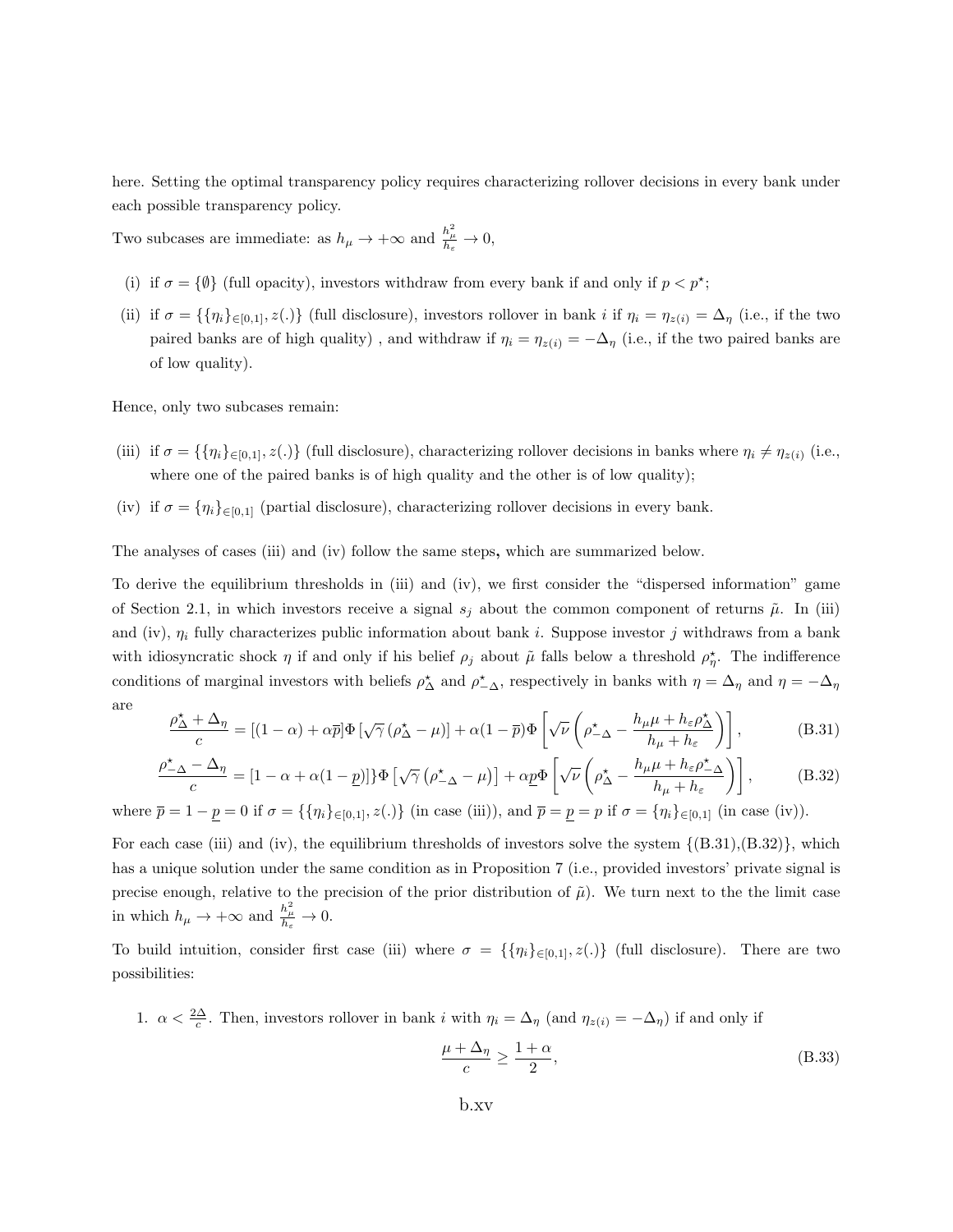here. Setting the optimal transparency policy requires characterizing rollover decisions in every bank under each possible transparency policy.

Two subcases are immediate: as $h_\mu \to +\infty$ and $\frac{h_\mu^2}{h_\varepsilon} \to 0$,

- (i) if $\sigma = \{\emptyset\}$ (full opacity), investors withdraw from every bank if and only if $p < p^\star$;
- (ii) if $\sigma = \{\{\eta_i\}_{\in[0,1]}, z(.)\}$ (full disclosure), investors rollover in bank $i$ if $\eta_i = \eta_{z(i)} = \Delta_\eta$ (i.e., if the two paired banks are of high quality) , and withdraw if $\eta_i = \eta_{z(i)} = -\Delta_\eta$ (i.e., if the two paired banks are of low quality).

Hence, only two subcases remain:

- (iii) if $\sigma = \{\{\eta_i\}_{\in[0,1]}, z(.)\}$ (full disclosure), characterizing rollover decisions in banks where $\eta_i \neq \eta_{z(i)}$ (i.e., where one of the paired banks is of high quality and the other is of low quality);
- (iv) if $\sigma = \{\eta_i\}_{\in[0,1]}$ (partial disclosure), characterizing rollover decisions in every bank.

The analyses of cases (iii) and (iv) follow the same steps**,** which are summarized below.

To derive the equilibrium thresholds in (iii) and (iv), we first consider the "dispersed information" game of Section 2.1, in which investors receive a signal $s_j$ about the common component of returns $\tilde{\mu}$. In (iii) and (iv), $\eta_i$ fully characterizes public information about bank $i$. Suppose investor $j$ withdraws from a bank with idiosyncratic shock $\eta$ if and only if his belief $\rho_j$ about $\tilde{\mu}$ falls below a threshold $\rho_\eta^\star$. The indifference conditions of marginal investors with beliefs $\rho_\Delta^\star$ and $\rho_{-\Delta}^\star$, respectively in banks with $\eta = \Delta_\eta$ and $\eta = -\Delta_\eta$ are

$$\frac{\rho_\Delta^\star + \Delta_\eta}{c} = [(1-\alpha) + \alpha\overline{p}]\Phi\left[\sqrt{\gamma}\left(\rho_\Delta^\star - \mu\right)\right] + \alpha(1-\overline{p})\Phi\left[\sqrt{\nu}\left(\rho_{-\Delta}^\star - \frac{h_\mu \mu + h_\varepsilon \rho_\Delta^\star}{h_\mu + h_\varepsilon}\right)\right], \tag{B.31}$$

$$\frac{\rho_{-\Delta}^\star - \Delta_\eta}{c} = [1-\alpha + \alpha(1-\underline{p})]\Phi\left[\sqrt{\gamma}\left(\rho_{-\Delta}^\star - \mu\right)\right] + \alpha\underline{p}\Phi\left[\sqrt{\nu}\left(\rho_\Delta^\star - \frac{h_\mu \mu + h_\varepsilon \rho_{-\Delta}^\star}{h_\mu + h_\varepsilon}\right)\right], \tag{B.32}$$

where $\overline{p} = 1 - \underline{p} = 0$ if $\sigma = \{\{\eta_i\}_{\in[0,1]}, z(.)\}$ (in case (iii)), and $\overline{p} = \underline{p} = p$ if $\sigma = \{\eta_i\}_{\in[0,1]}$ (in case (iv)).

For each case (iii) and (iv), the equilibrium thresholds of investors solve the system $\{$(B.31),(B.32)$\}$, which has a unique solution under the same condition as in Proposition 7 (i.e., provided investors' private signal is precise enough, relative to the precision of the prior distribution of $\tilde{\mu}$). We turn next to the the limit case in which $h_\mu \to +\infty$ and $\frac{h_\mu^2}{h_\varepsilon} \to 0$.

To build intuition, consider first case (iii) where $\sigma = \{\{\eta_i\}_{\in[0,1]}, z(.)\}$ (full disclosure). There are two possibilities:

1. $\alpha < \frac{2\Delta}{c}$. Then, investors rollover in bank $i$ with $\eta_i = \Delta_\eta$ (and $\eta_{z(i)} = -\Delta_\eta$) if and only if

$$\frac{\mu + \Delta_\eta}{c} \geq \frac{1+\alpha}{2}, \tag{B.33}$$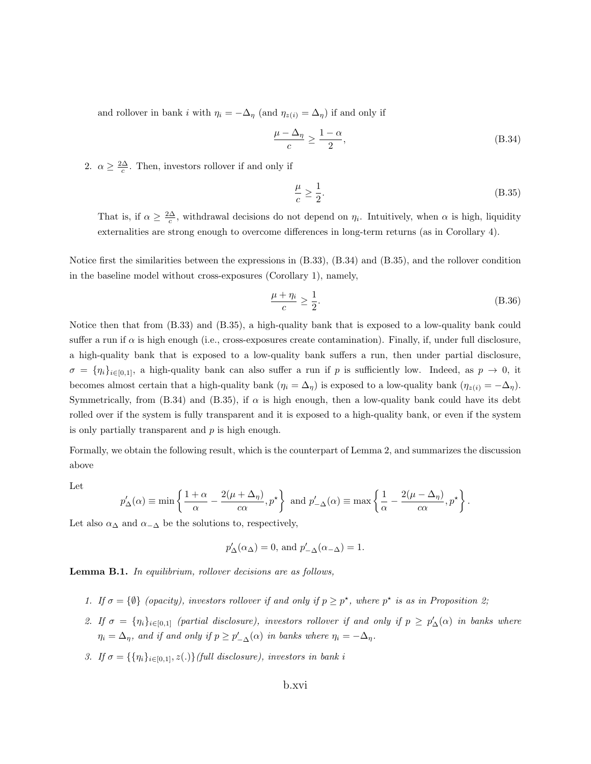and rollover in bank $i$ with $\eta_i = -\Delta_\eta$ (and $\eta_{z(i)} = \Delta_\eta$) if and only if

$$\frac{\mu - \Delta_\eta}{c} \geq \frac{1-\alpha}{2}, \tag{B.34}$$

2. $\alpha \geq \frac{2\Delta}{c}$. Then, investors rollover if and only if

$$\frac{\mu}{c} \geq \frac{1}{2}. \tag{B.35}$$

That is, if $\alpha \geq \frac{2\Delta}{c}$, withdrawal decisions do not depend on $\eta_i$. Intuitively, when $\alpha$ is high, liquidity externalities are strong enough to overcome differences in long-term returns (as in Corollary 4).

Notice first the similarities between the expressions in (B.33), (B.34) and (B.35), and the rollover condition in the baseline model without cross-exposures (Corollary 1), namely,

$$\frac{\mu + \eta_i}{c} \geq \frac{1}{2}. \tag{B.36}$$

Notice then that from (B.33) and (B.35), a high-quality bank that is exposed to a low-quality bank could suffer a run if $\alpha$ is high enough (i.e., cross-exposures create contamination). Finally, if, under full disclosure, a high-quality bank that is exposed to a low-quality bank suffers a run, then under partial disclosure, $\sigma = \{\eta_i\}_{i\in[0,1]}$, a high-quality bank can also suffer a run if $p$ is sufficiently low. Indeed, as $p \to 0$, it becomes almost certain that a high-quality bank ($\eta_i = \Delta_\eta$) is exposed to a low-quality bank ($\eta_{z(i)} = -\Delta_\eta$). Symmetrically, from (B.34) and (B.35), if $\alpha$ is high enough, then a low-quality bank could have its debt rolled over if the system is fully transparent and it is exposed to a high-quality bank, or even if the system is only partially transparent and $p$ is high enough.

Formally, we obtain the following result, which is the counterpart of Lemma 2, and summarizes the discussion above

Let

$$p'_\Delta(\alpha) \equiv \min\left\{\frac{1+\alpha}{\alpha} - \frac{2(\mu + \Delta_\eta)}{c\alpha}, p^\star\right\} \text{ and } p'_{-\Delta}(\alpha) \equiv \max\left\{\frac{1}{\alpha} - \frac{2(\mu - \Delta_\eta)}{c\alpha}, p^\star\right\}.$$

Let also $\alpha_\Delta$ and $\alpha_{-\Delta}$ be the solutions to, respectively,

$$p'_\Delta(\alpha_\Delta) = 0, \text{ and } p'_{-\Delta}(\alpha_{-\Delta}) = 1.$$

**Lemma B.1.** *In equilibrium, rollover decisions are as follows,*

1. *If $\sigma = \{\emptyset\}$ (opacity), investors rollover if and only if $p \geq p^\star$, where $p^\star$ is as in Proposition 2;*
2. *If $\sigma = \{\eta_i\}_{i\in[0,1]}$ (partial disclosure), investors rollover if and only if $p \geq p'_\Delta(\alpha)$ in banks where $\eta_i = \Delta_\eta$, and if and only if $p \geq p'_{-\Delta}(\alpha)$ in banks where $\eta_i = -\Delta_\eta$.*
3. *If $\sigma = \{\{\eta_i\}_{i\in[0,1]}, z(.)\}$(full disclosure), investors in bank $i$*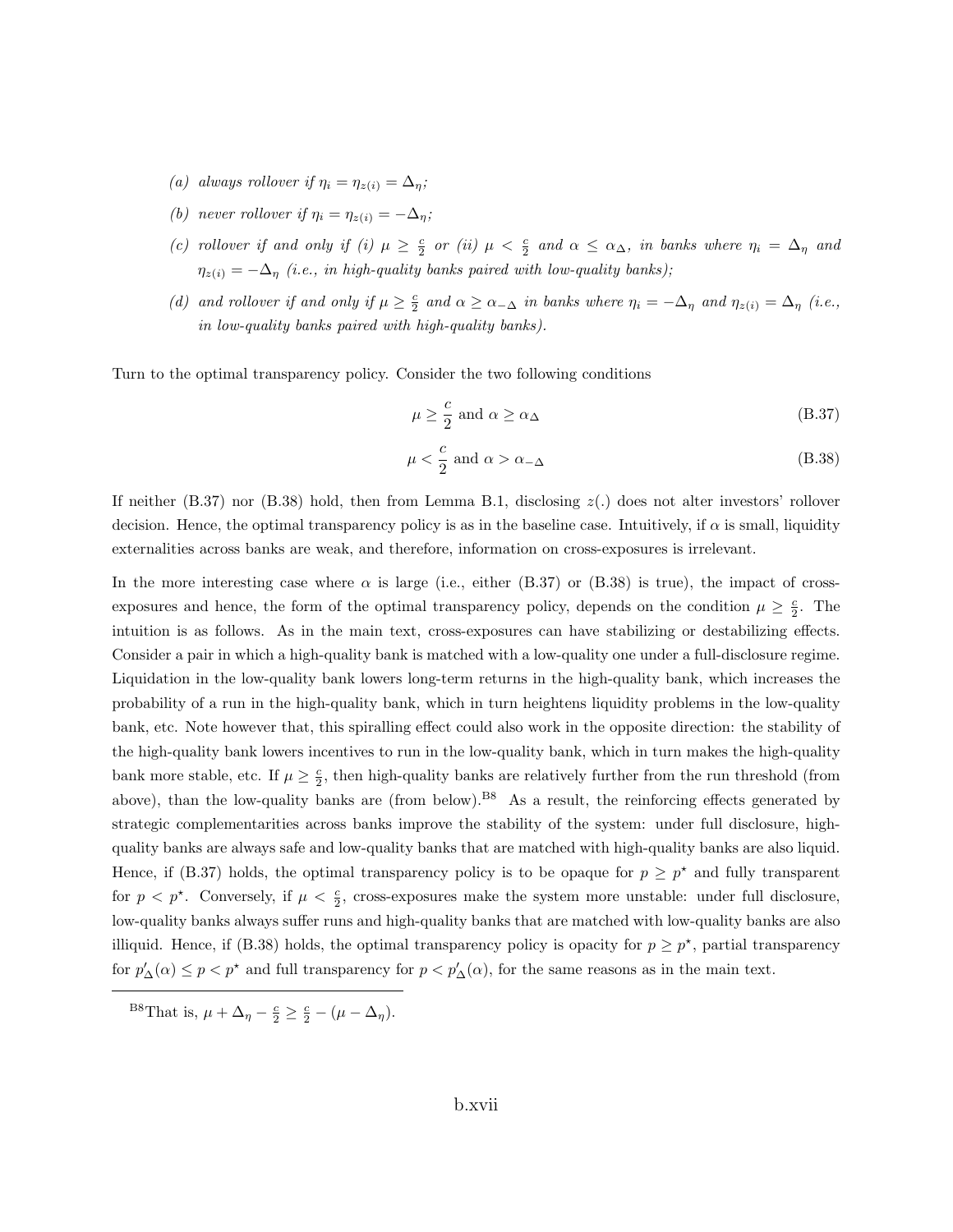(a) *always rollover if* $\eta_i = \eta_{z(i)} = \Delta_\eta$*;*

(b) *never rollover if* $\eta_i = \eta_{z(i)} = -\Delta_\eta$*;*

(c) *rollover if and only if (i)* $\mu \geq \frac{c}{2}$ *or (ii)* $\mu < \frac{c}{2}$ *and* $\alpha \leq \alpha_\Delta$*, in banks where* $\eta_i = \Delta_\eta$ *and* $\eta_{z(i)} = -\Delta_\eta$ *(i.e., in high-quality banks paired with low-quality banks);*

(d) *and rollover if and only if* $\mu \geq \frac{c}{2}$ *and* $\alpha \geq \alpha_{-\Delta}$ *in banks where* $\eta_i = -\Delta_\eta$ *and* $\eta_{z(i)} = \Delta_\eta$ *(i.e., in low-quality banks paired with high-quality banks).*

Turn to the optimal transparency policy. Consider the two following conditions

$$\mu \geq \frac{c}{2} \text{ and } \alpha \geq \alpha_\Delta \tag{B.37}$$

$$\mu < \frac{c}{2} \text{ and } \alpha > \alpha_{-\Delta} \tag{B.38}$$

If neither (B.37) nor (B.38) hold, then from Lemma B.1, disclosing $z(.)$ does not alter investors' rollover decision. Hence, the optimal transparency policy is as in the baseline case. Intuitively, if $\alpha$ is small, liquidity externalities across banks are weak, and therefore, information on cross-exposures is irrelevant.

In the more interesting case where $\alpha$ is large (i.e., either (B.37) or (B.38) is true), the impact of cross-exposures and hence, the form of the optimal transparency policy, depends on the condition $\mu \geq \frac{c}{2}$. The intuition is as follows. As in the main text, cross-exposures can have stabilizing or destabilizing effects. Consider a pair in which a high-quality bank is matched with a low-quality one under a full-disclosure regime. Liquidation in the low-quality bank lowers long-term returns in the high-quality bank, which increases the probability of a run in the high-quality bank, which in turn heightens liquidity problems in the low-quality bank, etc. Note however that, this spiralling effect could also work in the opposite direction: the stability of the high-quality bank lowers incentives to run in the low-quality bank, which in turn makes the high-quality bank more stable, etc. If $\mu \geq \frac{c}{2}$, then high-quality banks are relatively further from the run threshold (from above), than the low-quality banks are (from below).[B8] As a result, the reinforcing effects generated by strategic complementarities across banks improve the stability of the system: under full disclosure, high-quality banks are always safe and low-quality banks that are matched with high-quality banks are also liquid. Hence, if (B.37) holds, the optimal transparency policy is to be opaque for $p \geq p^\star$ and fully transparent for $p < p^\star$. Conversely, if $\mu < \frac{c}{2}$, cross-exposures make the system more unstable: under full disclosure, low-quality banks always suffer runs and high-quality banks that are matched with low-quality banks are also illiquid. Hence, if (B.38) holds, the optimal transparency policy is opacity for $p \geq p^\star$, partial transparency for $p'_\Delta(\alpha) \leq p < p^\star$ and full transparency for $p < p'_\Delta(\alpha)$, for the same reasons as in the main text.

[B8] That is, $\mu + \Delta_\eta - \frac{c}{2} \geq \frac{c}{2} - (\mu - \Delta_\eta)$.